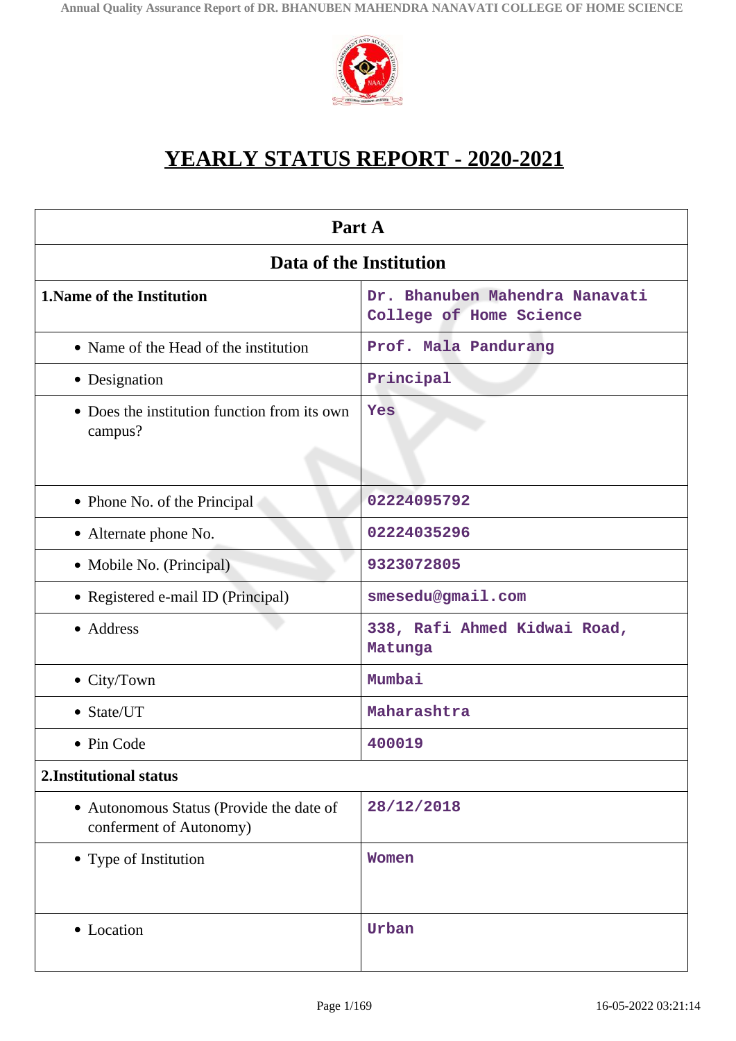# YEARLY STATUS REPORT - 2020-2021

| Part A | |
|---|---|
| **Data of the Institution** | |
| **1.Name of the Institution** | Dr. Bhanuben Mahendra Nanavati College of Home Science |
| • Name of the Head of the institution | Prof. Mala Pandurang |
| • Designation | Principal |
| • Does the institution function from its own campus? | Yes |
| • Phone No. of the Principal | 02224095792 |
| • Alternate phone No. | 02224035296 |
| • Mobile No. (Principal) | 9323072805 |
| • Registered e-mail ID (Principal) | smesedu@gmail.com |
| • Address | 338, Rafi Ahmed Kidwai Road, Matunga |
| • City/Town | Mumbai |
| • State/UT | Maharashtra |
| • Pin Code | 400019 |
| **2.Institutional status** | |
| • Autonomous Status (Provide the date of conferment of Autonomy) | 28/12/2018 |
| • Type of Institution | Women |
| • Location | Urban |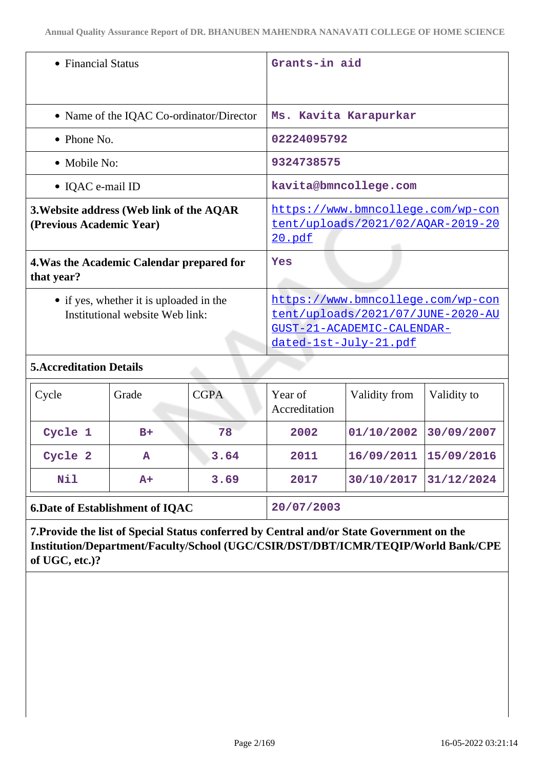| | |
|---|---|
| • Financial Status | Grants-in aid |
| • Name of the IQAC Co-ordinator/Director | Ms. Kavita Karapurkar |
| • Phone No. | 02224095792 |
| • Mobile No: | 9324738575 |
| • IQAC e-mail ID | kavita@bmncollege.com |
| **3.Website address (Web link of the AQAR (Previous Academic Year)** | https://www.bmncollege.com/wp-content/uploads/2021/02/AQAR-2019-2020.pdf |
| **4.Was the Academic Calendar prepared for that year?** | Yes |
| • if yes, whether it is uploaded in the Institutional website Web link: | https://www.bmncollege.com/wp-content/uploads/2021/07/JUNE-2020-AUGUST-21-ACADEMIC-CALENDAR-dated-1st-July-21.pdf |

**5.Accreditation Details**

| Cycle | Grade | CGPA | Year of Accreditation | Validity from | Validity to |
|---|---|---|---|---|---|
| Cycle 1 | B+ | 78 | 2002 | 01/10/2002 | 30/09/2007 |
| Cycle 2 | A | 3.64 | 2011 | 16/09/2011 | 15/09/2016 |
| Nil | A+ | 3.69 | 2017 | 30/10/2017 | 31/12/2024 |

| | |
|---|---|
| **6.Date of Establishment of IQAC** | 20/07/2003 |

**7.Provide the list of Special Status conferred by Central and/or State Government on the Institution/Department/Faculty/School (UGC/CSIR/DST/DBT/ICMR/TEQIP/World Bank/CPE of UGC, etc.)?**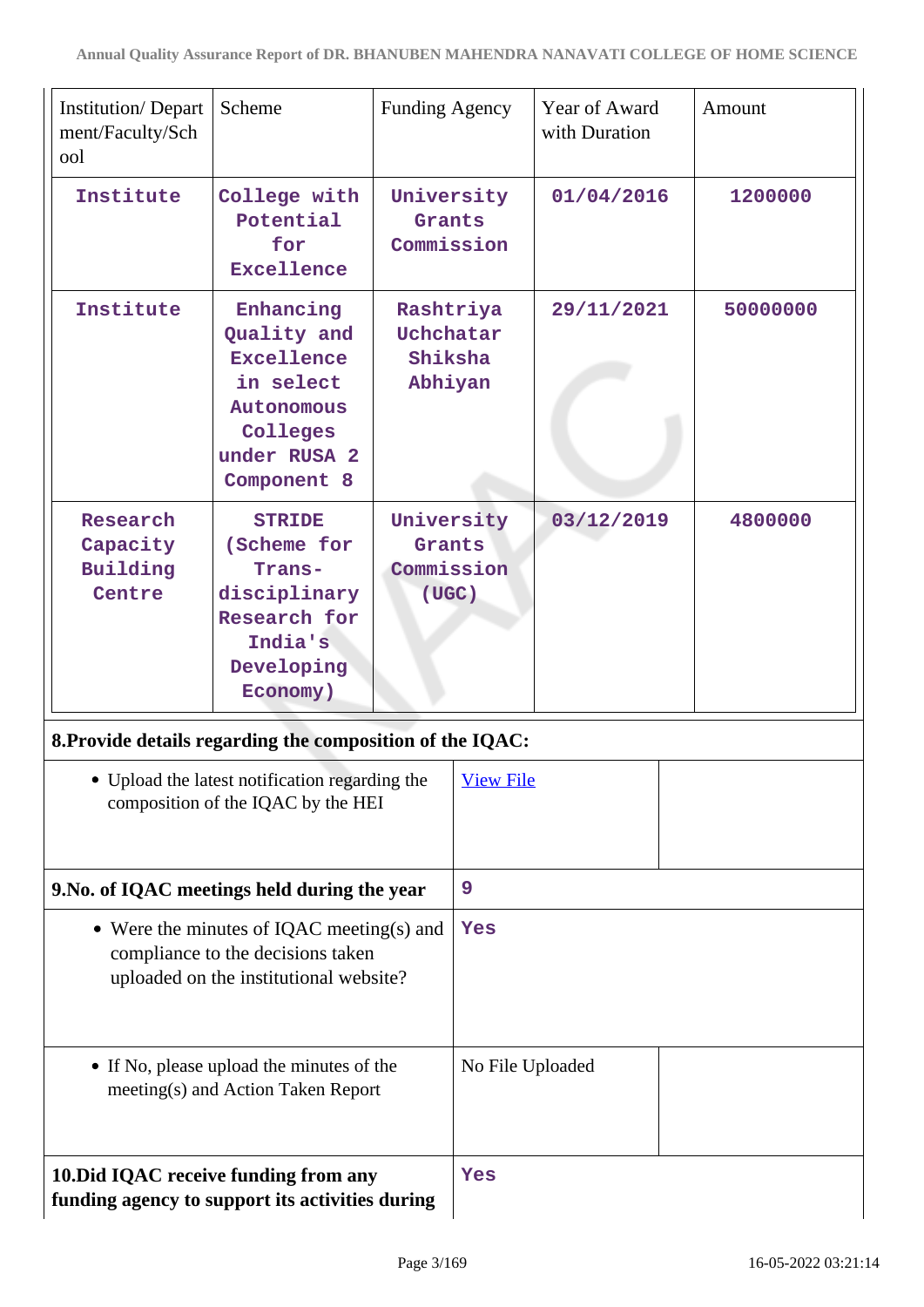| Institution/ Department/Faculty/School | Scheme | Funding Agency | Year of Award with Duration | Amount |
|---|---|---|---|---|
| Institute | College with Potential for Excellence | University Grants Commission | 01/04/2016 | 1200000 |
| Institute | Enhancing Quality and Excellence in select Autonomous Colleges under RUSA 2 Component 8 | Rashtriya Uchchatar Shiksha Abhiyan | 29/11/2021 | 50000000 |
| Research Capacity Building Centre | STRIDE (Scheme for Trans-disciplinary Research for India's Developing Economy) | University Grants Commission (UGC) | 03/12/2019 | 4800000 |

**8.Provide details regarding the composition of the IQAC:**

| | | |
|---|---|---|
| • Upload the latest notification regarding the composition of the IQAC by the HEI | [View File]() | |
| **9.No. of IQAC meetings held during the year** | 9 | |
| • Were the minutes of IQAC meeting(s) and compliance to the decisions taken uploaded on the institutional website? | Yes | |
| • If No, please upload the minutes of the meeting(s) and Action Taken Report | No File Uploaded | |
| **10.Did IQAC receive funding from any funding agency to support its activities during** | Yes | |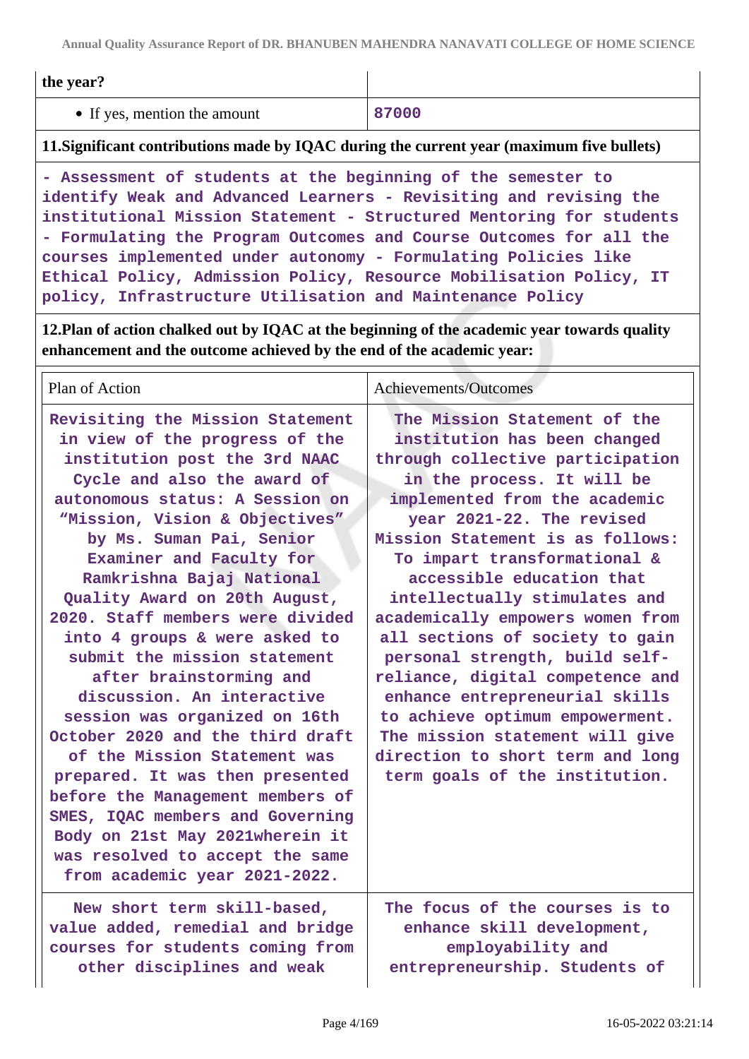| the year? | |
|---|---|
| • If yes, mention the amount | 87000 |

**11.Significant contributions made by IQAC during the current year (maximum five bullets)**

- Assessment of students at the beginning of the semester to identify Weak and Advanced Learners - Revisiting and revising the institutional Mission Statement - Structured Mentoring for students - Formulating the Program Outcomes and Course Outcomes for all the courses implemented under autonomy - Formulating Policies like Ethical Policy, Admission Policy, Resource Mobilisation Policy, IT policy, Infrastructure Utilisation and Maintenance Policy

**12.Plan of action chalked out by IQAC at the beginning of the academic year towards quality enhancement and the outcome achieved by the end of the academic year:**

| Plan of Action | Achievements/Outcomes |
|---|---|
| Revisiting the Mission Statement in view of the progress of the institution post the 3rd NAAC Cycle and also the award of autonomous status: A Session on “Mission, Vision & Objectives” by Ms. Suman Pai, Senior Examiner and Faculty for Ramkrishna Bajaj National Quality Award on 20th August, 2020. Staff members were divided into 4 groups & were asked to submit the mission statement after brainstorming and discussion. An interactive session was organized on 16th October 2020 and the third draft of the Mission Statement was prepared. It was then presented before the Management members of SMES, IQAC members and Governing Body on 21st May 2021wherein it was resolved to accept the same from academic year 2021-2022. | The Mission Statement of the institution has been changed through collective participation in the process. It will be implemented from the academic year 2021-22. The revised Mission Statement is as follows: To impart transformational & accessible education that intellectually stimulates and academically empowers women from all sections of society to gain personal strength, build self-reliance, digital competence and enhance entrepreneurial skills to achieve optimum empowerment. The mission statement will give direction to short term and long term goals of the institution. |
| New short term skill-based, value added, remedial and bridge courses for students coming from other disciplines and weak | The focus of the courses is to enhance skill development, employability and entrepreneurship. Students of |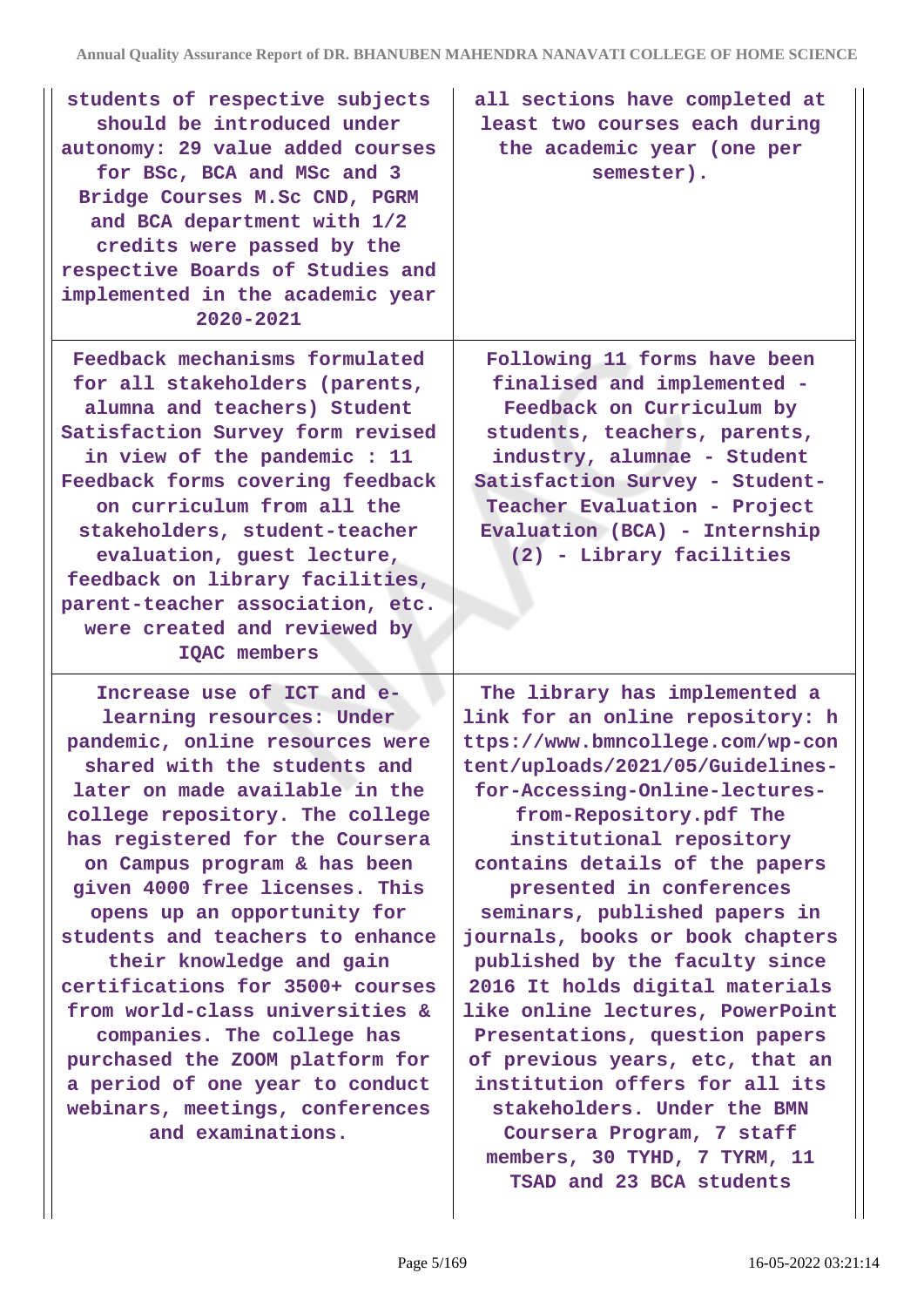| | |
|---|---|
| students of respective subjects should be introduced under autonomy: 29 value added courses for BSc, BCA and MSc and 3 Bridge Courses M.Sc CND, PGRM and BCA department with 1/2 credits were passed by the respective Boards of Studies and implemented in the academic year 2020-2021 | all sections have completed at least two courses each during the academic year (one per semester). |
| Feedback mechanisms formulated for all stakeholders (parents, alumna and teachers) Student Satisfaction Survey form revised in view of the pandemic : 11 Feedback forms covering feedback on curriculum from all the stakeholders, student-teacher evaluation, guest lecture, feedback on library facilities, parent-teacher association, etc. were created and reviewed by IQAC members | Following 11 forms have been finalised and implemented - Feedback on Curriculum by students, teachers, parents, industry, alumnae - Student Satisfaction Survey - Student-Teacher Evaluation - Project Evaluation (BCA) - Internship (2) - Library facilities |
| Increase use of ICT and e-learning resources: Under pandemic, online resources were shared with the students and later on made available in the college repository. The college has registered for the Coursera on Campus program & has been given 4000 free licenses. This opens up an opportunity for students and teachers to enhance their knowledge and gain certifications for 3500+ courses from world-class universities & companies. The college has purchased the ZOOM platform for a period of one year to conduct webinars, meetings, conferences and examinations. | The library has implemented a link for an online repository: https://www.bmncollege.com/wp-content/uploads/2021/05/Guidelines-for-Accessing-Online-lectures-from-Repository.pdf The institutional repository contains details of the papers presented in conferences seminars, published papers in journals, books or book chapters published by the faculty since 2016 It holds digital materials like online lectures, PowerPoint Presentations, question papers of previous years, etc, that an institution offers for all its stakeholders. Under the BMN Coursera Program, 7 staff members, 30 TYHD, 7 TYRM, 11 TSAD and 23 BCA students |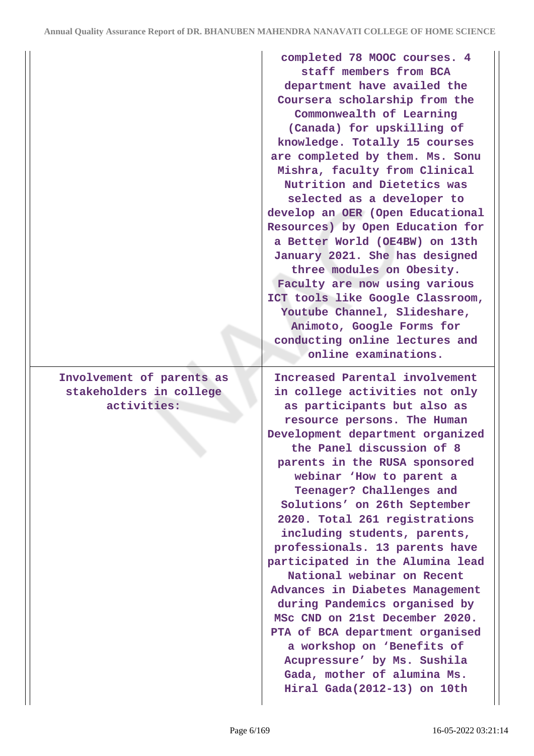| | |
|---|---|
| | completed 78 MOOC courses. 4 staff members from BCA department have availed the Coursera scholarship from the Commonwealth of Learning (Canada) for upskilling of knowledge. Totally 15 courses are completed by them. Ms. Sonu Mishra, faculty from Clinical Nutrition and Dietetics was selected as a developer to develop an OER (Open Educational Resources) by Open Education for a Better World (OE4BW) on 13th January 2021. She has designed three modules on Obesity. Faculty are now using various ICT tools like Google Classroom, Youtube Channel, Slideshare, Animoto, Google Forms for conducting online lectures and online examinations. |
| Involvement of parents as stakeholders in college activities: | Increased Parental involvement in college activities not only as participants but also as resource persons. The Human Development department organized the Panel discussion of 8 parents in the RUSA sponsored webinar 'How to parent a Teenager? Challenges and Solutions' on 26th September 2020. Total 261 registrations including students, parents, professionals. 13 parents have participated in the Alumina lead National webinar on Recent Advances in Diabetes Management during Pandemics organised by MSc CND on 21st December 2020. PTA of BCA department organised a workshop on 'Benefits of Acupressure' by Ms. Sushila Gada, mother of alumina Ms. Hiral Gada(2012-13) on 10th |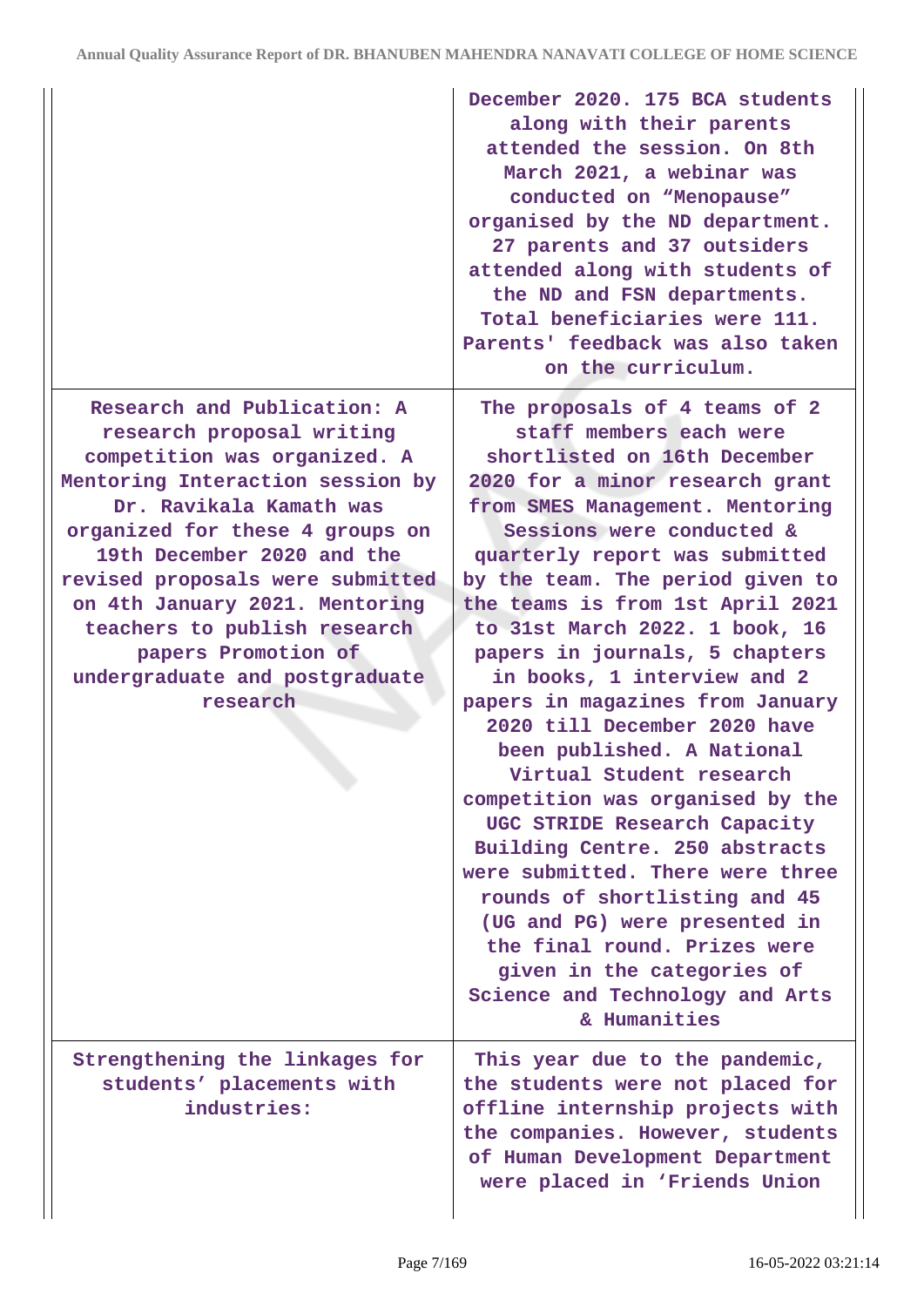| | |
|---|---|
| | December 2020. 175 BCA students along with their parents attended the session. On 8th March 2021, a webinar was conducted on "Menopause" organised by the ND department. 27 parents and 37 outsiders attended along with students of the ND and FSN departments. Total beneficiaries were 111. Parents' feedback was also taken on the curriculum. |
| Research and Publication: A research proposal writing competition was organized. A Mentoring Interaction session by Dr. Ravikala Kamath was organized for these 4 groups on 19th December 2020 and the revised proposals were submitted on 4th January 2021. Mentoring teachers to publish research papers Promotion of undergraduate and postgraduate research | The proposals of 4 teams of 2 staff members each were shortlisted on 16th December 2020 for a minor research grant from SMES Management. Mentoring Sessions were conducted & quarterly report was submitted by the team. The period given to the teams is from 1st April 2021 to 31st March 2022. 1 book, 16 papers in journals, 5 chapters in books, 1 interview and 2 papers in magazines from January 2020 till December 2020 have been published. A National Virtual Student research competition was organised by the UGC STRIDE Research Capacity Building Centre. 250 abstracts were submitted. There were three rounds of shortlisting and 45 (UG and PG) were presented in the final round. Prizes were given in the categories of Science and Technology and Arts & Humanities |
| Strengthening the linkages for students' placements with industries: | This year due to the pandemic, the students were not placed for offline internship projects with the companies. However, students of Human Development Department were placed in 'Friends Union |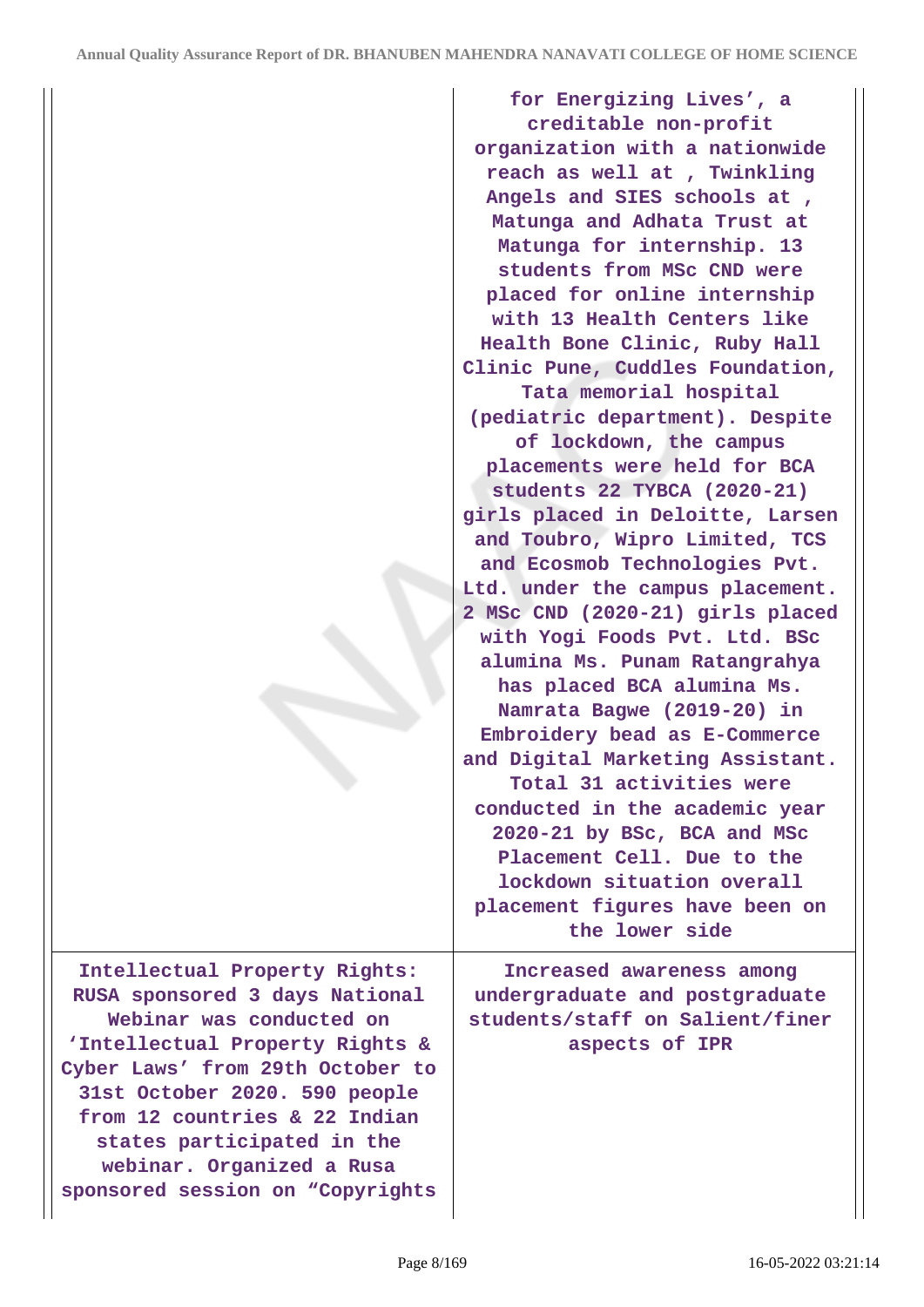| | |
|---|---|
| | for Energizing Lives', a creditable non-profit organization with a nationwide reach as well at , Twinkling Angels and SIES schools at , Matunga and Adhata Trust at Matunga for internship. 13 students from MSc CND were placed for online internship with 13 Health Centers like Health Bone Clinic, Ruby Hall Clinic Pune, Cuddles Foundation, Tata memorial hospital (pediatric department). Despite of lockdown, the campus placements were held for BCA students 22 TYBCA (2020-21) girls placed in Deloitte, Larsen and Toubro, Wipro Limited, TCS and Ecosmob Technologies Pvt. Ltd. under the campus placement. 2 MSc CND (2020-21) girls placed with Yogi Foods Pvt. Ltd. BSc alumina Ms. Punam Ratangrahya has placed BCA alumina Ms. Namrata Bagwe (2019-20) in Embroidery bead as E-Commerce and Digital Marketing Assistant. Total 31 activities were conducted in the academic year 2020-21 by BSc, BCA and MSc Placement Cell. Due to the lockdown situation overall placement figures have been on the lower side |
| Intellectual Property Rights: RUSA sponsored 3 days National Webinar was conducted on 'Intellectual Property Rights & Cyber Laws' from 29th October to 31st October 2020. 590 people from 12 countries & 22 Indian states participated in the webinar. Organized a Rusa sponsored session on "Copyrights | Increased awareness among undergraduate and postgraduate students/staff on Salient/finer aspects of IPR |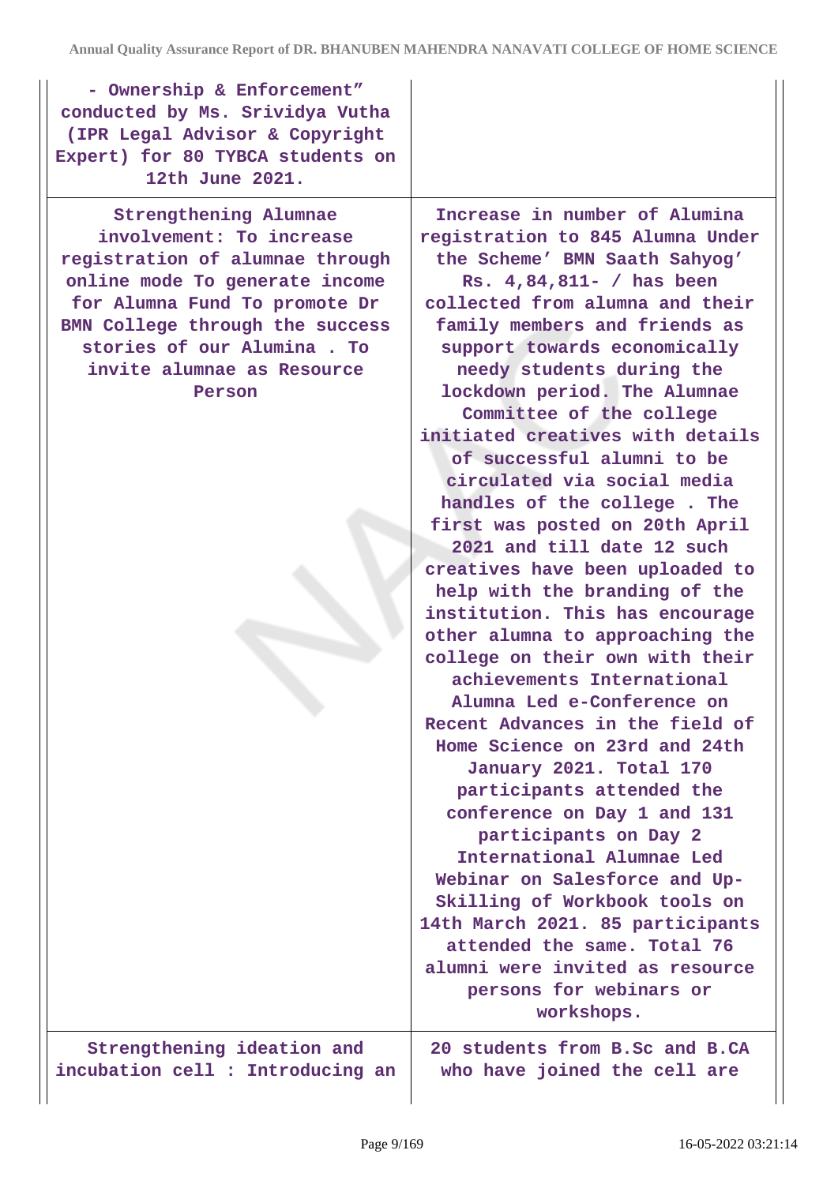| | |
|---|---|
| - Ownership & Enforcement" conducted by Ms. Srividya Vutha (IPR Legal Advisor & Copyright Expert) for 80 TYBCA students on 12th June 2021. | |
| Strengthening Alumnae involvement: To increase registration of alumnae through online mode To generate income for Alumna Fund To promote Dr BMN College through the success stories of our Alumina . To invite alumnae as Resource Person | Increase in number of Alumina registration to 845 Alumna Under the Scheme' BMN Saath Sahyog' Rs. 4,84,811- / has been collected from alumna and their family members and friends as support towards economically needy students during the lockdown period. The Alumnae Committee of the college initiated creatives with details of successful alumni to be circulated via social media handles of the college . The first was posted on 20th April 2021 and till date 12 such creatives have been uploaded to help with the branding of the institution. This has encourage other alumna to approaching the college on their own with their achievements International Alumna Led e-Conference on Recent Advances in the field of Home Science on 23rd and 24th January 2021. Total 170 participants attended the conference on Day 1 and 131 participants on Day 2 International Alumnae Led Webinar on Salesforce and Up-Skilling of Workbook tools on 14th March 2021. 85 participants attended the same. Total 76 alumni were invited as resource persons for webinars or workshops. |
| Strengthening ideation and incubation cell : Introducing an | 20 students from B.Sc and B.CA who have joined the cell are |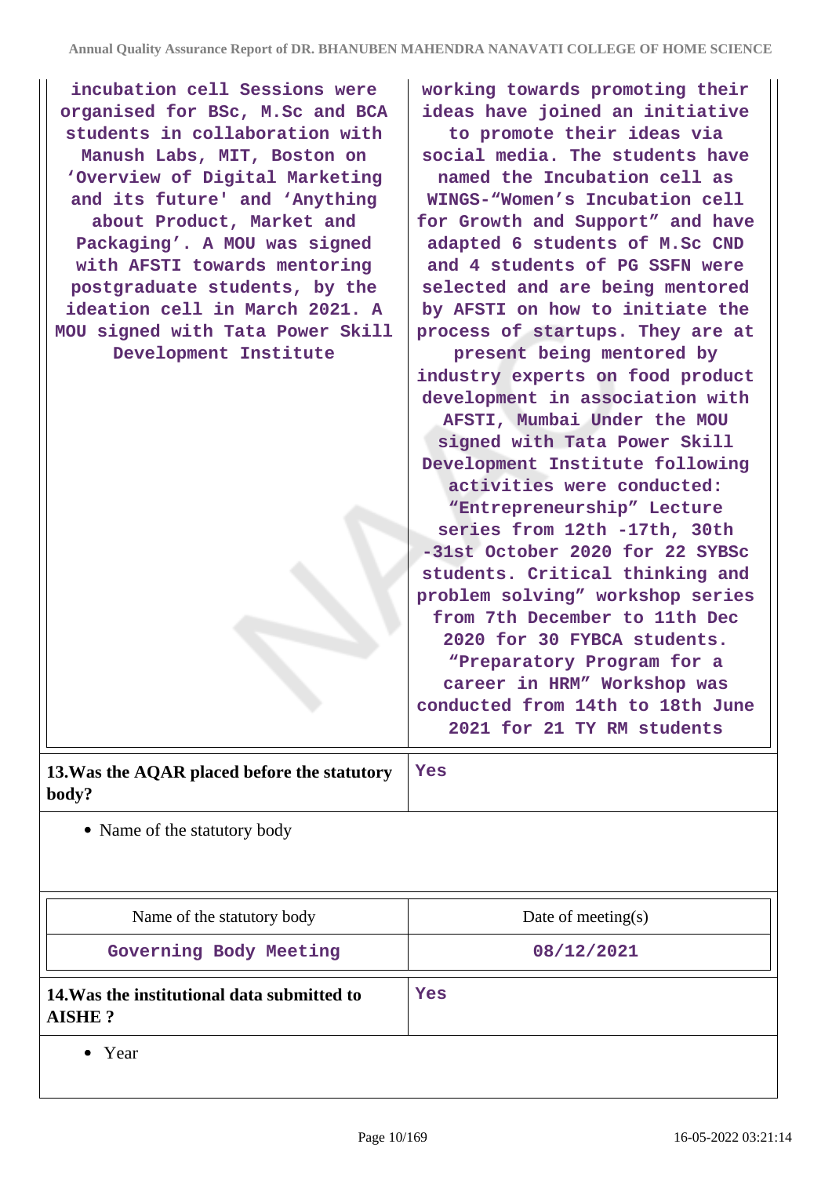| incubation cell Sessions were organised for BSc, M.Sc and BCA students in collaboration with Manush Labs, MIT, Boston on 'Overview of Digital Marketing and its future' and 'Anything about Product, Market and Packaging'. A MOU was signed with AFSTI towards mentoring postgraduate students, by the ideation cell in March 2021. A MOU signed with Tata Power Skill Development Institute | working towards promoting their ideas have joined an initiative to promote their ideas via social media. The students have named the Incubation cell as WINGS-"Women's Incubation cell for Growth and Support" and have adapted 6 students of M.Sc CND and 4 students of PG SSFN were selected and are being mentored by AFSTI on how to initiate the process of startups. They are at present being mentored by industry experts on food product development in association with AFSTI, Mumbai Under the MOU signed with Tata Power Skill Development Institute following activities were conducted: "Entrepreneurship" Lecture series from 12th -17th, 30th -31st October 2020 for 22 SYBSc students. Critical thinking and problem solving" workshop series from 7th December to 11th Dec 2020 for 30 FYBCA students. "Preparatory Program for a career in HRM" Workshop was conducted from 14th to 18th June 2021 for 21 TY RM students |
|---|---|

| **13.Was the AQAR placed before the statutory body?** | Yes |
|---|---|

- Name of the statutory body

| Name of the statutory body | Date of meeting(s) |
|---|---|
| Governing Body Meeting | 08/12/2021 |

| **14.Was the institutional data submitted to AISHE ?** | Yes |
|---|---|

- Year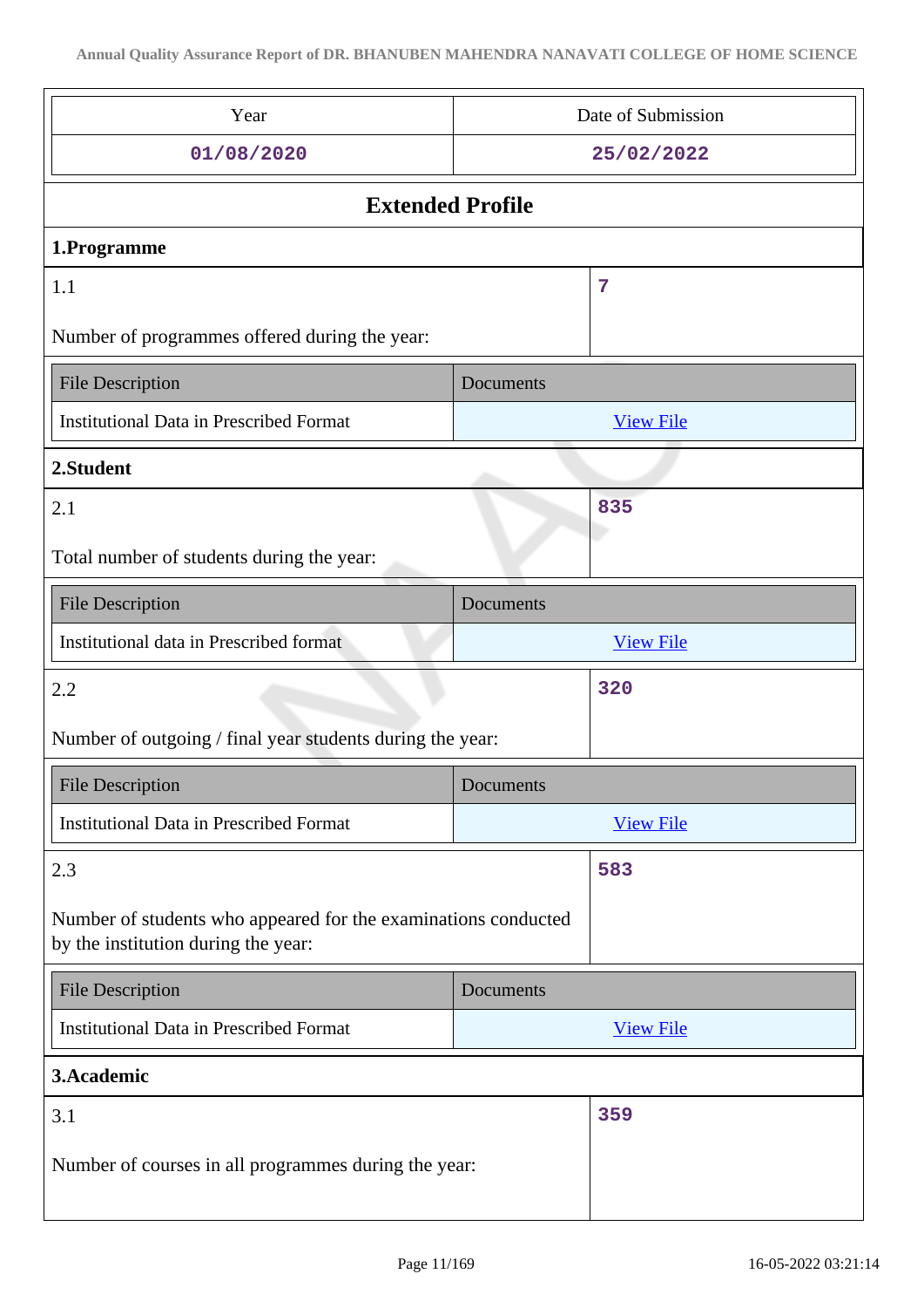| Year | Date of Submission |
|---|---|
| 01/08/2020 | 25/02/2022 |

## Extended Profile

### 1.Programme

| 1.1<br><br>Number of programmes offered during the year: | 7 |
|---|---|

| File Description | Documents |
|---|---|
| Institutional Data in Prescribed Format | View File |

### 2.Student

| 2.1<br><br>Total number of students during the year: | 835 |
|---|---|

| File Description | Documents |
|---|---|
| Institutional data in Prescribed format | View File |

| 2.2<br><br>Number of outgoing / final year students during the year: | 320 |
|---|---|

| File Description | Documents |
|---|---|
| Institutional Data in Prescribed Format | View File |

| 2.3<br><br>Number of students who appeared for the examinations conducted by the institution during the year: | 583 |
|---|---|

| File Description | Documents |
|---|---|
| Institutional Data in Prescribed Format | View File |

### 3.Academic

| 3.1<br><br>Number of courses in all programmes during the year: | 359 |
|---|---|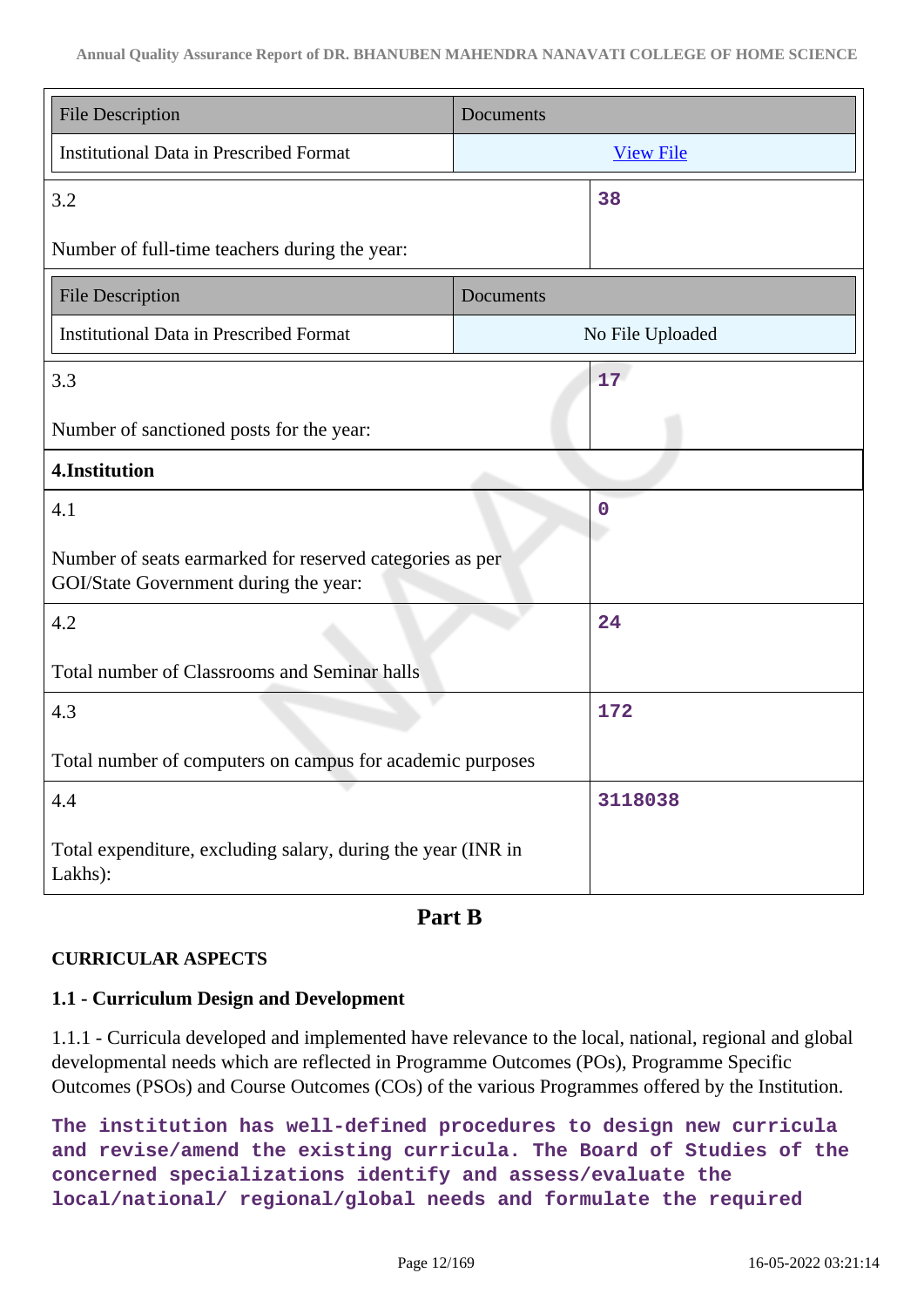| File Description | Documents |
|---|---|
| Institutional Data in Prescribed Format | View File |

| 3.2<br><br>Number of full-time teachers during the year: | 38 |
|---|---|

| File Description | Documents |
|---|---|
| Institutional Data in Prescribed Format | No File Uploaded |

| 3.3<br><br>Number of sanctioned posts for the year: | 17 |
|---|---|

| **4.Institution** | |
|---|---|
| 4.1<br><br>Number of seats earmarked for reserved categories as per GOI/State Government during the year: | 0 |
| 4.2<br><br>Total number of Classrooms and Seminar halls | 24 |
| 4.3<br><br>Total number of computers on campus for academic purposes | 172 |
| 4.4<br><br>Total expenditure, excluding salary, during the year (INR in Lakhs): | 3118038 |

## Part B

**CURRICULAR ASPECTS**

**1.1 - Curriculum Design and Development**

1.1.1 - Curricula developed and implemented have relevance to the local, national, regional and global developmental needs which are reflected in Programme Outcomes (POs), Programme Specific Outcomes (PSOs) and Course Outcomes (COs) of the various Programmes offered by the Institution.

The institution has well-defined procedures to design new curricula and revise/amend the existing curricula. The Board of Studies of the concerned specializations identify and assess/evaluate the local/national/ regional/global needs and formulate the required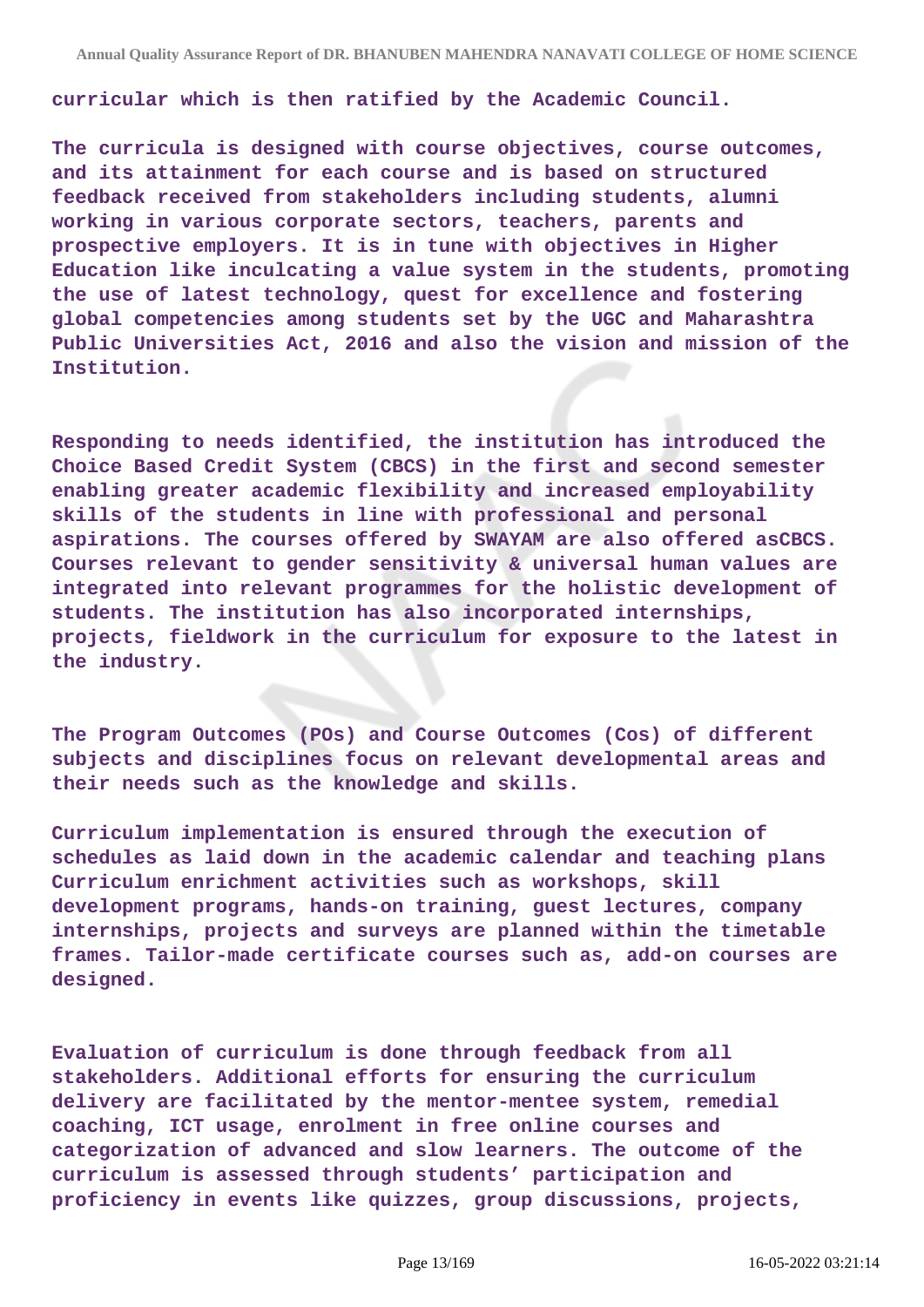**curricular which is then ratified by the Academic Council.**

**The curricula is designed with course objectives, course outcomes, and its attainment for each course and is based on structured feedback received from stakeholders including students, alumni working in various corporate sectors, teachers, parents and prospective employers. It is in tune with objectives in Higher Education like inculcating a value system in the students, promoting the use of latest technology, quest for excellence and fostering global competencies among students set by the UGC and Maharashtra Public Universities Act, 2016 and also the vision and mission of the Institution.**

**Responding to needs identified, the institution has introduced the Choice Based Credit System (CBCS) in the first and second semester enabling greater academic flexibility and increased employability skills of the students in line with professional and personal aspirations. The courses offered by SWAYAM are also offered asCBCS. Courses relevant to gender sensitivity & universal human values are integrated into relevant programmes for the holistic development of students. The institution has also incorporated internships, projects, fieldwork in the curriculum for exposure to the latest in the industry.**

**The Program Outcomes (POs) and Course Outcomes (Cos) of different subjects and disciplines focus on relevant developmental areas and their needs such as the knowledge and skills.**

**Curriculum implementation is ensured through the execution of schedules as laid down in the academic calendar and teaching plans Curriculum enrichment activities such as workshops, skill development programs, hands-on training, guest lectures, company internships, projects and surveys are planned within the timetable frames. Tailor-made certificate courses such as, add-on courses are designed.**

**Evaluation of curriculum is done through feedback from all stakeholders. Additional efforts for ensuring the curriculum delivery are facilitated by the mentor-mentee system, remedial coaching, ICT usage, enrolment in free online courses and categorization of advanced and slow learners. The outcome of the curriculum is assessed through students' participation and proficiency in events like quizzes, group discussions, projects,**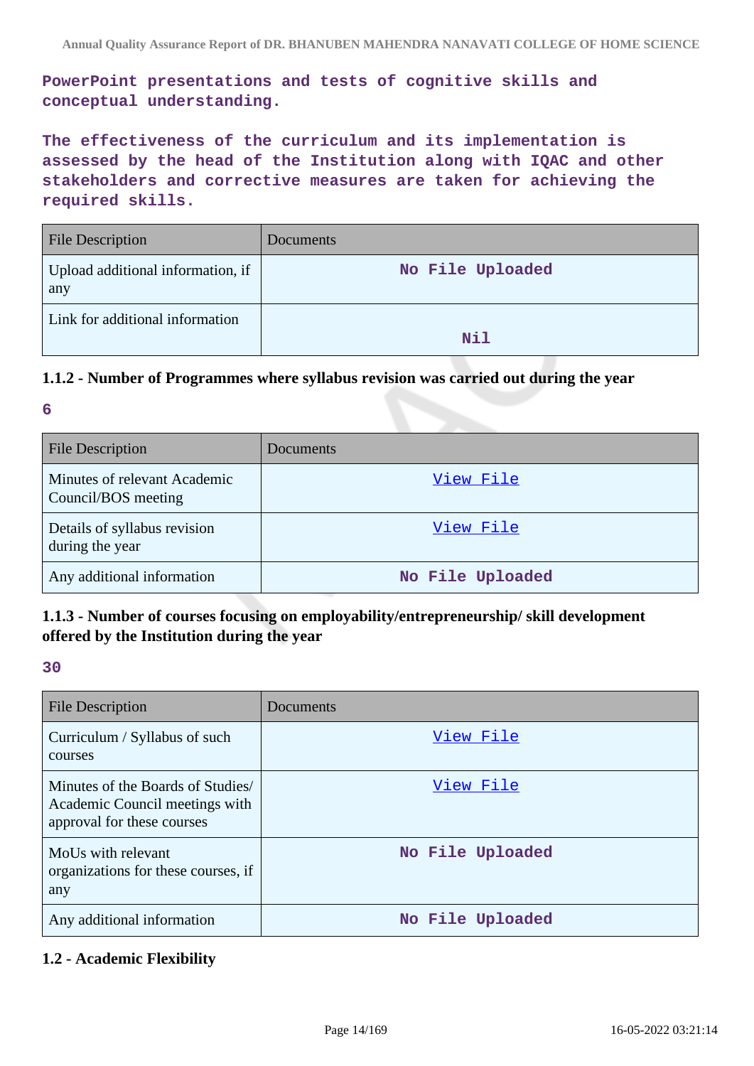PowerPoint presentations and tests of cognitive skills and conceptual understanding.

The effectiveness of the curriculum and its implementation is assessed by the head of the Institution along with IQAC and other stakeholders and corrective measures are taken for achieving the required skills.

| File Description | Documents |
| --- | --- |
| Upload additional information, if any | No File Uploaded |
| Link for additional information | Nil |

**1.1.2 - Number of Programmes where syllabus revision was carried out during the year**

6

| File Description | Documents |
| --- | --- |
| Minutes of relevant Academic Council/BOS meeting | View File |
| Details of syllabus revision during the year | View File |
| Any additional information | No File Uploaded |

**1.1.3 - Number of courses focusing on employability/entrepreneurship/ skill development offered by the Institution during the year**

30

| File Description | Documents |
| --- | --- |
| Curriculum / Syllabus of such courses | View File |
| Minutes of the Boards of Studies/ Academic Council meetings with approval for these courses | View File |
| MoUs with relevant organizations for these courses, if any | No File Uploaded |
| Any additional information | No File Uploaded |

**1.2 - Academic Flexibility**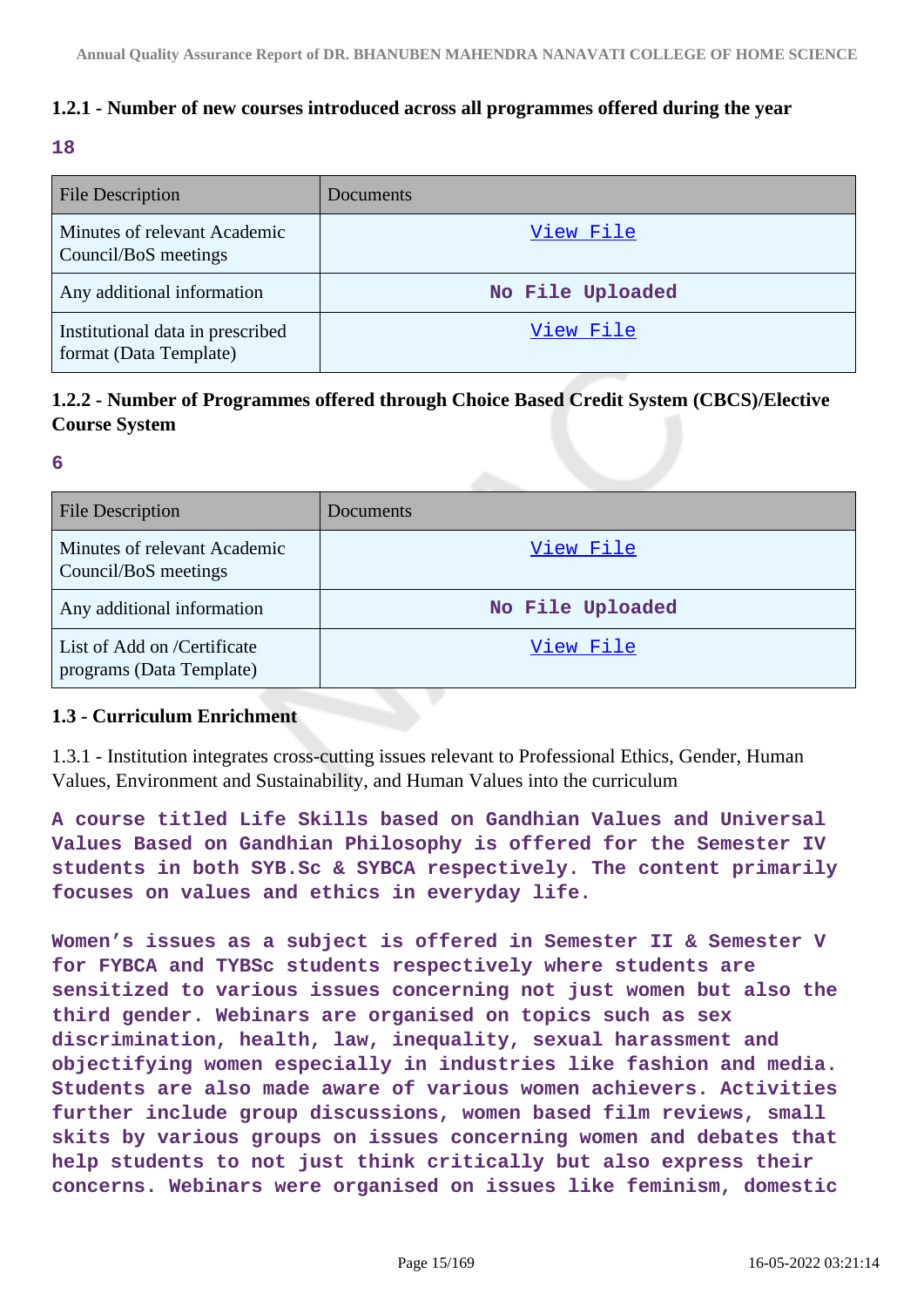### 1.2.1 - Number of new courses introduced across all programmes offered during the year

**18**

| File Description | Documents |
|---|---|
| Minutes of relevant Academic Council/BoS meetings | View File |
| Any additional information | No File Uploaded |
| Institutional data in prescribed format (Data Template) | View File |

### 1.2.2 - Number of Programmes offered through Choice Based Credit System (CBCS)/Elective Course System

**6**

| File Description | Documents |
|---|---|
| Minutes of relevant Academic Council/BoS meetings | View File |
| Any additional information | No File Uploaded |
| List of Add on /Certificate programs (Data Template) | View File |

### 1.3 - Curriculum Enrichment

1.3.1 - Institution integrates cross-cutting issues relevant to Professional Ethics, Gender, Human Values, Environment and Sustainability, and Human Values into the curriculum

A course titled Life Skills based on Gandhian Values and Universal Values Based on Gandhian Philosophy is offered for the Semester IV students in both SYB.Sc & SYBCA respectively. The content primarily focuses on values and ethics in everyday life.

Women's issues as a subject is offered in Semester II & Semester V for FYBCA and TYBSc students respectively where students are sensitized to various issues concerning not just women but also the third gender. Webinars are organised on topics such as sex discrimination, health, law, inequality, sexual harassment and objectifying women especially in industries like fashion and media. Students are also made aware of various women achievers. Activities further include group discussions, women based film reviews, small skits by various groups on issues concerning women and debates that help students to not just think critically but also express their concerns. Webinars were organised on issues like feminism, domestic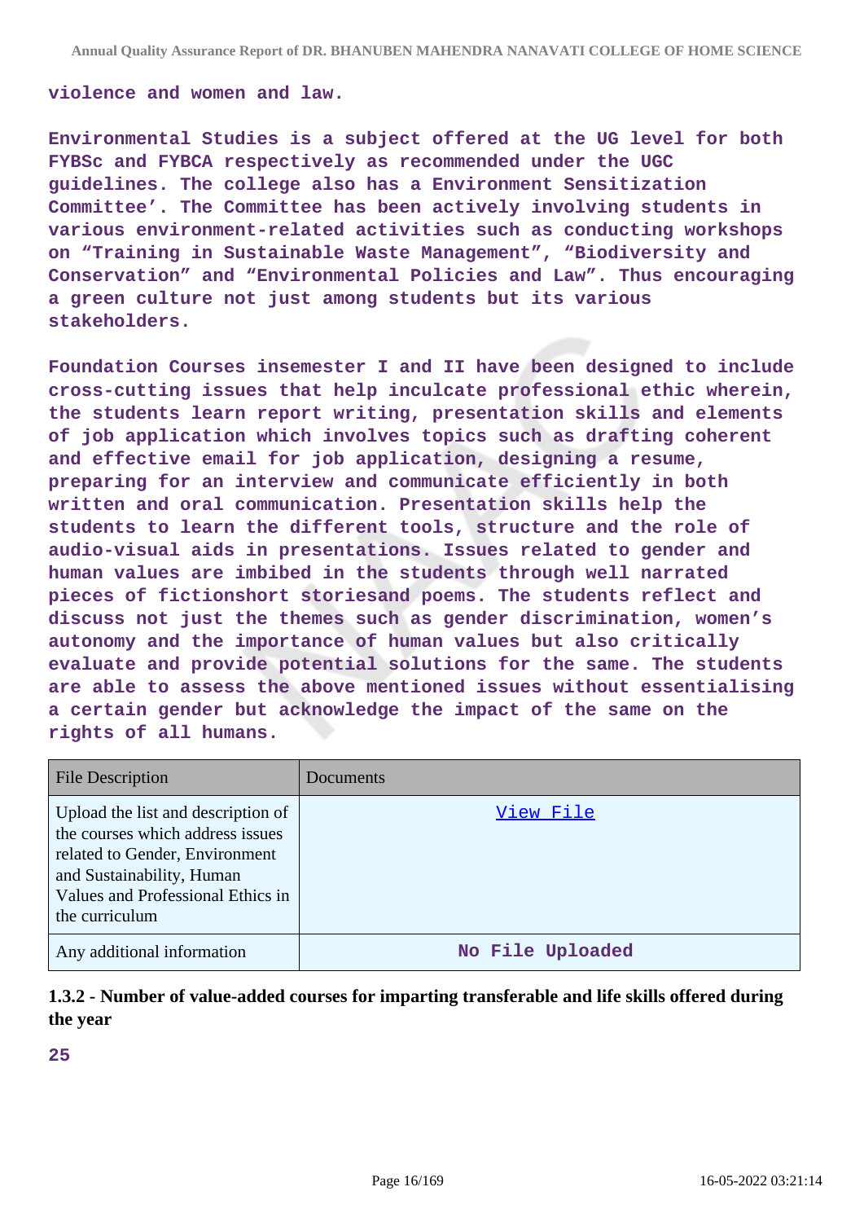violence and women and law.

Environmental Studies is a subject offered at the UG level for both FYBSc and FYBCA respectively as recommended under the UGC guidelines. The college also has a Environment Sensitization Committee'. The Committee has been actively involving students in various environment-related activities such as conducting workshops on "Training in Sustainable Waste Management", "Biodiversity and Conservation" and "Environmental Policies and Law". Thus encouraging a green culture not just among students but its various stakeholders.

Foundation Courses insemester I and II have been designed to include cross-cutting issues that help inculcate professional ethic wherein, the students learn report writing, presentation skills and elements of job application which involves topics such as drafting coherent and effective email for job application, designing a resume, preparing for an interview and communicate efficiently in both written and oral communication. Presentation skills help the students to learn the different tools, structure and the role of audio-visual aids in presentations. Issues related to gender and human values are imbibed in the students through well narrated pieces of fictionshort storiesand poems. The students reflect and discuss not just the themes such as gender discrimination, women's autonomy and the importance of human values but also critically evaluate and provide potential solutions for the same. The students are able to assess the above mentioned issues without essentialising a certain gender but acknowledge the impact of the same on the rights of all humans.

| File Description | Documents |
| --- | --- |
| Upload the list and description of the courses which address issues related to Gender, Environment and Sustainability, Human Values and Professional Ethics in the curriculum | View File |
| Any additional information | No File Uploaded |

**1.3.2 - Number of value-added courses for imparting transferable and life skills offered during the year**

25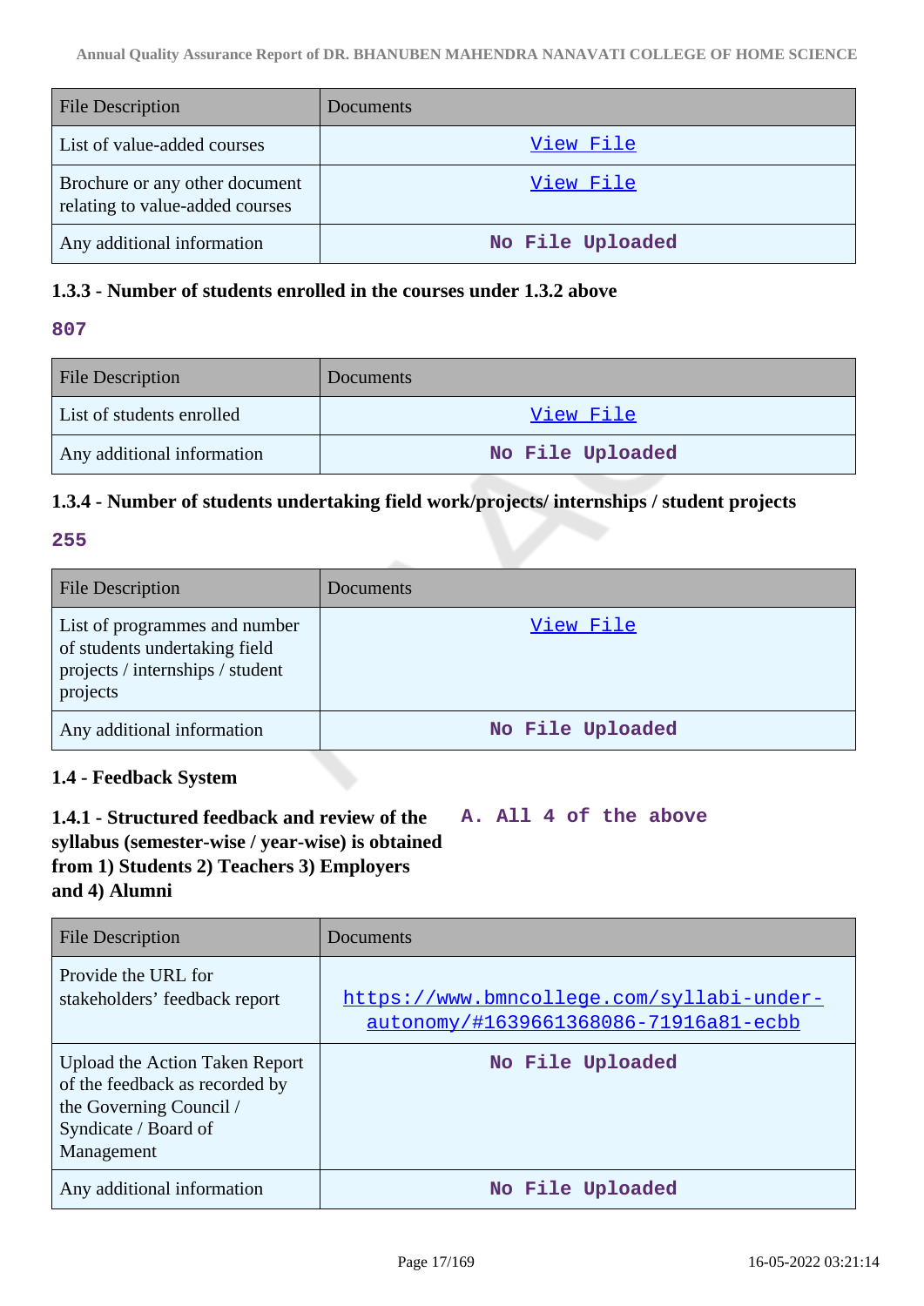| File Description | Documents |
|---|---|
| List of value-added courses | View File |
| Brochure or any other document relating to value-added courses | View File |
| Any additional information | No File Uploaded |

### 1.3.3 - Number of students enrolled in the courses under 1.3.2 above

**807**

| File Description | Documents |
|---|---|
| List of students enrolled | View File |
| Any additional information | No File Uploaded |

### 1.3.4 - Number of students undertaking field work/projects/ internships / student projects

**255**

| File Description | Documents |
|---|---|
| List of programmes and number of students undertaking field projects / internships / student projects | View File |
| Any additional information | No File Uploaded |

## 1.4 - Feedback System

### 1.4.1 - Structured feedback and review of the syllabus (semester-wise / year-wise) is obtained from 1) Students 2) Teachers 3) Employers and 4) Alumni

**A. All 4 of the above**

| File Description | Documents |
|---|---|
| Provide the URL for stakeholders' feedback report | https://www.bmncollege.com/syllabi-under-autonomy/#1639661368086-71916a81-ecbb |
| Upload the Action Taken Report of the feedback as recorded by the Governing Council / Syndicate / Board of Management | No File Uploaded |
| Any additional information | No File Uploaded |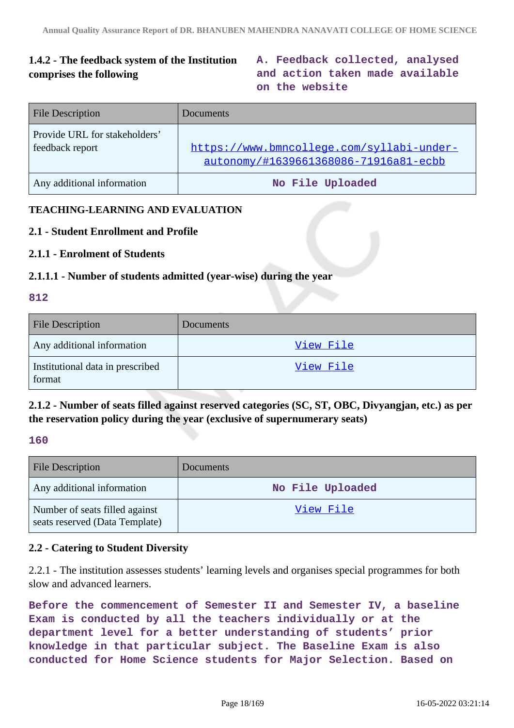**1.4.2 - The feedback system of the Institution comprises the following**

**A. Feedback collected, analysed and action taken made available on the website**

| File Description | Documents |
|---|---|
| Provide URL for stakeholders' feedback report | https://www.bmncollege.com/syllabi-under-autonomy/#1639661368086-71916a81-ecbb |
| Any additional information | No File Uploaded |

**TEACHING-LEARNING AND EVALUATION**

**2.1 - Student Enrollment and Profile**

**2.1.1 - Enrolment of Students**

**2.1.1.1 - Number of students admitted (year-wise) during the year**

**812**

| File Description | Documents |
|---|---|
| Any additional information | View File |
| Institutional data in prescribed format | View File |

**2.1.2 - Number of seats filled against reserved categories (SC, ST, OBC, Divyangjan, etc.) as per the reservation policy during the year (exclusive of supernumerary seats)**

**160**

| File Description | Documents |
|---|---|
| Any additional information | No File Uploaded |
| Number of seats filled against seats reserved (Data Template) | View File |

**2.2 - Catering to Student Diversity**

2.2.1 - The institution assesses students' learning levels and organises special programmes for both slow and advanced learners.

**Before the commencement of Semester II and Semester IV, a baseline Exam is conducted by all the teachers individually or at the department level for a better understanding of students' prior knowledge in that particular subject. The Baseline Exam is also conducted for Home Science students for Major Selection. Based on**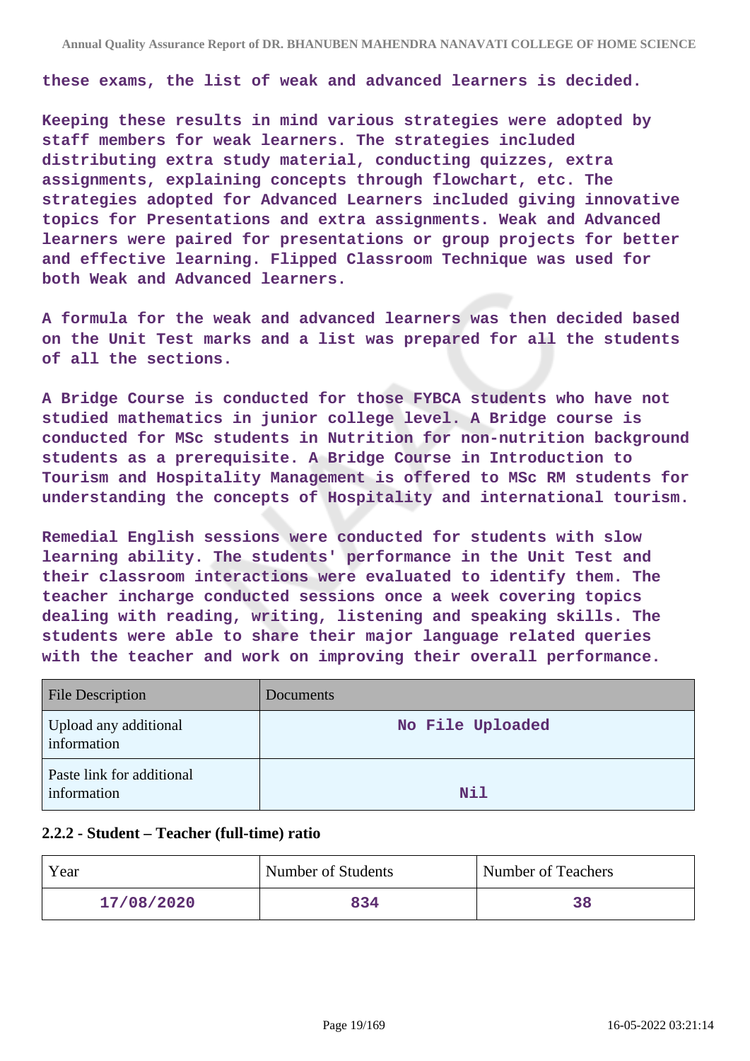these exams, the list of weak and advanced learners is decided.

Keeping these results in mind various strategies were adopted by staff members for weak learners. The strategies included distributing extra study material, conducting quizzes, extra assignments, explaining concepts through flowchart, etc. The strategies adopted for Advanced Learners included giving innovative topics for Presentations and extra assignments. Weak and Advanced learners were paired for presentations or group projects for better and effective learning. Flipped Classroom Technique was used for both Weak and Advanced learners.

A formula for the weak and advanced learners was then decided based on the Unit Test marks and a list was prepared for all the students of all the sections.

A Bridge Course is conducted for those FYBCA students who have not studied mathematics in junior college level. A Bridge course is conducted for MSc students in Nutrition for non-nutrition background students as a prerequisite. A Bridge Course in Introduction to Tourism and Hospitality Management is offered to MSc RM students for understanding the concepts of Hospitality and international tourism.

Remedial English sessions were conducted for students with slow learning ability. The students' performance in the Unit Test and their classroom interactions were evaluated to identify them. The teacher incharge conducted sessions once a week covering topics dealing with reading, writing, listening and speaking skills. The students were able to share their major language related queries with the teacher and work on improving their overall performance.

| File Description | Documents |
| --- | --- |
| Upload any additional information | No File Uploaded |
| Paste link for additional information | Nil |

### 2.2.2 - Student – Teacher (full-time) ratio

| Year | Number of Students | Number of Teachers |
| --- | --- | --- |
| 17/08/2020 | 834 | 38 |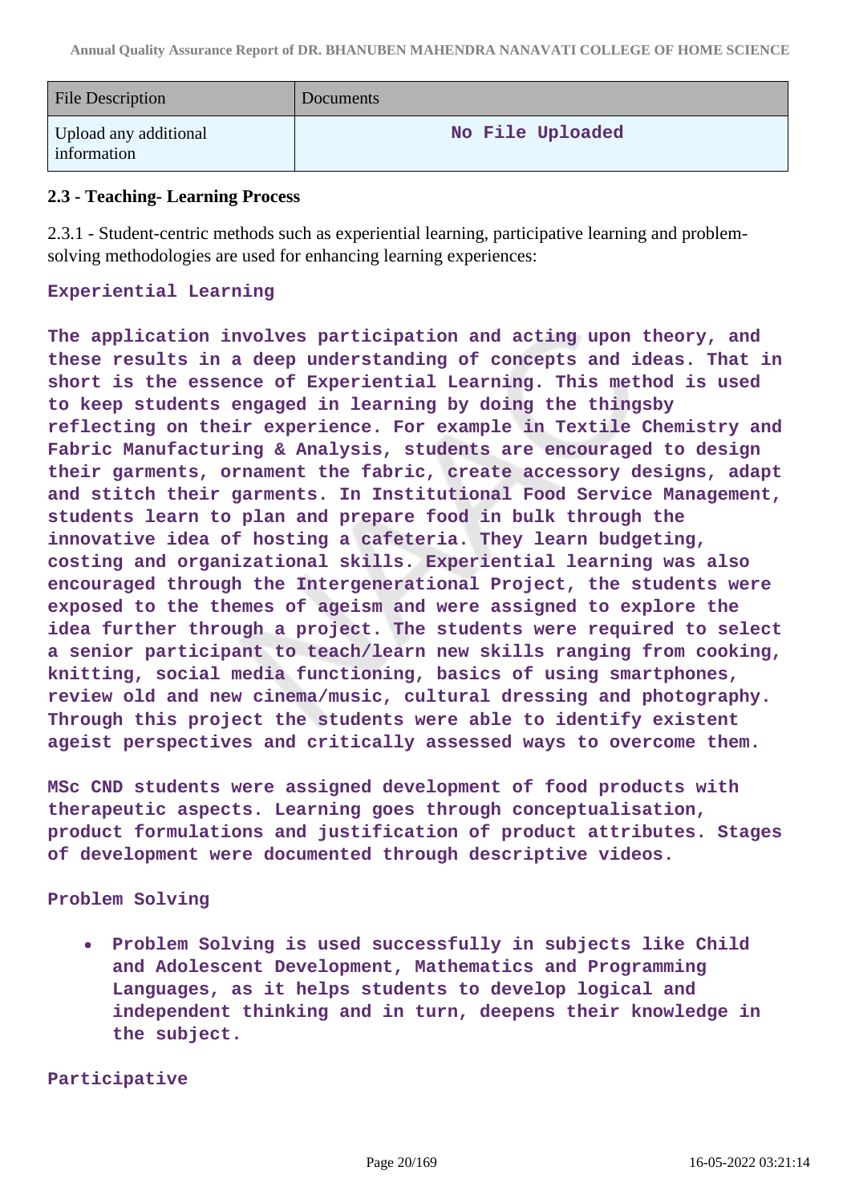| File Description | Documents |
| --- | --- |
| Upload any additional information | No File Uploaded |

**2.3 - Teaching- Learning Process**

2.3.1 - Student-centric methods such as experiential learning, participative learning and problem-solving methodologies are used for enhancing learning experiences:

**Experiential Learning**

**The application involves participation and acting upon theory, and these results in a deep understanding of concepts and ideas. That in short is the essence of Experiential Learning. This method is used to keep students engaged in learning by doing the thingsby reflecting on their experience. For example in Textile Chemistry and Fabric Manufacturing & Analysis, students are encouraged to design their garments, ornament the fabric, create accessory designs, adapt and stitch their garments. In Institutional Food Service Management, students learn to plan and prepare food in bulk through the innovative idea of hosting a cafeteria. They learn budgeting, costing and organizational skills. Experiential learning was also encouraged through the Intergenerational Project, the students were exposed to the themes of ageism and were assigned to explore the idea further through a project. The students were required to select a senior participant to teach/learn new skills ranging from cooking, knitting, social media functioning, basics of using smartphones, review old and new cinema/music, cultural dressing and photography. Through this project the students were able to identify existent ageist perspectives and critically assessed ways to overcome them.**

**MSc CND students were assigned development of food products with therapeutic aspects. Learning goes through conceptualisation, product formulations and justification of product attributes. Stages of development were documented through descriptive videos.**

**Problem Solving**

- **Problem Solving is used successfully in subjects like Child and Adolescent Development, Mathematics and Programming Languages, as it helps students to develop logical and independent thinking and in turn, deepens their knowledge in the subject.**

**Participative**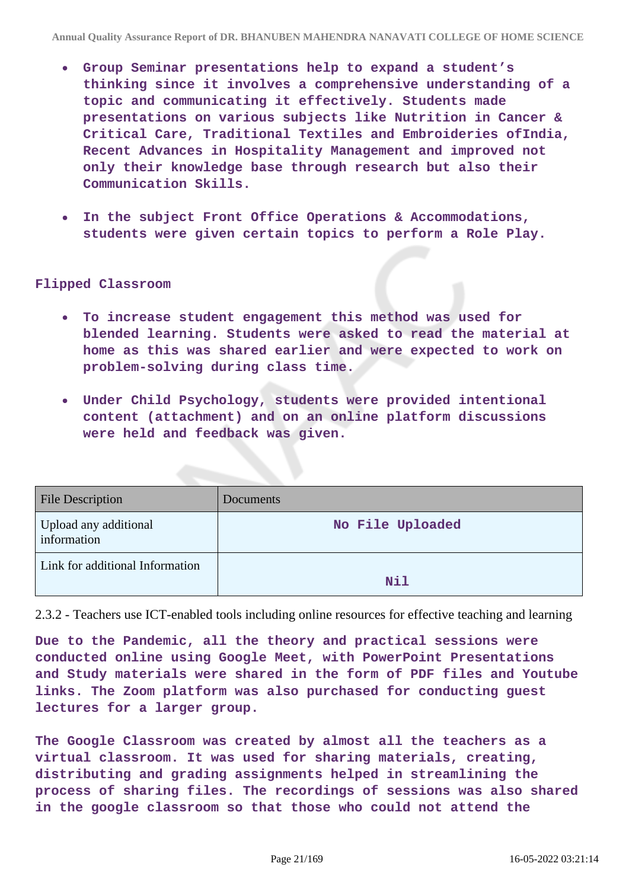- **Group Seminar presentations help to expand a student's thinking since it involves a comprehensive understanding of a topic and communicating it effectively. Students made presentations on various subjects like Nutrition in Cancer & Critical Care, Traditional Textiles and Embroideries ofIndia, Recent Advances in Hospitality Management and improved not only their knowledge base through research but also their Communication Skills.**

- **In the subject Front Office Operations & Accommodations, students were given certain topics to perform a Role Play.**

**Flipped Classroom**

- **To increase student engagement this method was used for blended learning. Students were asked to read the material at home as this was shared earlier and were expected to work on problem-solving during class time.**

- **Under Child Psychology, students were provided intentional content (attachment) and on an online platform discussions were held and feedback was given.**

| File Description | Documents |
|---|---|
| Upload any additional information | No File Uploaded |
| Link for additional Information | Nil |

2.3.2 - Teachers use ICT-enabled tools including online resources for effective teaching and learning

**Due to the Pandemic, all the theory and practical sessions were conducted online using Google Meet, with PowerPoint Presentations and Study materials were shared in the form of PDF files and Youtube links. The Zoom platform was also purchased for conducting guest lectures for a larger group.**

**The Google Classroom was created by almost all the teachers as a virtual classroom. It was used for sharing materials, creating, distributing and grading assignments helped in streamlining the process of sharing files. The recordings of sessions was also shared in the google classroom so that those who could not attend the**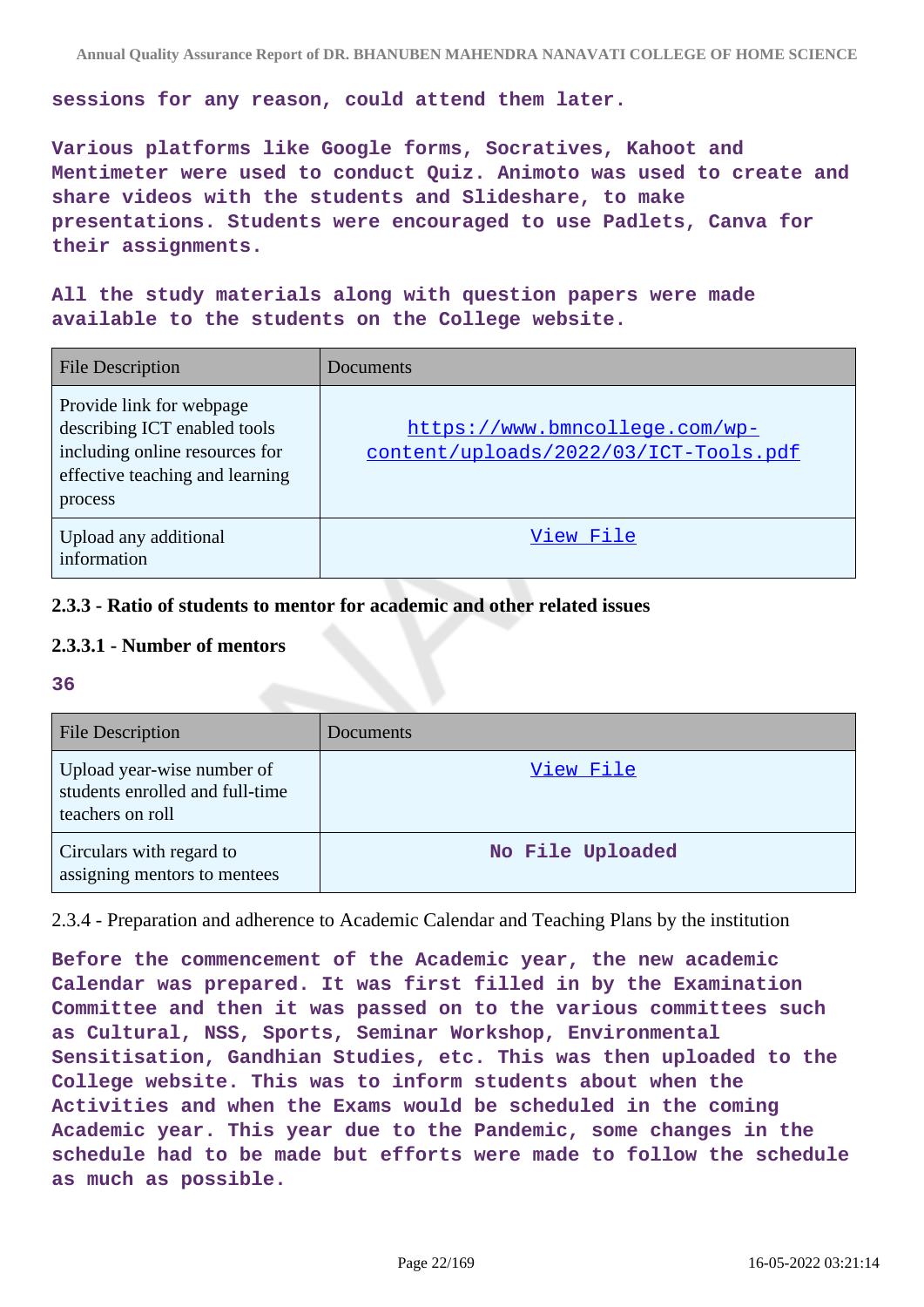sessions for any reason, could attend them later.

Various platforms like Google forms, Socratives, Kahoot and Mentimeter were used to conduct Quiz. Animoto was used to create and share videos with the students and Slideshare, to make presentations. Students were encouraged to use Padlets, Canva for their assignments.

All the study materials along with question papers were made available to the students on the College website.

| File Description | Documents |
|---|---|
| Provide link for webpage describing ICT enabled tools including online resources for effective teaching and learning process | https://www.bmncollege.com/wp-content/uploads/2022/03/ICT-Tools.pdf |
| Upload any additional information | View File |

**2.3.3 - Ratio of students to mentor for academic and other related issues**

**2.3.3.1 - Number of mentors**

**36**

| File Description | Documents |
|---|---|
| Upload year-wise number of students enrolled and full-time teachers on roll | View File |
| Circulars with regard to assigning mentors to mentees | No File Uploaded |

2.3.4 - Preparation and adherence to Academic Calendar and Teaching Plans by the institution

Before the commencement of the Academic year, the new academic Calendar was prepared. It was first filled in by the Examination Committee and then it was passed on to the various committees such as Cultural, NSS, Sports, Seminar Workshop, Environmental Sensitisation, Gandhian Studies, etc. This was then uploaded to the College website. This was to inform students about when the Activities and when the Exams would be scheduled in the coming Academic year. This year due to the Pandemic, some changes in the schedule had to be made but efforts were made to follow the schedule as much as possible.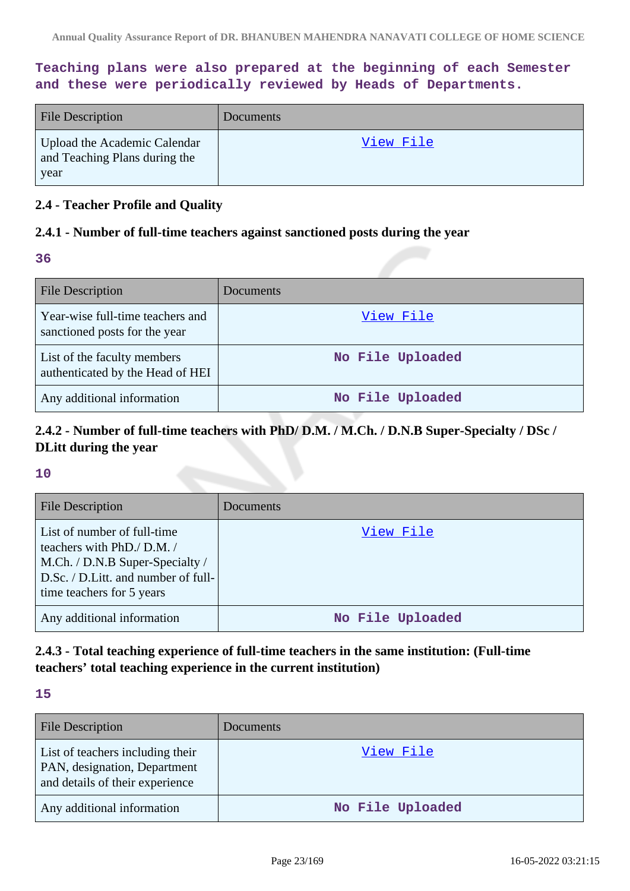Teaching plans were also prepared at the beginning of each Semester and these were periodically reviewed by Heads of Departments.

| File Description | Documents |
|---|---|
| Upload the Academic Calendar and Teaching Plans during the year | View File |

### 2.4 - Teacher Profile and Quality

### 2.4.1 - Number of full-time teachers against sanctioned posts during the year

36

| File Description | Documents |
|---|---|
| Year-wise full-time teachers and sanctioned posts for the year | View File |
| List of the faculty members authenticated by the Head of HEI | No File Uploaded |
| Any additional information | No File Uploaded |

### 2.4.2 - Number of full-time teachers with PhD/ D.M. / M.Ch. / D.N.B Super-Specialty / DSc / DLitt during the year

10

| File Description | Documents |
|---|---|
| List of number of full-time teachers with PhD./ D.M. / M.Ch. / D.N.B Super-Specialty / D.Sc. / D.Litt. and number of full-time teachers for 5 years | View File |
| Any additional information | No File Uploaded |

### 2.4.3 - Total teaching experience of full-time teachers in the same institution: (Full-time teachers' total teaching experience in the current institution)

15

| File Description | Documents |
|---|---|
| List of teachers including their PAN, designation, Department and details of their experience | View File |
| Any additional information | No File Uploaded |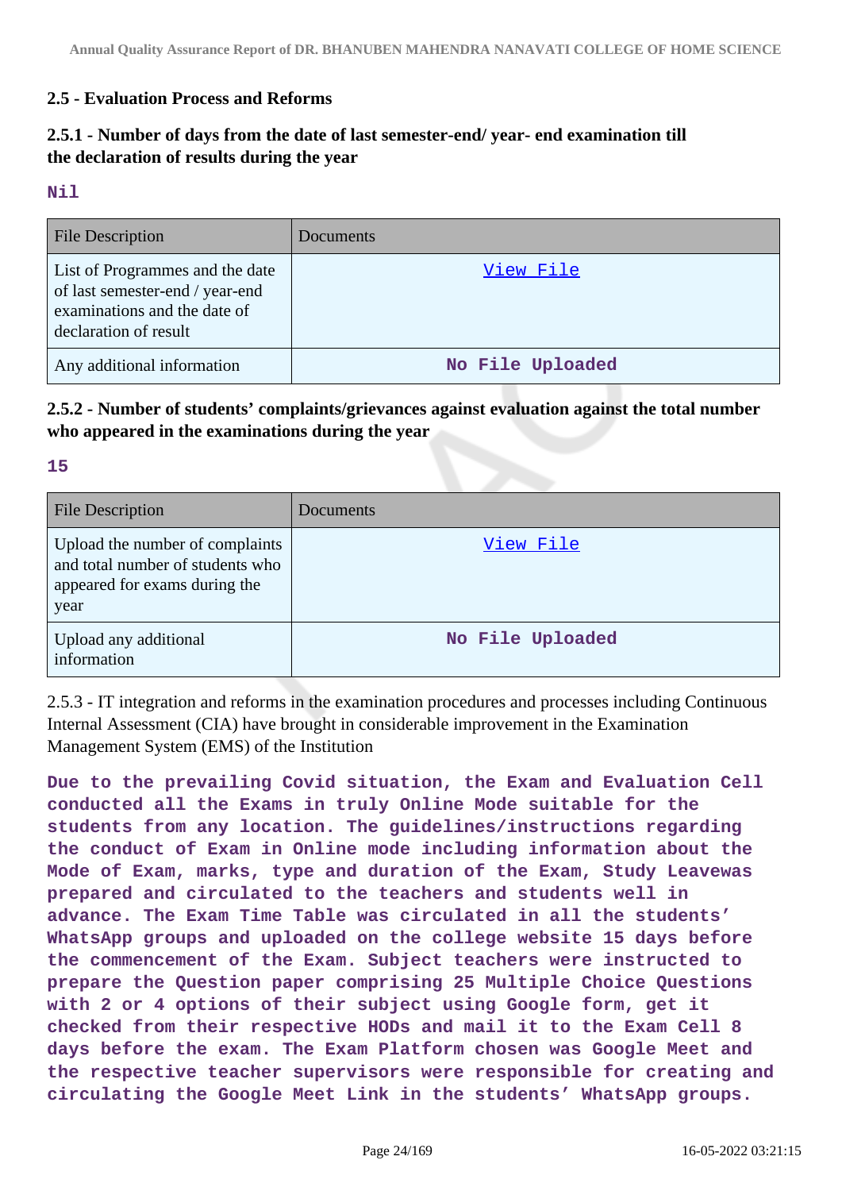## 2.5 - Evaluation Process and Reforms

### 2.5.1 - Number of days from the date of last semester-end/ year- end examination till the declaration of results during the year

**Nil**

| File Description | Documents |
|---|---|
| List of Programmes and the date of last semester-end / year-end examinations and the date of declaration of result | View File |
| Any additional information | No File Uploaded |

### 2.5.2 - Number of students' complaints/grievances against evaluation against the total number who appeared in the examinations during the year

**15**

| File Description | Documents |
|---|---|
| Upload the number of complaints and total number of students who appeared for exams during the year | View File |
| Upload any additional information | No File Uploaded |

2.5.3 - IT integration and reforms in the examination procedures and processes including Continuous Internal Assessment (CIA) have brought in considerable improvement in the Examination Management System (EMS) of the Institution

**Due to the prevailing Covid situation, the Exam and Evaluation Cell conducted all the Exams in truly Online Mode suitable for the students from any location. The guidelines/instructions regarding the conduct of Exam in Online mode including information about the Mode of Exam, marks, type and duration of the Exam, Study Leavewas prepared and circulated to the teachers and students well in advance. The Exam Time Table was circulated in all the students' WhatsApp groups and uploaded on the college website 15 days before the commencement of the Exam. Subject teachers were instructed to prepare the Question paper comprising 25 Multiple Choice Questions with 2 or 4 options of their subject using Google form, get it checked from their respective HODs and mail it to the Exam Cell 8 days before the exam. The Exam Platform chosen was Google Meet and the respective teacher supervisors were responsible for creating and circulating the Google Meet Link in the students' WhatsApp groups.**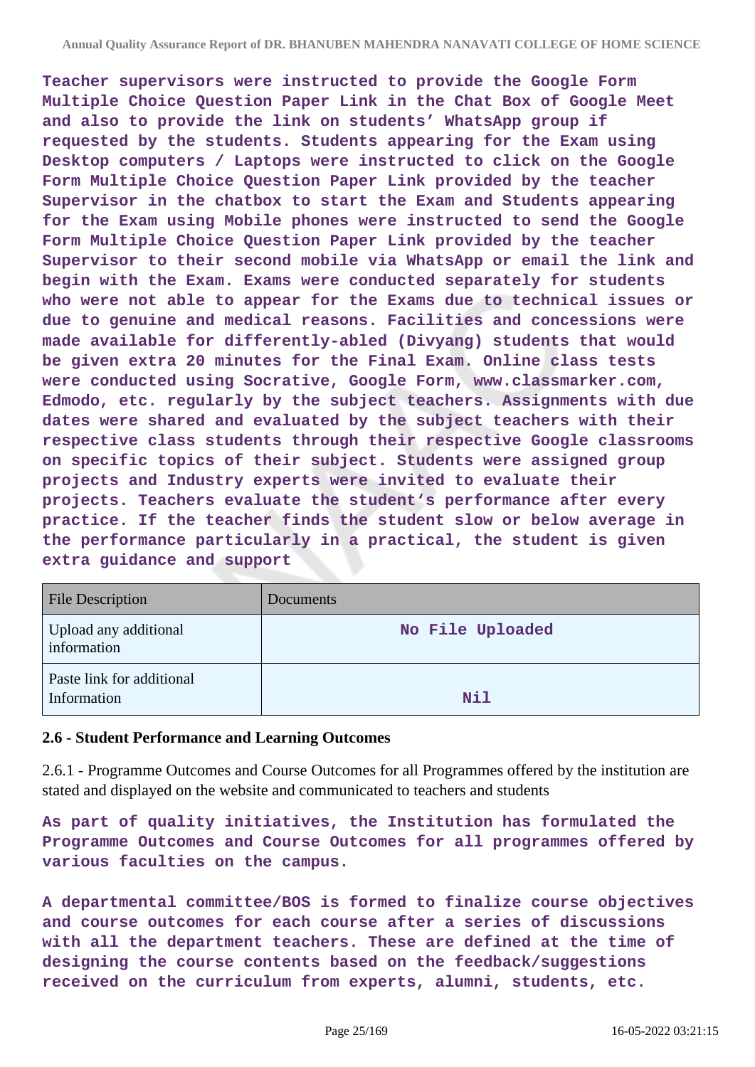**Teacher supervisors were instructed to provide the Google Form Multiple Choice Question Paper Link in the Chat Box of Google Meet and also to provide the link on students' WhatsApp group if requested by the students. Students appearing for the Exam using Desktop computers / Laptops were instructed to click on the Google Form Multiple Choice Question Paper Link provided by the teacher Supervisor in the chatbox to start the Exam and Students appearing for the Exam using Mobile phones were instructed to send the Google Form Multiple Choice Question Paper Link provided by the teacher Supervisor to their second mobile via WhatsApp or email the link and begin with the Exam. Exams were conducted separately for students who were not able to appear for the Exams due to technical issues or due to genuine and medical reasons. Facilities and concessions were made available for differently-abled (Divyang) students that would be given extra 20 minutes for the Final Exam. Online class tests were conducted using Socrative, Google Form, www.classmarker.com, Edmodo, etc. regularly by the subject teachers. Assignments with due dates were shared and evaluated by the subject teachers with their respective class students through their respective Google classrooms on specific topics of their subject. Students were assigned group projects and Industry experts were invited to evaluate their projects. Teachers evaluate the student's performance after every practice. If the teacher finds the student slow or below average in the performance particularly in a practical, the student is given extra guidance and support**

| File Description | Documents |
| --- | --- |
| Upload any additional information | No File Uploaded |
| Paste link for additional Information | Nil |

### 2.6 - Student Performance and Learning Outcomes

2.6.1 - Programme Outcomes and Course Outcomes for all Programmes offered by the institution are stated and displayed on the website and communicated to teachers and students

**As part of quality initiatives, the Institution has formulated the Programme Outcomes and Course Outcomes for all programmes offered by various faculties on the campus.**

**A departmental committee/BOS is formed to finalize course objectives and course outcomes for each course after a series of discussions with all the department teachers. These are defined at the time of designing the course contents based on the feedback/suggestions received on the curriculum from experts, alumni, students, etc.**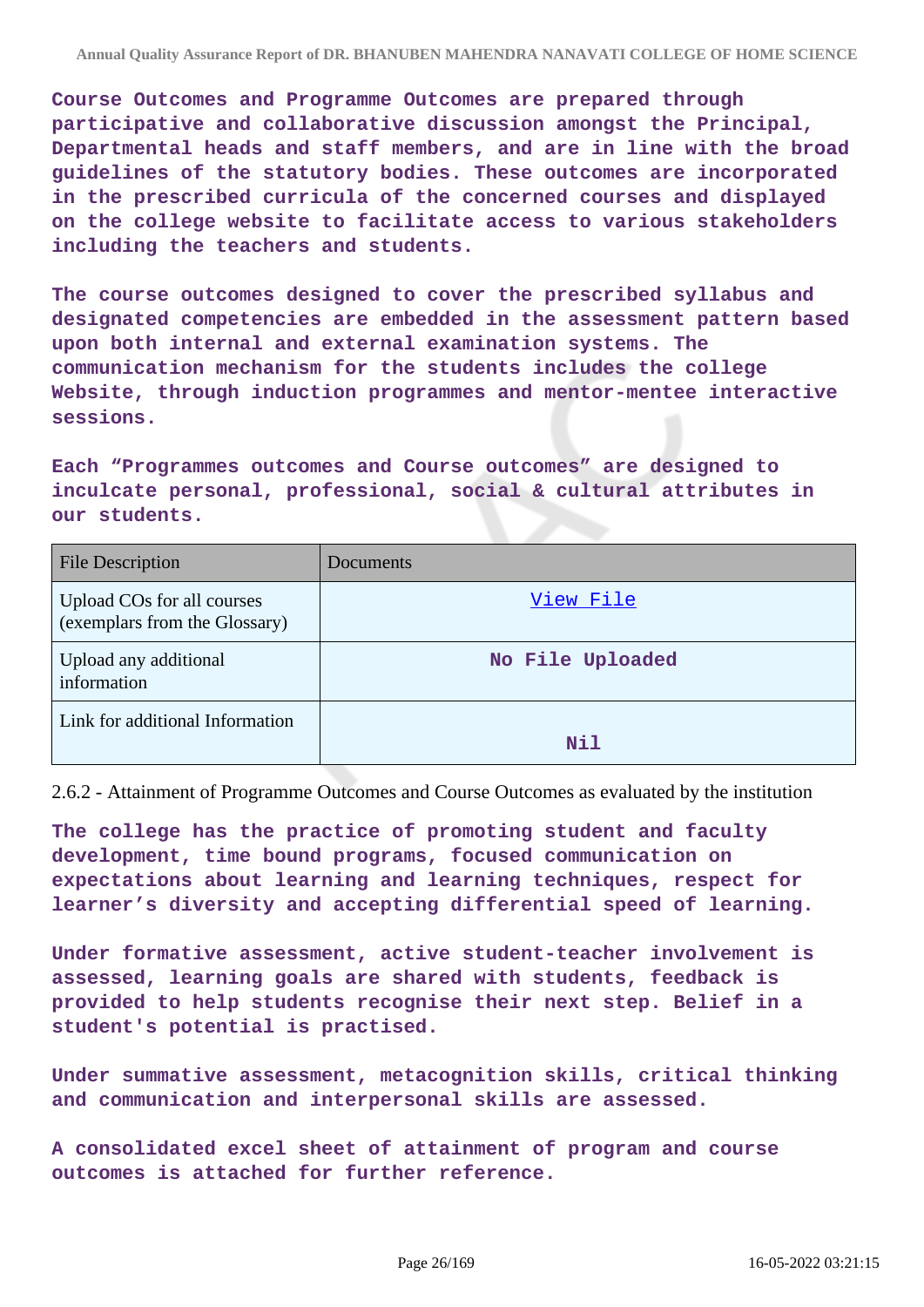**Course Outcomes and Programme Outcomes are prepared through participative and collaborative discussion amongst the Principal, Departmental heads and staff members, and are in line with the broad guidelines of the statutory bodies. These outcomes are incorporated in the prescribed curricula of the concerned courses and displayed on the college website to facilitate access to various stakeholders including the teachers and students.**

**The course outcomes designed to cover the prescribed syllabus and designated competencies are embedded in the assessment pattern based upon both internal and external examination systems. The communication mechanism for the students includes the college Website, through induction programmes and mentor-mentee interactive sessions.**

**Each “Programmes outcomes and Course outcomes” are designed to inculcate personal, professional, social & cultural attributes in our students.**

| File Description | Documents |
|---|---|
| Upload COs for all courses (exemplars from the Glossary) | View File |
| Upload any additional information | No File Uploaded |
| Link for additional Information | Nil |

2.6.2 - Attainment of Programme Outcomes and Course Outcomes as evaluated by the institution

**The college has the practice of promoting student and faculty development, time bound programs, focused communication on expectations about learning and learning techniques, respect for learner’s diversity and accepting differential speed of learning.**

**Under formative assessment, active student-teacher involvement is assessed, learning goals are shared with students, feedback is provided to help students recognise their next step. Belief in a student's potential is practised.**

**Under summative assessment, metacognition skills, critical thinking and communication and interpersonal skills are assessed.**

**A consolidated excel sheet of attainment of program and course outcomes is attached for further reference.**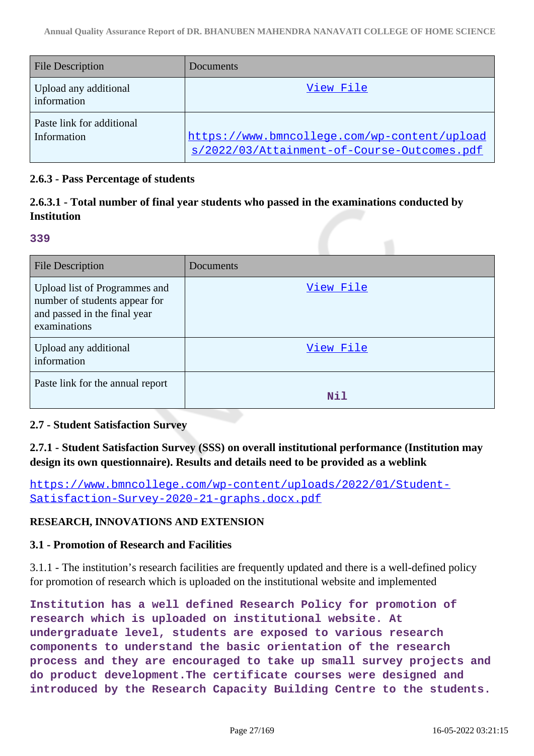| File Description | Documents |
|---|---|
| Upload any additional information | View File |
| Paste link for additional Information | https://www.bmncollege.com/wp-content/uploads/2022/03/Attainment-of-Course-Outcomes.pdf |

**2.6.3 - Pass Percentage of students**

**2.6.3.1 - Total number of final year students who passed in the examinations conducted by Institution**

**339**

| File Description | Documents |
|---|---|
| Upload list of Programmes and number of students appear for and passed in the final year examinations | View File |
| Upload any additional information | View File |
| Paste link for the annual report | Nil |

**2.7 - Student Satisfaction Survey**

**2.7.1 - Student Satisfaction Survey (SSS) on overall institutional performance (Institution may design its own questionnaire). Results and details need to be provided as a weblink**

https://www.bmncollege.com/wp-content/uploads/2022/01/Student-Satisfaction-Survey-2020-21-graphs.docx.pdf

**RESEARCH, INNOVATIONS AND EXTENSION**

**3.1 - Promotion of Research and Facilities**

3.1.1 - The institution's research facilities are frequently updated and there is a well-defined policy for promotion of research which is uploaded on the institutional website and implemented

**Institution has a well defined Research Policy for promotion of research which is uploaded on institutional website. At undergraduate level, students are exposed to various research components to understand the basic orientation of the research process and they are encouraged to take up small survey projects and do product development.The certificate courses were designed and introduced by the Research Capacity Building Centre to the students.**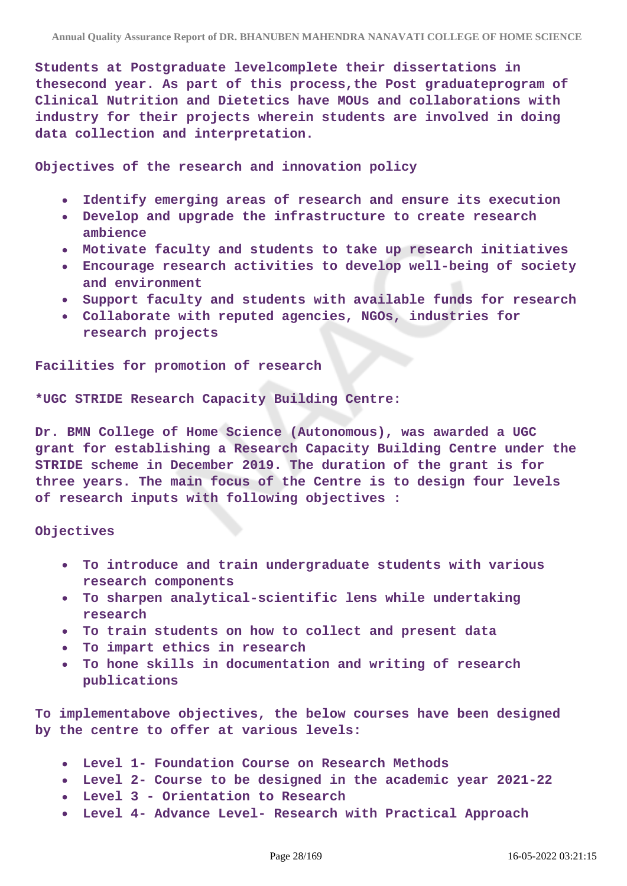Students at Postgraduate levelcomplete their dissertations in thesecond year. As part of this process,the Post graduateprogram of Clinical Nutrition and Dietetics have MOUs and collaborations with industry for their projects wherein students are involved in doing data collection and interpretation.

Objectives of the research and innovation policy

- Identify emerging areas of research and ensure its execution
- Develop and upgrade the infrastructure to create research ambience
- Motivate faculty and students to take up research initiatives
- Encourage research activities to develop well-being of society and environment
- Support faculty and students with available funds for research
- Collaborate with reputed agencies, NGOs, industries for research projects

Facilities for promotion of research

*UGC STRIDE Research Capacity Building Centre:

Dr. BMN College of Home Science (Autonomous), was awarded a UGC grant for establishing a Research Capacity Building Centre under the STRIDE scheme in December 2019. The duration of the grant is for three years. The main focus of the Centre is to design four levels of research inputs with following objectives :

Objectives

- To introduce and train undergraduate students with various research components
- To sharpen analytical-scientific lens while undertaking research
- To train students on how to collect and present data
- To impart ethics in research
- To hone skills in documentation and writing of research publications

To implementabove objectives, the below courses have been designed by the centre to offer at various levels:

- Level 1- Foundation Course on Research Methods
- Level 2- Course to be designed in the academic year 2021-22
- Level 3 - Orientation to Research
- Level 4- Advance Level- Research with Practical Approach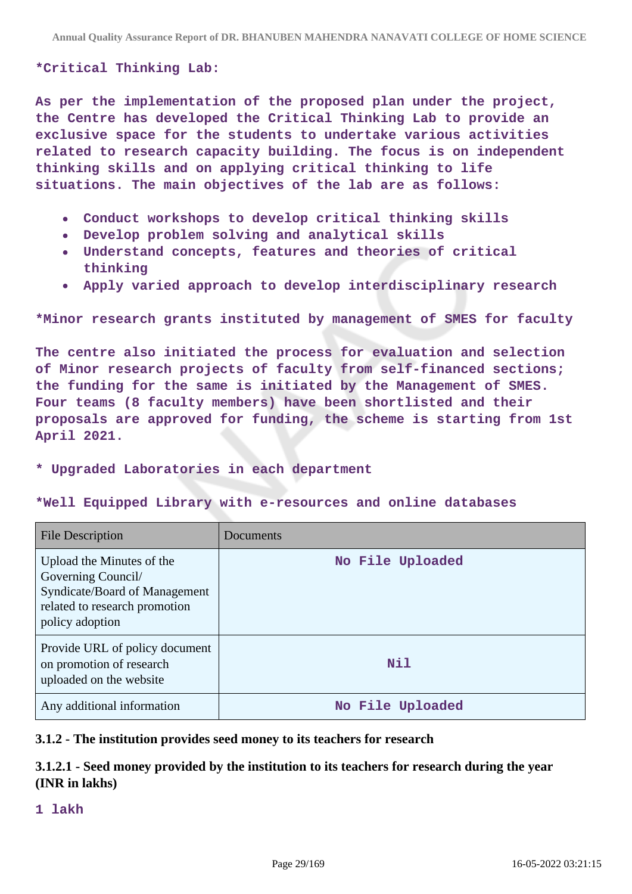*Critical Thinking Lab:

As per the implementation of the proposed plan under the project, the Centre has developed the Critical Thinking Lab to provide an exclusive space for the students to undertake various activities related to research capacity building. The focus is on independent thinking skills and on applying critical thinking to life situations. The main objectives of the lab are as follows:

- Conduct workshops to develop critical thinking skills
- Develop problem solving and analytical skills
- Understand concepts, features and theories of critical thinking
- Apply varied approach to develop interdisciplinary research

*Minor research grants instituted by management of SMES for faculty

The centre also initiated the process for evaluation and selection of Minor research projects of faculty from self-financed sections; the funding for the same is initiated by the Management of SMES. Four teams (8 faculty members) have been shortlisted and their proposals are approved for funding, the scheme is starting from 1st April 2021.

* Upgraded Laboratories in each department

*Well Equipped Library with e-resources and online databases

| File Description | Documents |
| --- | --- |
| Upload the Minutes of the Governing Council/ Syndicate/Board of Management related to research promotion policy adoption | No File Uploaded |
| Provide URL of policy document on promotion of research uploaded on the website | Nil |
| Any additional information | No File Uploaded |

**3.1.2 - The institution provides seed money to its teachers for research**

**3.1.2.1 - Seed money provided by the institution to its teachers for research during the year (INR in lakhs)**

1 lakh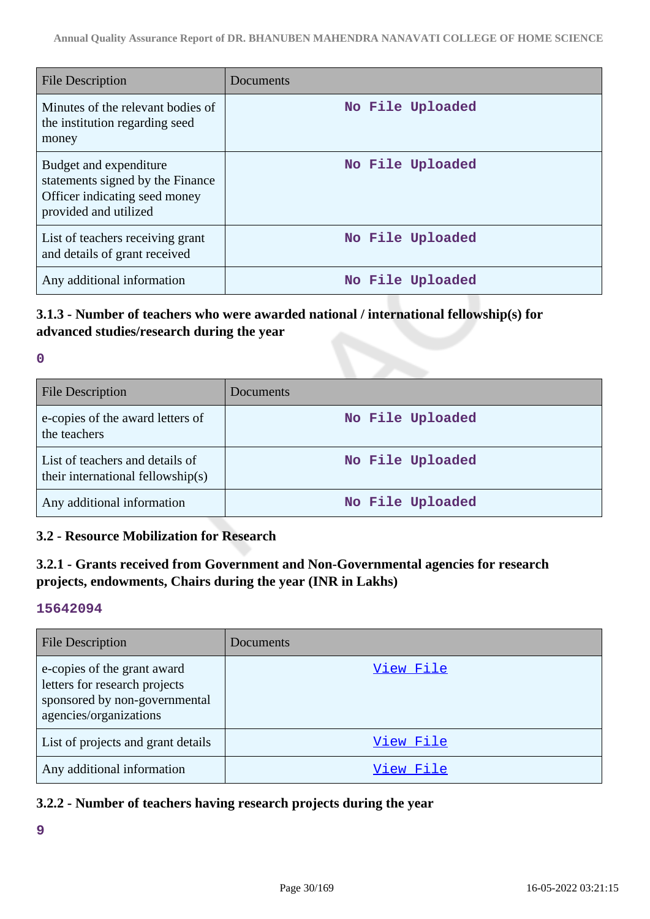| File Description | Documents |
|---|---|
| Minutes of the relevant bodies of the institution regarding seed money | No File Uploaded |
| Budget and expenditure statements signed by the Finance Officer indicating seed money provided and utilized | No File Uploaded |
| List of teachers receiving grant and details of grant received | No File Uploaded |
| Any additional information | No File Uploaded |

### 3.1.3 - Number of teachers who were awarded national / international fellowship(s) for advanced studies/research during the year

**0**

| File Description | Documents |
|---|---|
| e-copies of the award letters of the teachers | No File Uploaded |
| List of teachers and details of their international fellowship(s) | No File Uploaded |
| Any additional information | No File Uploaded |

### 3.2 - Resource Mobilization for Research

### 3.2.1 - Grants received from Government and Non-Governmental agencies for research projects, endowments, Chairs during the year (INR in Lakhs)

**15642094**

| File Description | Documents |
|---|---|
| e-copies of the grant award letters for research projects sponsored by non-governmental agencies/organizations | View File |
| List of projects and grant details | View File |
| Any additional information | View File |

### 3.2.2 - Number of teachers having research projects during the year

**9**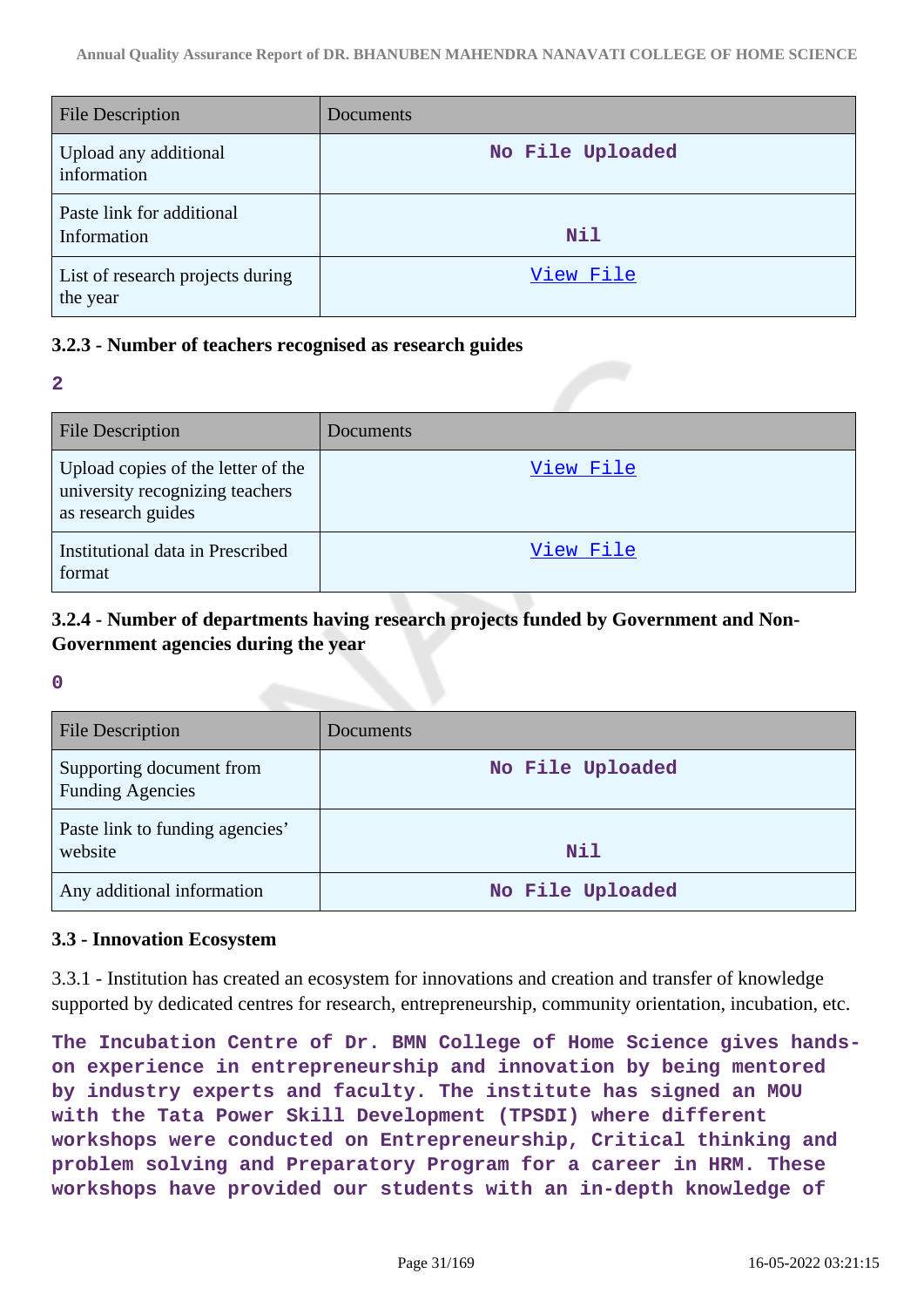| File Description | Documents |
|---|---|
| Upload any additional information | No File Uploaded |
| Paste link for additional Information | Nil |
| List of research projects during the year | View File |

### 3.2.3 - Number of teachers recognised as research guides

**2**

| File Description | Documents |
|---|---|
| Upload copies of the letter of the university recognizing teachers as research guides | View File |
| Institutional data in Prescribed format | View File |

### 3.2.4 - Number of departments having research projects funded by Government and Non-Government agencies during the year

**0**

| File Description | Documents |
|---|---|
| Supporting document from Funding Agencies | No File Uploaded |
| Paste link to funding agencies' website | Nil |
| Any additional information | No File Uploaded |

### 3.3 - Innovation Ecosystem

3.3.1 - Institution has created an ecosystem for innovations and creation and transfer of knowledge supported by dedicated centres for research, entrepreneurship, community orientation, incubation, etc.

**The Incubation Centre of Dr. BMN College of Home Science gives hands-on experience in entrepreneurship and innovation by being mentored by industry experts and faculty. The institute has signed an MOU with the Tata Power Skill Development (TPSDI) where different workshops were conducted on Entrepreneurship, Critical thinking and problem solving and Preparatory Program for a career in HRM. These workshops have provided our students with an in-depth knowledge of**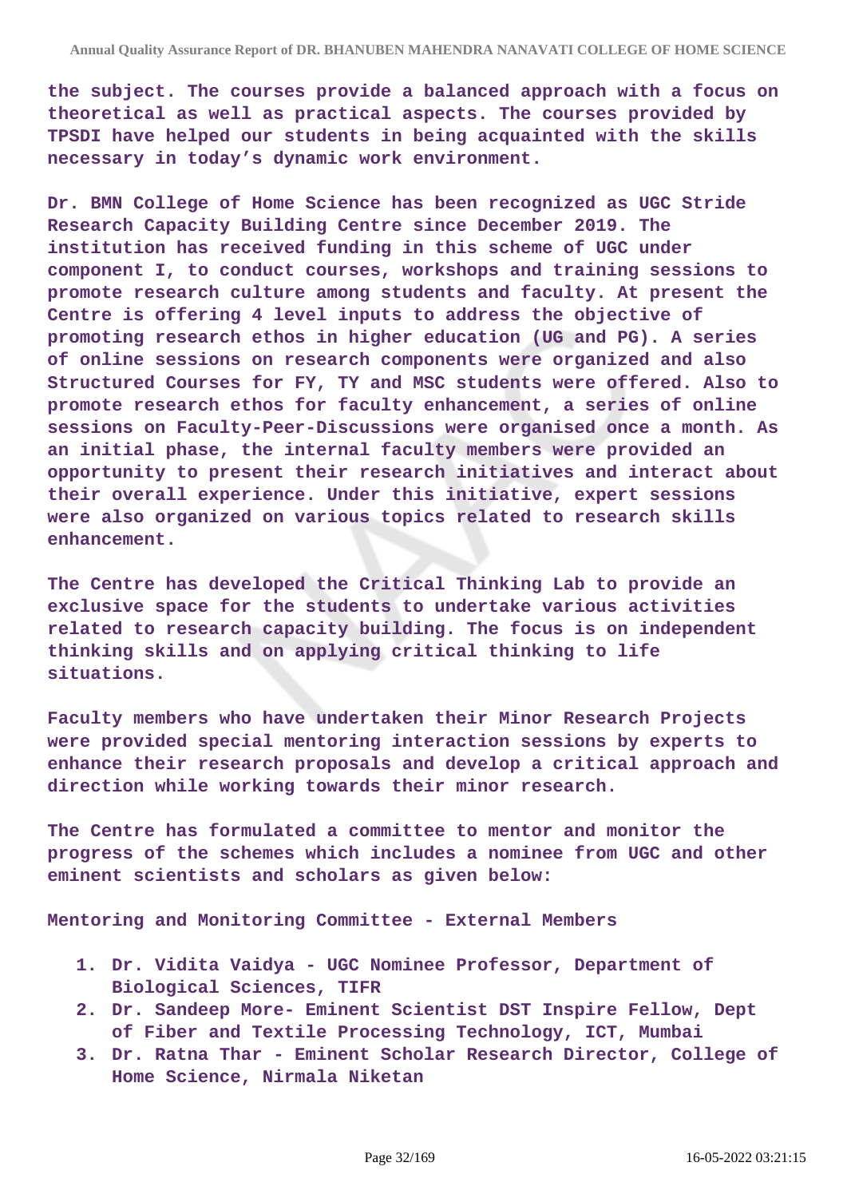the subject. The courses provide a balanced approach with a focus on theoretical as well as practical aspects. The courses provided by TPSDI have helped our students in being acquainted with the skills necessary in today's dynamic work environment.

Dr. BMN College of Home Science has been recognized as UGC Stride Research Capacity Building Centre since December 2019. The institution has received funding in this scheme of UGC under component I, to conduct courses, workshops and training sessions to promote research culture among students and faculty. At present the Centre is offering 4 level inputs to address the objective of promoting research ethos in higher education (UG and PG). A series of online sessions on research components were organized and also Structured Courses for FY, TY and MSC students were offered. Also to promote research ethos for faculty enhancement, a series of online sessions on Faculty-Peer-Discussions were organised once a month. As an initial phase, the internal faculty members were provided an opportunity to present their research initiatives and interact about their overall experience. Under this initiative, expert sessions were also organized on various topics related to research skills enhancement.

The Centre has developed the Critical Thinking Lab to provide an exclusive space for the students to undertake various activities related to research capacity building. The focus is on independent thinking skills and on applying critical thinking to life situations.

Faculty members who have undertaken their Minor Research Projects were provided special mentoring interaction sessions by experts to enhance their research proposals and develop a critical approach and direction while working towards their minor research.

The Centre has formulated a committee to mentor and monitor the progress of the schemes which includes a nominee from UGC and other eminent scientists and scholars as given below:

Mentoring and Monitoring Committee - External Members

1. Dr. Vidita Vaidya - UGC Nominee Professor, Department of Biological Sciences, TIFR
2. Dr. Sandeep More- Eminent Scientist DST Inspire Fellow, Dept of Fiber and Textile Processing Technology, ICT, Mumbai
3. Dr. Ratna Thar - Eminent Scholar Research Director, College of Home Science, Nirmala Niketan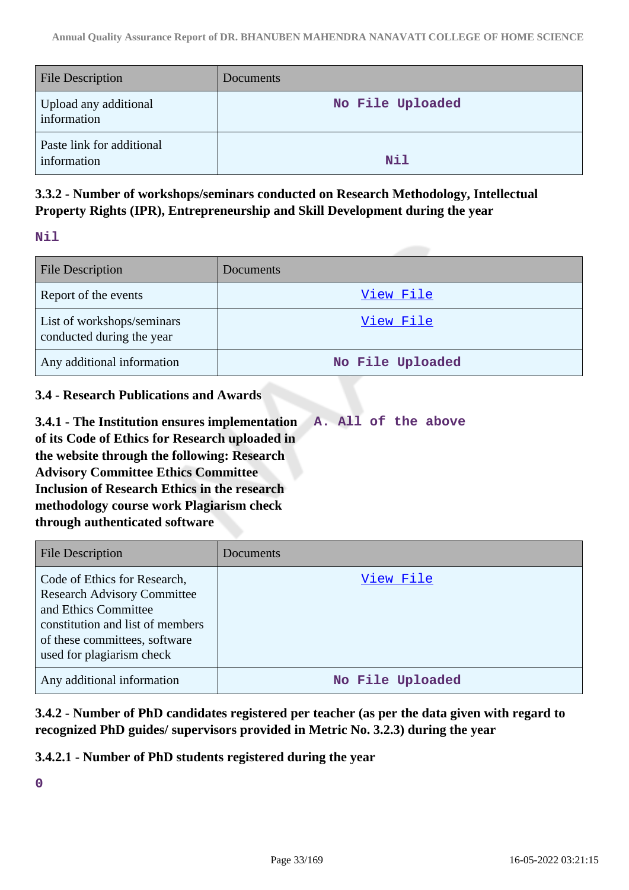| File Description | Documents |
| --- | --- |
| Upload any additional information | No File Uploaded |
| Paste link for additional information | Nil |

### 3.3.2 - Number of workshops/seminars conducted on Research Methodology, Intellectual Property Rights (IPR), Entrepreneurship and Skill Development during the year

Nil

| File Description | Documents |
| --- | --- |
| Report of the events | View File |
| List of workshops/seminars conducted during the year | View File |
| Any additional information | No File Uploaded |

### 3.4 - Research Publications and Awards

**3.4.1 - The Institution ensures implementation of its Code of Ethics for Research uploaded in the website through the following: Research Advisory Committee Ethics Committee Inclusion of Research Ethics in the research methodology course work Plagiarism check through authenticated software**

A. All of the above

| File Description | Documents |
| --- | --- |
| Code of Ethics for Research, Research Advisory Committee and Ethics Committee constitution and list of members of these committees, software used for plagiarism check | View File |
| Any additional information | No File Uploaded |

### 3.4.2 - Number of PhD candidates registered per teacher (as per the data given with regard to recognized PhD guides/ supervisors provided in Metric No. 3.2.3) during the year

### 3.4.2.1 - Number of PhD students registered during the year

0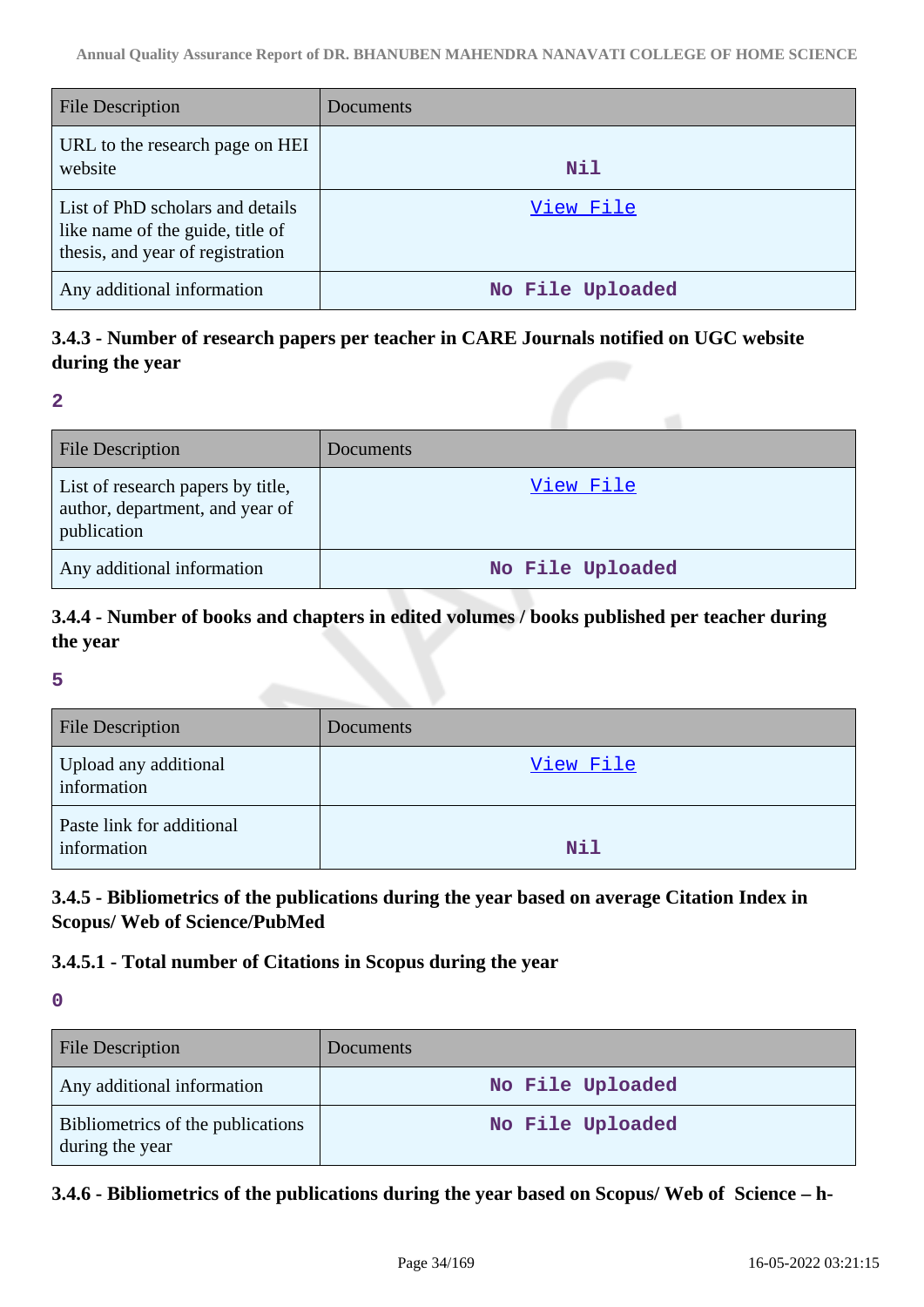| File Description | Documents |
| --- | --- |
| URL to the research page on HEI website | Nil |
| List of PhD scholars and details like name of the guide, title of thesis, and year of registration | View File |
| Any additional information | No File Uploaded |

### 3.4.3 - Number of research papers per teacher in CARE Journals notified on UGC website during the year

**2**

| File Description | Documents |
| --- | --- |
| List of research papers by title, author, department, and year of publication | View File |
| Any additional information | No File Uploaded |

### 3.4.4 - Number of books and chapters in edited volumes / books published per teacher during the year

**5**

| File Description | Documents |
| --- | --- |
| Upload any additional information | View File |
| Paste link for additional information | Nil |

### 3.4.5 - Bibliometrics of the publications during the year based on average Citation Index in Scopus/ Web of Science/PubMed

### 3.4.5.1 - Total number of Citations in Scopus during the year

**0**

| File Description | Documents |
| --- | --- |
| Any additional information | No File Uploaded |
| Bibliometrics of the publications during the year | No File Uploaded |

### 3.4.6 - Bibliometrics of the publications during the year based on Scopus/ Web of Science – h-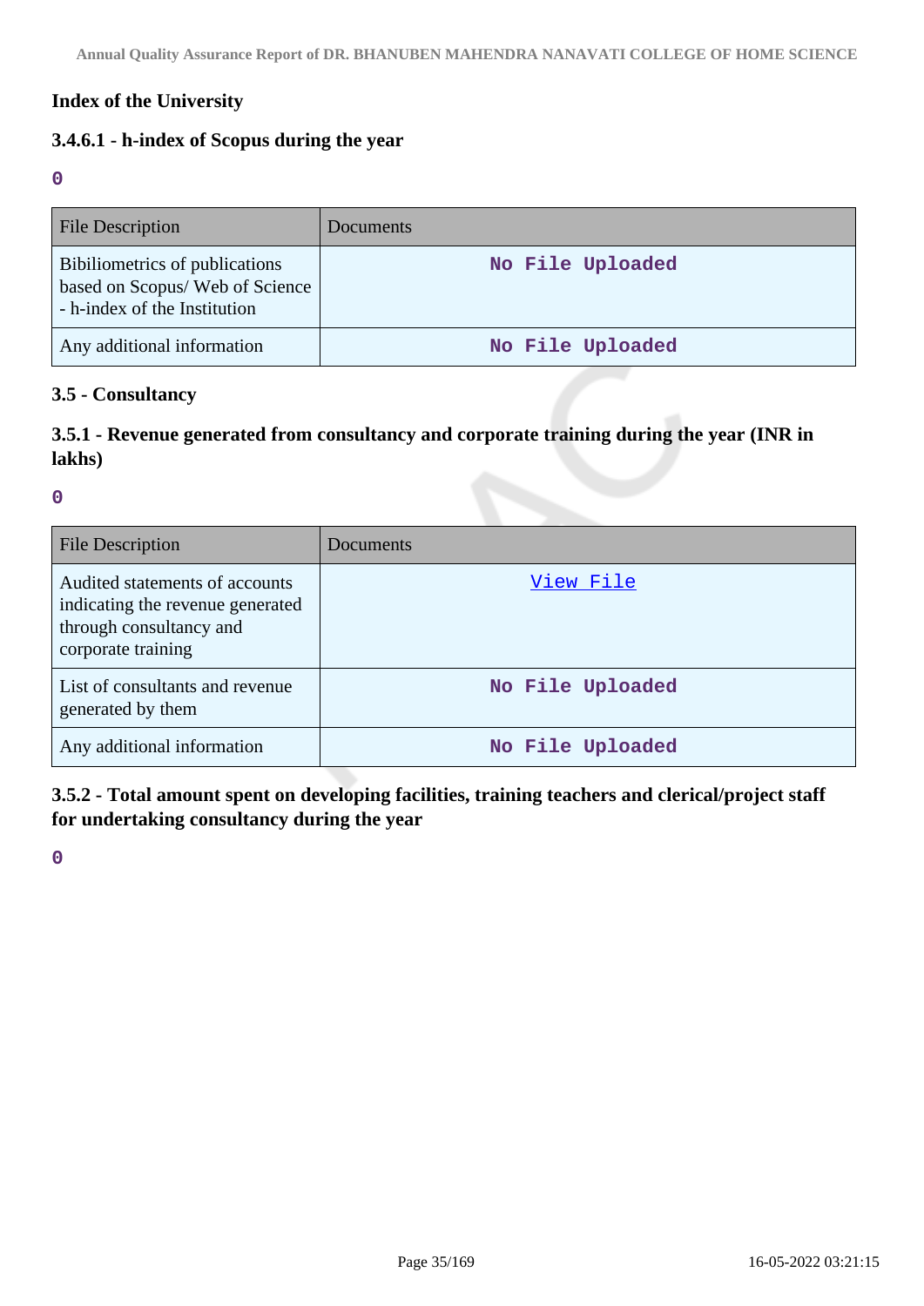### Index of the University

### 3.4.6.1 - h-index of Scopus during the year

0

| File Description | Documents |
| --- | --- |
| Bibiliometrics of publications based on Scopus/ Web of Science - h-index of the Institution | No File Uploaded |
| Any additional information | No File Uploaded |

### 3.5 - Consultancy

### 3.5.1 - Revenue generated from consultancy and corporate training during the year (INR in lakhs)

0

| File Description | Documents |
| --- | --- |
| Audited statements of accounts indicating the revenue generated through consultancy and corporate training | View File |
| List of consultants and revenue generated by them | No File Uploaded |
| Any additional information | No File Uploaded |

### 3.5.2 - Total amount spent on developing facilities, training teachers and clerical/project staff for undertaking consultancy during the year

0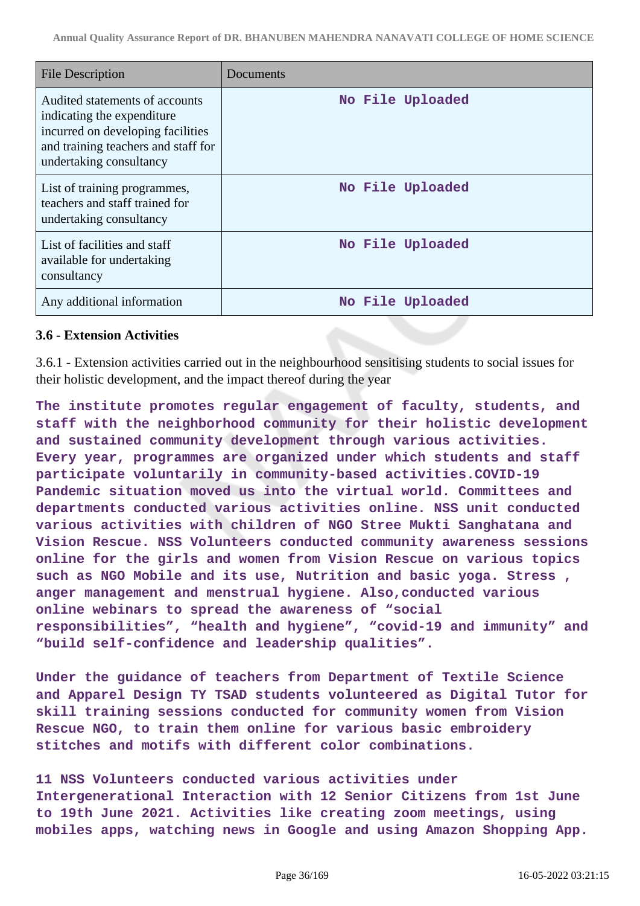| File Description | Documents |
| --- | --- |
| Audited statements of accounts indicating the expenditure incurred on developing facilities and training teachers and staff for undertaking consultancy | No File Uploaded |
| List of training programmes, teachers and staff trained for undertaking consultancy | No File Uploaded |
| List of facilities and staff available for undertaking consultancy | No File Uploaded |
| Any additional information | No File Uploaded |

### 3.6 - Extension Activities

3.6.1 - Extension activities carried out in the neighbourhood sensitising students to social issues for their holistic development, and the impact thereof during the year

**The institute promotes regular engagement of faculty, students, and staff with the neighborhood community for their holistic development and sustained community development through various activities. Every year, programmes are organized under which students and staff participate voluntarily in community-based activities.COVID-19 Pandemic situation moved us into the virtual world. Committees and departments conducted various activities online. NSS unit conducted various activities with children of NGO Stree Mukti Sanghatana and Vision Rescue. NSS Volunteers conducted community awareness sessions online for the girls and women from Vision Rescue on various topics such as NGO Mobile and its use, Nutrition and basic yoga. Stress , anger management and menstrual hygiene. Also,conducted various online webinars to spread the awareness of "social responsibilities", "health and hygiene", "covid-19 and immunity" and "build self-confidence and leadership qualities".**

**Under the guidance of teachers from Department of Textile Science and Apparel Design TY TSAD students volunteered as Digital Tutor for skill training sessions conducted for community women from Vision Rescue NGO, to train them online for various basic embroidery stitches and motifs with different color combinations.**

**11 NSS Volunteers conducted various activities under Intergenerational Interaction with 12 Senior Citizens from 1st June to 19th June 2021. Activities like creating zoom meetings, using mobiles apps, watching news in Google and using Amazon Shopping App.**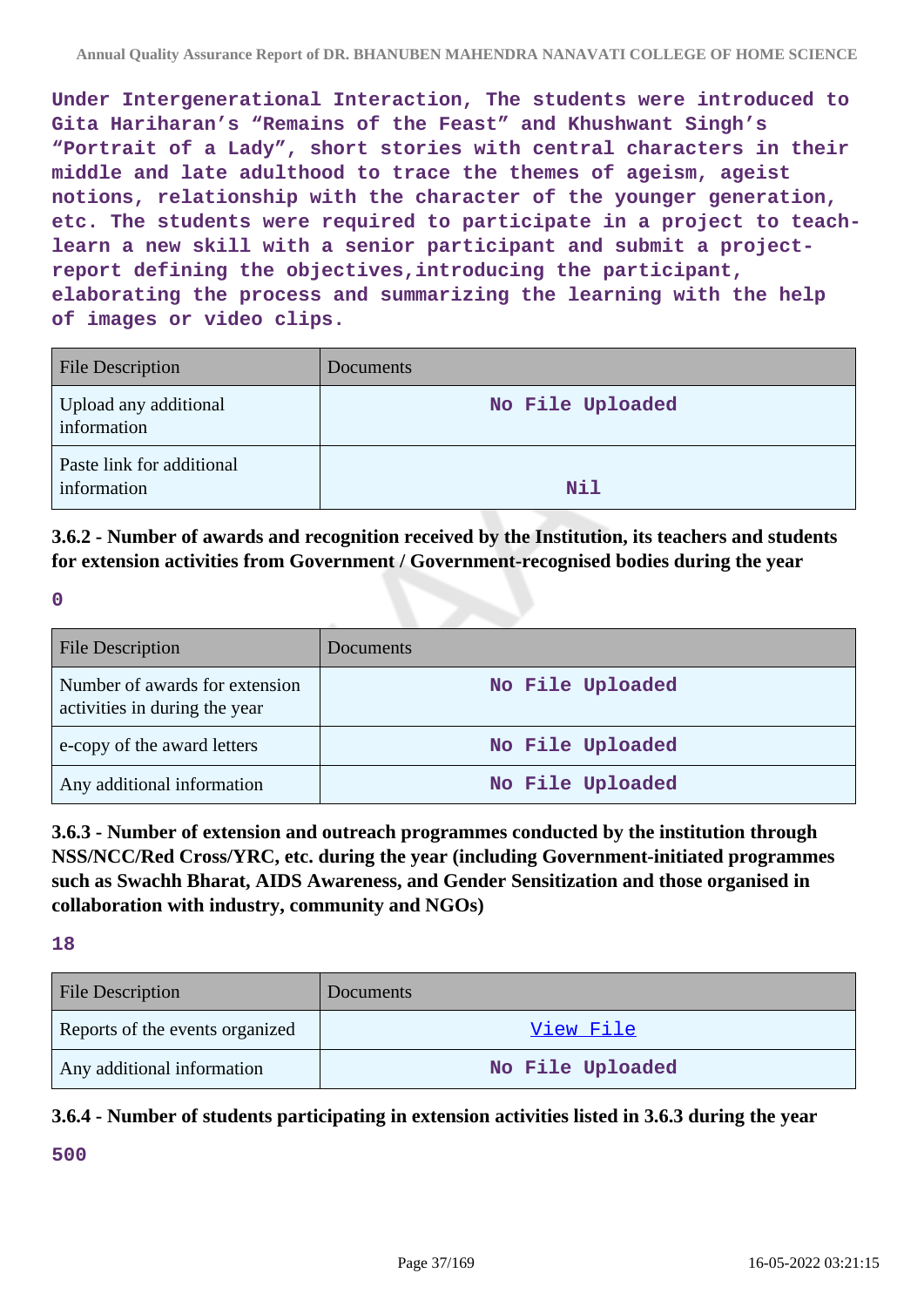Under Intergenerational Interaction, The students were introduced to Gita Hariharan's "Remains of the Feast" and Khushwant Singh's "Portrait of a Lady", short stories with central characters in their middle and late adulthood to trace the themes of ageism, ageist notions, relationship with the character of the younger generation, etc. The students were required to participate in a project to teach-learn a new skill with a senior participant and submit a project-report defining the objectives,introducing the participant, elaborating the process and summarizing the learning with the help of images or video clips.

| File Description | Documents |
|---|---|
| Upload any additional information | No File Uploaded |
| Paste link for additional information | Nil |

### 3.6.2 - Number of awards and recognition received by the Institution, its teachers and students for extension activities from Government / Government-recognised bodies during the year

0

| File Description | Documents |
|---|---|
| Number of awards for extension activities in during the year | No File Uploaded |
| e-copy of the award letters | No File Uploaded |
| Any additional information | No File Uploaded |

### 3.6.3 - Number of extension and outreach programmes conducted by the institution through NSS/NCC/Red Cross/YRC, etc. during the year (including Government-initiated programmes such as Swachh Bharat, AIDS Awareness, and Gender Sensitization and those organised in collaboration with industry, community and NGOs)

18

| File Description | Documents |
|---|---|
| Reports of the events organized | View File |
| Any additional information | No File Uploaded |

### 3.6.4 - Number of students participating in extension activities listed in 3.6.3 during the year

500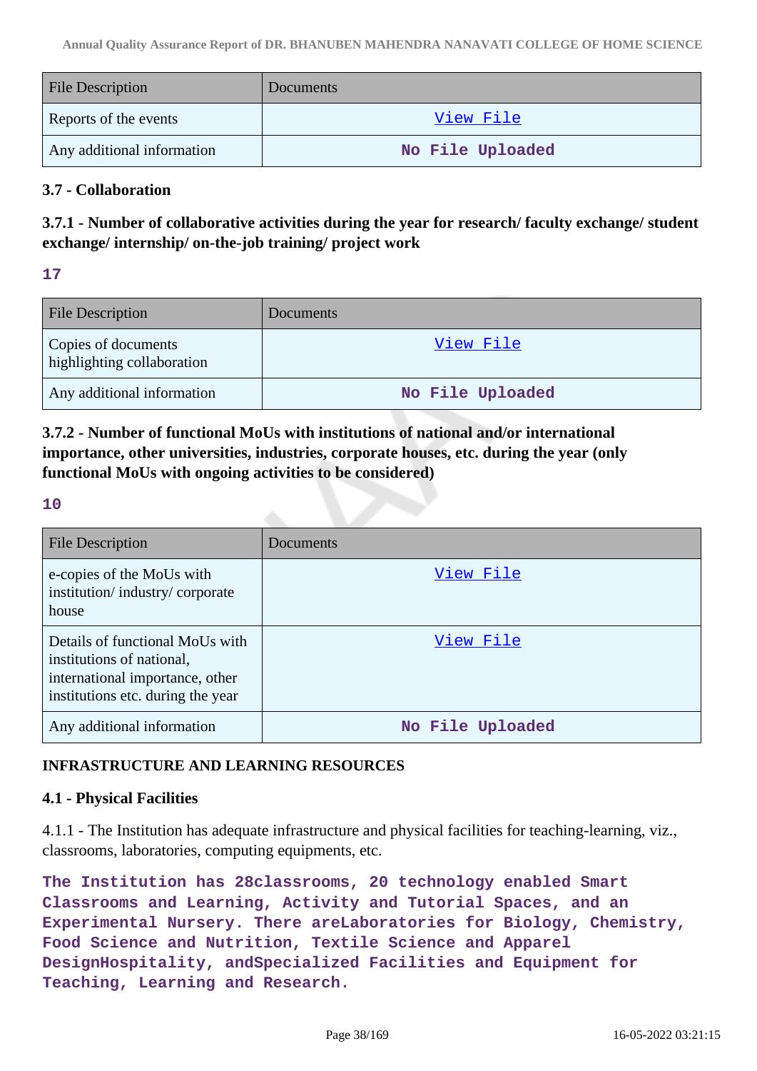| File Description | Documents |
|---|---|
| Reports of the events | View File |
| Any additional information | No File Uploaded |

### 3.7 - Collaboration

### 3.7.1 - Number of collaborative activities during the year for research/ faculty exchange/ student exchange/ internship/ on-the-job training/ project work

**17**

| File Description | Documents |
|---|---|
| Copies of documents highlighting collaboration | View File |
| Any additional information | No File Uploaded |

### 3.7.2 - Number of functional MoUs with institutions of national and/or international importance, other universities, industries, corporate houses, etc. during the year (only functional MoUs with ongoing activities to be considered)

**10**

| File Description | Documents |
|---|---|
| e-copies of the MoUs with institution/ industry/ corporate house | View File |
| Details of functional MoUs with institutions of national, international importance, other institutions etc. during the year | View File |
| Any additional information | No File Uploaded |

## INFRASTRUCTURE AND LEARNING RESOURCES

### 4.1 - Physical Facilities

4.1.1 - The Institution has adequate infrastructure and physical facilities for teaching-learning, viz., classrooms, laboratories, computing equipments, etc.

**The Institution has 28classrooms, 20 technology enabled Smart Classrooms and Learning, Activity and Tutorial Spaces, and an Experimental Nursery. There areLaboratories for Biology, Chemistry, Food Science and Nutrition, Textile Science and Apparel DesignHospitality, andSpecialized Facilities and Equipment for Teaching, Learning and Research.**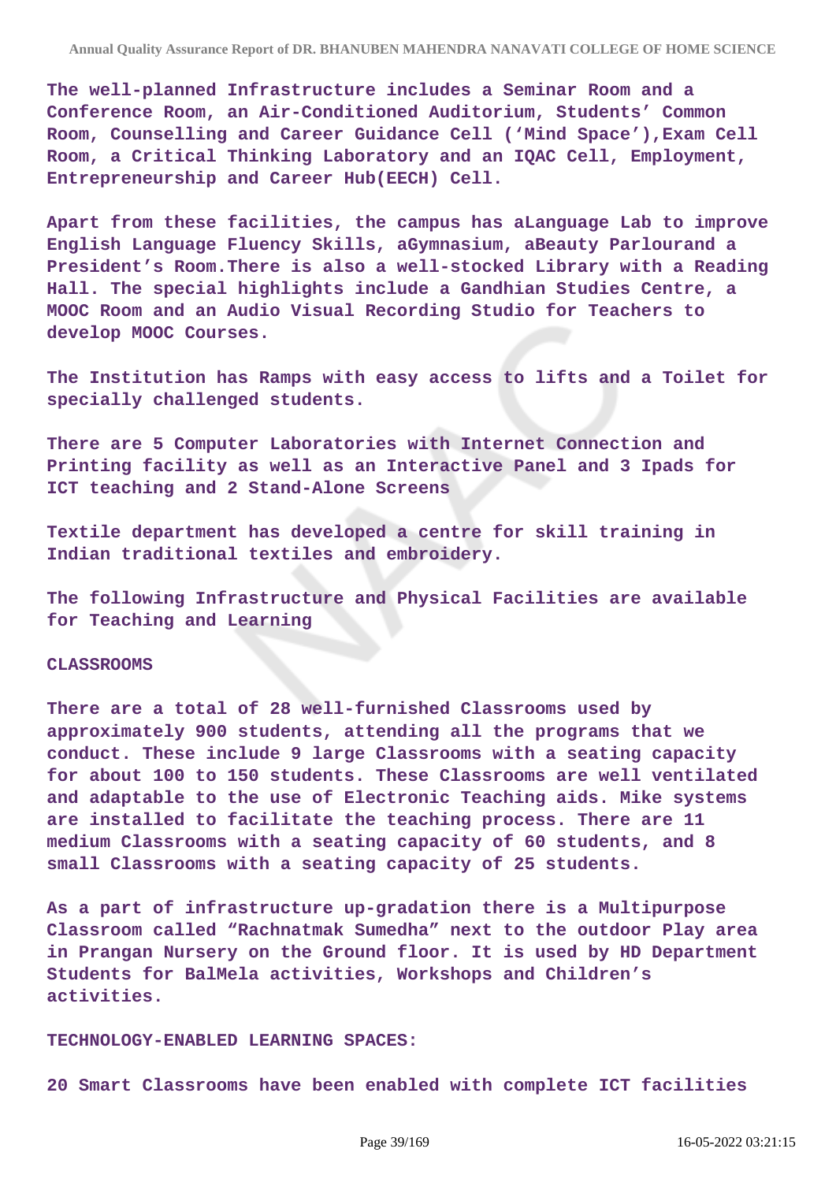The well-planned Infrastructure includes a Seminar Room and a Conference Room, an Air-Conditioned Auditorium, Students' Common Room, Counselling and Career Guidance Cell ('Mind Space'),Exam Cell Room, a Critical Thinking Laboratory and an IQAC Cell, Employment, Entrepreneurship and Career Hub(EECH) Cell.

Apart from these facilities, the campus has aLanguage Lab to improve English Language Fluency Skills, aGymnasium, aBeauty Parlourand a President's Room.There is also a well-stocked Library with a Reading Hall. The special highlights include a Gandhian Studies Centre, a MOOC Room and an Audio Visual Recording Studio for Teachers to develop MOOC Courses.

The Institution has Ramps with easy access to lifts and a Toilet for specially challenged students.

There are 5 Computer Laboratories with Internet Connection and Printing facility as well as an Interactive Panel and 3 Ipads for ICT teaching and 2 Stand-Alone Screens

Textile department has developed a centre for skill training in Indian traditional textiles and embroidery.

The following Infrastructure and Physical Facilities are available for Teaching and Learning

CLASSROOMS

There are a total of 28 well-furnished Classrooms used by approximately 900 students, attending all the programs that we conduct. These include 9 large Classrooms with a seating capacity for about 100 to 150 students. These Classrooms are well ventilated and adaptable to the use of Electronic Teaching aids. Mike systems are installed to facilitate the teaching process. There are 11 medium Classrooms with a seating capacity of 60 students, and 8 small Classrooms with a seating capacity of 25 students.

As a part of infrastructure up-gradation there is a Multipurpose Classroom called "Rachnatmak Sumedha" next to the outdoor Play area in Prangan Nursery on the Ground floor. It is used by HD Department Students for BalMela activities, Workshops and Children's activities.

TECHNOLOGY-ENABLED LEARNING SPACES:

20 Smart Classrooms have been enabled with complete ICT facilities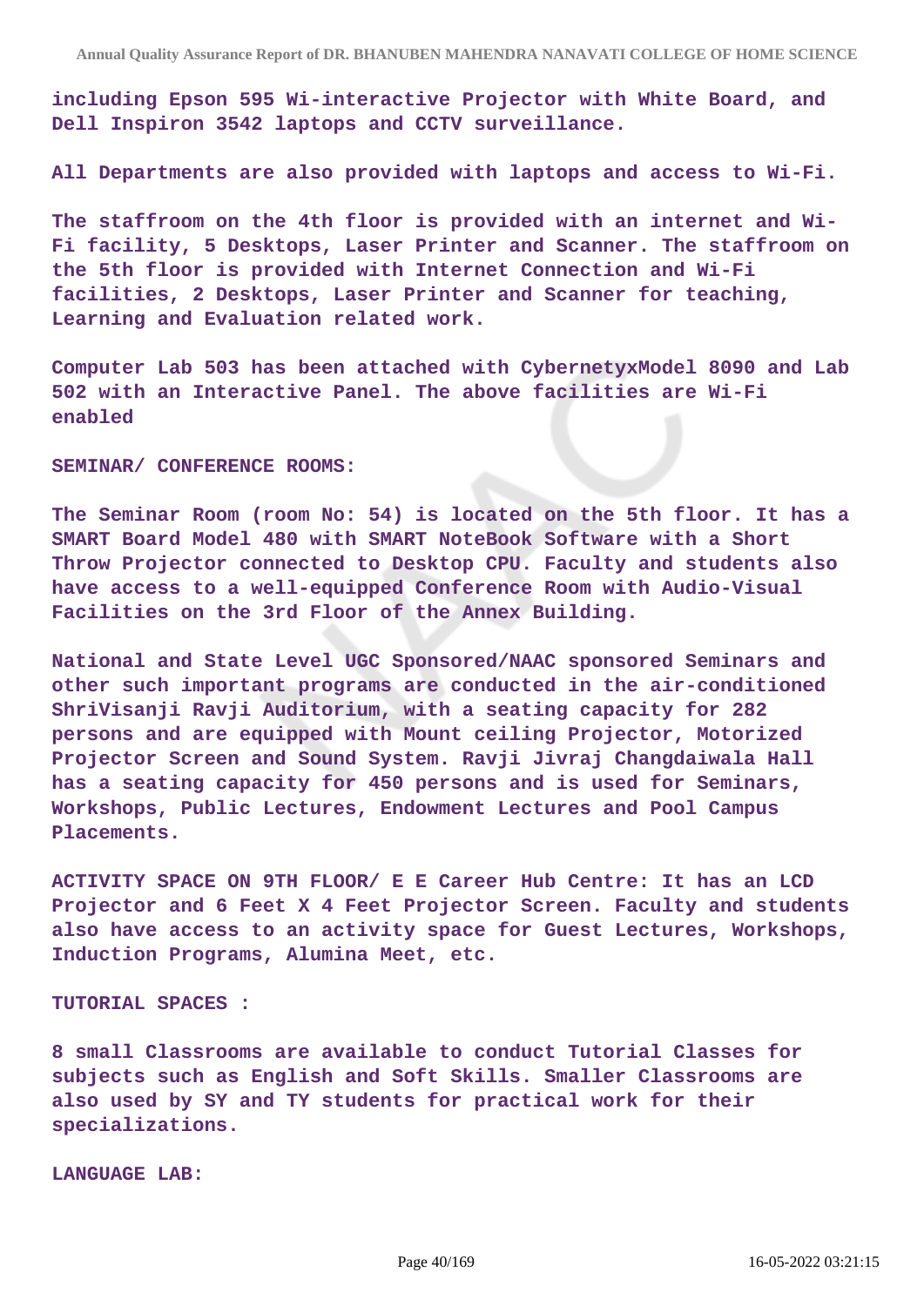**including Epson 595 Wi-interactive Projector with White Board, and Dell Inspiron 3542 laptops and CCTV surveillance.**

**All Departments are also provided with laptops and access to Wi-Fi.**

**The staffroom on the 4th floor is provided with an internet and Wi-Fi facility, 5 Desktops, Laser Printer and Scanner. The staffroom on the 5th floor is provided with Internet Connection and Wi-Fi facilities, 2 Desktops, Laser Printer and Scanner for teaching, Learning and Evaluation related work.**

**Computer Lab 503 has been attached with CybernetyxModel 8090 and Lab 502 with an Interactive Panel. The above facilities are Wi-Fi enabled**

**SEMINAR/ CONFERENCE ROOMS:**

**The Seminar Room (room No: 54) is located on the 5th floor. It has a SMART Board Model 480 with SMART NoteBook Software with a Short Throw Projector connected to Desktop CPU. Faculty and students also have access to a well-equipped Conference Room with Audio-Visual Facilities on the 3rd Floor of the Annex Building.**

**National and State Level UGC Sponsored/NAAC sponsored Seminars and other such important programs are conducted in the air-conditioned ShriVisanji Ravji Auditorium, with a seating capacity for 282 persons and are equipped with Mount ceiling Projector, Motorized Projector Screen and Sound System. Ravji Jivraj Changdaiwala Hall has a seating capacity for 450 persons and is used for Seminars, Workshops, Public Lectures, Endowment Lectures and Pool Campus Placements.**

**ACTIVITY SPACE ON 9TH FLOOR/ E E Career Hub Centre: It has an LCD Projector and 6 Feet X 4 Feet Projector Screen. Faculty and students also have access to an activity space for Guest Lectures, Workshops, Induction Programs, Alumina Meet, etc.**

**TUTORIAL SPACES :**

**8 small Classrooms are available to conduct Tutorial Classes for subjects such as English and Soft Skills. Smaller Classrooms are also used by SY and TY students for practical work for their specializations.**

**LANGUAGE LAB:**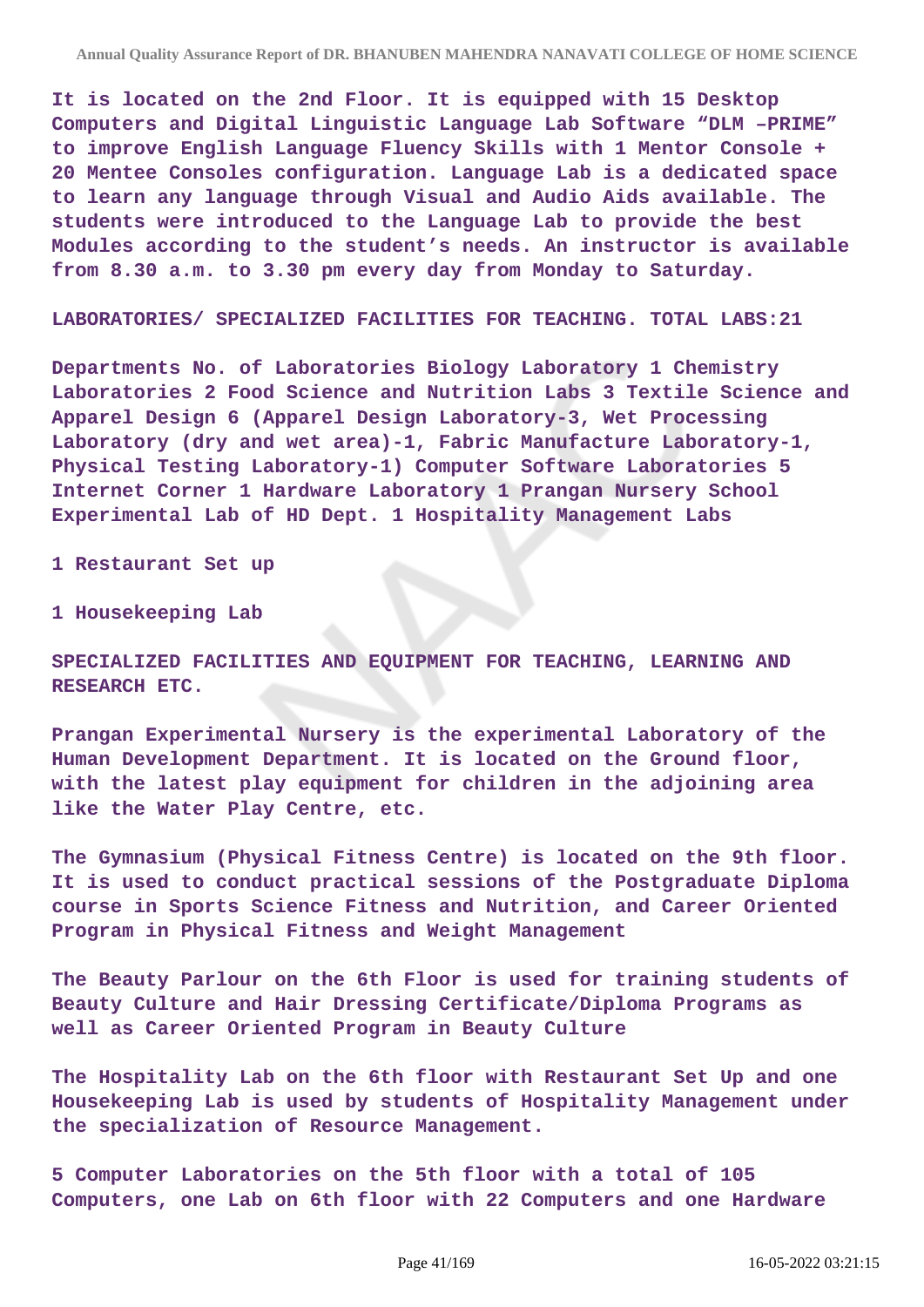It is located on the 2nd Floor. It is equipped with 15 Desktop Computers and Digital Linguistic Language Lab Software “DLM –PRIME” to improve English Language Fluency Skills with 1 Mentor Console + 20 Mentee Consoles configuration. Language Lab is a dedicated space to learn any language through Visual and Audio Aids available. The students were introduced to the Language Lab to provide the best Modules according to the student’s needs. An instructor is available from 8.30 a.m. to 3.30 pm every day from Monday to Saturday.

LABORATORIES/ SPECIALIZED FACILITIES FOR TEACHING. TOTAL LABS:21

Departments No. of Laboratories Biology Laboratory 1 Chemistry Laboratories 2 Food Science and Nutrition Labs 3 Textile Science and Apparel Design 6 (Apparel Design Laboratory-3, Wet Processing Laboratory (dry and wet area)-1, Fabric Manufacture Laboratory-1, Physical Testing Laboratory-1) Computer Software Laboratories 5 Internet Corner 1 Hardware Laboratory 1 Prangan Nursery School Experimental Lab of HD Dept. 1 Hospitality Management Labs

1 Restaurant Set up

1 Housekeeping Lab

SPECIALIZED FACILITIES AND EQUIPMENT FOR TEACHING, LEARNING AND RESEARCH ETC.

Prangan Experimental Nursery is the experimental Laboratory of the Human Development Department. It is located on the Ground floor, with the latest play equipment for children in the adjoining area like the Water Play Centre, etc.

The Gymnasium (Physical Fitness Centre) is located on the 9th floor. It is used to conduct practical sessions of the Postgraduate Diploma course in Sports Science Fitness and Nutrition, and Career Oriented Program in Physical Fitness and Weight Management

The Beauty Parlour on the 6th Floor is used for training students of Beauty Culture and Hair Dressing Certificate/Diploma Programs as well as Career Oriented Program in Beauty Culture

The Hospitality Lab on the 6th floor with Restaurant Set Up and one Housekeeping Lab is used by students of Hospitality Management under the specialization of Resource Management.

5 Computer Laboratories on the 5th floor with a total of 105 Computers, one Lab on 6th floor with 22 Computers and one Hardware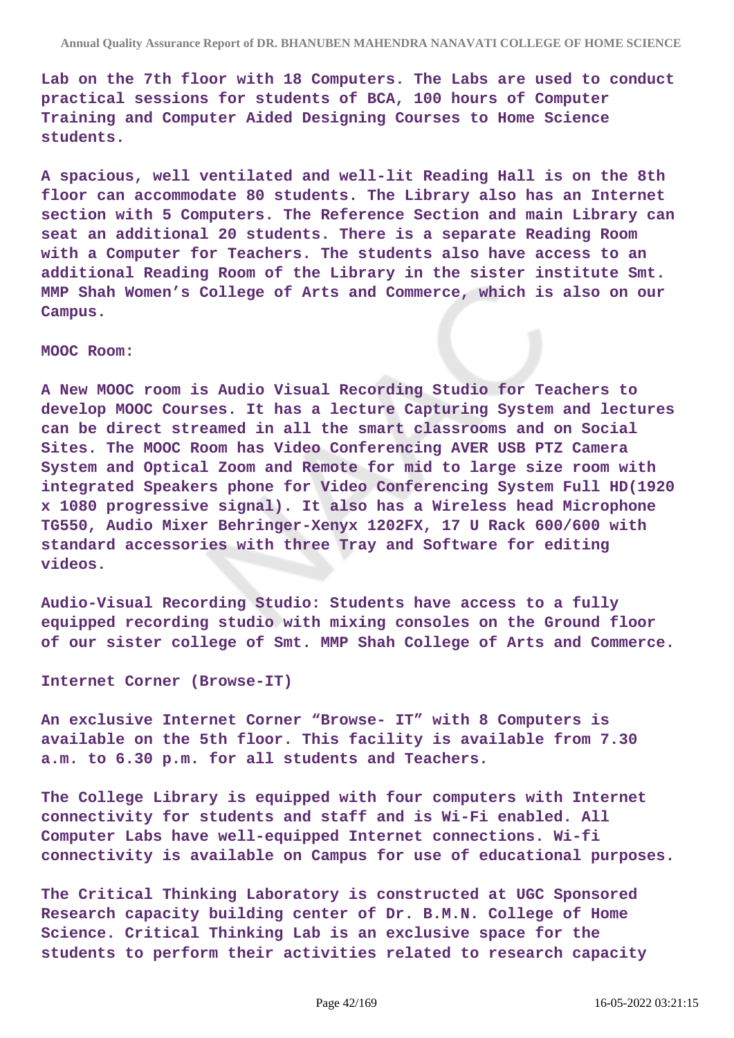Lab on the 7th floor with 18 Computers. The Labs are used to conduct practical sessions for students of BCA, 100 hours of Computer Training and Computer Aided Designing Courses to Home Science students.

A spacious, well ventilated and well-lit Reading Hall is on the 8th floor can accommodate 80 students. The Library also has an Internet section with 5 Computers. The Reference Section and main Library can seat an additional 20 students. There is a separate Reading Room with a Computer for Teachers. The students also have access to an additional Reading Room of the Library in the sister institute Smt. MMP Shah Women's College of Arts and Commerce, which is also on our Campus.

MOOC Room:

A New MOOC room is Audio Visual Recording Studio for Teachers to develop MOOC Courses. It has a lecture Capturing System and lectures can be direct streamed in all the smart classrooms and on Social Sites. The MOOC Room has Video Conferencing AVER USB PTZ Camera System and Optical Zoom and Remote for mid to large size room with integrated Speakers phone for Video Conferencing System Full HD(1920 x 1080 progressive signal). It also has a Wireless head Microphone TG550, Audio Mixer Behringer-Xenyx 1202FX, 17 U Rack 600/600 with standard accessories with three Tray and Software for editing videos.

Audio-Visual Recording Studio: Students have access to a fully equipped recording studio with mixing consoles on the Ground floor of our sister college of Smt. MMP Shah College of Arts and Commerce.

Internet Corner (Browse-IT)

An exclusive Internet Corner "Browse- IT" with 8 Computers is available on the 5th floor. This facility is available from 7.30 a.m. to 6.30 p.m. for all students and Teachers.

The College Library is equipped with four computers with Internet connectivity for students and staff and is Wi-Fi enabled. All Computer Labs have well-equipped Internet connections. Wi-fi connectivity is available on Campus for use of educational purposes.

The Critical Thinking Laboratory is constructed at UGC Sponsored Research capacity building center of Dr. B.M.N. College of Home Science. Critical Thinking Lab is an exclusive space for the students to perform their activities related to research capacity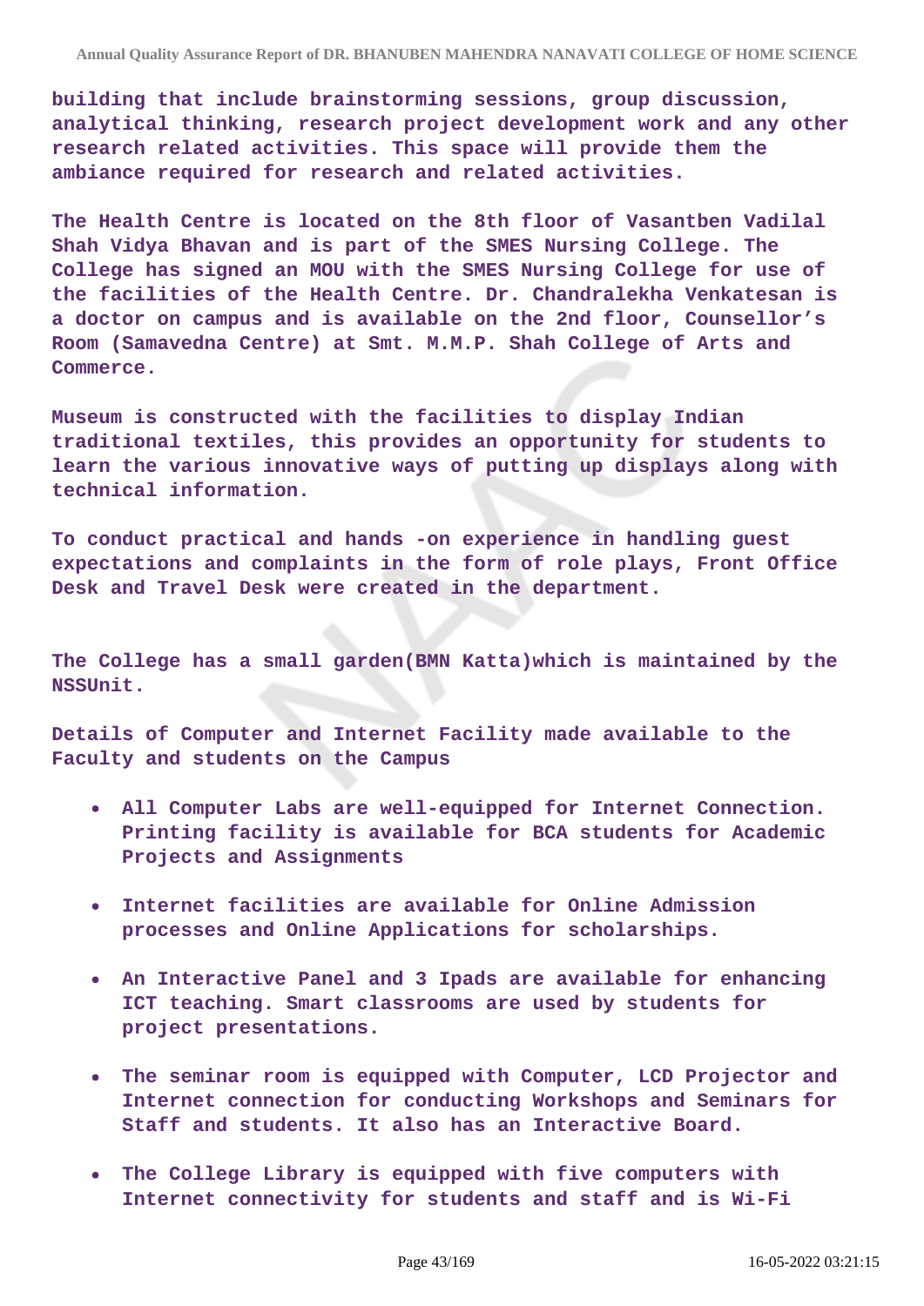building that include brainstorming sessions, group discussion, analytical thinking, research project development work and any other research related activities. This space will provide them the ambiance required for research and related activities.

The Health Centre is located on the 8th floor of Vasantben Vadilal Shah Vidya Bhavan and is part of the SMES Nursing College. The College has signed an MOU with the SMES Nursing College for use of the facilities of the Health Centre. Dr. Chandralekha Venkatesan is a doctor on campus and is available on the 2nd floor, Counsellor's Room (Samavedna Centre) at Smt. M.M.P. Shah College of Arts and Commerce.

Museum is constructed with the facilities to display Indian traditional textiles, this provides an opportunity for students to learn the various innovative ways of putting up displays along with technical information.

To conduct practical and hands -on experience in handling guest expectations and complaints in the form of role plays, Front Office Desk and Travel Desk were created in the department.

The College has a small garden(BMN Katta)which is maintained by the NSSUnit.

Details of Computer and Internet Facility made available to the Faculty and students on the Campus

- All Computer Labs are well-equipped for Internet Connection. Printing facility is available for BCA students for Academic Projects and Assignments
- Internet facilities are available for Online Admission processes and Online Applications for scholarships.
- An Interactive Panel and 3 Ipads are available for enhancing ICT teaching. Smart classrooms are used by students for project presentations.
- The seminar room is equipped with Computer, LCD Projector and Internet connection for conducting Workshops and Seminars for Staff and students. It also has an Interactive Board.
- The College Library is equipped with five computers with Internet connectivity for students and staff and is Wi-Fi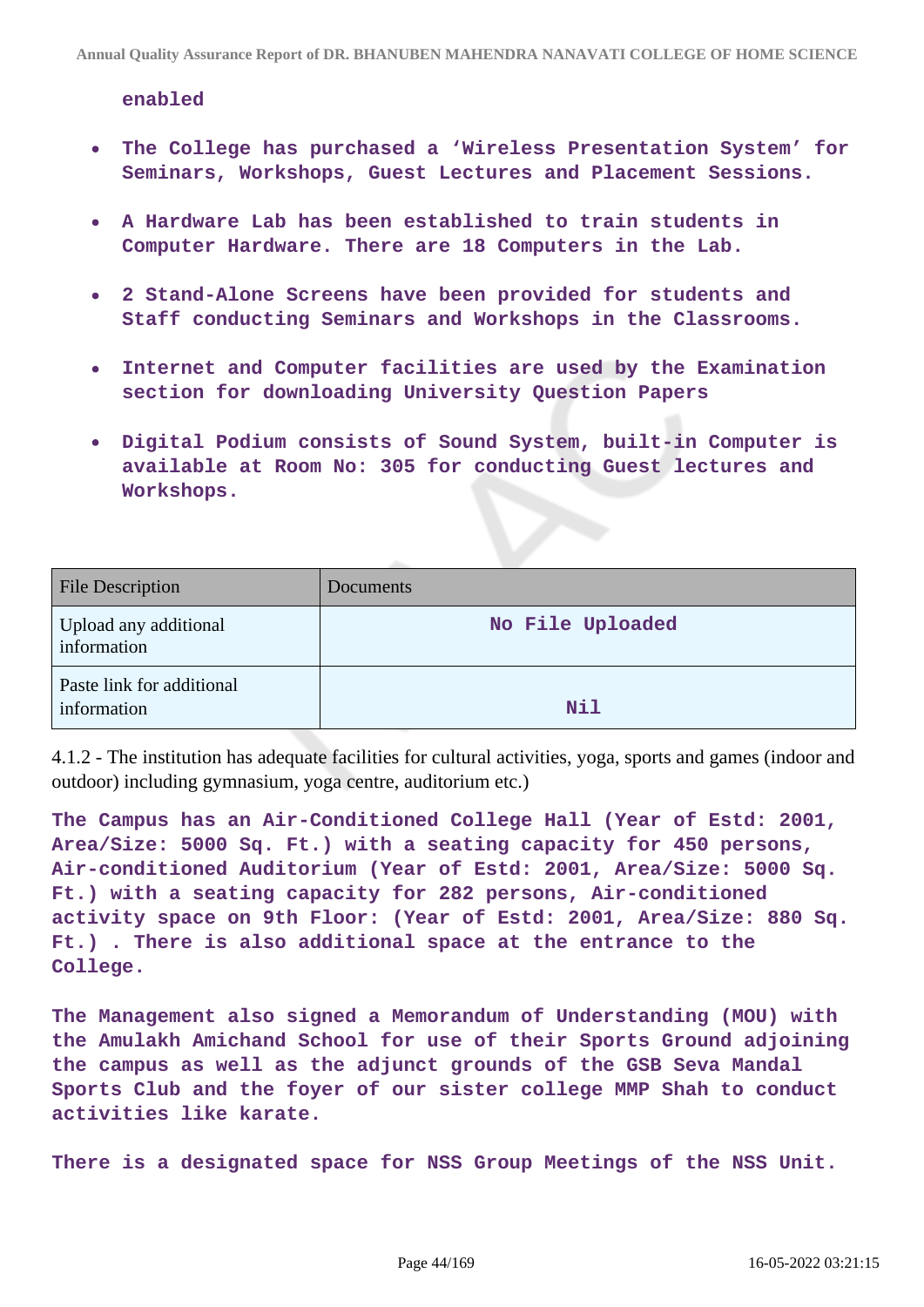enabled

- The College has purchased a 'Wireless Presentation System' for Seminars, Workshops, Guest Lectures and Placement Sessions.
- A Hardware Lab has been established to train students in Computer Hardware. There are 18 Computers in the Lab.
- 2 Stand-Alone Screens have been provided for students and Staff conducting Seminars and Workshops in the Classrooms.
- Internet and Computer facilities are used by the Examination section for downloading University Question Papers
- Digital Podium consists of Sound System, built-in Computer is available at Room No: 305 for conducting Guest lectures and Workshops.

| File Description | Documents |
|---|---|
| Upload any additional information | No File Uploaded |
| Paste link for additional information | Nil |

4.1.2 - The institution has adequate facilities for cultural activities, yoga, sports and games (indoor and outdoor) including gymnasium, yoga centre, auditorium etc.)

The Campus has an Air-Conditioned College Hall (Year of Estd: 2001, Area/Size: 5000 Sq. Ft.) with a seating capacity for 450 persons, Air-conditioned Auditorium (Year of Estd: 2001, Area/Size: 5000 Sq. Ft.) with a seating capacity for 282 persons, Air-conditioned activity space on 9th Floor: (Year of Estd: 2001, Area/Size: 880 Sq. Ft.) . There is also additional space at the entrance to the College.

The Management also signed a Memorandum of Understanding (MOU) with the Amulakh Amichand School for use of their Sports Ground adjoining the campus as well as the adjunct grounds of the GSB Seva Mandal Sports Club and the foyer of our sister college MMP Shah to conduct activities like karate.

There is a designated space for NSS Group Meetings of the NSS Unit.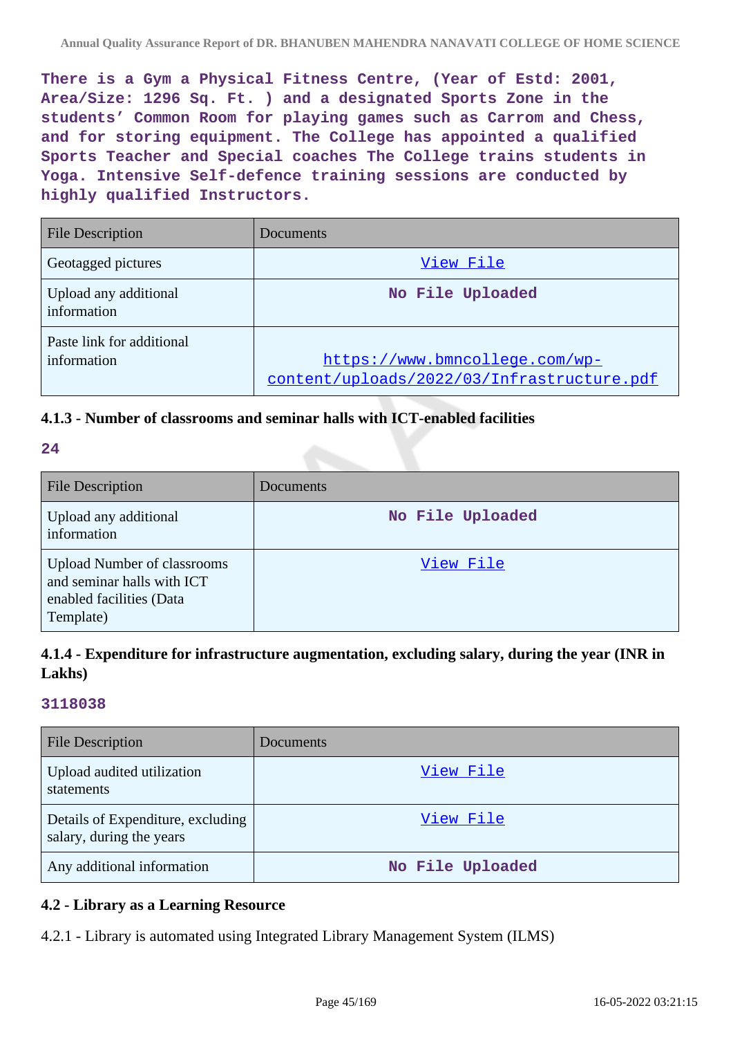**There is a Gym a Physical Fitness Centre, (Year of Estd: 2001, Area/Size: 1296 Sq. Ft. ) and a designated Sports Zone in the students' Common Room for playing games such as Carrom and Chess, and for storing equipment. The College has appointed a qualified Sports Teacher and Special coaches The College trains students in Yoga. Intensive Self-defence training sessions are conducted by highly qualified Instructors.**

| File Description | Documents |
|---|---|
| Geotagged pictures | View File |
| Upload any additional information | No File Uploaded |
| Paste link for additional information | https://www.bmncollege.com/wp-content/uploads/2022/03/Infrastructure.pdf |

### 4.1.3 - Number of classrooms and seminar halls with ICT-enabled facilities

**24**

| File Description | Documents |
|---|---|
| Upload any additional information | No File Uploaded |
| Upload Number of classrooms and seminar halls with ICT enabled facilities (Data Template) | View File |

### 4.1.4 - Expenditure for infrastructure augmentation, excluding salary, during the year (INR in Lakhs)

**3118038**

| File Description | Documents |
|---|---|
| Upload audited utilization statements | View File |
| Details of Expenditure, excluding salary, during the years | View File |
| Any additional information | No File Uploaded |

### 4.2 - Library as a Learning Resource

4.2.1 - Library is automated using Integrated Library Management System (ILMS)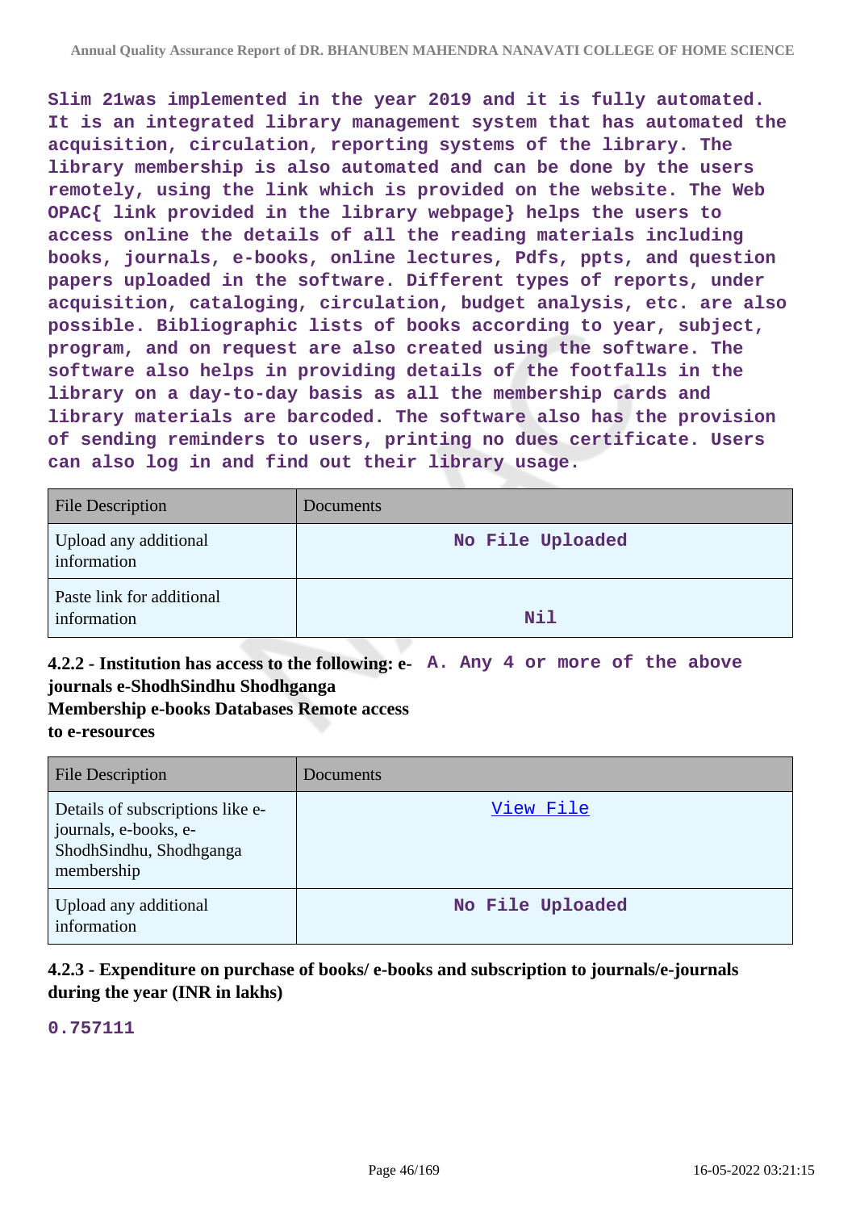Slim 21was implemented in the year 2019 and it is fully automated. It is an integrated library management system that has automated the acquisition, circulation, reporting systems of the library. The library membership is also automated and can be done by the users remotely, using the link which is provided on the website. The Web OPAC{ link provided in the library webpage} helps the users to access online the details of all the reading materials including books, journals, e-books, online lectures, Pdfs, ppts, and question papers uploaded in the software. Different types of reports, under acquisition, cataloging, circulation, budget analysis, etc. are also possible. Bibliographic lists of books according to year, subject, program, and on request are also created using the software. The software also helps in providing details of the footfalls in the library on a day-to-day basis as all the membership cards and library materials are barcoded. The software also has the provision of sending reminders to users, printing no dues certificate. Users can also log in and find out their library usage.

| File Description | Documents |
|---|---|
| Upload any additional information | No File Uploaded |
| Paste link for additional information | Nil |

**4.2.2 - Institution has access to the following: e-journals e-ShodhSindhu Shodhganga Membership e-books Databases Remote access to e-resources**

A. Any 4 or more of the above

| File Description | Documents |
|---|---|
| Details of subscriptions like e-journals, e-books, e-ShodhSindhu, Shodhganga membership | View File |
| Upload any additional information | No File Uploaded |

**4.2.3 - Expenditure on purchase of books/ e-books and subscription to journals/e-journals during the year (INR in lakhs)**

0.757111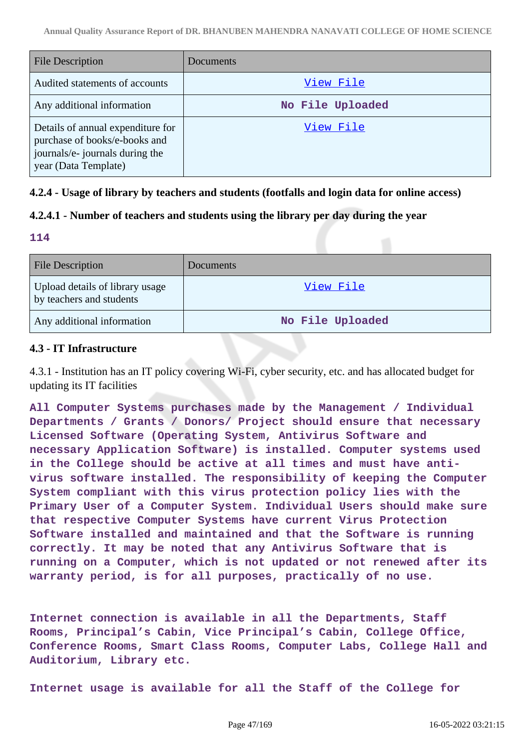| File Description | Documents |
| --- | --- |
| Audited statements of accounts | View File |
| Any additional information | No File Uploaded |
| Details of annual expenditure for purchase of books/e-books and journals/e- journals during the year (Data Template) | View File |

### 4.2.4 - Usage of library by teachers and students (footfalls and login data for online access)

### 4.2.4.1 - Number of teachers and students using the library per day during the year

**114**

| File Description | Documents |
| --- | --- |
| Upload details of library usage by teachers and students | View File |
| Any additional information | No File Uploaded |

### 4.3 - IT Infrastructure

4.3.1 - Institution has an IT policy covering Wi-Fi, cyber security, etc. and has allocated budget for updating its IT facilities

**All Computer Systems purchases made by the Management / Individual Departments / Grants / Donors/ Project should ensure that necessary Licensed Software (Operating System, Antivirus Software and necessary Application Software) is installed. Computer systems used in the College should be active at all times and must have anti-virus software installed. The responsibility of keeping the Computer System compliant with this virus protection policy lies with the Primary User of a Computer System. Individual Users should make sure that respective Computer Systems have current Virus Protection Software installed and maintained and that the Software is running correctly. It may be noted that any Antivirus Software that is running on a Computer, which is not updated or not renewed after its warranty period, is for all purposes, practically of no use.**

**Internet connection is available in all the Departments, Staff Rooms, Principal's Cabin, Vice Principal's Cabin, College Office, Conference Rooms, Smart Class Rooms, Computer Labs, College Hall and Auditorium, Library etc.**

**Internet usage is available for all the Staff of the College for**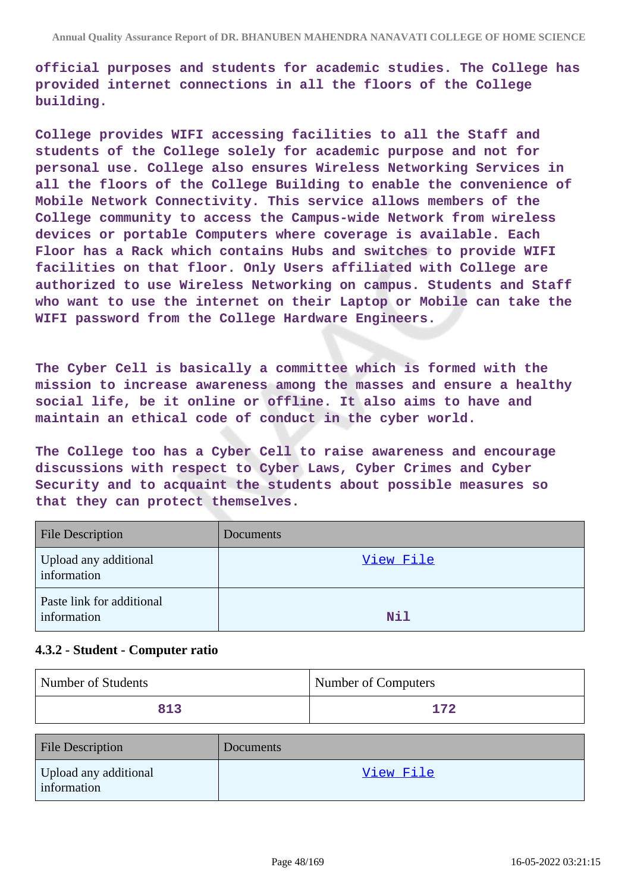**official purposes and students for academic studies. The College has provided internet connections in all the floors of the College building.**

**College provides WIFI accessing facilities to all the Staff and students of the College solely for academic purpose and not for personal use. College also ensures Wireless Networking Services in all the floors of the College Building to enable the convenience of Mobile Network Connectivity. This service allows members of the College community to access the Campus-wide Network from wireless devices or portable Computers where coverage is available. Each Floor has a Rack which contains Hubs and switches to provide WIFI facilities on that floor. Only Users affiliated with College are authorized to use Wireless Networking on campus. Students and Staff who want to use the internet on their Laptop or Mobile can take the WIFI password from the College Hardware Engineers.**

**The Cyber Cell is basically a committee which is formed with the mission to increase awareness among the masses and ensure a healthy social life, be it online or offline. It also aims to have and maintain an ethical code of conduct in the cyber world.**

**The College too has a Cyber Cell to raise awareness and encourage discussions with respect to Cyber Laws, Cyber Crimes and Cyber Security and to acquaint the students about possible measures so that they can protect themselves.**

| File Description | Documents |
|---|---|
| Upload any additional information | View File |
| Paste link for additional information | Nil |

#### 4.3.2 - Student - Computer ratio

| Number of Students | Number of Computers |
|---|---|
| 813 | 172 |

| File Description | Documents |
|---|---|
| Upload any additional information | View File |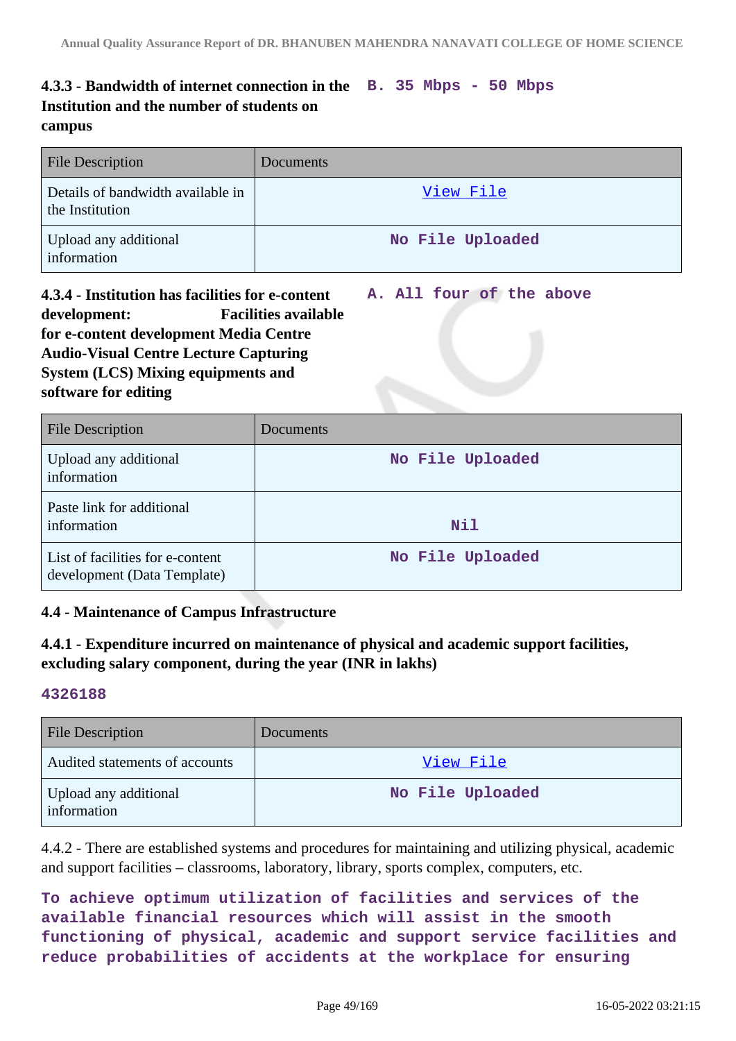**4.3.3 - Bandwidth of internet connection in the Institution and the number of students on campus**

**B. 35 Mbps - 50 Mbps**

| File Description | Documents |
| --- | --- |
| Details of bandwidth available in the Institution | View File |
| Upload any additional information | No File Uploaded |

**4.3.4 - Institution has facilities for e-content development: Facilities available for e-content development Media Centre Audio-Visual Centre Lecture Capturing System (LCS) Mixing equipments and software for editing**

**A. All four of the above**

| File Description | Documents |
| --- | --- |
| Upload any additional information | No File Uploaded |
| Paste link for additional information | Nil |
| List of facilities for e-content development (Data Template) | No File Uploaded |

**4.4 - Maintenance of Campus Infrastructure**

**4.4.1 - Expenditure incurred on maintenance of physical and academic support facilities, excluding salary component, during the year (INR in lakhs)**

**4326188**

| File Description | Documents |
| --- | --- |
| Audited statements of accounts | View File |
| Upload any additional information | No File Uploaded |

4.4.2 - There are established systems and procedures for maintaining and utilizing physical, academic and support facilities – classrooms, laboratory, library, sports complex, computers, etc.

**To achieve optimum utilization of facilities and services of the available financial resources which will assist in the smooth functioning of physical, academic and support service facilities and reduce probabilities of accidents at the workplace for ensuring**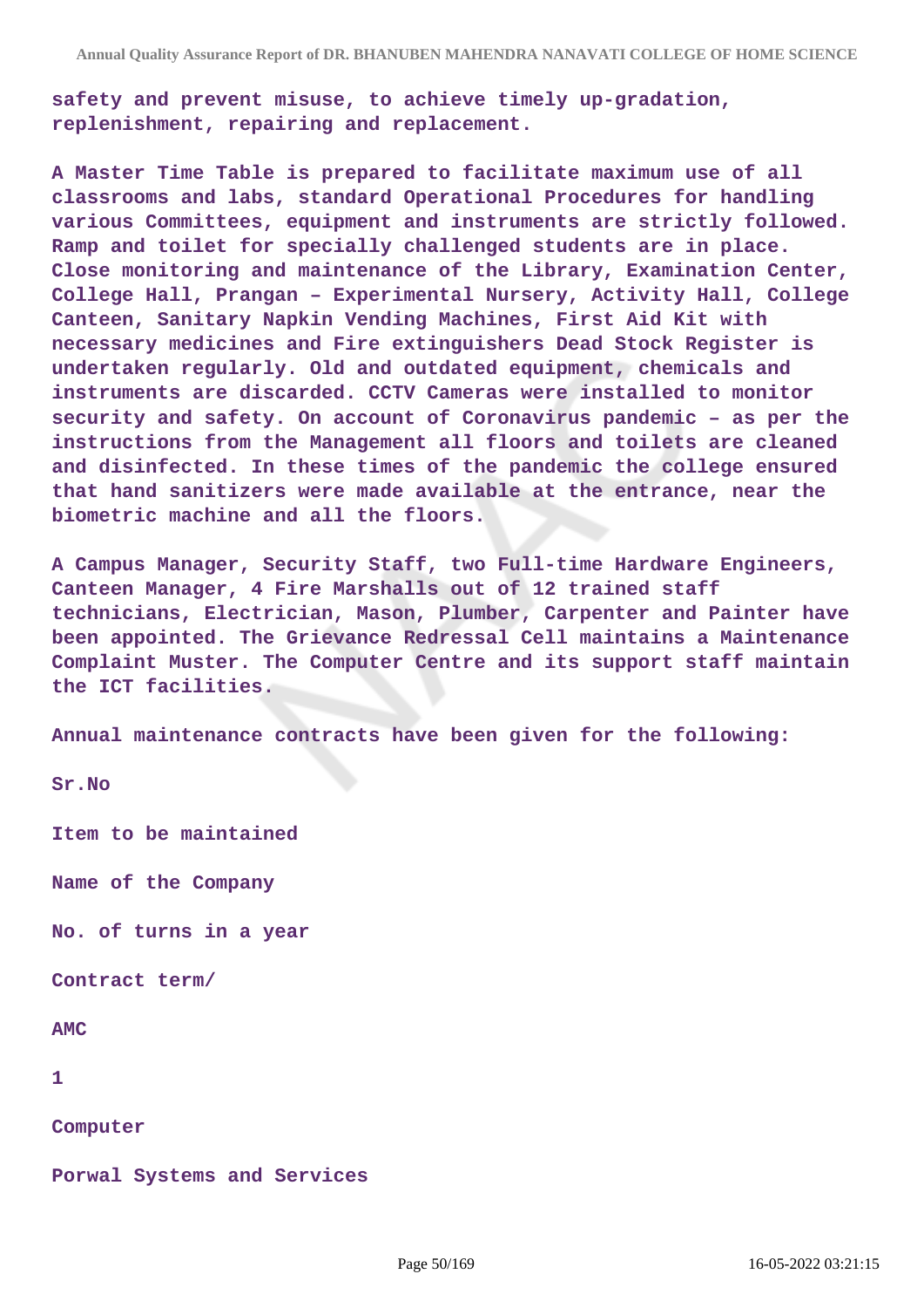**safety and prevent misuse, to achieve timely up-gradation, replenishment, repairing and replacement.**

**A Master Time Table is prepared to facilitate maximum use of all classrooms and labs, standard Operational Procedures for handling various Committees, equipment and instruments are strictly followed. Ramp and toilet for specially challenged students are in place. Close monitoring and maintenance of the Library, Examination Center, College Hall, Prangan – Experimental Nursery, Activity Hall, College Canteen, Sanitary Napkin Vending Machines, First Aid Kit with necessary medicines and Fire extinguishers Dead Stock Register is undertaken regularly. Old and outdated equipment, chemicals and instruments are discarded. CCTV Cameras were installed to monitor security and safety. On account of Coronavirus pandemic – as per the instructions from the Management all floors and toilets are cleaned and disinfected. In these times of the pandemic the college ensured that hand sanitizers were made available at the entrance, near the biometric machine and all the floors.**

**A Campus Manager, Security Staff, two Full-time Hardware Engineers, Canteen Manager, 4 Fire Marshalls out of 12 trained staff technicians, Electrician, Mason, Plumber, Carpenter and Painter have been appointed. The Grievance Redressal Cell maintains a Maintenance Complaint Muster. The Computer Centre and its support staff maintain the ICT facilities.**

**Annual maintenance contracts have been given for the following:**

| Sr.No | Item to be maintained | Name of the Company | No. of turns in a year | Contract term/ AMC |
|---|---|---|---|---|
| 1 | Computer | Porwal Systems and Services | | |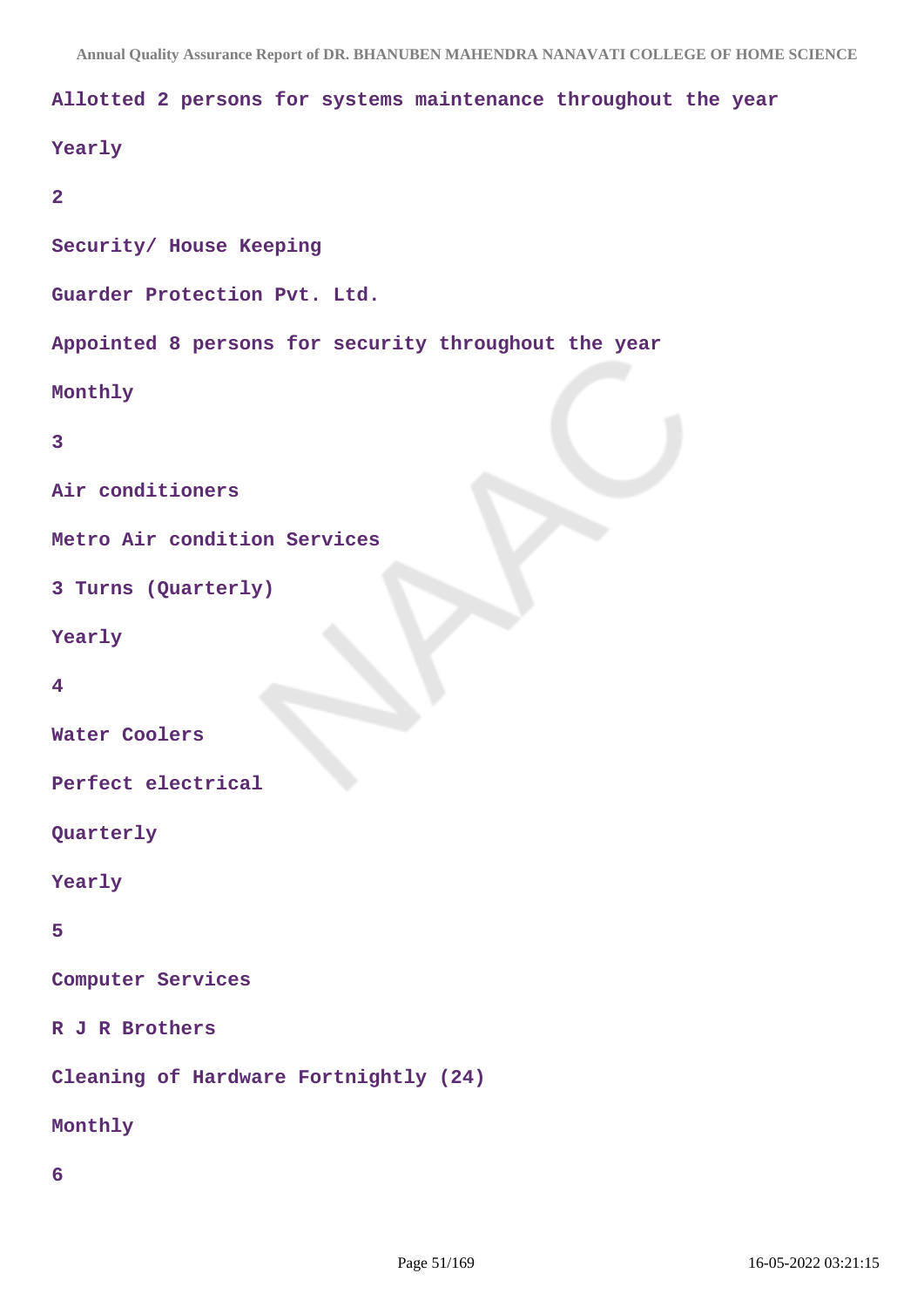Allotted 2 persons for systems maintenance throughout the year

Yearly

2

Security/ House Keeping

Guarder Protection Pvt. Ltd.

Appointed 8 persons for security throughout the year

Monthly

3

Air conditioners

Metro Air condition Services

3 Turns (Quarterly)

Yearly

4

Water Coolers

Perfect electrical

Quarterly

Yearly

5

Computer Services

R J R Brothers

Cleaning of Hardware Fortnightly (24)

Monthly

6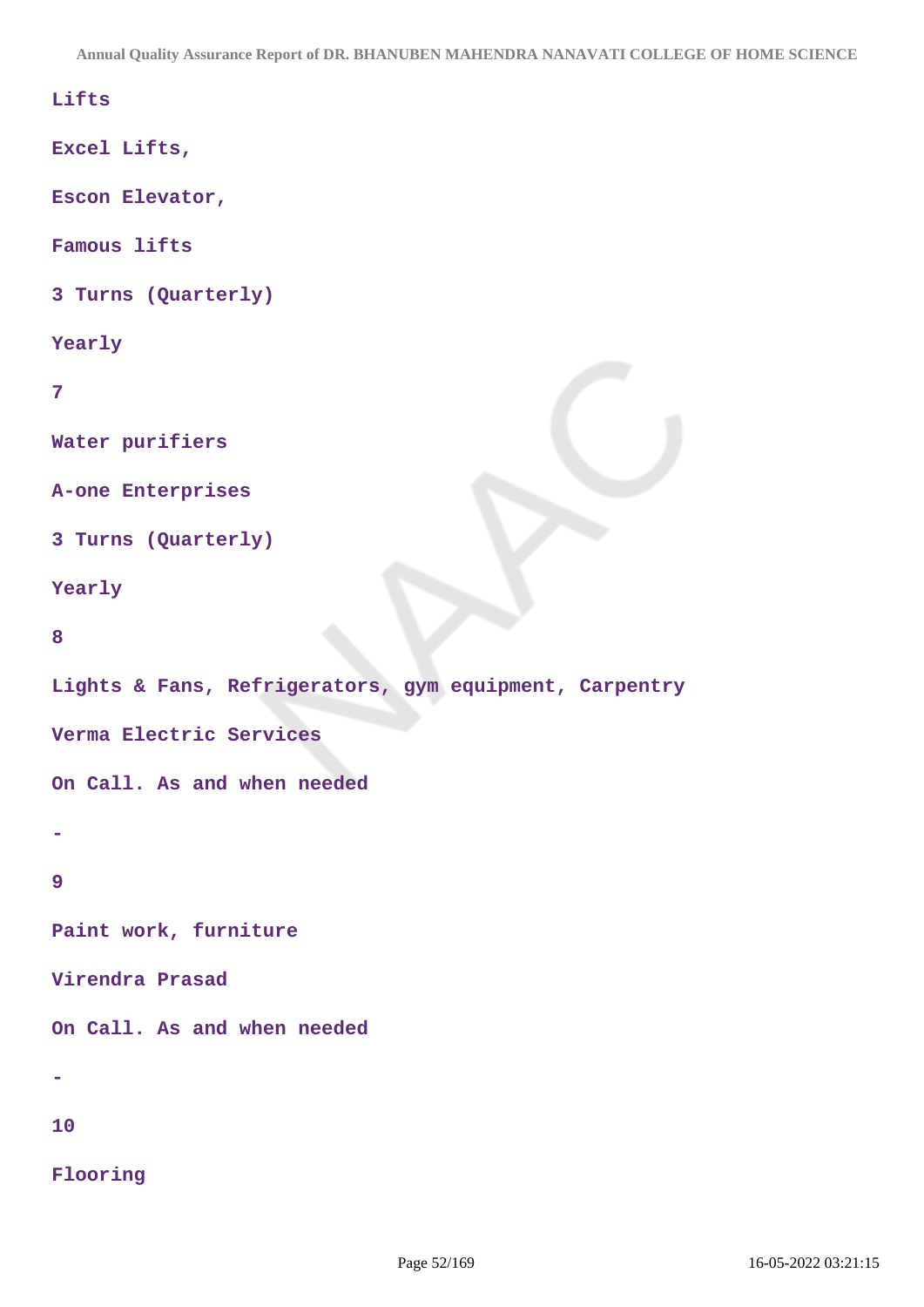Lifts

Excel Lifts,

Escon Elevator,

Famous lifts

3 Turns (Quarterly)

Yearly

7

Water purifiers

A-one Enterprises

3 Turns (Quarterly)

Yearly

8

Lights & Fans, Refrigerators, gym equipment, Carpentry

Verma Electric Services

On Call. As and when needed

-

9

Paint work, furniture

Virendra Prasad

On Call. As and when needed

-

10

Flooring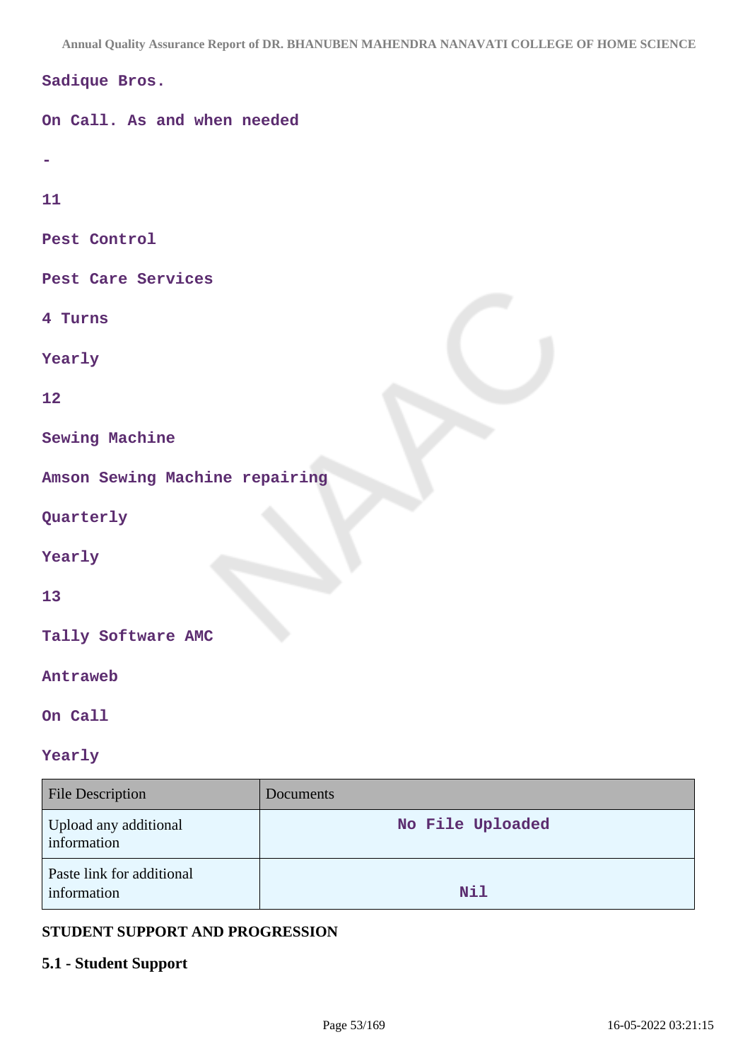Sadique Bros.

On Call. As and when needed

-

11

Pest Control

Pest Care Services

4 Turns

Yearly

12

Sewing Machine

Amson Sewing Machine repairing

Quarterly

Yearly

13

Tally Software AMC

Antraweb

On Call

Yearly

| File Description | Documents |
|---|---|
| Upload any additional information | No File Uploaded |
| Paste link for additional information | Nil |

## STUDENT SUPPORT AND PROGRESSION

### 5.1 - Student Support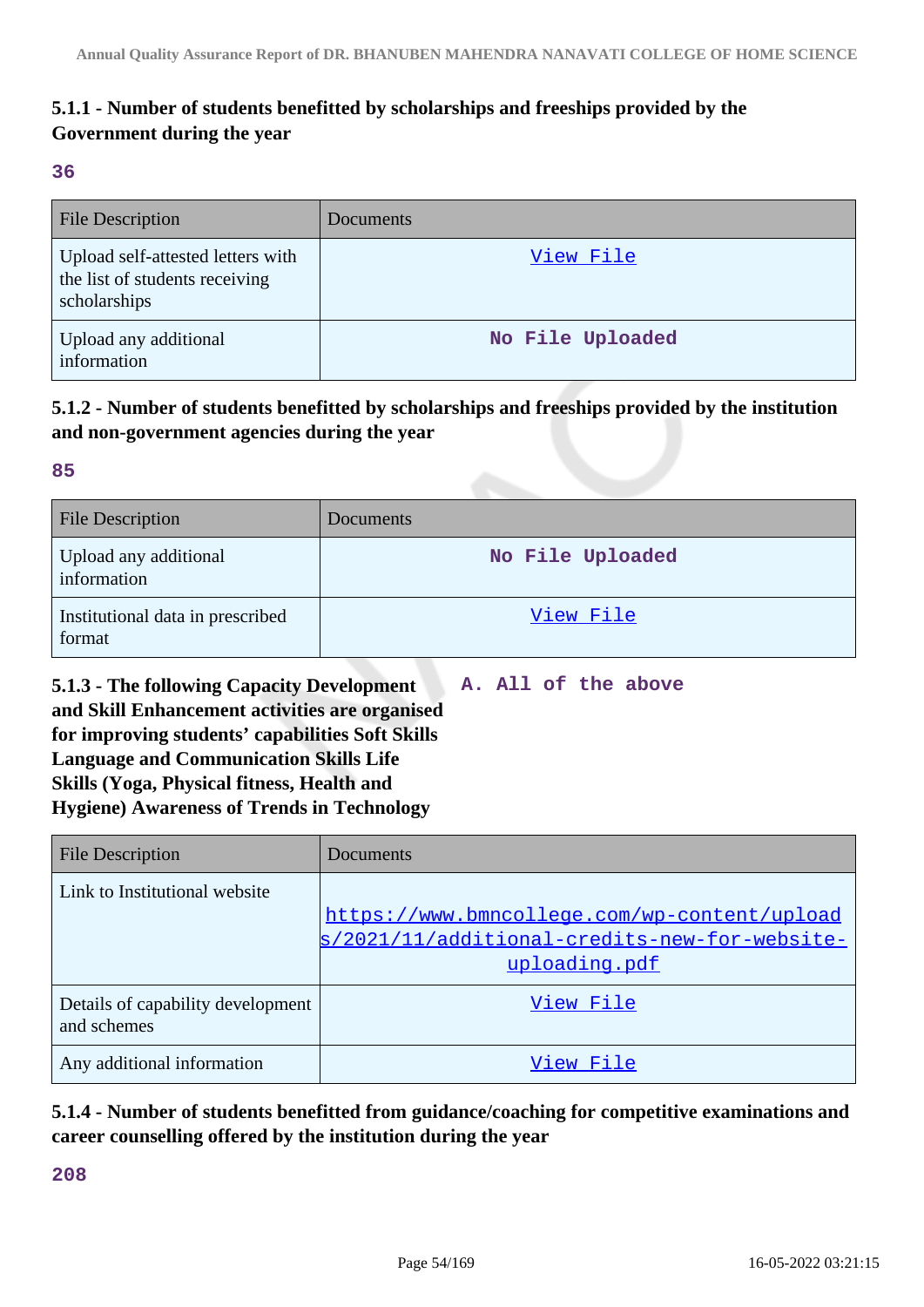### 5.1.1 - Number of students benefitted by scholarships and freeships provided by the Government during the year

**36**

| File Description | Documents |
| --- | --- |
| Upload self-attested letters with the list of students receiving scholarships | View File |
| Upload any additional information | No File Uploaded |

### 5.1.2 - Number of students benefitted by scholarships and freeships provided by the institution and non-government agencies during the year

**85**

| File Description | Documents |
| --- | --- |
| Upload any additional information | No File Uploaded |
| Institutional data in prescribed format | View File |

### 5.1.3 - The following Capacity Development and Skill Enhancement activities are organised for improving students' capabilities Soft Skills Language and Communication Skills Life Skills (Yoga, Physical fitness, Health and Hygiene) Awareness of Trends in Technology

**A. All of the above**

| File Description | Documents |
| --- | --- |
| Link to Institutional website | https://www.bmncollege.com/wp-content/uploads/2021/11/additional-credits-new-for-website-uploading.pdf |
| Details of capability development and schemes | View File |
| Any additional information | View File |

### 5.1.4 - Number of students benefitted from guidance/coaching for competitive examinations and career counselling offered by the institution during the year

**208**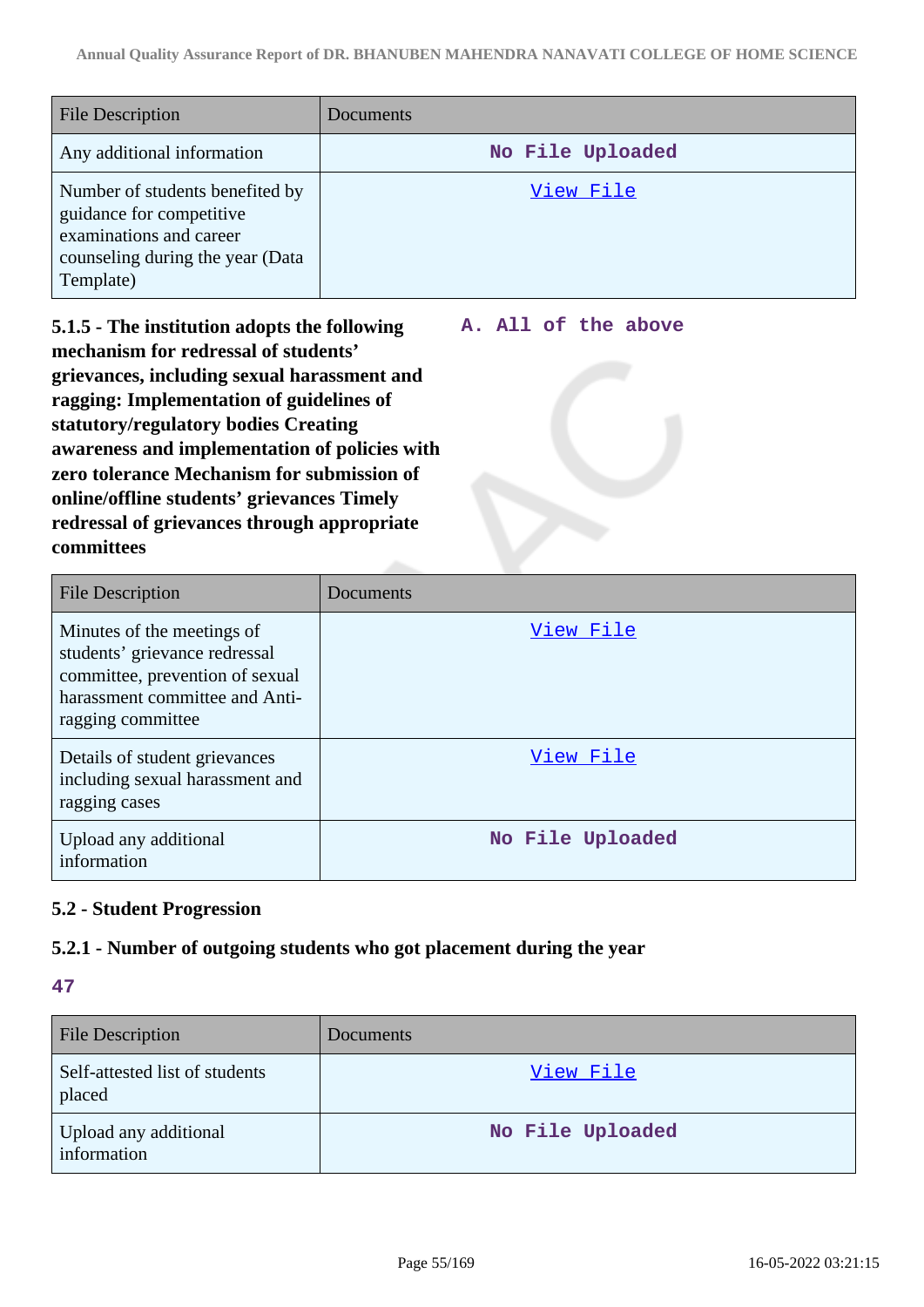| File Description | Documents |
|---|---|
| Any additional information | No File Uploaded |
| Number of students benefited by guidance for competitive examinations and career counseling during the year (Data Template) | View File |

**5.1.5 - The institution adopts the following mechanism for redressal of students' grievances, including sexual harassment and ragging: Implementation of guidelines of statutory/regulatory bodies Creating awareness and implementation of policies with zero tolerance Mechanism for submission of online/offline students' grievances Timely redressal of grievances through appropriate committees**

**A. All of the above**

| File Description | Documents |
|---|---|
| Minutes of the meetings of students' grievance redressal committee, prevention of sexual harassment committee and Anti-ragging committee | View File |
| Details of student grievances including sexual harassment and ragging cases | View File |
| Upload any additional information | No File Uploaded |

### 5.2 - Student Progression

#### 5.2.1 - Number of outgoing students who got placement during the year

**47**

| File Description | Documents |
|---|---|
| Self-attested list of students placed | View File |
| Upload any additional information | No File Uploaded |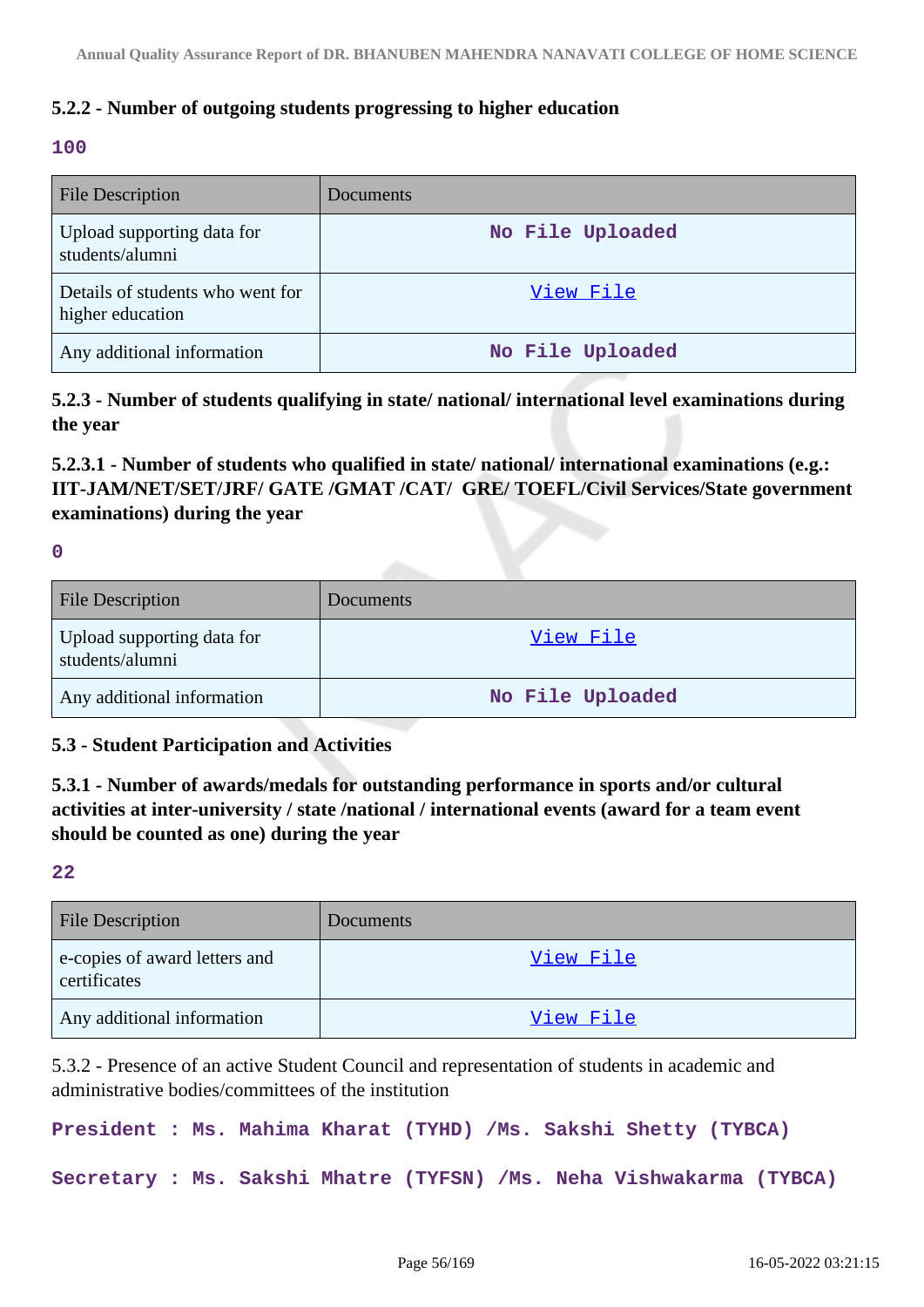### 5.2.2 - Number of outgoing students progressing to higher education

**100**

| File Description | Documents |
|---|---|
| Upload supporting data for students/alumni | **No File Uploaded** |
| Details of students who went for higher education | View File |
| Any additional information | **No File Uploaded** |

### 5.2.3 - Number of students qualifying in state/ national/ international level examinations during the year

### 5.2.3.1 - Number of students who qualified in state/ national/ international examinations (e.g.: IIT-JAM/NET/SET/JRF/ GATE /GMAT /CAT/ GRE/ TOEFL/Civil Services/State government examinations) during the year

**0**

| File Description | Documents |
|---|---|
| Upload supporting data for students/alumni | View File |
| Any additional information | **No File Uploaded** |

### 5.3 - Student Participation and Activities

### 5.3.1 - Number of awards/medals for outstanding performance in sports and/or cultural activities at inter-university / state /national / international events (award for a team event should be counted as one) during the year

**22**

| File Description | Documents |
|---|---|
| e-copies of award letters and certificates | View File |
| Any additional information | View File |

5.3.2 - Presence of an active Student Council and representation of students in academic and administrative bodies/committees of the institution

**President : Ms. Mahima Kharat (TYHD) /Ms. Sakshi Shetty (TYBCA)**

**Secretary : Ms. Sakshi Mhatre (TYFSN) /Ms. Neha Vishwakarma (TYBCA)**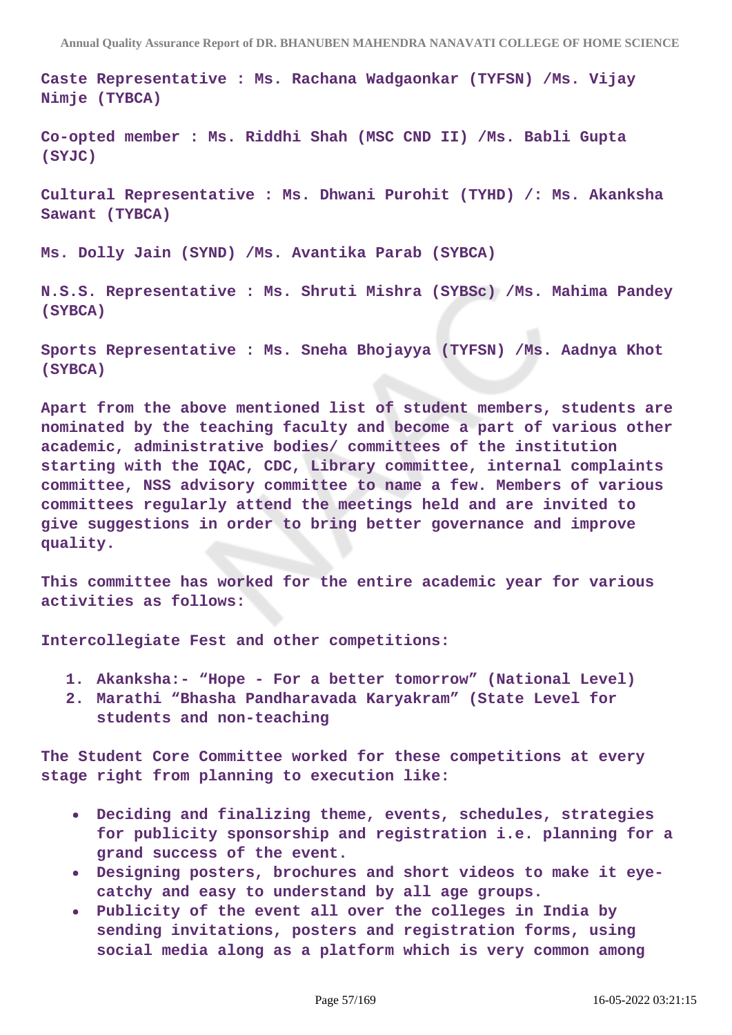Caste Representative : Ms. Rachana Wadgaonkar (TYFSN) /Ms. Vijay Nimje (TYBCA)

Co-opted member : Ms. Riddhi Shah (MSC CND II) /Ms. Babli Gupta (SYJC)

Cultural Representative : Ms. Dhwani Purohit (TYHD) /: Ms. Akanksha Sawant (TYBCA)

Ms. Dolly Jain (SYND) /Ms. Avantika Parab (SYBCA)

N.S.S. Representative : Ms. Shruti Mishra (SYBSc) /Ms. Mahima Pandey (SYBCA)

Sports Representative : Ms. Sneha Bhojayya (TYFSN) /Ms. Aadnya Khot (SYBCA)

Apart from the above mentioned list of student members, students are nominated by the teaching faculty and become a part of various other academic, administrative bodies/ committees of the institution starting with the IQAC, CDC, Library committee, internal complaints committee, NSS advisory committee to name a few. Members of various committees regularly attend the meetings held and are invited to give suggestions in order to bring better governance and improve quality.

This committee has worked for the entire academic year for various activities as follows:

Intercollegiate Fest and other competitions:

1. Akanksha:- "Hope - For a better tomorrow" (National Level)
2. Marathi "Bhasha Pandharavada Karyakram" (State Level for students and non-teaching

The Student Core Committee worked for these competitions at every stage right from planning to execution like:

- Deciding and finalizing theme, events, schedules, strategies for publicity sponsorship and registration i.e. planning for a grand success of the event.
- Designing posters, brochures and short videos to make it eye-catchy and easy to understand by all age groups.
- Publicity of the event all over the colleges in India by sending invitations, posters and registration forms, using social media along as a platform which is very common among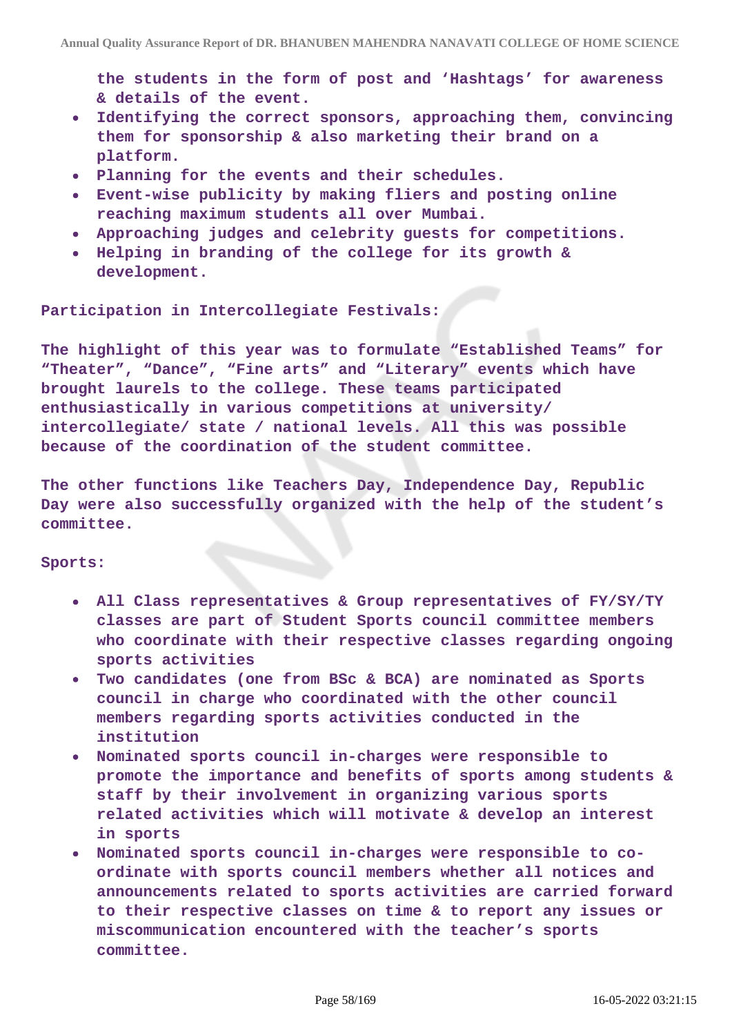the students in the form of post and 'Hashtags' for awareness & details of the event.

- Identifying the correct sponsors, approaching them, convincing them for sponsorship & also marketing their brand on a platform.
- Planning for the events and their schedules.
- Event-wise publicity by making fliers and posting online reaching maximum students all over Mumbai.
- Approaching judges and celebrity guests for competitions.
- Helping in branding of the college for its growth & development.

**Participation in Intercollegiate Festivals:**

The highlight of this year was to formulate "Established Teams" for "Theater", "Dance", "Fine arts" and "Literary" events which have brought laurels to the college. These teams participated enthusiastically in various competitions at university/ intercollegiate/ state / national levels. All this was possible because of the coordination of the student committee.

The other functions like Teachers Day, Independence Day, Republic Day were also successfully organized with the help of the student's committee.

**Sports:**

- All Class representatives & Group representatives of FY/SY/TY classes are part of Student Sports council committee members who coordinate with their respective classes regarding ongoing sports activities
- Two candidates (one from BSc & BCA) are nominated as Sports council in charge who coordinated with the other council members regarding sports activities conducted in the institution
- Nominated sports council in-charges were responsible to promote the importance and benefits of sports among students & staff by their involvement in organizing various sports related activities which will motivate & develop an interest in sports
- Nominated sports council in-charges were responsible to co-ordinate with sports council members whether all notices and announcements related to sports activities are carried forward to their respective classes on time & to report any issues or miscommunication encountered with the teacher's sports committee.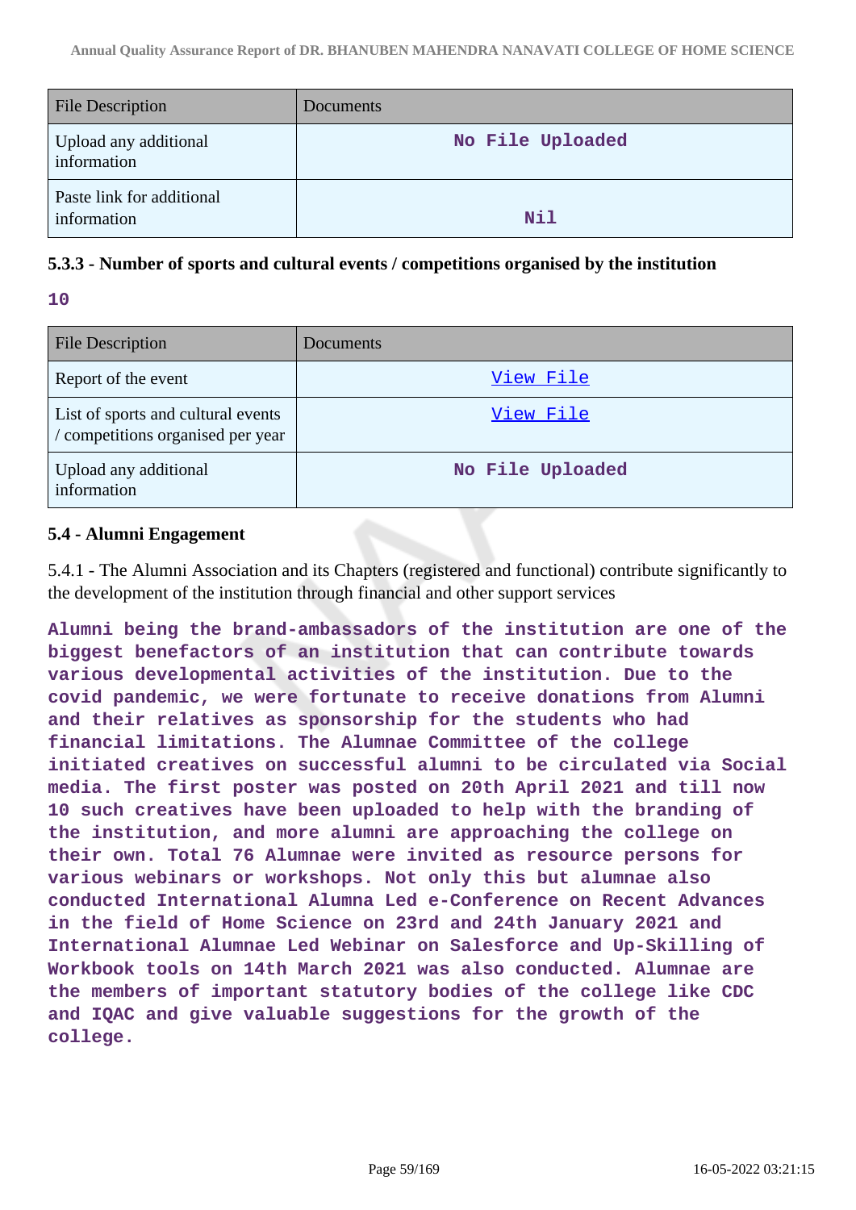| File Description | Documents |
| --- | --- |
| Upload any additional information | No File Uploaded |
| Paste link for additional information | Nil |

### 5.3.3 - Number of sports and cultural events / competitions organised by the institution

**10**

| File Description | Documents |
| --- | --- |
| Report of the event | View File |
| List of sports and cultural events / competitions organised per year | View File |
| Upload any additional information | No File Uploaded |

### 5.4 - Alumni Engagement

5.4.1 - The Alumni Association and its Chapters (registered and functional) contribute significantly to the development of the institution through financial and other support services

**Alumni being the brand-ambassadors of the institution are one of the biggest benefactors of an institution that can contribute towards various developmental activities of the institution. Due to the covid pandemic, we were fortunate to receive donations from Alumni and their relatives as sponsorship for the students who had financial limitations. The Alumnae Committee of the college initiated creatives on successful alumni to be circulated via Social media. The first poster was posted on 20th April 2021 and till now 10 such creatives have been uploaded to help with the branding of the institution, and more alumni are approaching the college on their own. Total 76 Alumnae were invited as resource persons for various webinars or workshops. Not only this but alumnae also conducted International Alumna Led e-Conference on Recent Advances in the field of Home Science on 23rd and 24th January 2021 and International Alumnae Led Webinar on Salesforce and Up-Skilling of Workbook tools on 14th March 2021 was also conducted. Alumnae are the members of important statutory bodies of the college like CDC and IQAC and give valuable suggestions for the growth of the college.**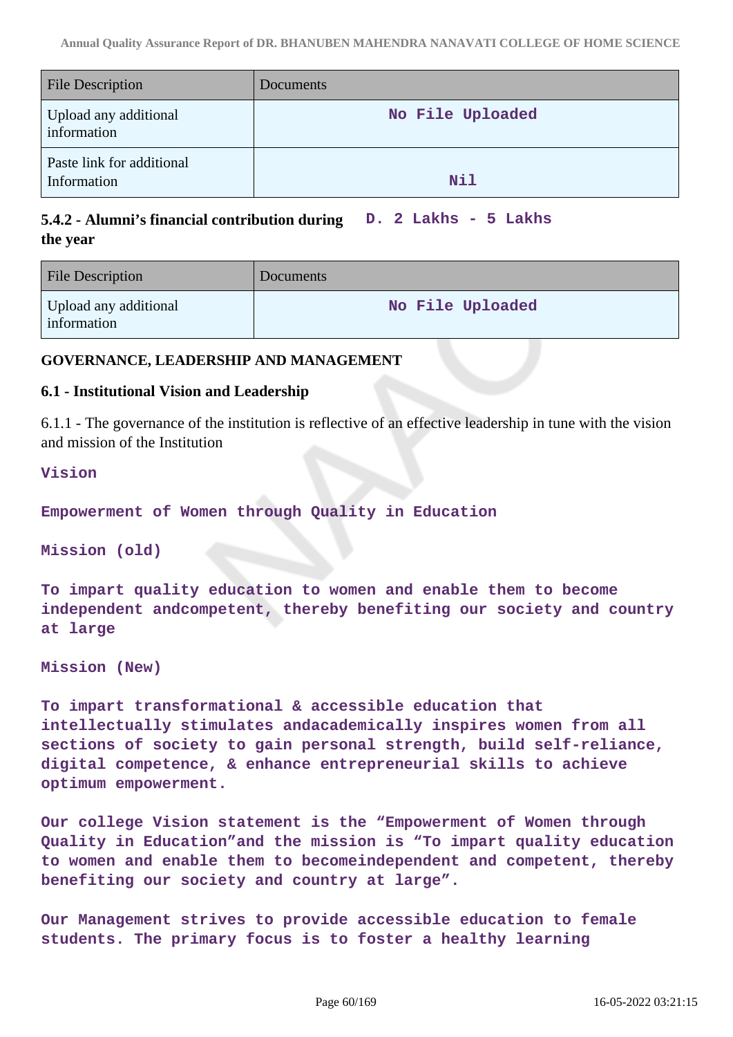| File Description | Documents |
|---|---|
| Upload any additional information | No File Uploaded |
| Paste link for additional Information | Nil |

**5.4.2 - Alumni's financial contribution during the year** D. 2 Lakhs - 5 Lakhs

| File Description | Documents |
|---|---|
| Upload any additional information | No File Uploaded |

**GOVERNANCE, LEADERSHIP AND MANAGEMENT**

**6.1 - Institutional Vision and Leadership**

6.1.1 - The governance of the institution is reflective of an effective leadership in tune with the vision and mission of the Institution

Vision

Empowerment of Women through Quality in Education

Mission (old)

To impart quality education to women and enable them to become independent andcompetent, thereby benefiting our society and country at large

Mission (New)

To impart transformational & accessible education that intellectually stimulates andacademically inspires women from all sections of society to gain personal strength, build self-reliance, digital competence, & enhance entrepreneurial skills to achieve optimum empowerment.

Our college Vision statement is the "Empowerment of Women through Quality in Education"and the mission is "To impart quality education to women and enable them to becomeindependent and competent, thereby benefiting our society and country at large".

Our Management strives to provide accessible education to female students. The primary focus is to foster a healthy learning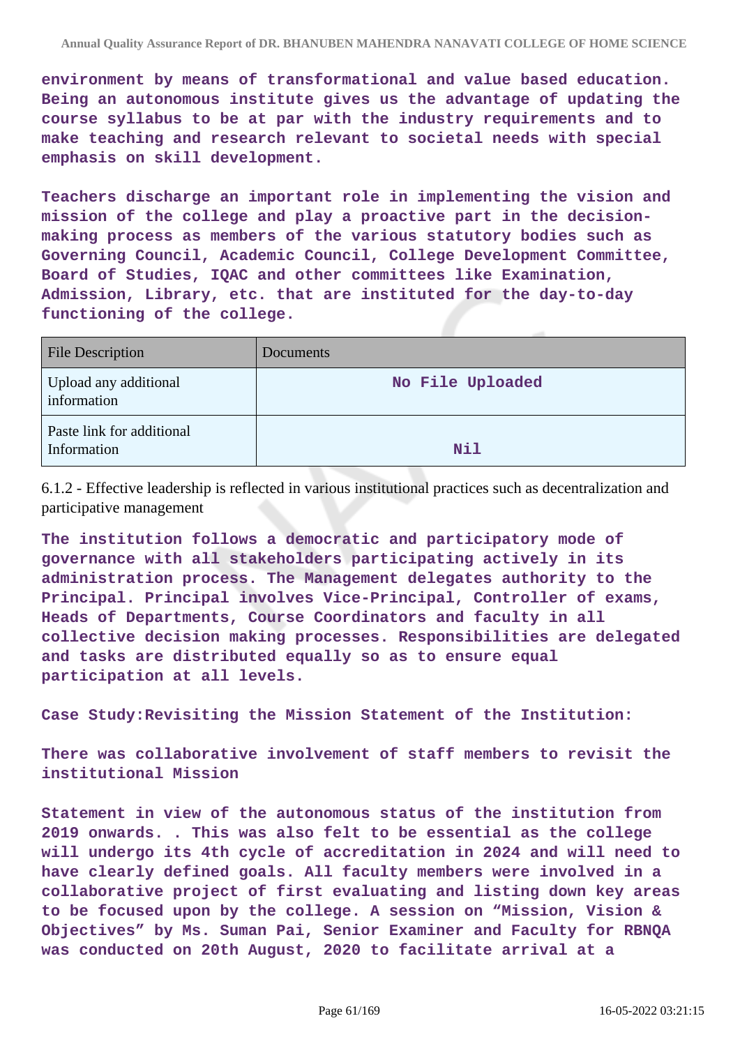environment by means of transformational and value based education. Being an autonomous institute gives us the advantage of updating the course syllabus to be at par with the industry requirements and to make teaching and research relevant to societal needs with special emphasis on skill development.

Teachers discharge an important role in implementing the vision and mission of the college and play a proactive part in the decision-making process as members of the various statutory bodies such as Governing Council, Academic Council, College Development Committee, Board of Studies, IQAC and other committees like Examination, Admission, Library, etc. that are instituted for the day-to-day functioning of the college.

| File Description | Documents |
|---|---|
| Upload any additional information | No File Uploaded |
| Paste link for additional Information | Nil |

6.1.2 - Effective leadership is reflected in various institutional practices such as decentralization and participative management

The institution follows a democratic and participatory mode of governance with all stakeholders participating actively in its administration process. The Management delegates authority to the Principal. Principal involves Vice-Principal, Controller of exams, Heads of Departments, Course Coordinators and faculty in all collective decision making processes. Responsibilities are delegated and tasks are distributed equally so as to ensure equal participation at all levels.

Case Study:Revisiting the Mission Statement of the Institution:

There was collaborative involvement of staff members to revisit the institutional Mission

Statement in view of the autonomous status of the institution from 2019 onwards. . This was also felt to be essential as the college will undergo its 4th cycle of accreditation in 2024 and will need to have clearly defined goals. All faculty members were involved in a collaborative project of first evaluating and listing down key areas to be focused upon by the college. A session on "Mission, Vision & Objectives" by Ms. Suman Pai, Senior Examiner and Faculty for RBNQA was conducted on 20th August, 2020 to facilitate arrival at a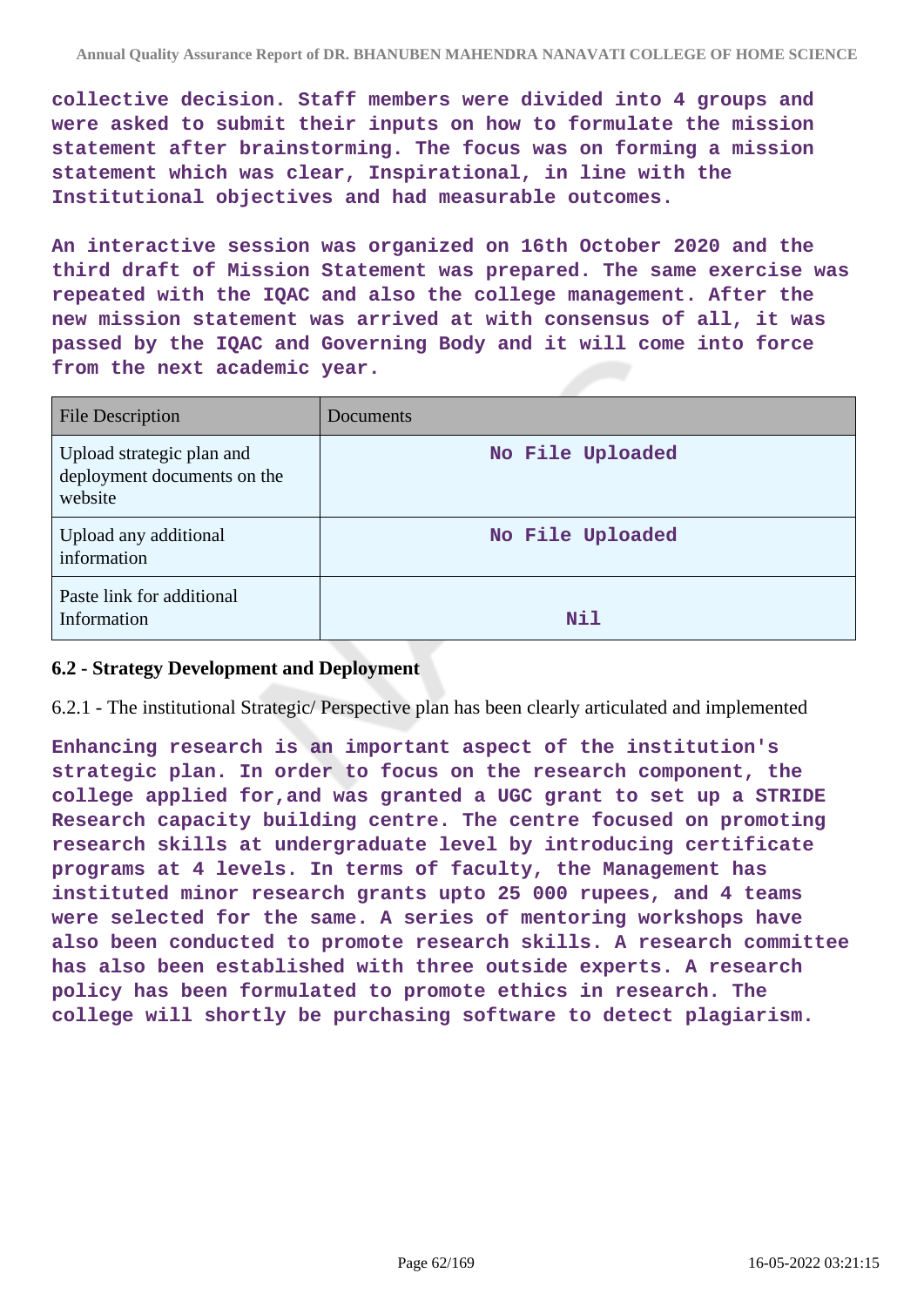collective decision. Staff members were divided into 4 groups and were asked to submit their inputs on how to formulate the mission statement after brainstorming. The focus was on forming a mission statement which was clear, Inspirational, in line with the Institutional objectives and had measurable outcomes.

An interactive session was organized on 16th October 2020 and the third draft of Mission Statement was prepared. The same exercise was repeated with the IQAC and also the college management. After the new mission statement was arrived at with consensus of all, it was passed by the IQAC and Governing Body and it will come into force from the next academic year.

| File Description | Documents |
|---|---|
| Upload strategic plan and deployment documents on the website | No File Uploaded |
| Upload any additional information | No File Uploaded |
| Paste link for additional Information | Nil |

### 6.2 - Strategy Development and Deployment

6.2.1 - The institutional Strategic/ Perspective plan has been clearly articulated and implemented

Enhancing research is an important aspect of the institution's strategic plan. In order to focus on the research component, the college applied for,and was granted a UGC grant to set up a STRIDE Research capacity building centre. The centre focused on promoting research skills at undergraduate level by introducing certificate programs at 4 levels. In terms of faculty, the Management has instituted minor research grants upto 25 000 rupees, and 4 teams were selected for the same. A series of mentoring workshops have also been conducted to promote research skills. A research committee has also been established with three outside experts. A research policy has been formulated to promote ethics in research. The college will shortly be purchasing software to detect plagiarism.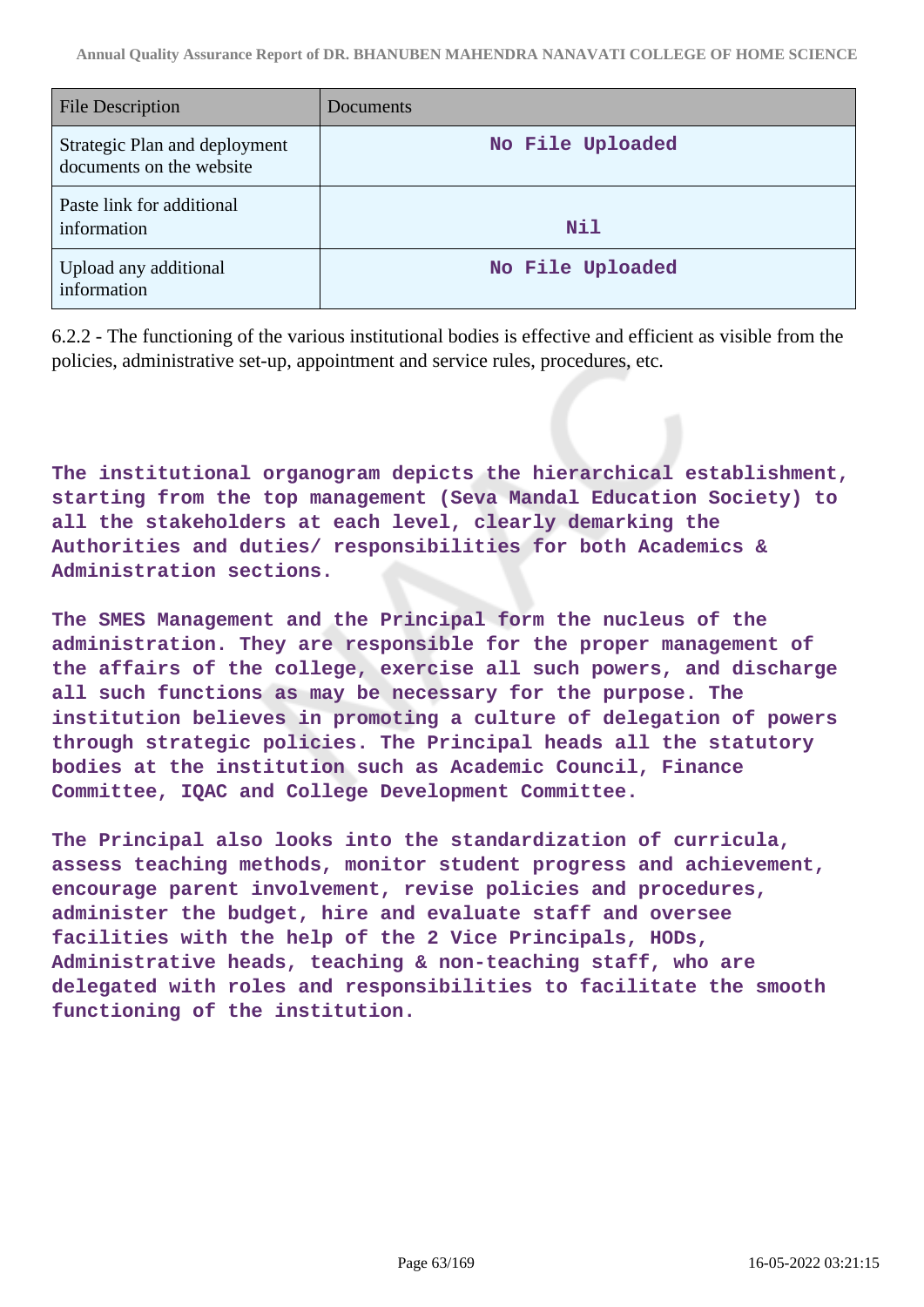| File Description | Documents |
|---|---|
| Strategic Plan and deployment documents on the website | No File Uploaded |
| Paste link for additional information | Nil |
| Upload any additional information | No File Uploaded |

6.2.2 - The functioning of the various institutional bodies is effective and efficient as visible from the policies, administrative set-up, appointment and service rules, procedures, etc.

**The institutional organogram depicts the hierarchical establishment, starting from the top management (Seva Mandal Education Society) to all the stakeholders at each level, clearly demarking the Authorities and duties/ responsibilities for both Academics & Administration sections.**

**The SMES Management and the Principal form the nucleus of the administration. They are responsible for the proper management of the affairs of the college, exercise all such powers, and discharge all such functions as may be necessary for the purpose. The institution believes in promoting a culture of delegation of powers through strategic policies. The Principal heads all the statutory bodies at the institution such as Academic Council, Finance Committee, IQAC and College Development Committee.**

**The Principal also looks into the standardization of curricula, assess teaching methods, monitor student progress and achievement, encourage parent involvement, revise policies and procedures, administer the budget, hire and evaluate staff and oversee facilities with the help of the 2 Vice Principals, HODs, Administrative heads, teaching & non-teaching staff, who are delegated with roles and responsibilities to facilitate the smooth functioning of the institution.**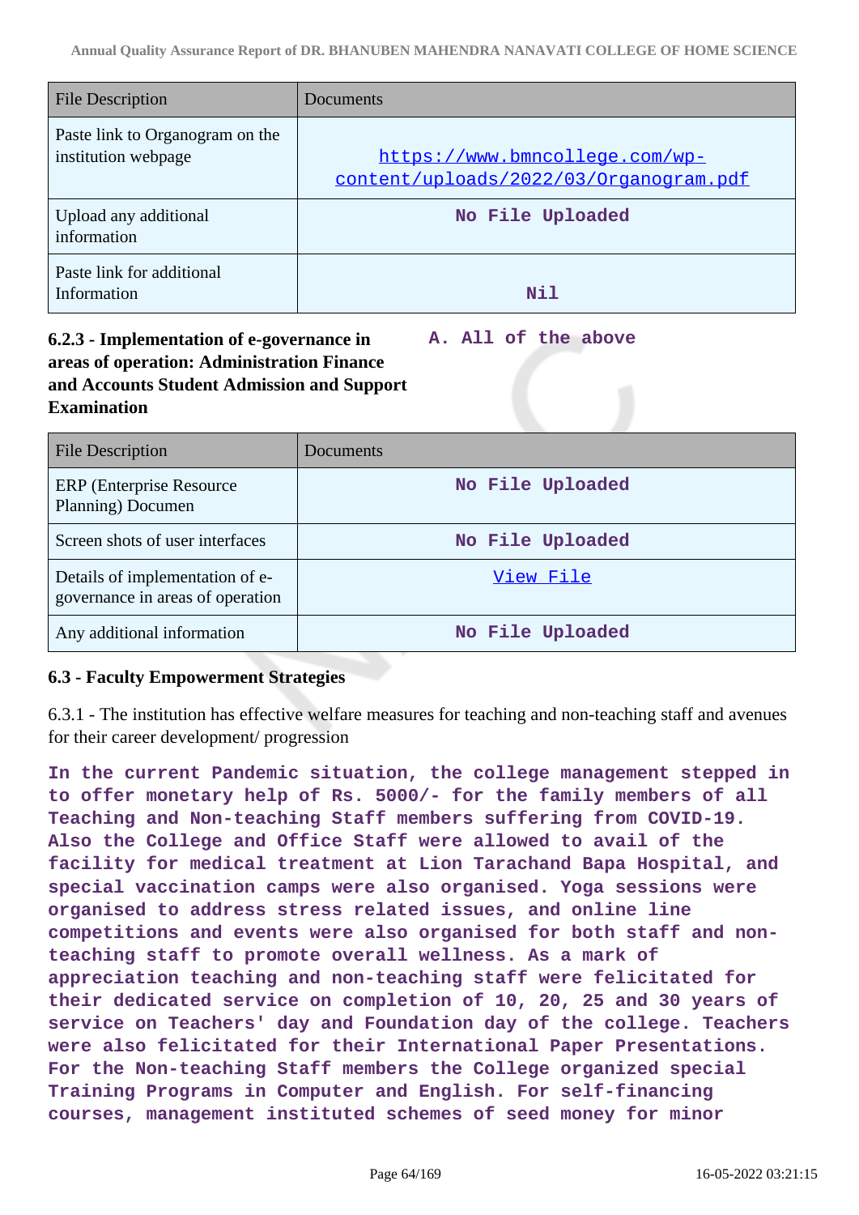| File Description | Documents |
|---|---|
| Paste link to Organogram on the institution webpage | https://www.bmncollege.com/wp-content/uploads/2022/03/Organogram.pdf |
| Upload any additional information | No File Uploaded |
| Paste link for additional Information | Nil |

**6.2.3 - Implementation of e-governance in areas of operation: Administration Finance and Accounts Student Admission and Support Examination**

**A. All of the above**

| File Description | Documents |
|---|---|
| ERP (Enterprise Resource Planning) Documen | No File Uploaded |
| Screen shots of user interfaces | No File Uploaded |
| Details of implementation of e-governance in areas of operation | View File |
| Any additional information | No File Uploaded |

**6.3 - Faculty Empowerment Strategies**

6.3.1 - The institution has effective welfare measures for teaching and non-teaching staff and avenues for their career development/ progression

**In the current Pandemic situation, the college management stepped in to offer monetary help of Rs. 5000/- for the family members of all Teaching and Non-teaching Staff members suffering from COVID-19. Also the College and Office Staff were allowed to avail of the facility for medical treatment at Lion Tarachand Bapa Hospital, and special vaccination camps were also organised. Yoga sessions were organised to address stress related issues, and online line competitions and events were also organised for both staff and non-teaching staff to promote overall wellness. As a mark of appreciation teaching and non-teaching staff were felicitated for their dedicated service on completion of 10, 20, 25 and 30 years of service on Teachers' day and Foundation day of the college. Teachers were also felicitated for their International Paper Presentations. For the Non-teaching Staff members the College organized special Training Programs in Computer and English. For self-financing courses, management instituted schemes of seed money for minor**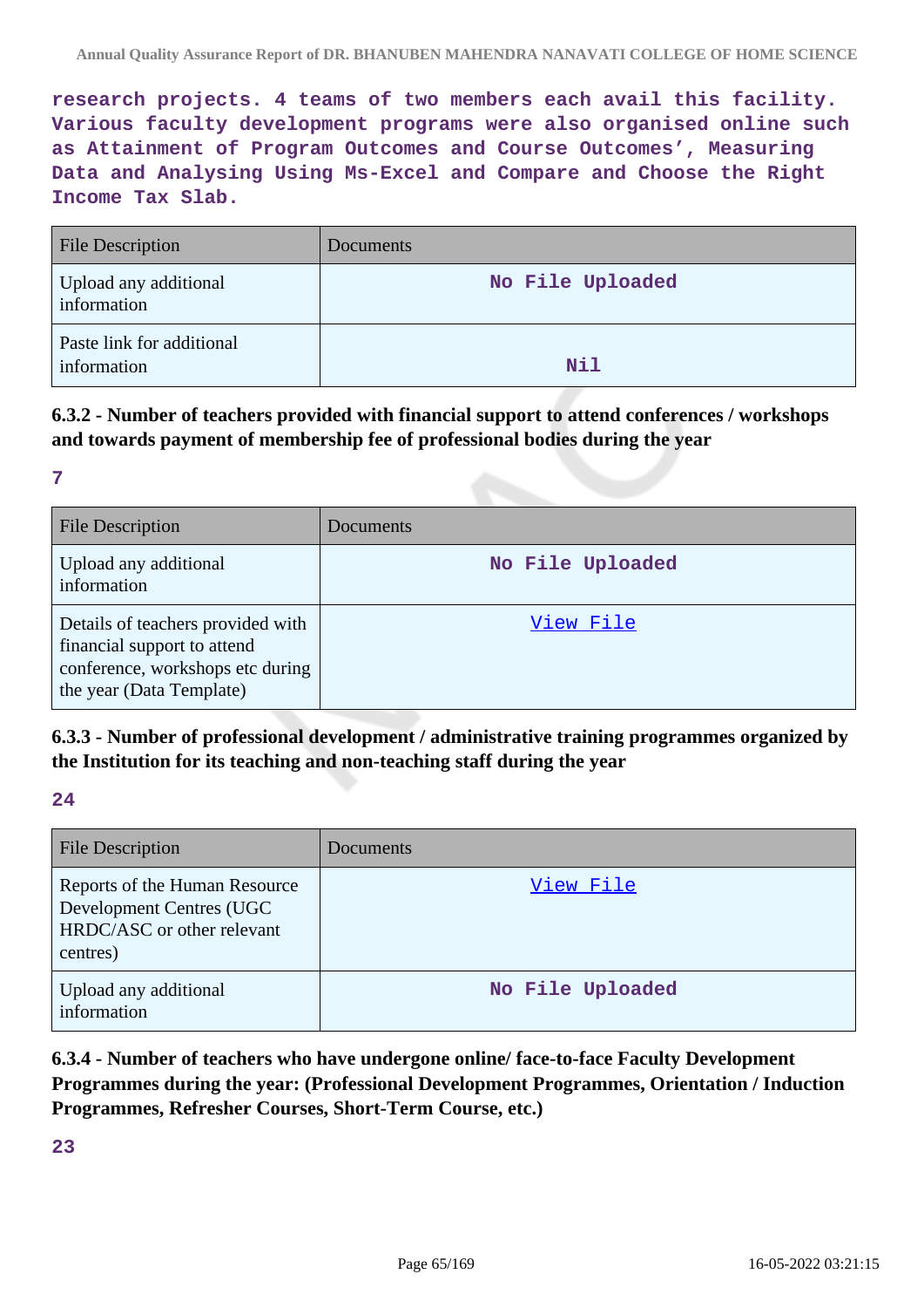**research projects. 4 teams of two members each avail this facility. Various faculty development programs were also organised online such as Attainment of Program Outcomes and Course Outcomes', Measuring Data and Analysing Using Ms-Excel and Compare and Choose the Right Income Tax Slab.**

| File Description | Documents |
|---|---|
| Upload any additional information | No File Uploaded |
| Paste link for additional information | Nil |

### 6.3.2 - Number of teachers provided with financial support to attend conferences / workshops and towards payment of membership fee of professional bodies during the year

**7**

| File Description | Documents |
|---|---|
| Upload any additional information | No File Uploaded |
| Details of teachers provided with financial support to attend conference, workshops etc during the year (Data Template) | View File |

### 6.3.3 - Number of professional development / administrative training programmes organized by the Institution for its teaching and non-teaching staff during the year

**24**

| File Description | Documents |
|---|---|
| Reports of the Human Resource Development Centres (UGC HRDC/ASC or other relevant centres) | View File |
| Upload any additional information | No File Uploaded |

### 6.3.4 - Number of teachers who have undergone online/ face-to-face Faculty Development Programmes during the year: (Professional Development Programmes, Orientation / Induction Programmes, Refresher Courses, Short-Term Course, etc.)

**23**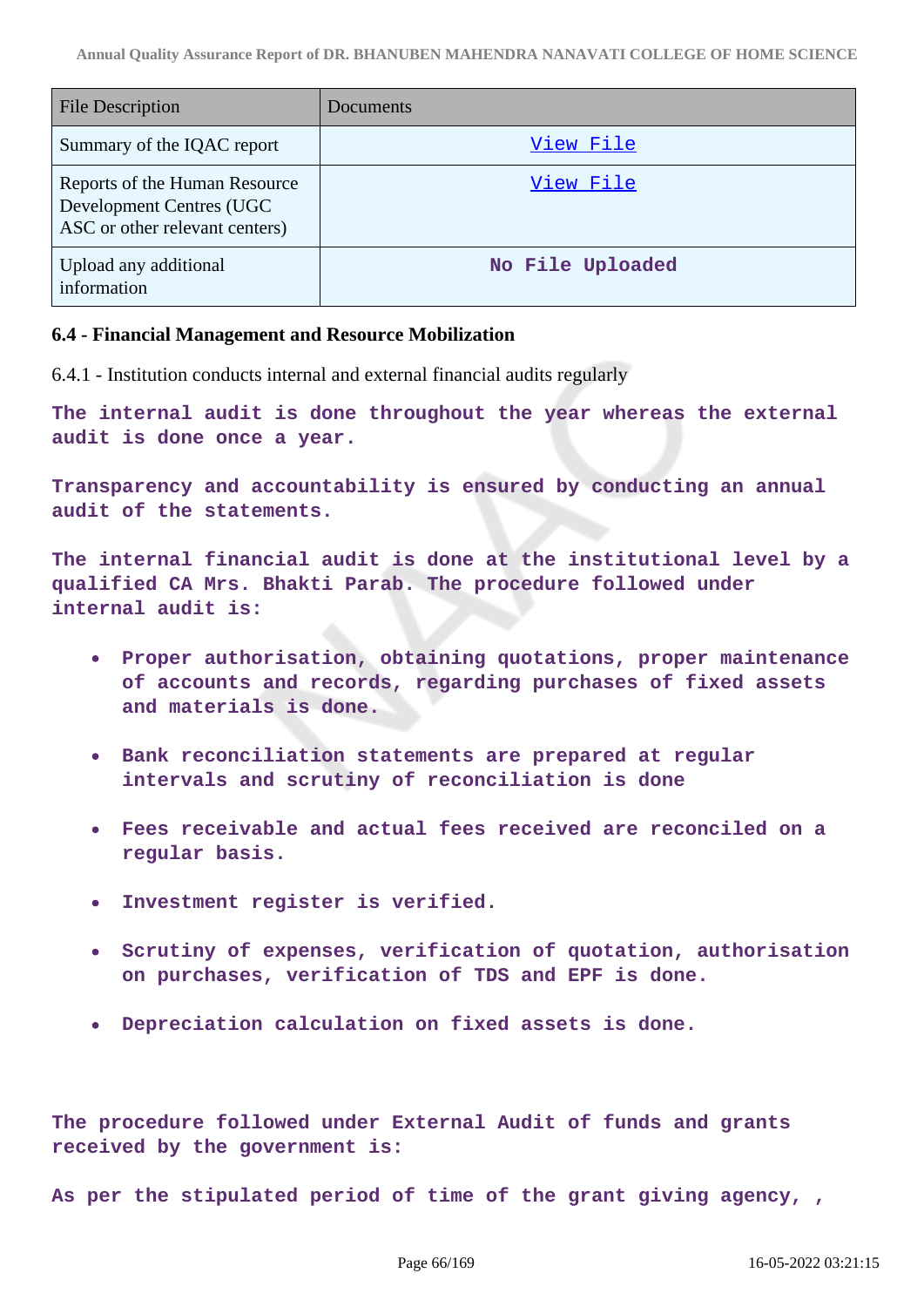| File Description | Documents |
|---|---|
| Summary of the IQAC report | View File |
| Reports of the Human Resource Development Centres (UGC ASC or other relevant centers) | View File |
| Upload any additional information | No File Uploaded |

### 6.4 - Financial Management and Resource Mobilization

6.4.1 - Institution conducts internal and external financial audits regularly

**The internal audit is done throughout the year whereas the external audit is done once a year.**

**Transparency and accountability is ensured by conducting an annual audit of the statements.**

**The internal financial audit is done at the institutional level by a qualified CA Mrs. Bhakti Parab. The procedure followed under internal audit is:**

- **Proper authorisation, obtaining quotations, proper maintenance of accounts and records, regarding purchases of fixed assets and materials is done.**
- **Bank reconciliation statements are prepared at regular intervals and scrutiny of reconciliation is done**
- **Fees receivable and actual fees received are reconciled on a regular basis.**
- **Investment register is verified.**
- **Scrutiny of expenses, verification of quotation, authorisation on purchases, verification of TDS and EPF is done.**
- **Depreciation calculation on fixed assets is done.**

**The procedure followed under External Audit of funds and grants received by the government is:**

**As per the stipulated period of time of the grant giving agency, ,**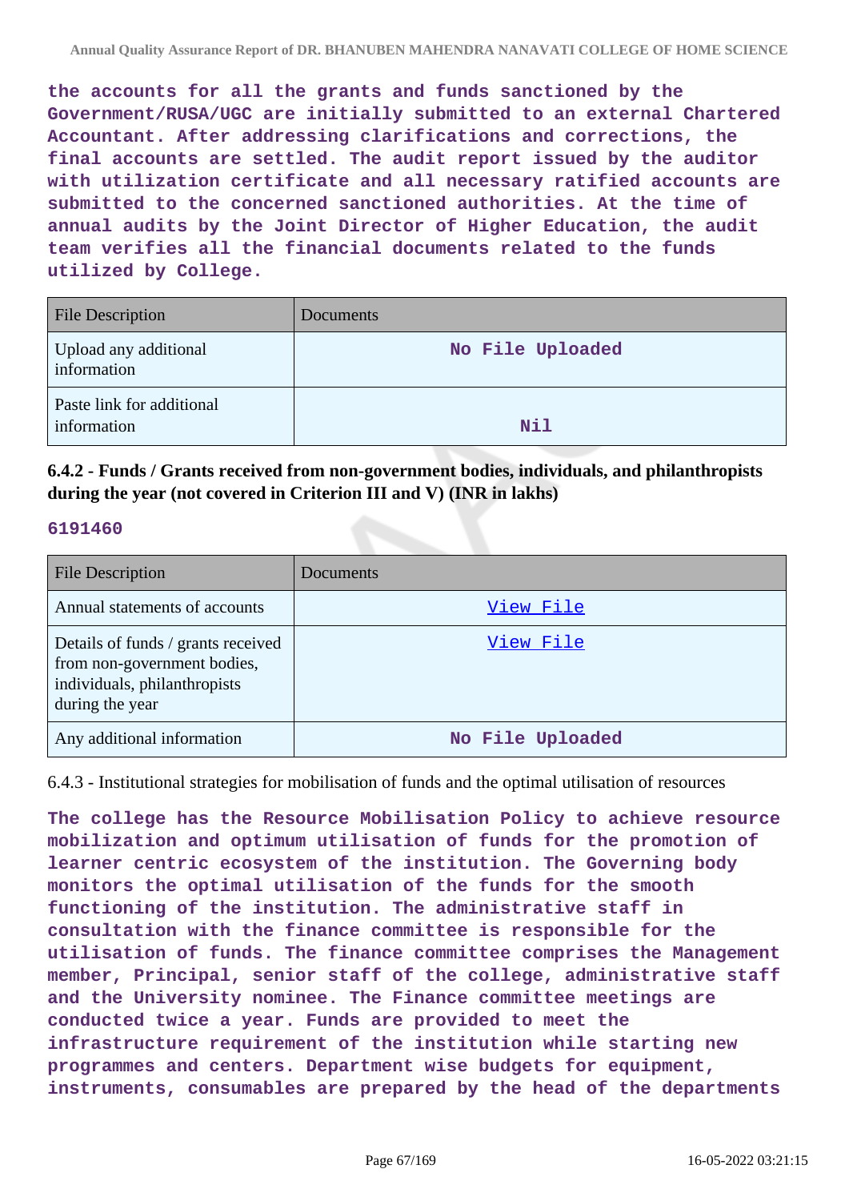**the accounts for all the grants and funds sanctioned by the Government/RUSA/UGC are initially submitted to an external Chartered Accountant. After addressing clarifications and corrections, the final accounts are settled. The audit report issued by the auditor with utilization certificate and all necessary ratified accounts are submitted to the concerned sanctioned authorities. At the time of annual audits by the Joint Director of Higher Education, the audit team verifies all the financial documents related to the funds utilized by College.**

| File Description | Documents |
|---|---|
| Upload any additional information | No File Uploaded |
| Paste link for additional information | Nil |

**6.4.2 - Funds / Grants received from non-government bodies, individuals, and philanthropists during the year (not covered in Criterion III and V) (INR in lakhs)**

**6191460**

| File Description | Documents |
|---|---|
| Annual statements of accounts | View File |
| Details of funds / grants received from non-government bodies, individuals, philanthropists during the year | View File |
| Any additional information | No File Uploaded |

6.4.3 - Institutional strategies for mobilisation of funds and the optimal utilisation of resources

**The college has the Resource Mobilisation Policy to achieve resource mobilization and optimum utilisation of funds for the promotion of learner centric ecosystem of the institution. The Governing body monitors the optimal utilisation of the funds for the smooth functioning of the institution. The administrative staff in consultation with the finance committee is responsible for the utilisation of funds. The finance committee comprises the Management member, Principal, senior staff of the college, administrative staff and the University nominee. The Finance committee meetings are conducted twice a year. Funds are provided to meet the infrastructure requirement of the institution while starting new programmes and centers. Department wise budgets for equipment, instruments, consumables are prepared by the head of the departments**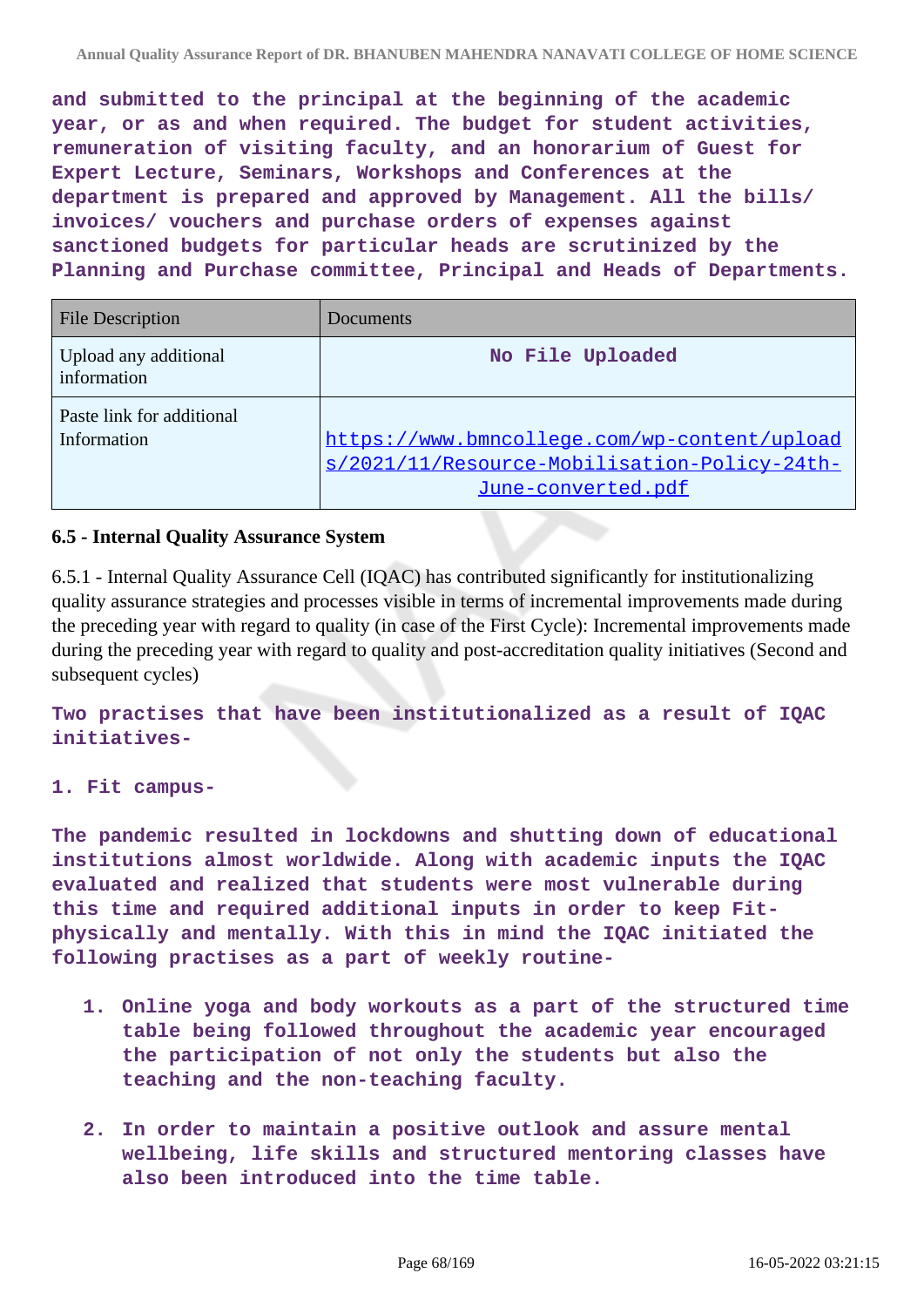**and submitted to the principal at the beginning of the academic year, or as and when required. The budget for student activities, remuneration of visiting faculty, and an honorarium of Guest for Expert Lecture, Seminars, Workshops and Conferences at the department is prepared and approved by Management. All the bills/ invoices/ vouchers and purchase orders of expenses against sanctioned budgets for particular heads are scrutinized by the Planning and Purchase committee, Principal and Heads of Departments.**

| File Description | Documents |
| --- | --- |
| Upload any additional information | No File Uploaded |
| Paste link for additional Information | https://www.bmncollege.com/wp-content/uploads/2021/11/Resource-Mobilisation-Policy-24th-June-converted.pdf |

### 6.5 - Internal Quality Assurance System

6.5.1 - Internal Quality Assurance Cell (IQAC) has contributed significantly for institutionalizing quality assurance strategies and processes visible in terms of incremental improvements made during the preceding year with regard to quality (in case of the First Cycle): Incremental improvements made during the preceding year with regard to quality and post-accreditation quality initiatives (Second and subsequent cycles)

**Two practises that have been institutionalized as a result of IQAC initiatives-**

**1. Fit campus-**

**The pandemic resulted in lockdowns and shutting down of educational institutions almost worldwide. Along with academic inputs the IQAC evaluated and realized that students were most vulnerable during this time and required additional inputs in order to keep Fit-physically and mentally. With this in mind the IQAC initiated the following practises as a part of weekly routine-**

1. **Online yoga and body workouts as a part of the structured time table being followed throughout the academic year encouraged the participation of not only the students but also the teaching and the non-teaching faculty.**
2. **In order to maintain a positive outlook and assure mental wellbeing, life skills and structured mentoring classes have also been introduced into the time table.**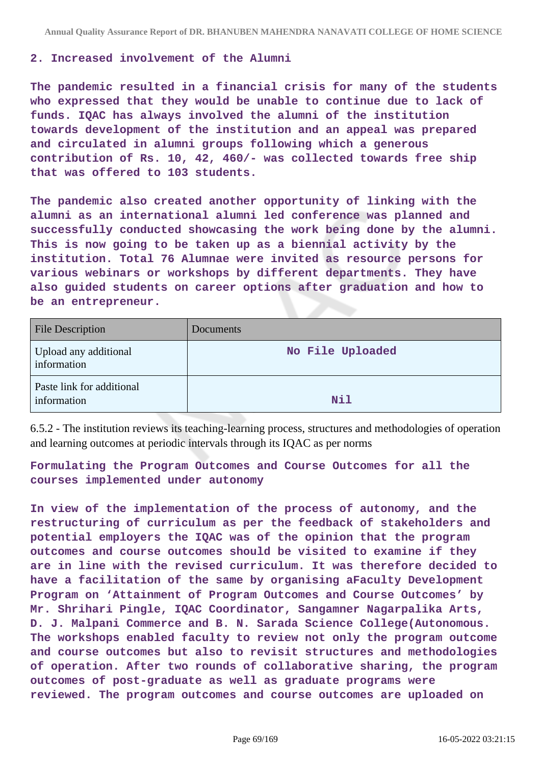**2. Increased involvement of the Alumni**

**The pandemic resulted in a financial crisis for many of the students who expressed that they would be unable to continue due to lack of funds. IQAC has always involved the alumni of the institution towards development of the institution and an appeal was prepared and circulated in alumni groups following which a generous contribution of Rs. 10, 42, 460/- was collected towards free ship that was offered to 103 students.**

**The pandemic also created another opportunity of linking with the alumni as an international alumni led conference was planned and successfully conducted showcasing the work being done by the alumni. This is now going to be taken up as a biennial activity by the institution. Total 76 Alumnae were invited as resource persons for various webinars or workshops by different departments. They have also guided students on career options after graduation and how to be an entrepreneur.**

| File Description | Documents |
| --- | --- |
| Upload any additional information | No File Uploaded |
| Paste link for additional information | Nil |

6.5.2 - The institution reviews its teaching-learning process, structures and methodologies of operation and learning outcomes at periodic intervals through its IQAC as per norms

**Formulating the Program Outcomes and Course Outcomes for all the courses implemented under autonomy**

**In view of the implementation of the process of autonomy, and the restructuring of curriculum as per the feedback of stakeholders and potential employers the IQAC was of the opinion that the program outcomes and course outcomes should be visited to examine if they are in line with the revised curriculum. It was therefore decided to have a facilitation of the same by organising aFaculty Development Program on 'Attainment of Program Outcomes and Course Outcomes' by Mr. Shrihari Pingle, IQAC Coordinator, Sangamner Nagarpalika Arts, D. J. Malpani Commerce and B. N. Sarada Science College(Autonomous. The workshops enabled faculty to review not only the program outcome and course outcomes but also to revisit structures and methodologies of operation. After two rounds of collaborative sharing, the program outcomes of post-graduate as well as graduate programs were reviewed. The program outcomes and course outcomes are uploaded on**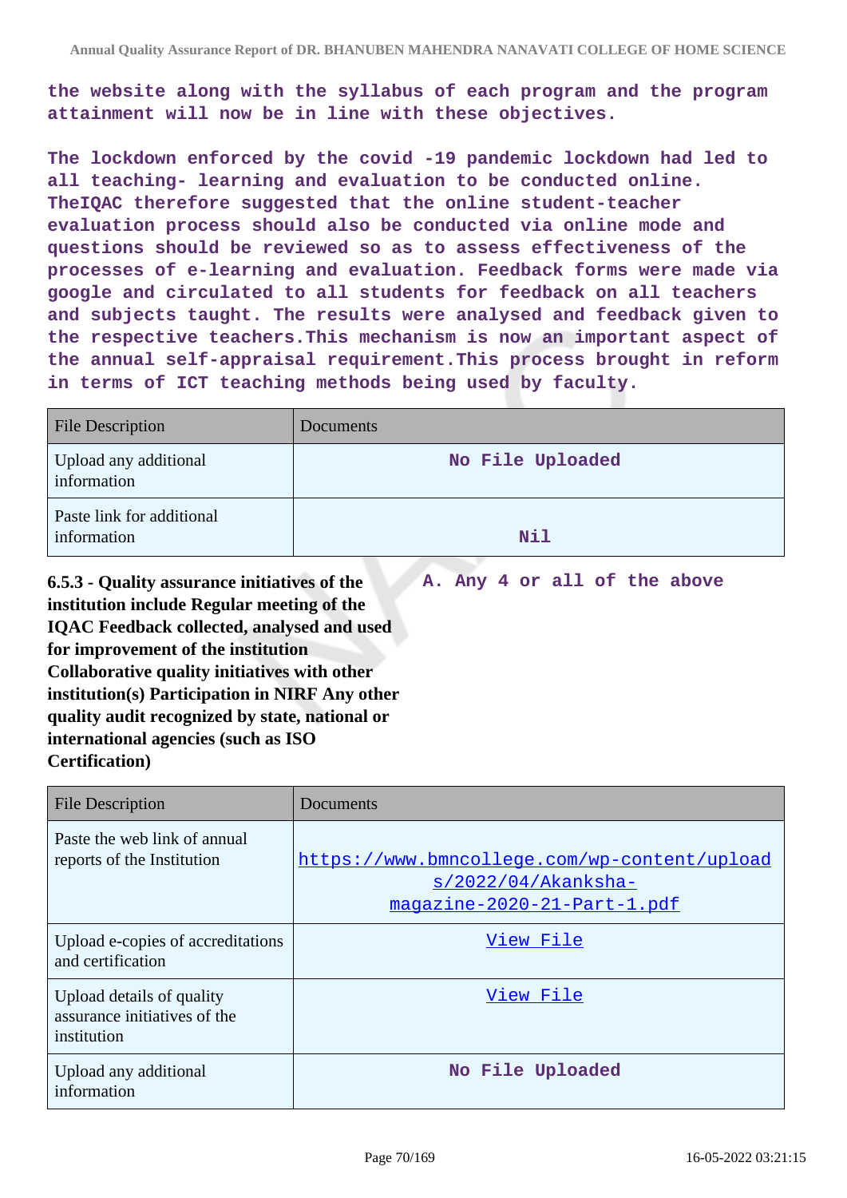the website along with the syllabus of each program and the program attainment will now be in line with these objectives.

The lockdown enforced by the covid -19 pandemic lockdown had led to all teaching- learning and evaluation to be conducted online. TheIQAC therefore suggested that the online student-teacher evaluation process should also be conducted via online mode and questions should be reviewed so as to assess effectiveness of the processes of e-learning and evaluation. Feedback forms were made via google and circulated to all students for feedback on all teachers and subjects taught. The results were analysed and feedback given to the respective teachers.This mechanism is now an important aspect of the annual self-appraisal requirement.This process brought in reform in terms of ICT teaching methods being used by faculty.

| File Description | Documents |
|---|---|
| Upload any additional information | No File Uploaded |
| Paste link for additional information | Nil |

**6.5.3 - Quality assurance initiatives of the institution include Regular meeting of the IQAC Feedback collected, analysed and used for improvement of the institution Collaborative quality initiatives with other institution(s) Participation in NIRF Any other quality audit recognized by state, national or international agencies (such as ISO Certification)**

A. Any 4 or all of the above

| File Description | Documents |
|---|---|
| Paste the web link of annual reports of the Institution | https://www.bmncollege.com/wp-content/uploads/2022/04/Akanksha-magazine-2020-21-Part-1.pdf |
| Upload e-copies of accreditations and certification | View File |
| Upload details of quality assurance initiatives of the institution | View File |
| Upload any additional information | No File Uploaded |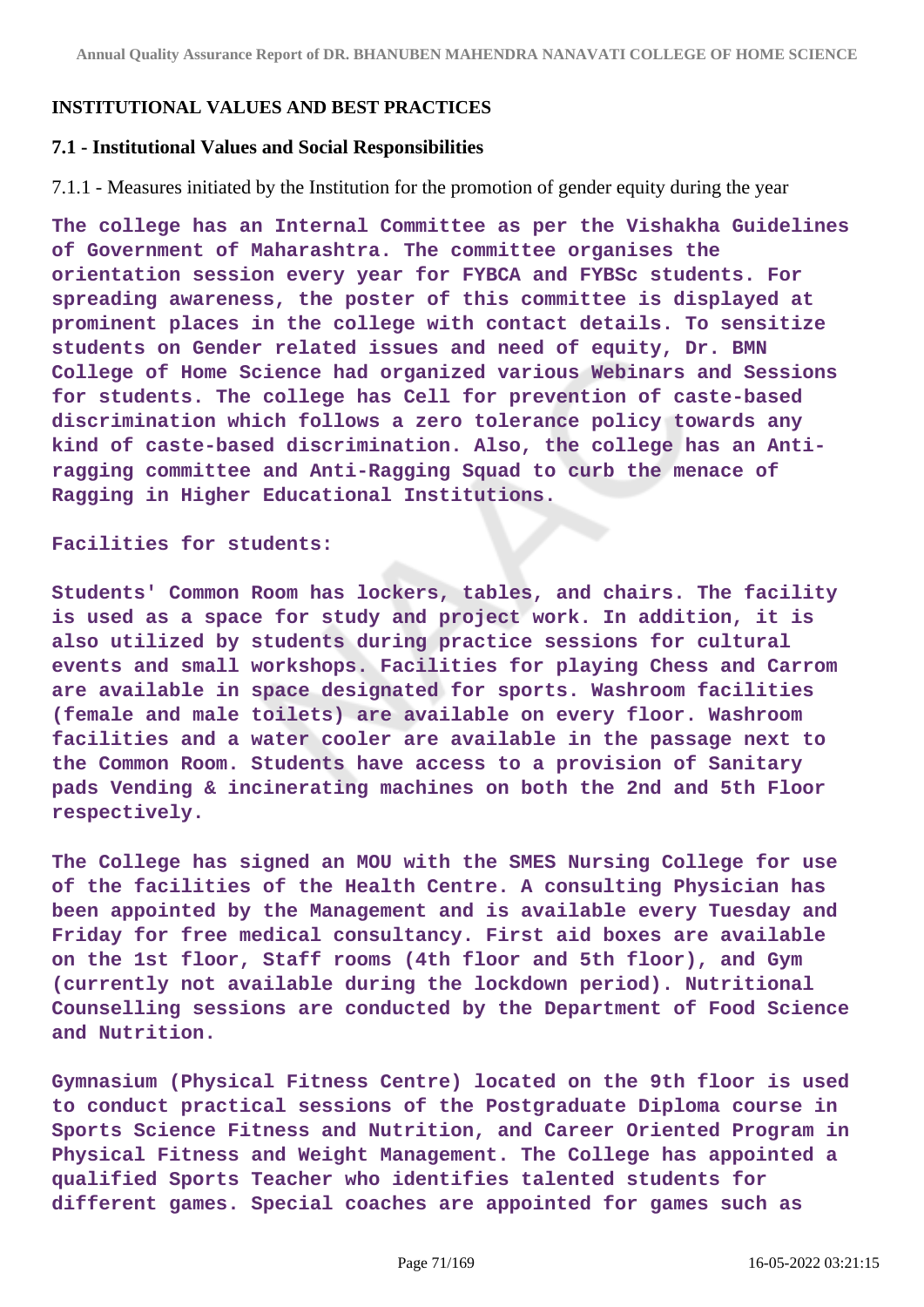## INSTITUTIONAL VALUES AND BEST PRACTICES

### 7.1 - Institutional Values and Social Responsibilities

7.1.1 - Measures initiated by the Institution for the promotion of gender equity during the year

**The college has an Internal Committee as per the Vishakha Guidelines of Government of Maharashtra. The committee organises the orientation session every year for FYBCA and FYBSc students. For spreading awareness, the poster of this committee is displayed at prominent places in the college with contact details. To sensitize students on Gender related issues and need of equity, Dr. BMN College of Home Science had organized various Webinars and Sessions for students. The college has Cell for prevention of caste-based discrimination which follows a zero tolerance policy towards any kind of caste-based discrimination. Also, the college has an Anti-ragging committee and Anti-Ragging Squad to curb the menace of Ragging in Higher Educational Institutions.**

**Facilities for students:**

**Students' Common Room has lockers, tables, and chairs. The facility is used as a space for study and project work. In addition, it is also utilized by students during practice sessions for cultural events and small workshops. Facilities for playing Chess and Carrom are available in space designated for sports. Washroom facilities (female and male toilets) are available on every floor. Washroom facilities and a water cooler are available in the passage next to the Common Room. Students have access to a provision of Sanitary pads Vending & incinerating machines on both the 2nd and 5th Floor respectively.**

**The College has signed an MOU with the SMES Nursing College for use of the facilities of the Health Centre. A consulting Physician has been appointed by the Management and is available every Tuesday and Friday for free medical consultancy. First aid boxes are available on the 1st floor, Staff rooms (4th floor and 5th floor), and Gym (currently not available during the lockdown period). Nutritional Counselling sessions are conducted by the Department of Food Science and Nutrition.**

**Gymnasium (Physical Fitness Centre) located on the 9th floor is used to conduct practical sessions of the Postgraduate Diploma course in Sports Science Fitness and Nutrition, and Career Oriented Program in Physical Fitness and Weight Management. The College has appointed a qualified Sports Teacher who identifies talented students for different games. Special coaches are appointed for games such as**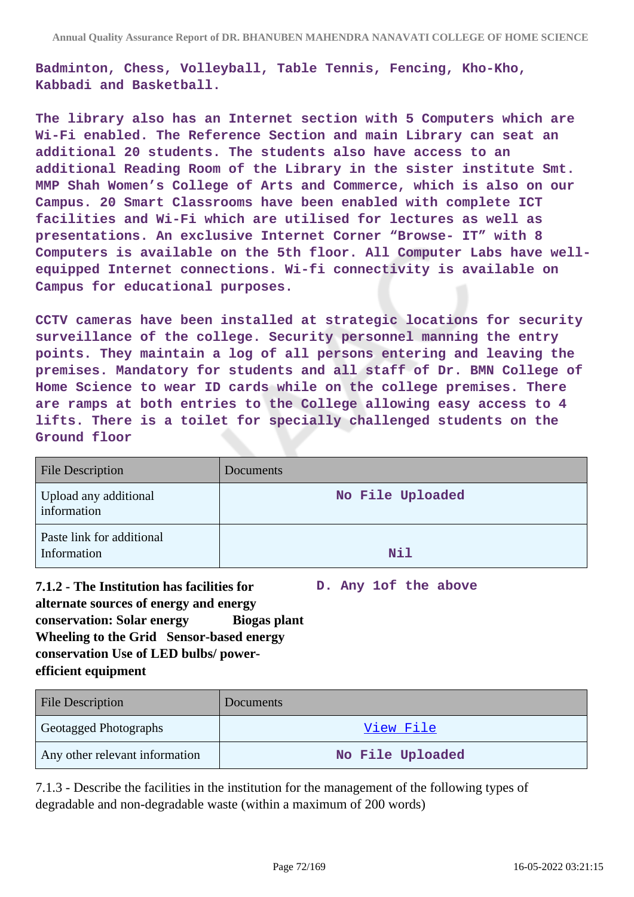Badminton, Chess, Volleyball, Table Tennis, Fencing, Kho-Kho, Kabbadi and Basketball.

The library also has an Internet section with 5 Computers which are Wi-Fi enabled. The Reference Section and main Library can seat an additional 20 students. The students also have access to an additional Reading Room of the Library in the sister institute Smt. MMP Shah Women's College of Arts and Commerce, which is also on our Campus. 20 Smart Classrooms have been enabled with complete ICT facilities and Wi-Fi which are utilised for lectures as well as presentations. An exclusive Internet Corner "Browse- IT" with 8 Computers is available on the 5th floor. All Computer Labs have well-equipped Internet connections. Wi-fi connectivity is available on Campus for educational purposes.

CCTV cameras have been installed at strategic locations for security surveillance of the college. Security personnel manning the entry points. They maintain a log of all persons entering and leaving the premises. Mandatory for students and all staff of Dr. BMN College of Home Science to wear ID cards while on the college premises. There are ramps at both entries to the College allowing easy access to 4 lifts. There is a toilet for specially challenged students on the Ground floor

| File Description | Documents |
|---|---|
| Upload any additional information | No File Uploaded |
| Paste link for additional Information | Nil |

**7.1.2 - The Institution has facilities for alternate sources of energy and energy conservation: Solar energy Biogas plant Wheeling to the Grid Sensor-based energy conservation Use of LED bulbs/ power-efficient equipment**

D. Any 1of the above

| File Description | Documents |
|---|---|
| Geotagged Photographs | View File |
| Any other relevant information | No File Uploaded |

7.1.3 - Describe the facilities in the institution for the management of the following types of degradable and non-degradable waste (within a maximum of 200 words)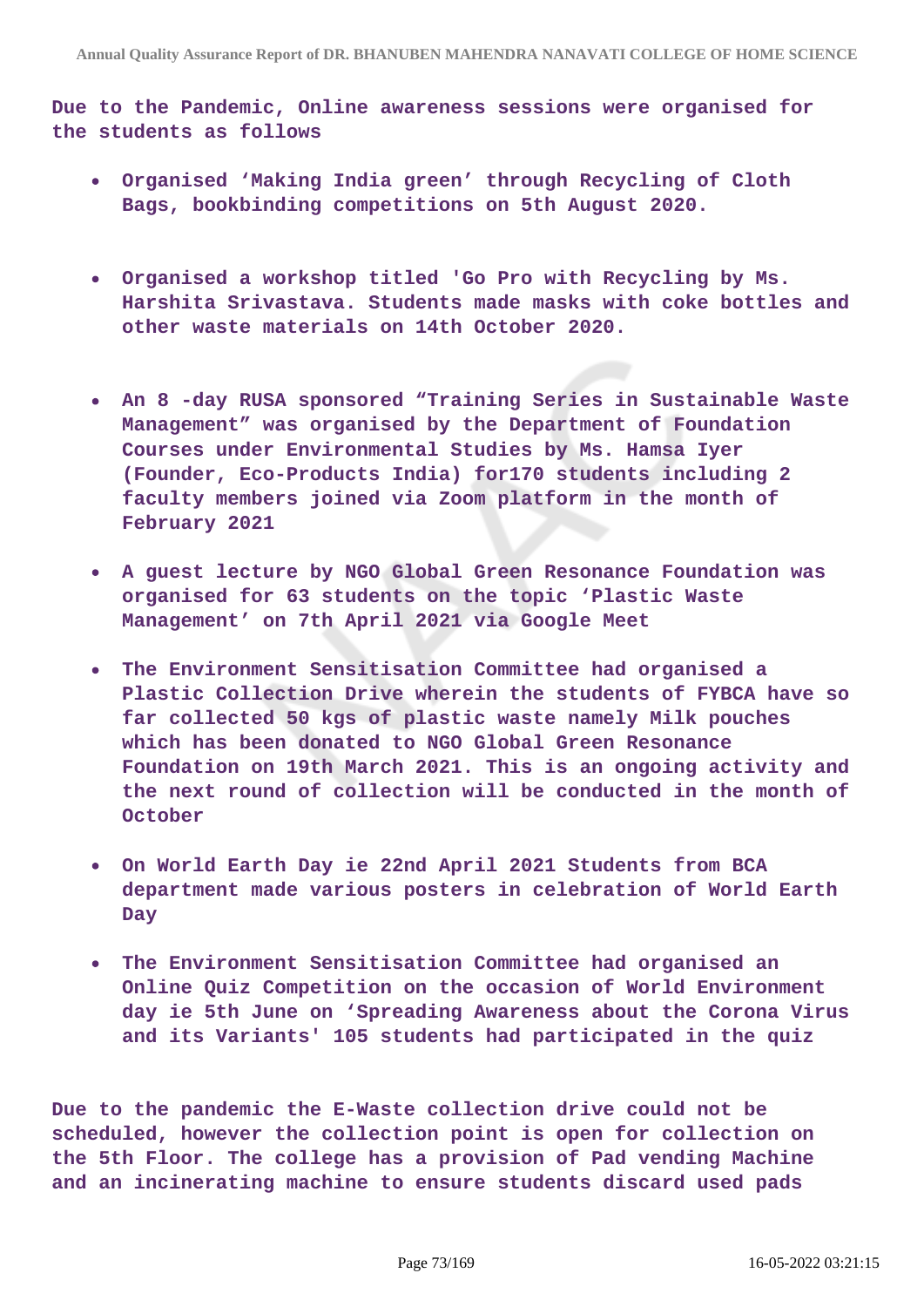**Due to the Pandemic, Online awareness sessions were organised for the students as follows**

- **Organised 'Making India green' through Recycling of Cloth Bags, bookbinding competitions on 5th August 2020.**

- **Organised a workshop titled 'Go Pro with Recycling by Ms. Harshita Srivastava. Students made masks with coke bottles and other waste materials on 14th October 2020.**

- **An 8 -day RUSA sponsored "Training Series in Sustainable Waste Management" was organised by the Department of Foundation Courses under Environmental Studies by Ms. Hamsa Iyer (Founder, Eco-Products India) for170 students including 2 faculty members joined via Zoom platform in the month of February 2021**

- **A guest lecture by NGO Global Green Resonance Foundation was organised for 63 students on the topic 'Plastic Waste Management' on 7th April 2021 via Google Meet**

- **The Environment Sensitisation Committee had organised a Plastic Collection Drive wherein the students of FYBCA have so far collected 50 kgs of plastic waste namely Milk pouches which has been donated to NGO Global Green Resonance Foundation on 19th March 2021. This is an ongoing activity and the next round of collection will be conducted in the month of October**

- **On World Earth Day ie 22nd April 2021 Students from BCA department made various posters in celebration of World Earth Day**

- **The Environment Sensitisation Committee had organised an Online Quiz Competition on the occasion of World Environment day ie 5th June on 'Spreading Awareness about the Corona Virus and its Variants' 105 students had participated in the quiz**

**Due to the pandemic the E-Waste collection drive could not be scheduled, however the collection point is open for collection on the 5th Floor. The college has a provision of Pad vending Machine and an incinerating machine to ensure students discard used pads**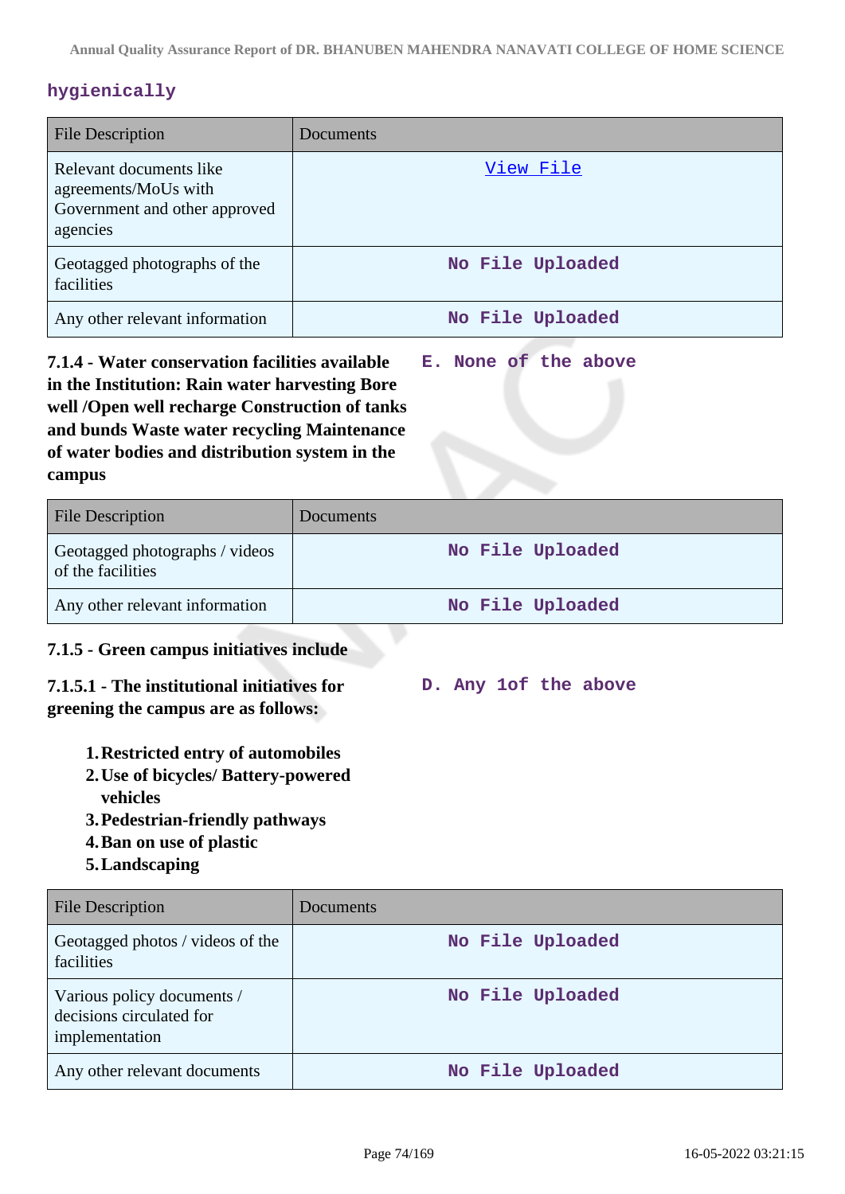**hygienically**

| File Description | Documents |
| --- | --- |
| Relevant documents like agreements/MoUs with Government and other approved agencies | View File |
| Geotagged photographs of the facilities | No File Uploaded |
| Any other relevant information | No File Uploaded |

**7.1.4 - Water conservation facilities available in the Institution: Rain water harvesting Bore well /Open well recharge Construction of tanks and bunds Waste water recycling Maintenance of water bodies and distribution system in the campus**

E. None of the above

| File Description | Documents |
| --- | --- |
| Geotagged photographs / videos of the facilities | No File Uploaded |
| Any other relevant information | No File Uploaded |

**7.1.5 - Green campus initiatives include**

**7.1.5.1 - The institutional initiatives for greening the campus are as follows:**

D. Any 1of the above

1. **Restricted entry of automobiles**
2. **Use of bicycles/ Battery-powered vehicles**
3. **Pedestrian-friendly pathways**
4. **Ban on use of plastic**
5. **Landscaping**

| File Description | Documents |
| --- | --- |
| Geotagged photos / videos of the facilities | No File Uploaded |
| Various policy documents / decisions circulated for implementation | No File Uploaded |
| Any other relevant documents | No File Uploaded |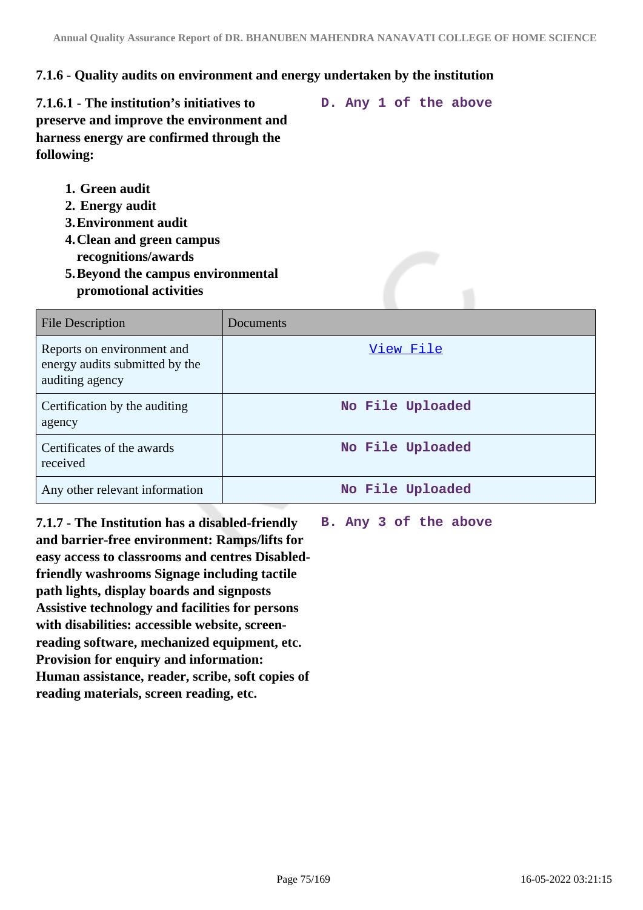### 7.1.6 - Quality audits on environment and energy undertaken by the institution

**7.1.6.1 - The institution's initiatives to preserve and improve the environment and harness energy are confirmed through the following:**

**D. Any 1 of the above**

1. **Green audit**
2. **Energy audit**
3. **Environment audit**
4. **Clean and green campus recognitions/awards**
5. **Beyond the campus environmental promotional activities**

| File Description | Documents |
| --- | --- |
| Reports on environment and energy audits submitted by the auditing agency | View File |
| Certification by the auditing agency | No File Uploaded |
| Certificates of the awards received | No File Uploaded |
| Any other relevant information | No File Uploaded |

**7.1.7 - The Institution has a disabled-friendly and barrier-free environment: Ramps/lifts for easy access to classrooms and centres Disabled-friendly washrooms Signage including tactile path lights, display boards and signposts Assistive technology and facilities for persons with disabilities: accessible website, screen-reading software, mechanized equipment, etc. Provision for enquiry and information: Human assistance, reader, scribe, soft copies of reading materials, screen reading, etc.**

**B. Any 3 of the above**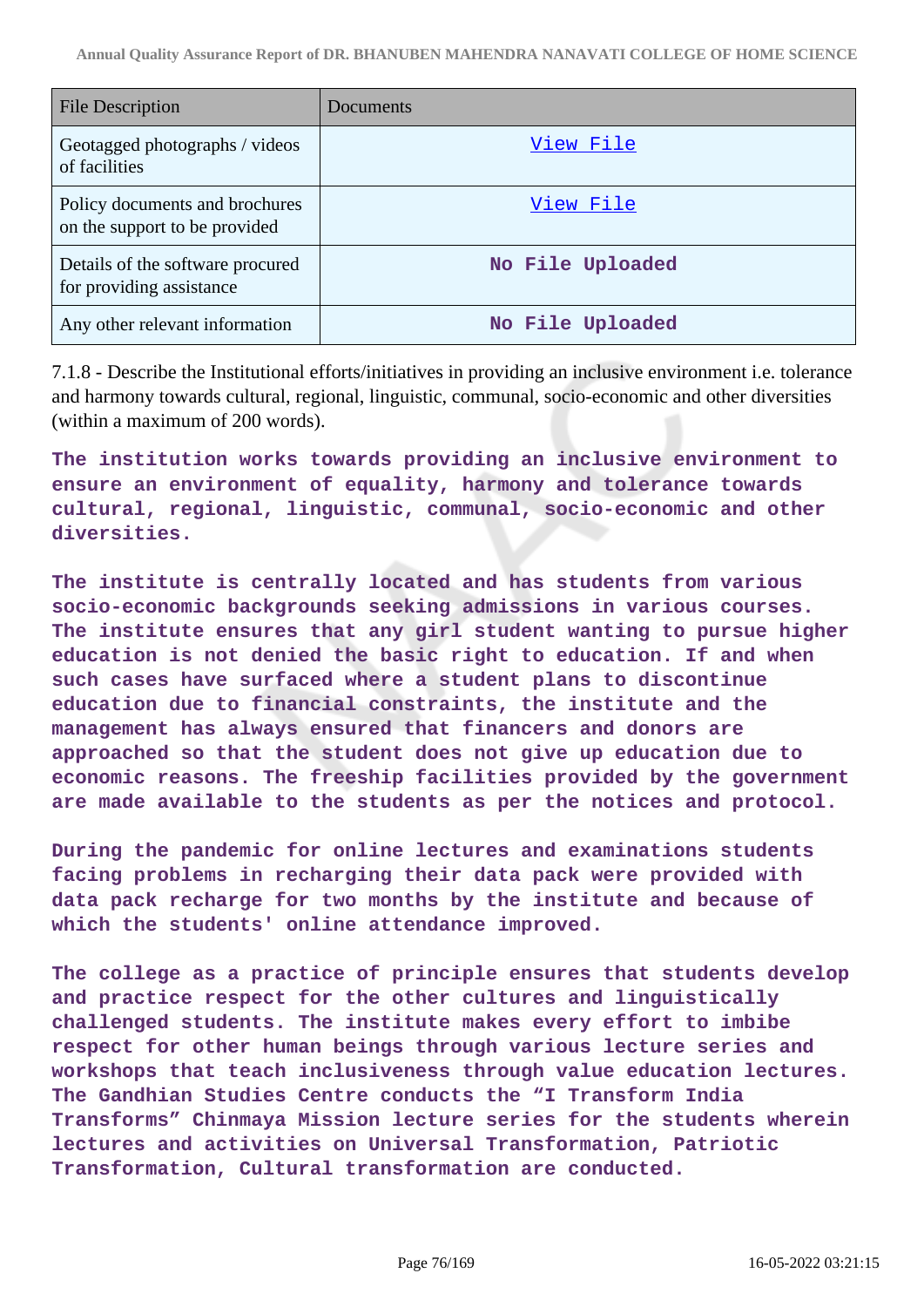| File Description | Documents |
| --- | --- |
| Geotagged photographs / videos of facilities | View File |
| Policy documents and brochures on the support to be provided | View File |
| Details of the software procured for providing assistance | No File Uploaded |
| Any other relevant information | No File Uploaded |

7.1.8 - Describe the Institutional efforts/initiatives in providing an inclusive environment i.e. tolerance and harmony towards cultural, regional, linguistic, communal, socio-economic and other diversities (within a maximum of 200 words).

The institution works towards providing an inclusive environment to ensure an environment of equality, harmony and tolerance towards cultural, regional, linguistic, communal, socio-economic and other diversities.

The institute is centrally located and has students from various socio-economic backgrounds seeking admissions in various courses. The institute ensures that any girl student wanting to pursue higher education is not denied the basic right to education. If and when such cases have surfaced where a student plans to discontinue education due to financial constraints, the institute and the management has always ensured that financers and donors are approached so that the student does not give up education due to economic reasons. The freeship facilities provided by the government are made available to the students as per the notices and protocol.

During the pandemic for online lectures and examinations students facing problems in recharging their data pack were provided with data pack recharge for two months by the institute and because of which the students' online attendance improved.

The college as a practice of principle ensures that students develop and practice respect for the other cultures and linguistically challenged students. The institute makes every effort to imbibe respect for other human beings through various lecture series and workshops that teach inclusiveness through value education lectures. The Gandhian Studies Centre conducts the “I Transform India Transforms” Chinmaya Mission lecture series for the students wherein lectures and activities on Universal Transformation, Patriotic Transformation, Cultural transformation are conducted.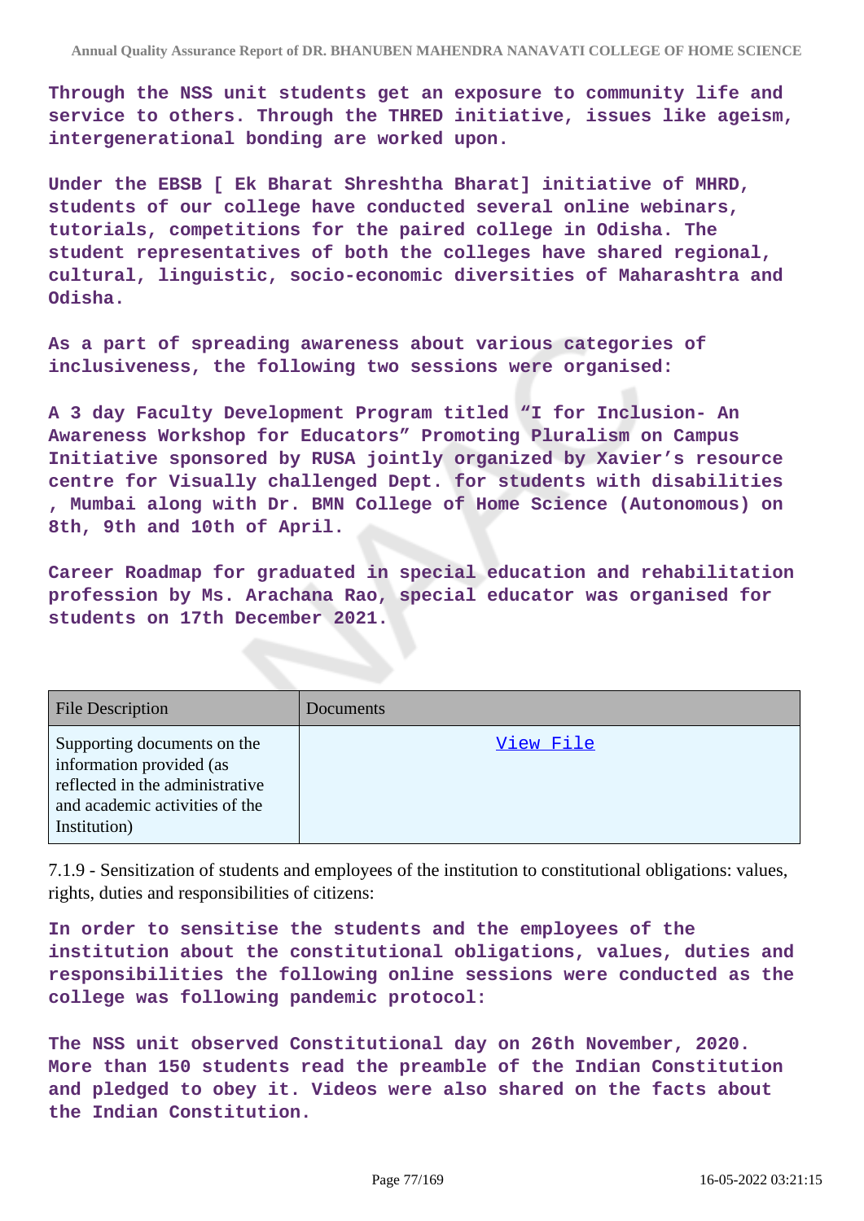**Through the NSS unit students get an exposure to community life and service to others. Through the THRED initiative, issues like ageism, intergenerational bonding are worked upon.**

**Under the EBSB [ Ek Bharat Shreshtha Bharat] initiative of MHRD, students of our college have conducted several online webinars, tutorials, competitions for the paired college in Odisha. The student representatives of both the colleges have shared regional, cultural, linguistic, socio-economic diversities of Maharashtra and Odisha.**

**As a part of spreading awareness about various categories of inclusiveness, the following two sessions were organised:**

**A 3 day Faculty Development Program titled "I for Inclusion- An Awareness Workshop for Educators" Promoting Pluralism on Campus Initiative sponsored by RUSA jointly organized by Xavier's resource centre for Visually challenged Dept. for students with disabilities , Mumbai along with Dr. BMN College of Home Science (Autonomous) on 8th, 9th and 10th of April.**

**Career Roadmap for graduated in special education and rehabilitation profession by Ms. Arachana Rao, special educator was organised for students on 17th December 2021.**

| File Description | Documents |
|---|---|
| Supporting documents on the information provided (as reflected in the administrative and academic activities of the Institution) | View File |

7.1.9 - Sensitization of students and employees of the institution to constitutional obligations: values, rights, duties and responsibilities of citizens:

**In order to sensitise the students and the employees of the institution about the constitutional obligations, values, duties and responsibilities the following online sessions were conducted as the college was following pandemic protocol:**

**The NSS unit observed Constitutional day on 26th November, 2020. More than 150 students read the preamble of the Indian Constitution and pledged to obey it. Videos were also shared on the facts about the Indian Constitution.**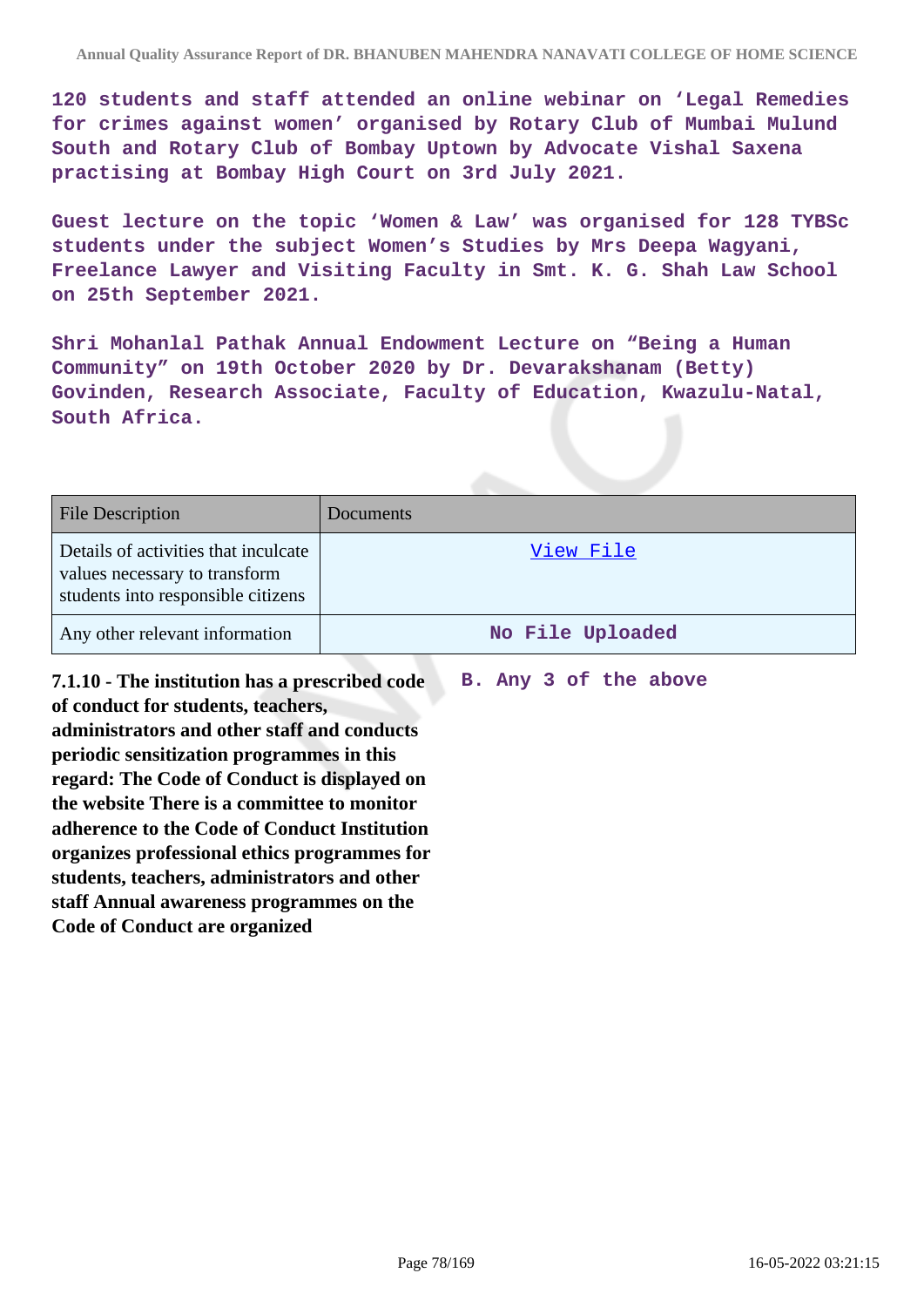120 students and staff attended an online webinar on 'Legal Remedies for crimes against women' organised by Rotary Club of Mumbai Mulund South and Rotary Club of Bombay Uptown by Advocate Vishal Saxena practising at Bombay High Court on 3rd July 2021.

Guest lecture on the topic 'Women & Law' was organised for 128 TYBSc students under the subject Women's Studies by Mrs Deepa Wagyani, Freelance Lawyer and Visiting Faculty in Smt. K. G. Shah Law School on 25th September 2021.

Shri Mohanlal Pathak Annual Endowment Lecture on "Being a Human Community" on 19th October 2020 by Dr. Devarakshanam (Betty) Govinden, Research Associate, Faculty of Education, Kwazulu-Natal, South Africa.

| File Description | Documents |
| --- | --- |
| Details of activities that inculcate values necessary to transform students into responsible citizens | View File |
| Any other relevant information | No File Uploaded |

**7.1.10 - The institution has a prescribed code of conduct for students, teachers, administrators and other staff and conducts periodic sensitization programmes in this regard: The Code of Conduct is displayed on the website There is a committee to monitor adherence to the Code of Conduct Institution organizes professional ethics programmes for students, teachers, administrators and other staff Annual awareness programmes on the Code of Conduct are organized**

B. Any 3 of the above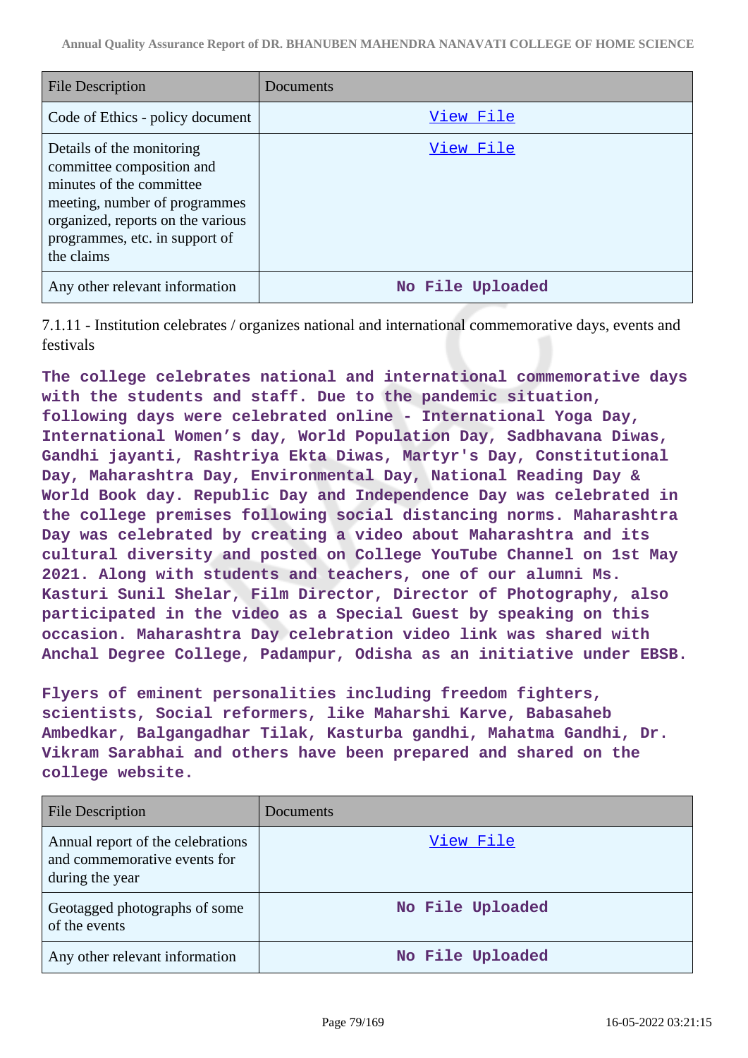| File Description | Documents |
|---|---|
| Code of Ethics - policy document | View File |
| Details of the monitoring committee composition and minutes of the committee meeting, number of programmes organized, reports on the various programmes, etc. in support of the claims | View File |
| Any other relevant information | No File Uploaded |

7.1.11 - Institution celebrates / organizes national and international commemorative days, events and festivals

**The college celebrates national and international commemorative days with the students and staff. Due to the pandemic situation, following days were celebrated online - International Yoga Day, International Women's day, World Population Day, Sadbhavana Diwas, Gandhi jayanti, Rashtriya Ekta Diwas, Martyr's Day, Constitutional Day, Maharashtra Day, Environmental Day, National Reading Day & World Book day. Republic Day and Independence Day was celebrated in the college premises following social distancing norms. Maharashtra Day was celebrated by creating a video about Maharashtra and its cultural diversity and posted on College YouTube Channel on 1st May 2021. Along with students and teachers, one of our alumni Ms. Kasturi Sunil Shelar, Film Director, Director of Photography, also participated in the video as a Special Guest by speaking on this occasion. Maharashtra Day celebration video link was shared with Anchal Degree College, Padampur, Odisha as an initiative under EBSB.**

**Flyers of eminent personalities including freedom fighters, scientists, Social reformers, like Maharshi Karve, Babasaheb Ambedkar, Balgangadhar Tilak, Kasturba gandhi, Mahatma Gandhi, Dr. Vikram Sarabhai and others have been prepared and shared on the college website.**

| File Description | Documents |
|---|---|
| Annual report of the celebrations and commemorative events for during the year | View File |
| Geotagged photographs of some of the events | No File Uploaded |
| Any other relevant information | No File Uploaded |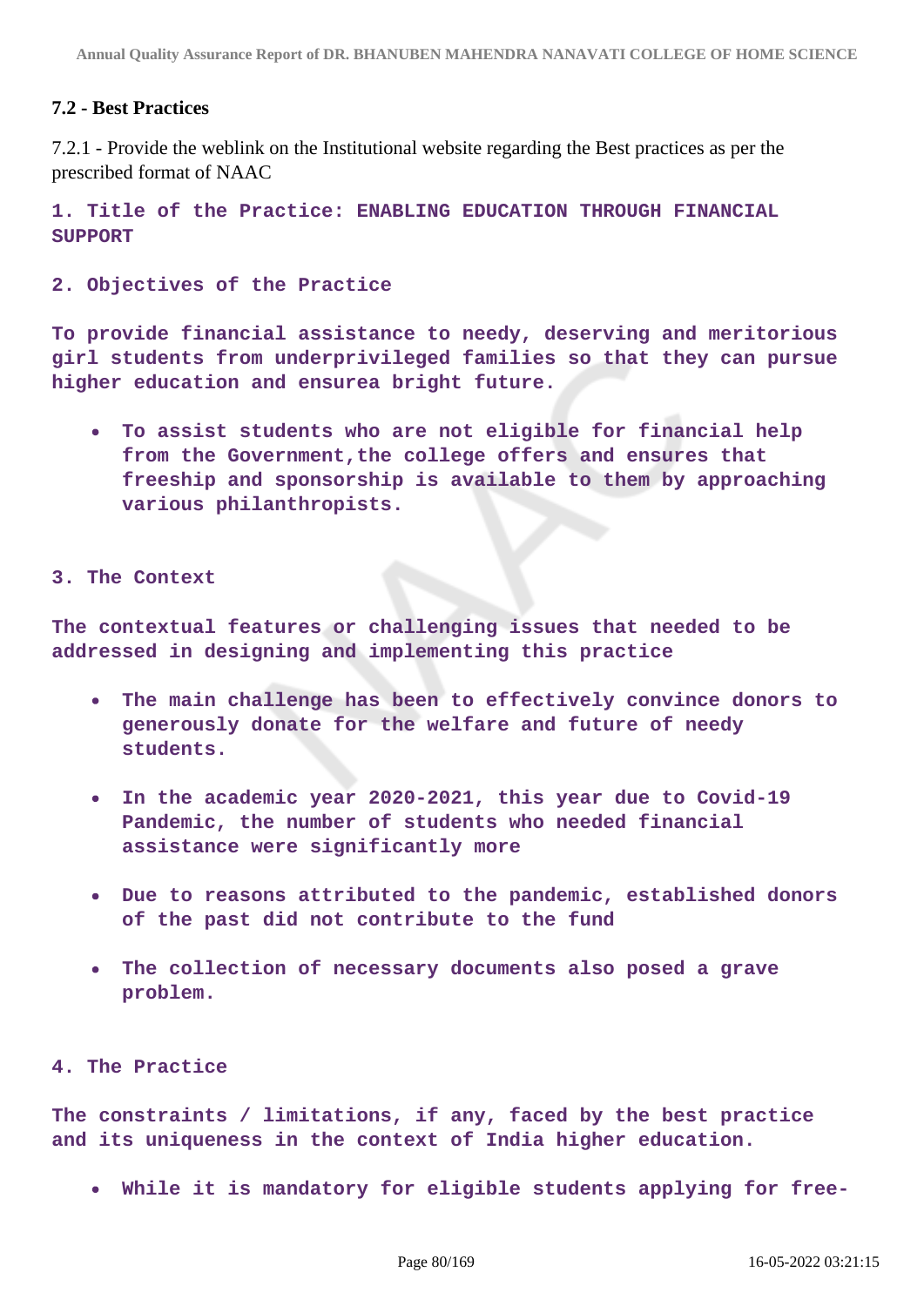### 7.2 - Best Practices

7.2.1 - Provide the weblink on the Institutional website regarding the Best practices as per the prescribed format of NAAC

**1. Title of the Practice: ENABLING EDUCATION THROUGH FINANCIAL SUPPORT**

**2. Objectives of the Practice**

**To provide financial assistance to needy, deserving and meritorious girl students from underprivileged families so that they can pursue higher education and ensurea bright future.**

- **To assist students who are not eligible for financial help from the Government,the college offers and ensures that freeship and sponsorship is available to them by approaching various philanthropists.**

**3. The Context**

**The contextual features or challenging issues that needed to be addressed in designing and implementing this practice**

- **The main challenge has been to effectively convince donors to generously donate for the welfare and future of needy students.**
- **In the academic year 2020-2021, this year due to Covid-19 Pandemic, the number of students who needed financial assistance were significantly more**
- **Due to reasons attributed to the pandemic, established donors of the past did not contribute to the fund**
- **The collection of necessary documents also posed a grave problem.**

**4. The Practice**

**The constraints / limitations, if any, faced by the best practice and its uniqueness in the context of India higher education.**

- **While it is mandatory for eligible students applying for free-**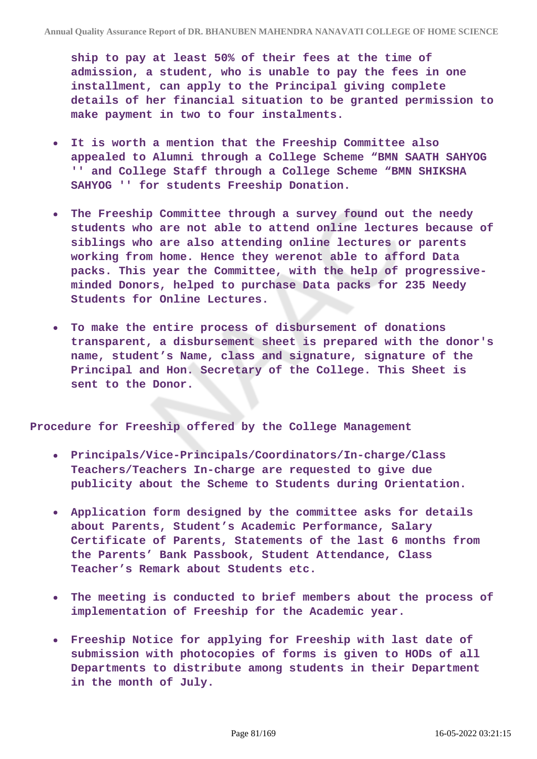ship to pay at least 50% of their fees at the time of admission, a student, who is unable to pay the fees in one installment, can apply to the Principal giving complete details of her financial situation to be granted permission to make payment in two to four instalments.

- It is worth a mention that the Freeship Committee also appealed to Alumni through a College Scheme “BMN SAATH SAHYOG '' and College Staff through a College Scheme “BMN SHIKSHA SAHYOG '' for students Freeship Donation.
- The Freeship Committee through a survey found out the needy students who are not able to attend online lectures because of siblings who are also attending online lectures or parents working from home. Hence they werenot able to afford Data packs. This year the Committee, with the help of progressive-minded Donors, helped to purchase Data packs for 235 Needy Students for Online Lectures.
- To make the entire process of disbursement of donations transparent, a disbursement sheet is prepared with the donor's name, student’s Name, class and signature, signature of the Principal and Hon. Secretary of the College. This Sheet is sent to the Donor.

**Procedure for Freeship offered by the College Management**

- Principals/Vice-Principals/Coordinators/In-charge/Class Teachers/Teachers In-charge are requested to give due publicity about the Scheme to Students during Orientation.
- Application form designed by the committee asks for details about Parents, Student’s Academic Performance, Salary Certificate of Parents, Statements of the last 6 months from the Parents’ Bank Passbook, Student Attendance, Class Teacher’s Remark about Students etc.
- The meeting is conducted to brief members about the process of implementation of Freeship for the Academic year.
- Freeship Notice for applying for Freeship with last date of submission with photocopies of forms is given to HODs of all Departments to distribute among students in their Department in the month of July.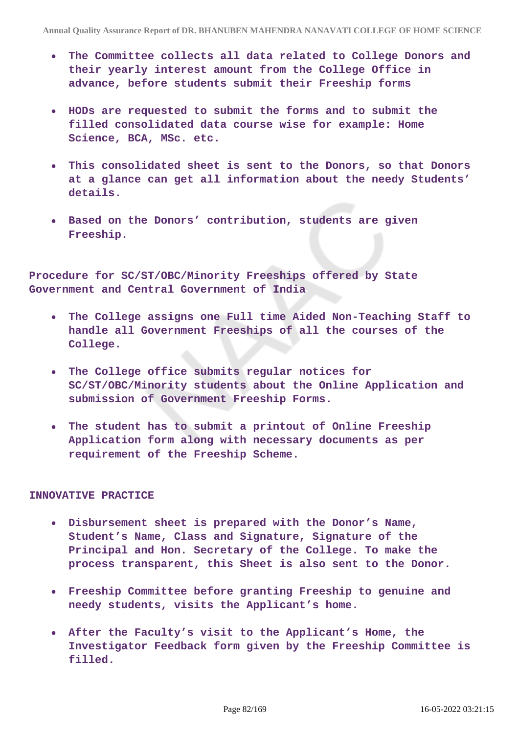- **The Committee collects all data related to College Donors and their yearly interest amount from the College Office in advance, before students submit their Freeship forms**
- **HODs are requested to submit the forms and to submit the filled consolidated data course wise for example: Home Science, BCA, MSc. etc.**
- **This consolidated sheet is sent to the Donors, so that Donors at a glance can get all information about the needy Students' details.**
- **Based on the Donors' contribution, students are given Freeship.**

**Procedure for SC/ST/OBC/Minority Freeships offered by State Government and Central Government of India**

- **The College assigns one Full time Aided Non-Teaching Staff to handle all Government Freeships of all the courses of the College.**
- **The College office submits regular notices for SC/ST/OBC/Minority students about the Online Application and submission of Government Freeship Forms.**
- **The student has to submit a printout of Online Freeship Application form along with necessary documents as per requirement of the Freeship Scheme.**

**INNOVATIVE PRACTICE**

- **Disbursement sheet is prepared with the Donor's Name, Student's Name, Class and Signature, Signature of the Principal and Hon. Secretary of the College. To make the process transparent, this Sheet is also sent to the Donor.**
- **Freeship Committee before granting Freeship to genuine and needy students, visits the Applicant's home.**
- **After the Faculty's visit to the Applicant's Home, the Investigator Feedback form given by the Freeship Committee is filled.**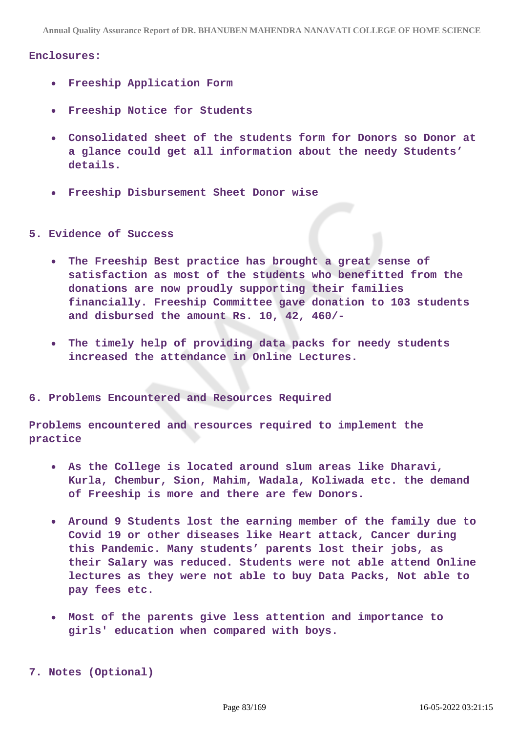**Enclosures:**

- **Freeship Application Form**
- **Freeship Notice for Students**
- **Consolidated sheet of the students form for Donors so Donor at a glance could get all information about the needy Students' details.**
- **Freeship Disbursement Sheet Donor wise**

## 5. Evidence of Success

- **The Freeship Best practice has brought a great sense of satisfaction as most of the students who benefitted from the donations are now proudly supporting their families financially. Freeship Committee gave donation to 103 students and disbursed the amount Rs. 10, 42, 460/-**
- **The timely help of providing data packs for needy students increased the attendance in Online Lectures.**

## 6. Problems Encountered and Resources Required

**Problems encountered and resources required to implement the practice**

- **As the College is located around slum areas like Dharavi, Kurla, Chembur, Sion, Mahim, Wadala, Koliwada etc. the demand of Freeship is more and there are few Donors.**
- **Around 9 Students lost the earning member of the family due to Covid 19 or other diseases like Heart attack, Cancer during this Pandemic. Many students' parents lost their jobs, as their Salary was reduced. Students were not able attend Online lectures as they were not able to buy Data Packs, Not able to pay fees etc.**
- **Most of the parents give less attention and importance to girls' education when compared with boys.**

## 7. Notes (Optional)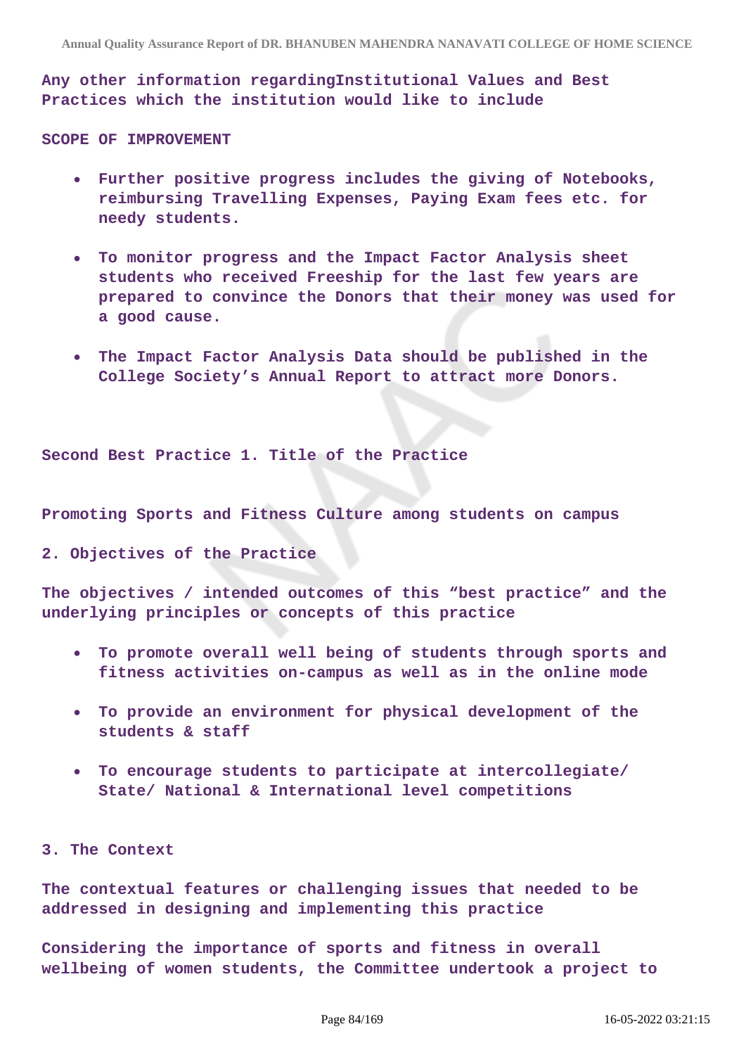**Any other information regardingInstitutional Values and Best Practices which the institution would like to include**

**SCOPE OF IMPROVEMENT**

- **Further positive progress includes the giving of Notebooks, reimbursing Travelling Expenses, Paying Exam fees etc. for needy students.**
- **To monitor progress and the Impact Factor Analysis sheet students who received Freeship for the last few years are prepared to convince the Donors that their money was used for a good cause.**
- **The Impact Factor Analysis Data should be published in the College Society's Annual Report to attract more Donors.**

**Second Best Practice 1. Title of the Practice**

**Promoting Sports and Fitness Culture among students on campus**

**2. Objectives of the Practice**

**The objectives / intended outcomes of this "best practice" and the underlying principles or concepts of this practice**

- **To promote overall well being of students through sports and fitness activities on-campus as well as in the online mode**
- **To provide an environment for physical development of the students & staff**
- **To encourage students to participate at intercollegiate/ State/ National & International level competitions**

**3. The Context**

**The contextual features or challenging issues that needed to be addressed in designing and implementing this practice**

**Considering the importance of sports and fitness in overall wellbeing of women students, the Committee undertook a project to**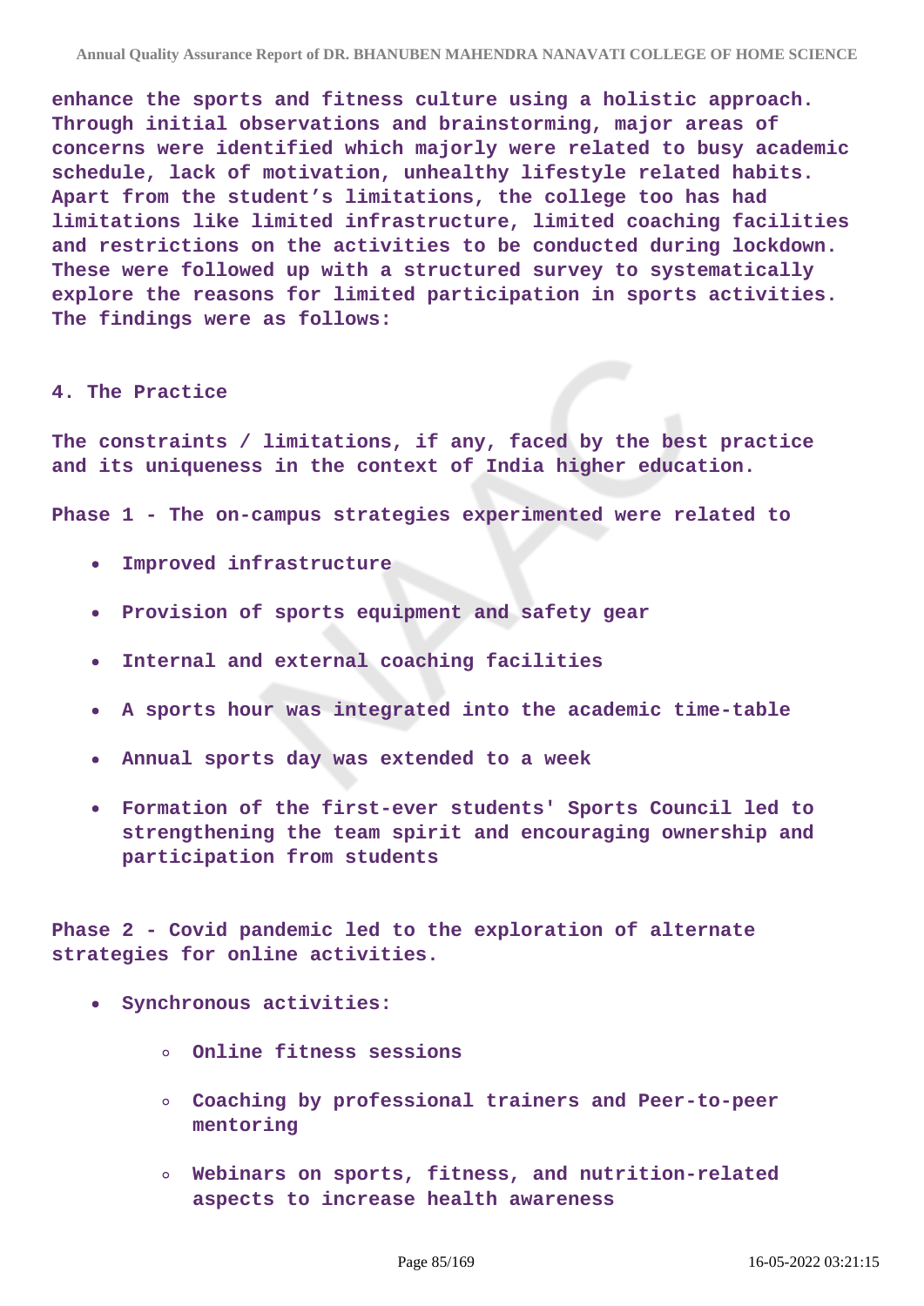enhance the sports and fitness culture using a holistic approach. Through initial observations and brainstorming, major areas of concerns were identified which majorly were related to busy academic schedule, lack of motivation, unhealthy lifestyle related habits. Apart from the student's limitations, the college too has had limitations like limited infrastructure, limited coaching facilities and restrictions on the activities to be conducted during lockdown. These were followed up with a structured survey to systematically explore the reasons for limited participation in sports activities. The findings were as follows:

4. The Practice

The constraints / limitations, if any, faced by the best practice and its uniqueness in the context of India higher education.

Phase 1 - The on-campus strategies experimented were related to

- Improved infrastructure
- Provision of sports equipment and safety gear
- Internal and external coaching facilities
- A sports hour was integrated into the academic time-table
- Annual sports day was extended to a week
- Formation of the first-ever students' Sports Council led to strengthening the team spirit and encouraging ownership and participation from students

Phase 2 - Covid pandemic led to the exploration of alternate strategies for online activities.

- Synchronous activities:
    - Online fitness sessions
    - Coaching by professional trainers and Peer-to-peer mentoring
    - Webinars on sports, fitness, and nutrition-related aspects to increase health awareness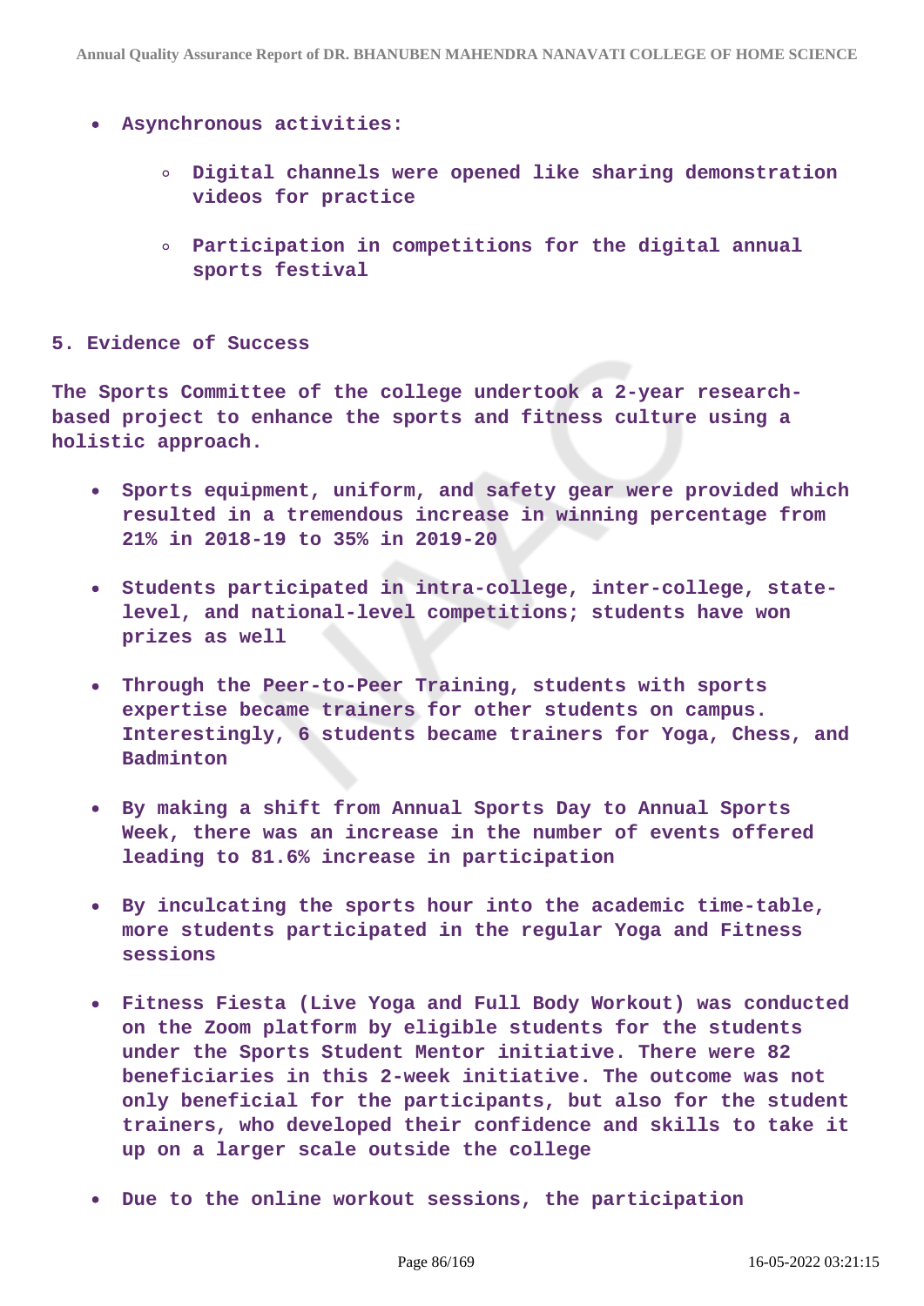- **Asynchronous activities:**
    - **Digital channels were opened like sharing demonstration videos for practice**
    - **Participation in competitions for the digital annual sports festival**

**5. Evidence of Success**

**The Sports Committee of the college undertook a 2-year research-based project to enhance the sports and fitness culture using a holistic approach.**

- **Sports equipment, uniform, and safety gear were provided which resulted in a tremendous increase in winning percentage from 21% in 2018-19 to 35% in 2019-20**
- **Students participated in intra-college, inter-college, state-level, and national-level competitions; students have won prizes as well**
- **Through the Peer-to-Peer Training, students with sports expertise became trainers for other students on campus. Interestingly, 6 students became trainers for Yoga, Chess, and Badminton**
- **By making a shift from Annual Sports Day to Annual Sports Week, there was an increase in the number of events offered leading to 81.6% increase in participation**
- **By inculcating the sports hour into the academic time-table, more students participated in the regular Yoga and Fitness sessions**
- **Fitness Fiesta (Live Yoga and Full Body Workout) was conducted on the Zoom platform by eligible students for the students under the Sports Student Mentor initiative. There were 82 beneficiaries in this 2-week initiative. The outcome was not only beneficial for the participants, but also for the student trainers, who developed their confidence and skills to take it up on a larger scale outside the college**
- **Due to the online workout sessions, the participation**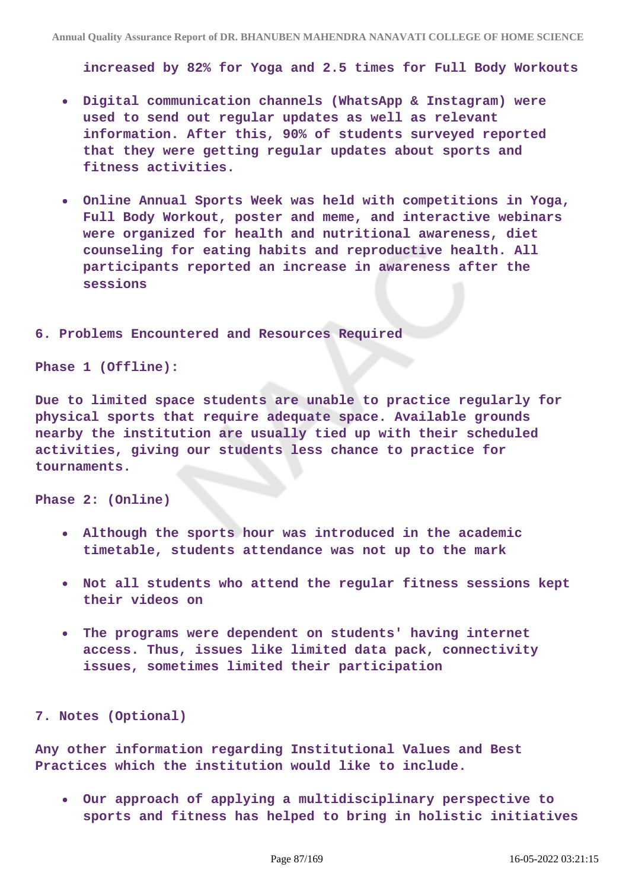increased by 82% for Yoga and 2.5 times for Full Body Workouts

- Digital communication channels (WhatsApp & Instagram) were used to send out regular updates as well as relevant information. After this, 90% of students surveyed reported that they were getting regular updates about sports and fitness activities.

- Online Annual Sports Week was held with competitions in Yoga, Full Body Workout, poster and meme, and interactive webinars were organized for health and nutritional awareness, diet counseling for eating habits and reproductive health. All participants reported an increase in awareness after the sessions

6. Problems Encountered and Resources Required

Phase 1 (Offline):

Due to limited space students are unable to practice regularly for physical sports that require adequate space. Available grounds nearby the institution are usually tied up with their scheduled activities, giving our students less chance to practice for tournaments.

Phase 2: (Online)

- Although the sports hour was introduced in the academic timetable, students attendance was not up to the mark

- Not all students who attend the regular fitness sessions kept their videos on

- The programs were dependent on students' having internet access. Thus, issues like limited data pack, connectivity issues, sometimes limited their participation

7. Notes (Optional)

Any other information regarding Institutional Values and Best Practices which the institution would like to include.

- Our approach of applying a multidisciplinary perspective to sports and fitness has helped to bring in holistic initiatives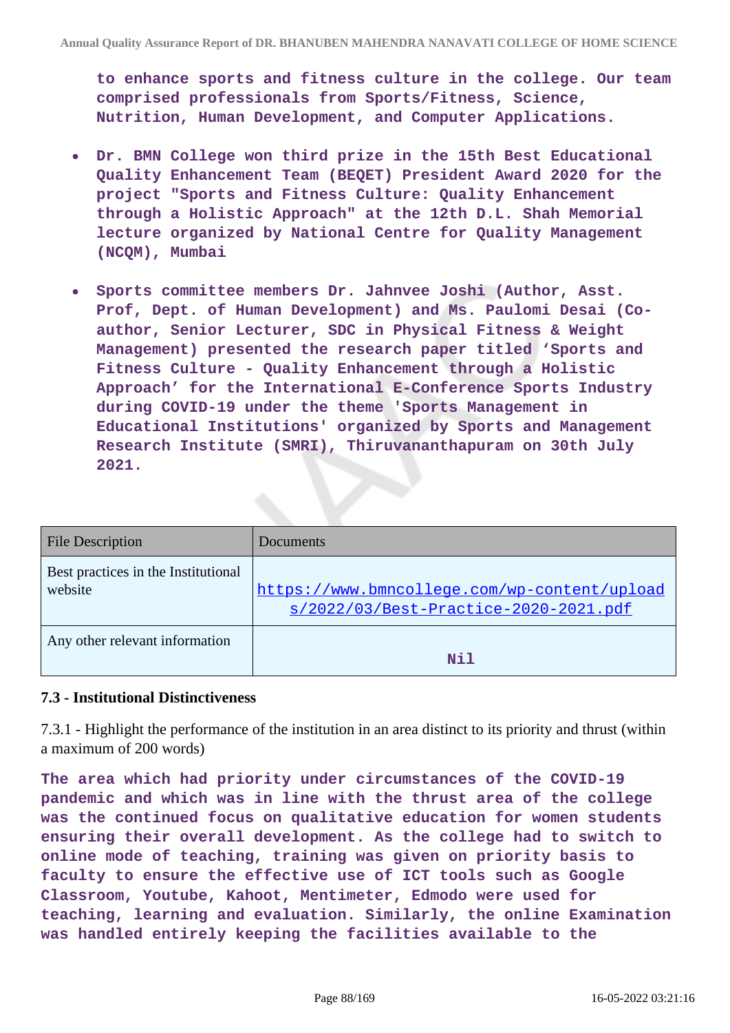to enhance sports and fitness culture in the college. Our team comprised professionals from Sports/Fitness, Science, Nutrition, Human Development, and Computer Applications.

- Dr. BMN College won third prize in the 15th Best Educational Quality Enhancement Team (BEQET) President Award 2020 for the project "Sports and Fitness Culture: Quality Enhancement through a Holistic Approach" at the 12th D.L. Shah Memorial lecture organized by National Centre for Quality Management (NCQM), Mumbai
- Sports committee members Dr. Jahnvee Joshi (Author, Asst. Prof, Dept. of Human Development) and Ms. Paulomi Desai (Co-author, Senior Lecturer, SDC in Physical Fitness & Weight Management) presented the research paper titled 'Sports and Fitness Culture - Quality Enhancement through a Holistic Approach' for the International E-Conference Sports Industry during COVID-19 under the theme 'Sports Management in Educational Institutions' organized by Sports and Management Research Institute (SMRI), Thiruvananthapuram on 30th July 2021.

| File Description | Documents |
|---|---|
| Best practices in the Institutional website | https://www.bmncollege.com/wp-content/uploads/2022/03/Best-Practice-2020-2021.pdf |
| Any other relevant information | Nil |

### 7.3 - Institutional Distinctiveness

7.3.1 - Highlight the performance of the institution in an area distinct to its priority and thrust (within a maximum of 200 words)

The area which had priority under circumstances of the COVID-19 pandemic and which was in line with the thrust area of the college was the continued focus on qualitative education for women students ensuring their overall development. As the college had to switch to online mode of teaching, training was given on priority basis to faculty to ensure the effective use of ICT tools such as Google Classroom, Youtube, Kahoot, Mentimeter, Edmodo were used for teaching, learning and evaluation. Similarly, the online Examination was handled entirely keeping the facilities available to the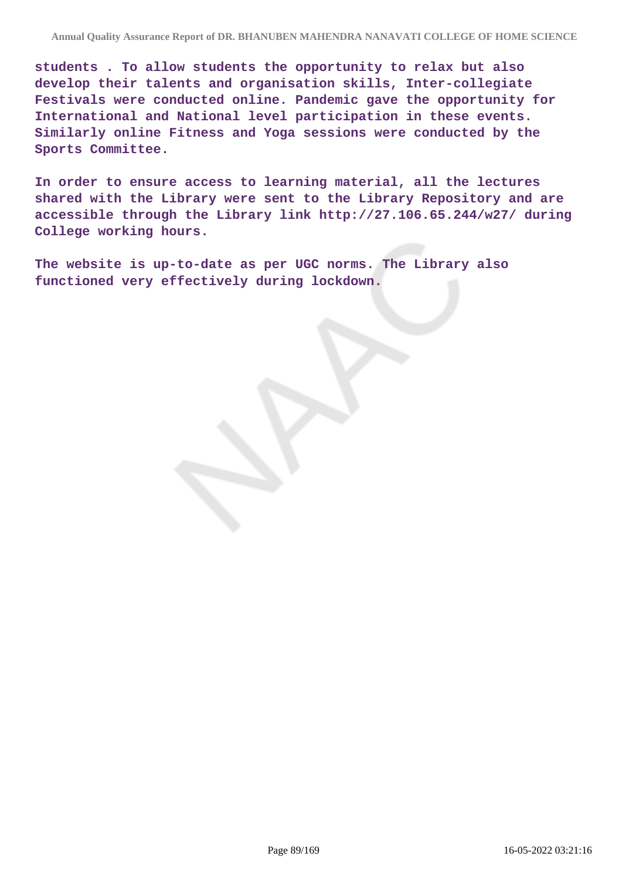**students . To allow students the opportunity to relax but also develop their talents and organisation skills, Inter-collegiate Festivals were conducted online. Pandemic gave the opportunity for International and National level participation in these events. Similarly online Fitness and Yoga sessions were conducted by the Sports Committee.**

**In order to ensure access to learning material, all the lectures shared with the Library were sent to the Library Repository and are accessible through the Library link http://27.106.65.244/w27/ during College working hours.**

**The website is up-to-date as per UGC norms. The Library also functioned very effectively during lockdown.**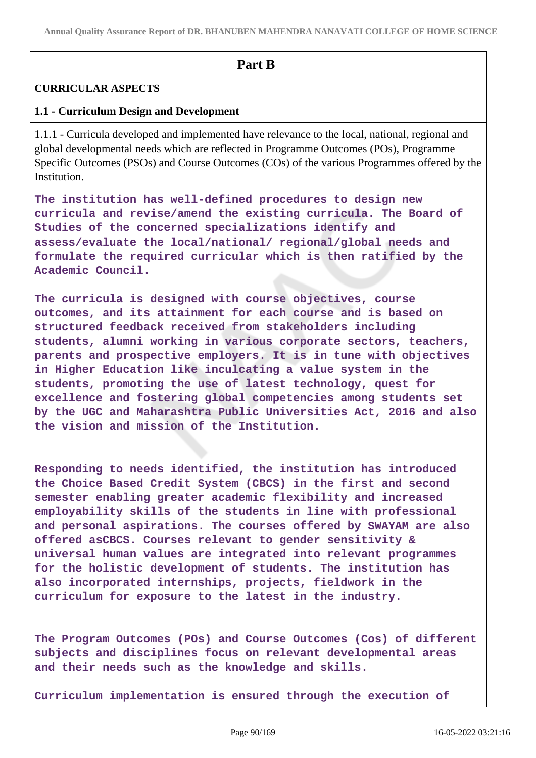## Part B

### CURRICULAR ASPECTS

### 1.1 - Curriculum Design and Development

1.1.1 - Curricula developed and implemented have relevance to the local, national, regional and global developmental needs which are reflected in Programme Outcomes (POs), Programme Specific Outcomes (PSOs) and Course Outcomes (COs) of the various Programmes offered by the Institution.

The institution has well-defined procedures to design new curricula and revise/amend the existing curricula. The Board of Studies of the concerned specializations identify and assess/evaluate the local/national/ regional/global needs and formulate the required curricular which is then ratified by the Academic Council.

The curricula is designed with course objectives, course outcomes, and its attainment for each course and is based on structured feedback received from stakeholders including students, alumni working in various corporate sectors, teachers, parents and prospective employers. It is in tune with objectives in Higher Education like inculcating a value system in the students, promoting the use of latest technology, quest for excellence and fostering global competencies among students set by the UGC and Maharashtra Public Universities Act, 2016 and also the vision and mission of the Institution.

Responding to needs identified, the institution has introduced the Choice Based Credit System (CBCS) in the first and second semester enabling greater academic flexibility and increased employability skills of the students in line with professional and personal aspirations. The courses offered by SWAYAM are also offered asCBCS. Courses relevant to gender sensitivity & universal human values are integrated into relevant programmes for the holistic development of students. The institution has also incorporated internships, projects, fieldwork in the curriculum for exposure to the latest in the industry.

The Program Outcomes (POs) and Course Outcomes (Cos) of different subjects and disciplines focus on relevant developmental areas and their needs such as the knowledge and skills.

Curriculum implementation is ensured through the execution of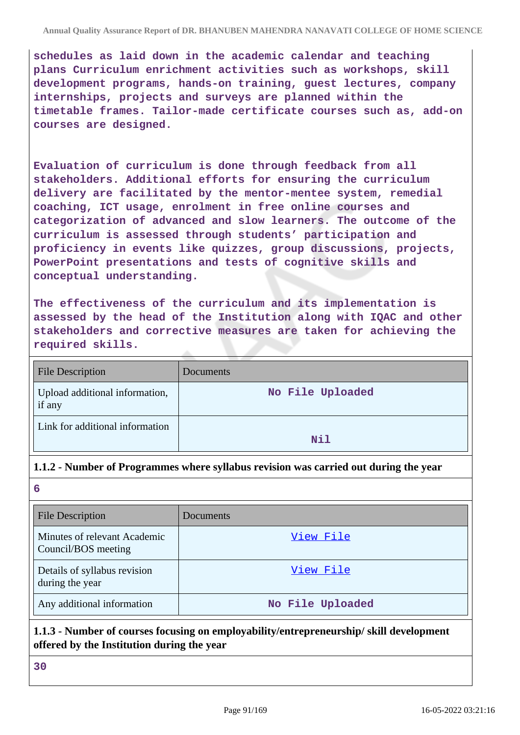schedules as laid down in the academic calendar and teaching plans Curriculum enrichment activities such as workshops, skill development programs, hands-on training, guest lectures, company internships, projects and surveys are planned within the timetable frames. Tailor-made certificate courses such as, add-on courses are designed.

Evaluation of curriculum is done through feedback from all stakeholders. Additional efforts for ensuring the curriculum delivery are facilitated by the mentor-mentee system, remedial coaching, ICT usage, enrolment in free online courses and categorization of advanced and slow learners. The outcome of the curriculum is assessed through students' participation and proficiency in events like quizzes, group discussions, projects, PowerPoint presentations and tests of cognitive skills and conceptual understanding.

The effectiveness of the curriculum and its implementation is assessed by the head of the Institution along with IQAC and other stakeholders and corrective measures are taken for achieving the required skills.

| File Description | Documents |
|---|---|
| Upload additional information, if any | No File Uploaded |
| Link for additional information | Nil |

**1.1.2 - Number of Programmes where syllabus revision was carried out during the year**

6

| File Description | Documents |
|---|---|
| Minutes of relevant Academic Council/BOS meeting | View File |
| Details of syllabus revision during the year | View File |
| Any additional information | No File Uploaded |

**1.1.3 - Number of courses focusing on employability/entrepreneurship/ skill development offered by the Institution during the year**

30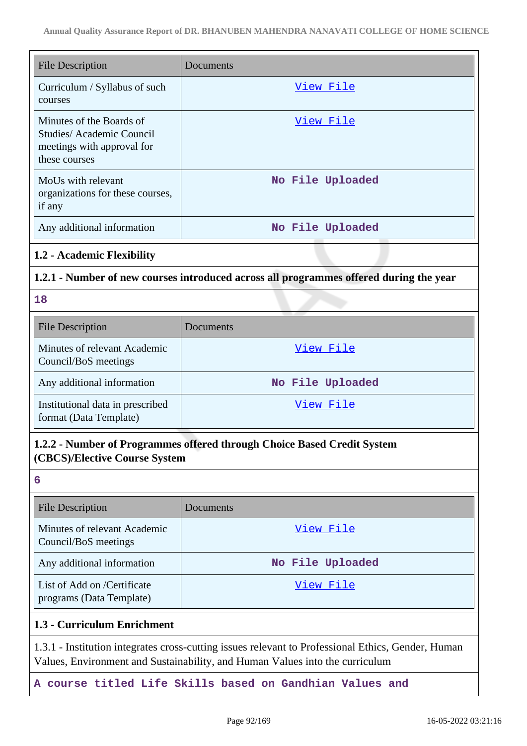| File Description | Documents |
|---|---|
| Curriculum / Syllabus of such courses | View File |
| Minutes of the Boards of Studies/ Academic Council meetings with approval for these courses | View File |
| MoUs with relevant organizations for these courses, if any | No File Uploaded |
| Any additional information | No File Uploaded |

### 1.2 - Academic Flexibility

**1.2.1 - Number of new courses introduced across all programmes offered during the year**

18

| File Description | Documents |
|---|---|
| Minutes of relevant Academic Council/BoS meetings | View File |
| Any additional information | No File Uploaded |
| Institutional data in prescribed format (Data Template) | View File |

**1.2.2 - Number of Programmes offered through Choice Based Credit System (CBCS)/Elective Course System**

6

| File Description | Documents |
|---|---|
| Minutes of relevant Academic Council/BoS meetings | View File |
| Any additional information | No File Uploaded |
| List of Add on /Certificate programs (Data Template) | View File |

### 1.3 - Curriculum Enrichment

1.3.1 - Institution integrates cross-cutting issues relevant to Professional Ethics, Gender, Human Values, Environment and Sustainability, and Human Values into the curriculum

A course titled Life Skills based on Gandhian Values and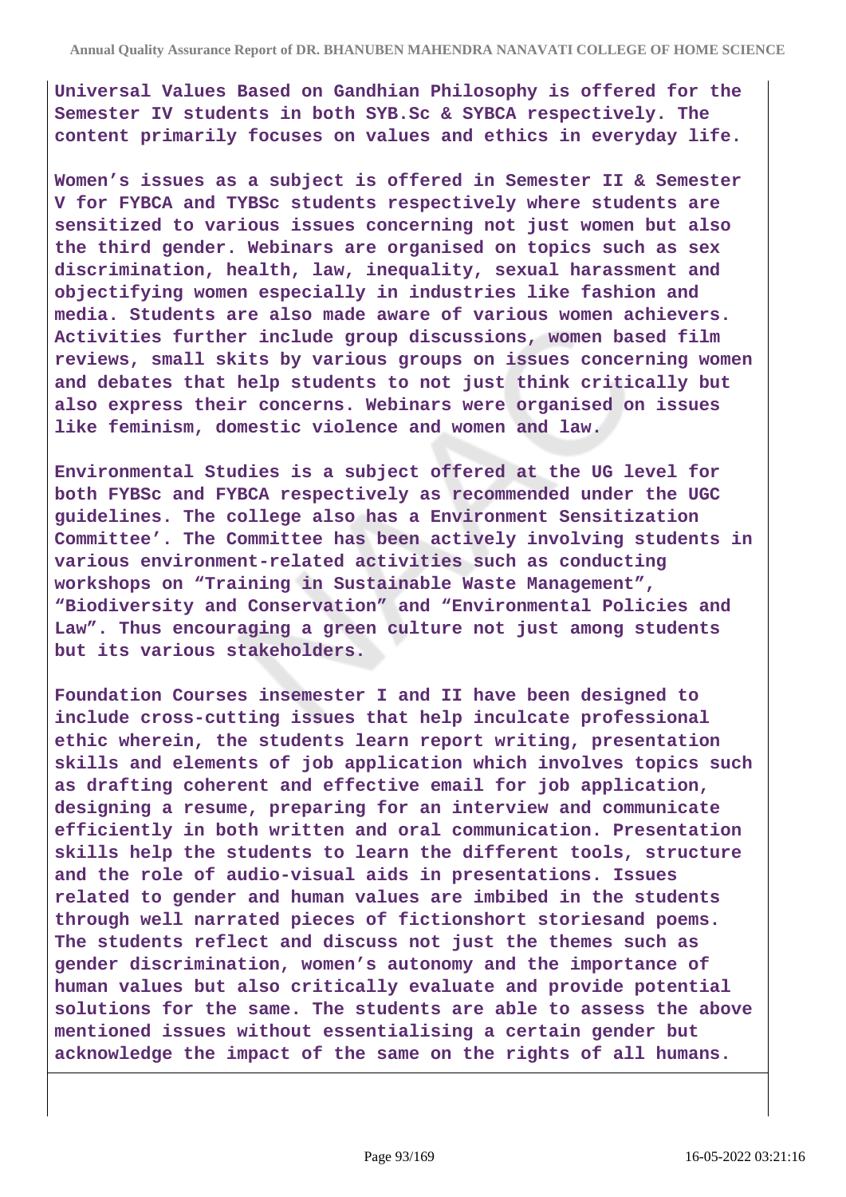Universal Values Based on Gandhian Philosophy is offered for the Semester IV students in both SYB.Sc & SYBCA respectively. The content primarily focuses on values and ethics in everyday life.

Women's issues as a subject is offered in Semester II & Semester V for FYBCA and TYBSc students respectively where students are sensitized to various issues concerning not just women but also the third gender. Webinars are organised on topics such as sex discrimination, health, law, inequality, sexual harassment and objectifying women especially in industries like fashion and media. Students are also made aware of various women achievers. Activities further include group discussions, women based film reviews, small skits by various groups on issues concerning women and debates that help students to not just think critically but also express their concerns. Webinars were organised on issues like feminism, domestic violence and women and law.

Environmental Studies is a subject offered at the UG level for both FYBSc and FYBCA respectively as recommended under the UGC guidelines. The college also has a Environment Sensitization Committee'. The Committee has been actively involving students in various environment-related activities such as conducting workshops on "Training in Sustainable Waste Management", "Biodiversity and Conservation" and "Environmental Policies and Law". Thus encouraging a green culture not just among students but its various stakeholders.

Foundation Courses insemester I and II have been designed to include cross-cutting issues that help inculcate professional ethic wherein, the students learn report writing, presentation skills and elements of job application which involves topics such as drafting coherent and effective email for job application, designing a resume, preparing for an interview and communicate efficiently in both written and oral communication. Presentation skills help the students to learn the different tools, structure and the role of audio-visual aids in presentations. Issues related to gender and human values are imbibed in the students through well narrated pieces of fictionshort storiesand poems. The students reflect and discuss not just the themes such as gender discrimination, women's autonomy and the importance of human values but also critically evaluate and provide potential solutions for the same. The students are able to assess the above mentioned issues without essentialising a certain gender but acknowledge the impact of the same on the rights of all humans.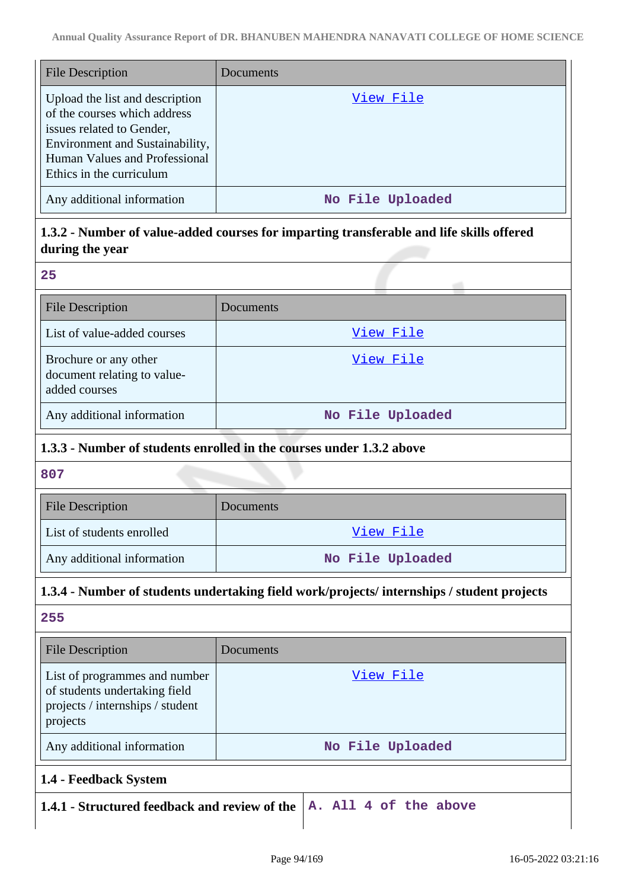| File Description | Documents |
|---|---|
| Upload the list and description of the courses which address issues related to Gender, Environment and Sustainability, Human Values and Professional Ethics in the curriculum | View File |
| Any additional information | No File Uploaded |

**1.3.2 - Number of value-added courses for imparting transferable and life skills offered during the year**

25

| File Description | Documents |
|---|---|
| List of value-added courses | View File |
| Brochure or any other document relating to value-added courses | View File |
| Any additional information | No File Uploaded |

**1.3.3 - Number of students enrolled in the courses under 1.3.2 above**

807

| File Description | Documents |
|---|---|
| List of students enrolled | View File |
| Any additional information | No File Uploaded |

**1.3.4 - Number of students undertaking field work/projects/ internships / student projects**

255

| File Description | Documents |
|---|---|
| List of programmes and number of students undertaking field projects / internships / student projects | View File |
| Any additional information | No File Uploaded |

**1.4 - Feedback System**

| **1.4.1 - Structured feedback and review of the** | A. All 4 of the above |
|---|---|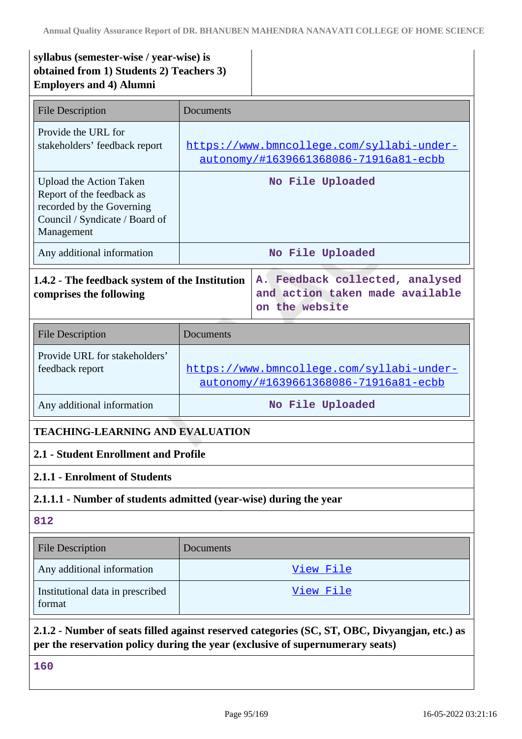| **syllabus (semester-wise / year-wise) is obtained from 1) Students 2) Teachers 3) Employers and 4) Alumni** | |
|---|---|

| File Description | Documents |
|---|---|
| Provide the URL for stakeholders' feedback report | https://www.bmncollege.com/syllabi-under-autonomy/#1639661368086-71916a81-ecbb |
| Upload the Action Taken Report of the feedback as recorded by the Governing Council / Syndicate / Board of Management | No File Uploaded |
| Any additional information | No File Uploaded |

| **1.4.2 - The feedback system of the Institution comprises the following** | A. Feedback collected, analysed and action taken made available on the website |
|---|---|

| File Description | Documents |
|---|---|
| Provide URL for stakeholders' feedback report | https://www.bmncollege.com/syllabi-under-autonomy/#1639661368086-71916a81-ecbb |
| Any additional information | No File Uploaded |

**TEACHING-LEARNING AND EVALUATION**

**2.1 - Student Enrollment and Profile**

**2.1.1 - Enrolment of Students**

**2.1.1.1 - Number of students admitted (year-wise) during the year**

812

| File Description | Documents |
|---|---|
| Any additional information | View File |
| Institutional data in prescribed format | View File |

**2.1.2 - Number of seats filled against reserved categories (SC, ST, OBC, Divyangjan, etc.) as per the reservation policy during the year (exclusive of supernumerary seats)**

160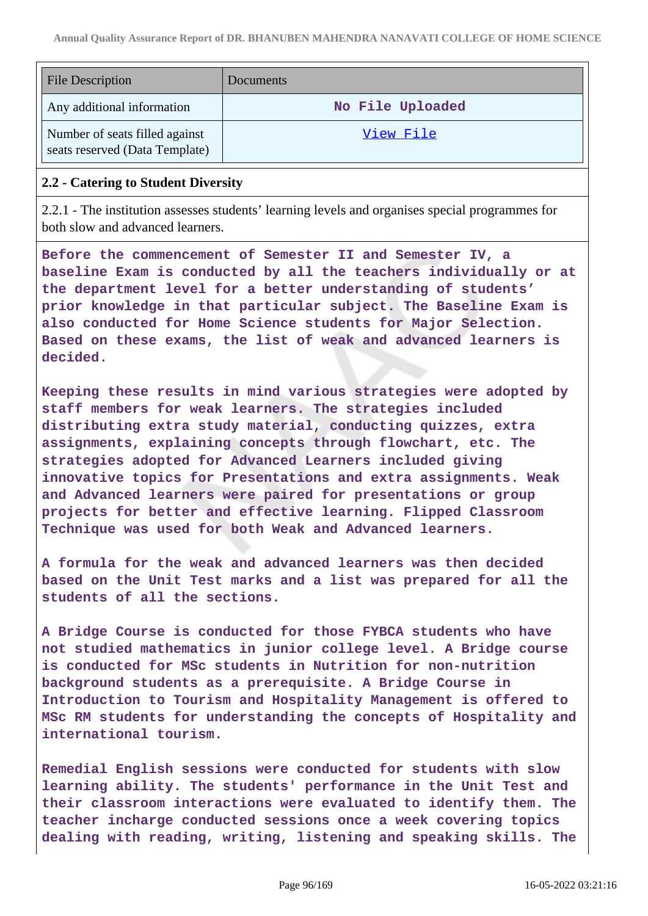| File Description | Documents |
| --- | --- |
| Any additional information | No File Uploaded |
| Number of seats filled against seats reserved (Data Template) | View File |

## 2.2 - Catering to Student Diversity

2.2.1 - The institution assesses students' learning levels and organises special programmes for both slow and advanced learners.

Before the commencement of Semester II and Semester IV, a baseline Exam is conducted by all the teachers individually or at the department level for a better understanding of students' prior knowledge in that particular subject. The Baseline Exam is also conducted for Home Science students for Major Selection. Based on these exams, the list of weak and advanced learners is decided.

Keeping these results in mind various strategies were adopted by staff members for weak learners. The strategies included distributing extra study material, conducting quizzes, extra assignments, explaining concepts through flowchart, etc. The strategies adopted for Advanced Learners included giving innovative topics for Presentations and extra assignments. Weak and Advanced learners were paired for presentations or group projects for better and effective learning. Flipped Classroom Technique was used for both Weak and Advanced learners.

A formula for the weak and advanced learners was then decided based on the Unit Test marks and a list was prepared for all the students of all the sections.

A Bridge Course is conducted for those FYBCA students who have not studied mathematics in junior college level. A Bridge course is conducted for MSc students in Nutrition for non-nutrition background students as a prerequisite. A Bridge Course in Introduction to Tourism and Hospitality Management is offered to MSc RM students for understanding the concepts of Hospitality and international tourism.

Remedial English sessions were conducted for students with slow learning ability. The students' performance in the Unit Test and their classroom interactions were evaluated to identify them. The teacher incharge conducted sessions once a week covering topics dealing with reading, writing, listening and speaking skills. The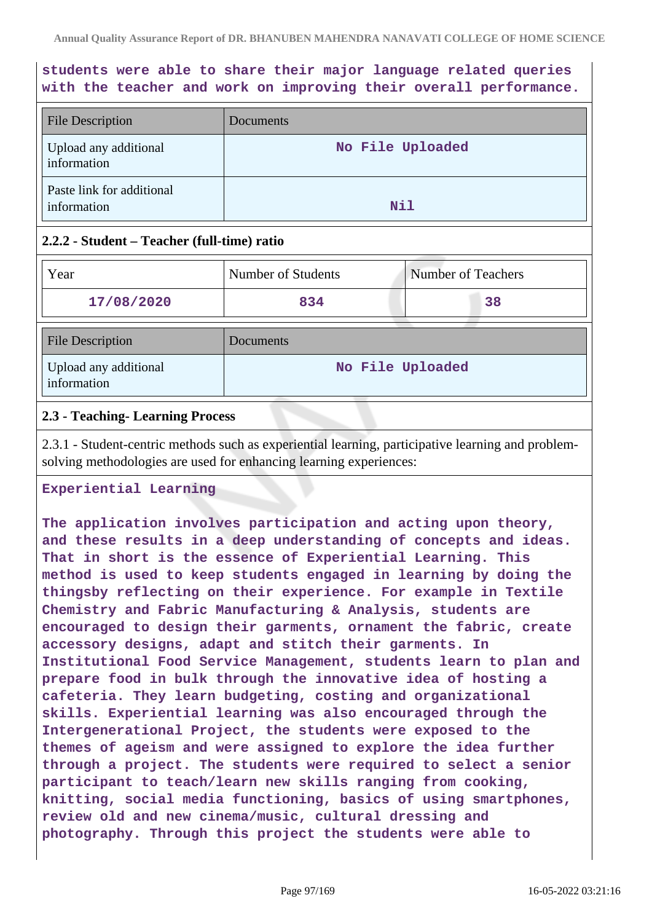students were able to share their major language related queries with the teacher and work on improving their overall performance.

| File Description | Documents |
|---|---|
| Upload any additional information | No File Uploaded |
| Paste link for additional information | Nil |

#### 2.2.2 - Student – Teacher (full-time) ratio

| Year | Number of Students | Number of Teachers |
|---|---|---|
| 17/08/2020 | 834 | 38 |

| File Description | Documents |
|---|---|
| Upload any additional information | No File Uploaded |

### 2.3 - Teaching- Learning Process

2.3.1 - Student-centric methods such as experiential learning, participative learning and problem-solving methodologies are used for enhancing learning experiences:

Experiential Learning

The application involves participation and acting upon theory, and these results in a deep understanding of concepts and ideas. That in short is the essence of Experiential Learning. This method is used to keep students engaged in learning by doing the thingsby reflecting on their experience. For example in Textile Chemistry and Fabric Manufacturing & Analysis, students are encouraged to design their garments, ornament the fabric, create accessory designs, adapt and stitch their garments. In Institutional Food Service Management, students learn to plan and prepare food in bulk through the innovative idea of hosting a cafeteria. They learn budgeting, costing and organizational skills. Experiential learning was also encouraged through the Intergenerational Project, the students were exposed to the themes of ageism and were assigned to explore the idea further through a project. The students were required to select a senior participant to teach/learn new skills ranging from cooking, knitting, social media functioning, basics of using smartphones, review old and new cinema/music, cultural dressing and photography. Through this project the students were able to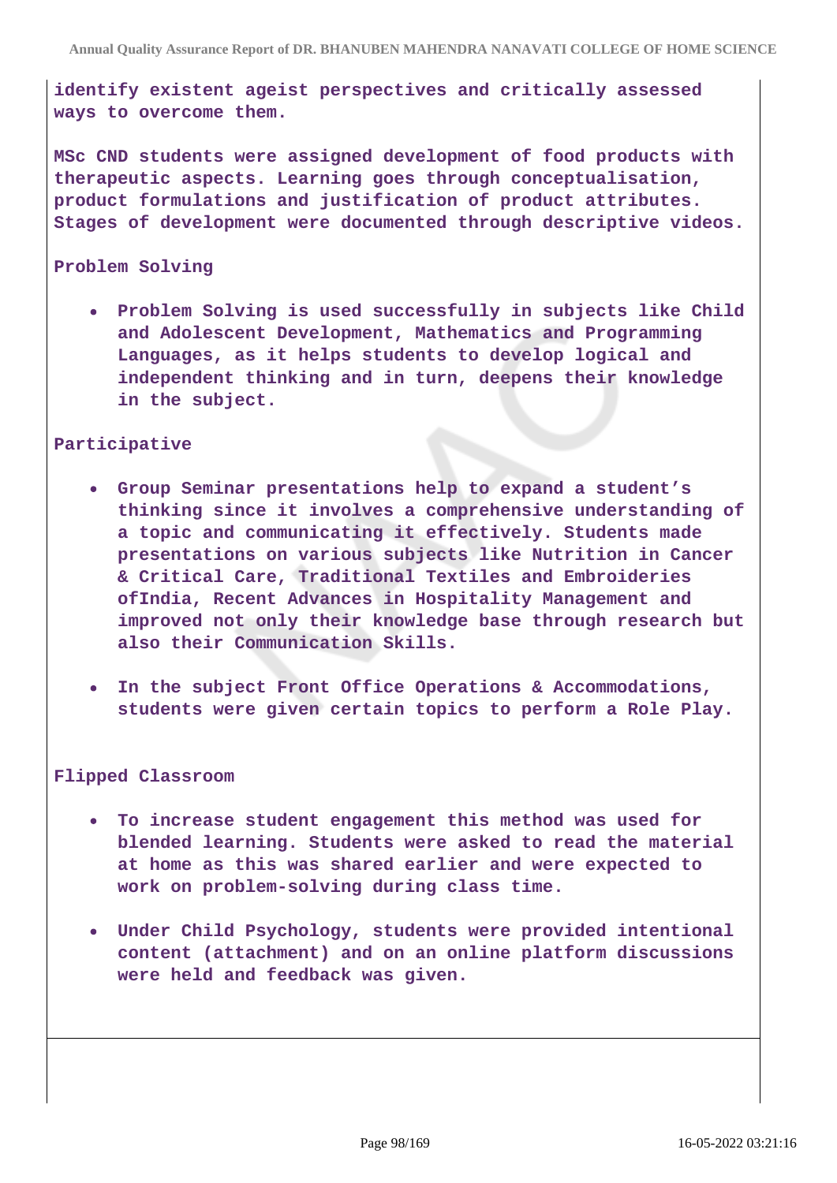identify existent ageist perspectives and critically assessed ways to overcome them.

MSc CND students were assigned development of food products with therapeutic aspects. Learning goes through conceptualisation, product formulations and justification of product attributes. Stages of development were documented through descriptive videos.

Problem Solving

- Problem Solving is used successfully in subjects like Child and Adolescent Development, Mathematics and Programming Languages, as it helps students to develop logical and independent thinking and in turn, deepens their knowledge in the subject.

Participative

- Group Seminar presentations help to expand a student's thinking since it involves a comprehensive understanding of a topic and communicating it effectively. Students made presentations on various subjects like Nutrition in Cancer & Critical Care, Traditional Textiles and Embroideries ofIndia, Recent Advances in Hospitality Management and improved not only their knowledge base through research but also their Communication Skills.
- In the subject Front Office Operations & Accommodations, students were given certain topics to perform a Role Play.

Flipped Classroom

- To increase student engagement this method was used for blended learning. Students were asked to read the material at home as this was shared earlier and were expected to work on problem-solving during class time.
- Under Child Psychology, students were provided intentional content (attachment) and on an online platform discussions were held and feedback was given.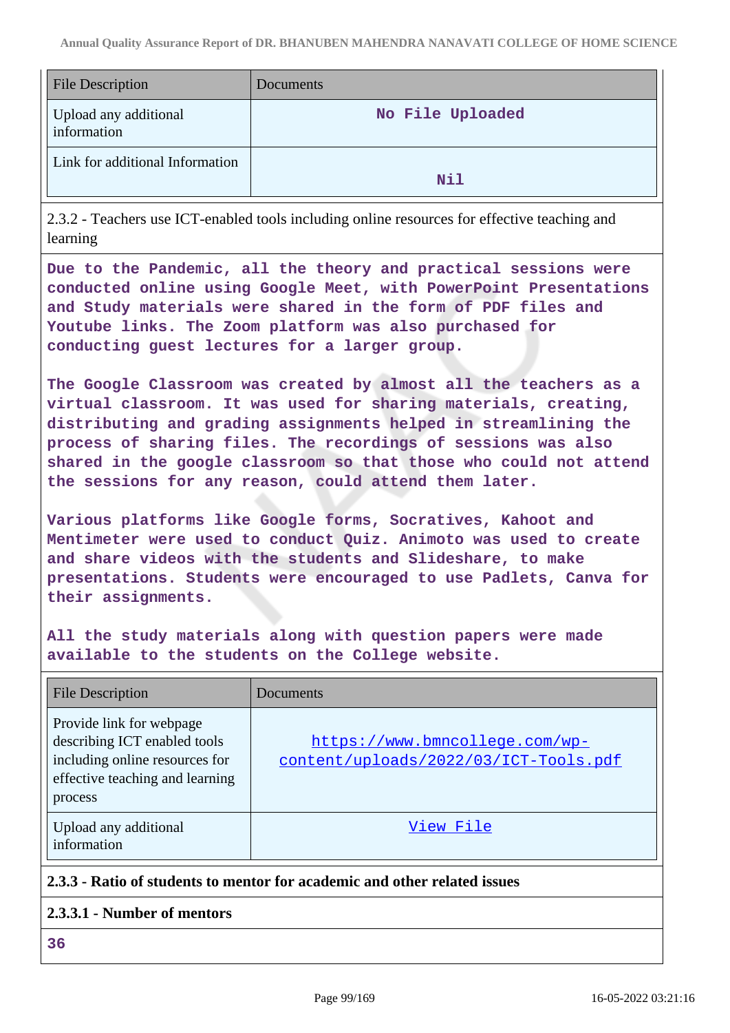| File Description | Documents |
|---|---|
| Upload any additional information | No File Uploaded |
| Link for additional Information | Nil |

2.3.2 - Teachers use ICT-enabled tools including online resources for effective teaching and learning

**Due to the Pandemic, all the theory and practical sessions were conducted online using Google Meet, with PowerPoint Presentations and Study materials were shared in the form of PDF files and Youtube links. The Zoom platform was also purchased for conducting guest lectures for a larger group.**

**The Google Classroom was created by almost all the teachers as a virtual classroom. It was used for sharing materials, creating, distributing and grading assignments helped in streamlining the process of sharing files. The recordings of sessions was also shared in the google classroom so that those who could not attend the sessions for any reason, could attend them later.**

**Various platforms like Google forms, Socratives, Kahoot and Mentimeter were used to conduct Quiz. Animoto was used to create and share videos with the students and Slideshare, to make presentations. Students were encouraged to use Padlets, Canva for their assignments.**

**All the study materials along with question papers were made available to the students on the College website.**

| File Description | Documents |
|---|---|
| Provide link for webpage describing ICT enabled tools including online resources for effective teaching and learning process | https://www.bmncollege.com/wp-content/uploads/2022/03/ICT-Tools.pdf |
| Upload any additional information | View File |

**2.3.3 - Ratio of students to mentor for academic and other related issues**

**2.3.3.1 - Number of mentors**

**36**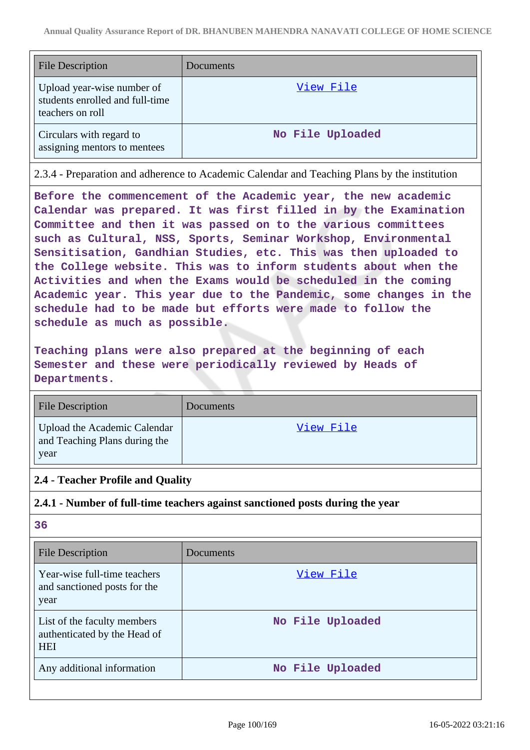| File Description | Documents |
| --- | --- |
| Upload year-wise number of students enrolled and full-time teachers on roll | View File |
| Circulars with regard to assigning mentors to mentees | No File Uploaded |

2.3.4 - Preparation and adherence to Academic Calendar and Teaching Plans by the institution

Before the commencement of the Academic year, the new academic Calendar was prepared. It was first filled in by the Examination Committee and then it was passed on to the various committees such as Cultural, NSS, Sports, Seminar Workshop, Environmental Sensitisation, Gandhian Studies, etc. This was then uploaded to the College website. This was to inform students about when the Activities and when the Exams would be scheduled in the coming Academic year. This year due to the Pandemic, some changes in the schedule had to be made but efforts were made to follow the schedule as much as possible.

Teaching plans were also prepared at the beginning of each Semester and these were periodically reviewed by Heads of Departments.

| File Description | Documents |
| --- | --- |
| Upload the Academic Calendar and Teaching Plans during the year | View File |

## 2.4 - Teacher Profile and Quality

### 2.4.1 - Number of full-time teachers against sanctioned posts during the year

36

| File Description | Documents |
| --- | --- |
| Year-wise full-time teachers and sanctioned posts for the year | View File |
| List of the faculty members authenticated by the Head of HEI | No File Uploaded |
| Any additional information | No File Uploaded |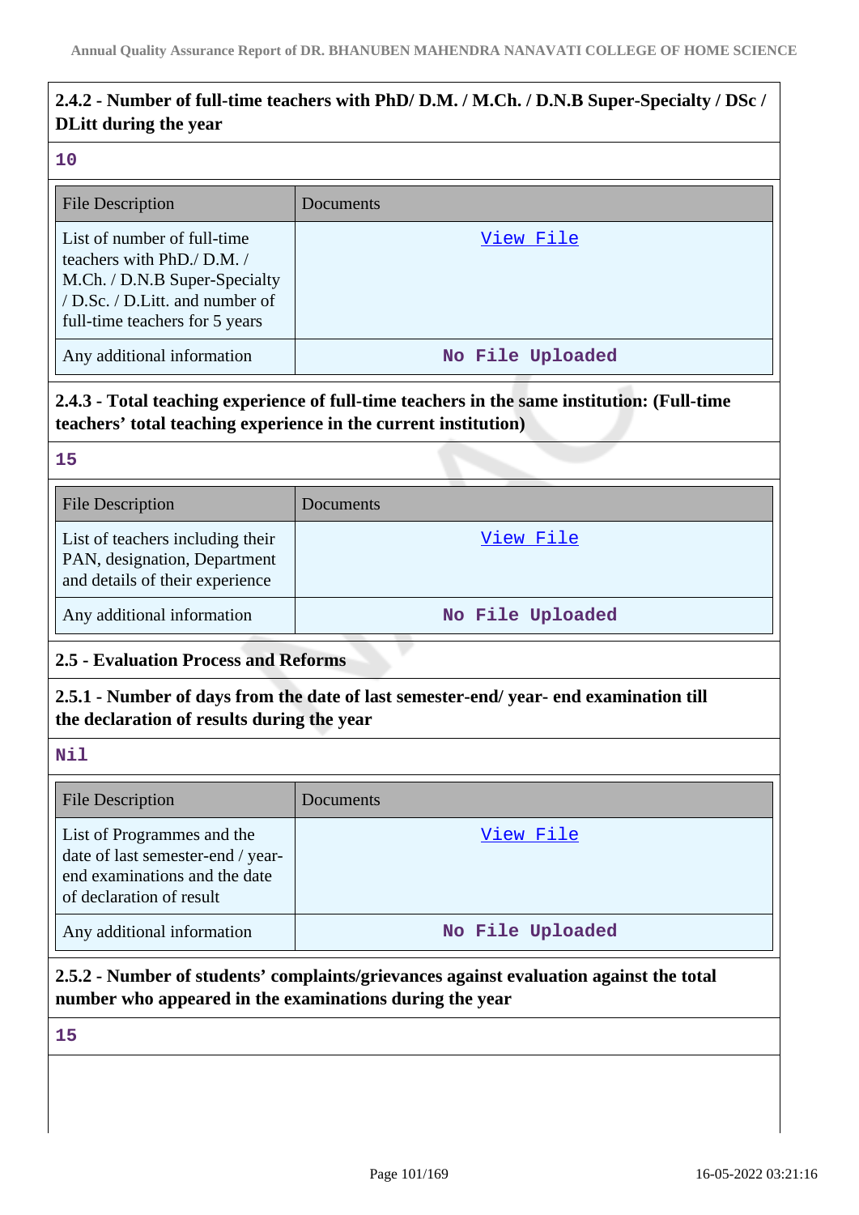**2.4.2 - Number of full-time teachers with PhD/ D.M. / M.Ch. / D.N.B Super-Specialty / DSc / DLitt during the year**

10

| File Description | Documents |
| --- | --- |
| List of number of full-time teachers with PhD./ D.M. / M.Ch. / D.N.B Super-Specialty / D.Sc. / D.Litt. and number of full-time teachers for 5 years | View File |
| Any additional information | No File Uploaded |

**2.4.3 - Total teaching experience of full-time teachers in the same institution: (Full-time teachers' total teaching experience in the current institution)**

15

| File Description | Documents |
| --- | --- |
| List of teachers including their PAN, designation, Department and details of their experience | View File |
| Any additional information | No File Uploaded |

**2.5 - Evaluation Process and Reforms**

**2.5.1 - Number of days from the date of last semester-end/ year- end examination till the declaration of results during the year**

Nil

| File Description | Documents |
| --- | --- |
| List of Programmes and the date of last semester-end / year-end examinations and the date of declaration of result | View File |
| Any additional information | No File Uploaded |

**2.5.2 - Number of students' complaints/grievances against evaluation against the total number who appeared in the examinations during the year**

15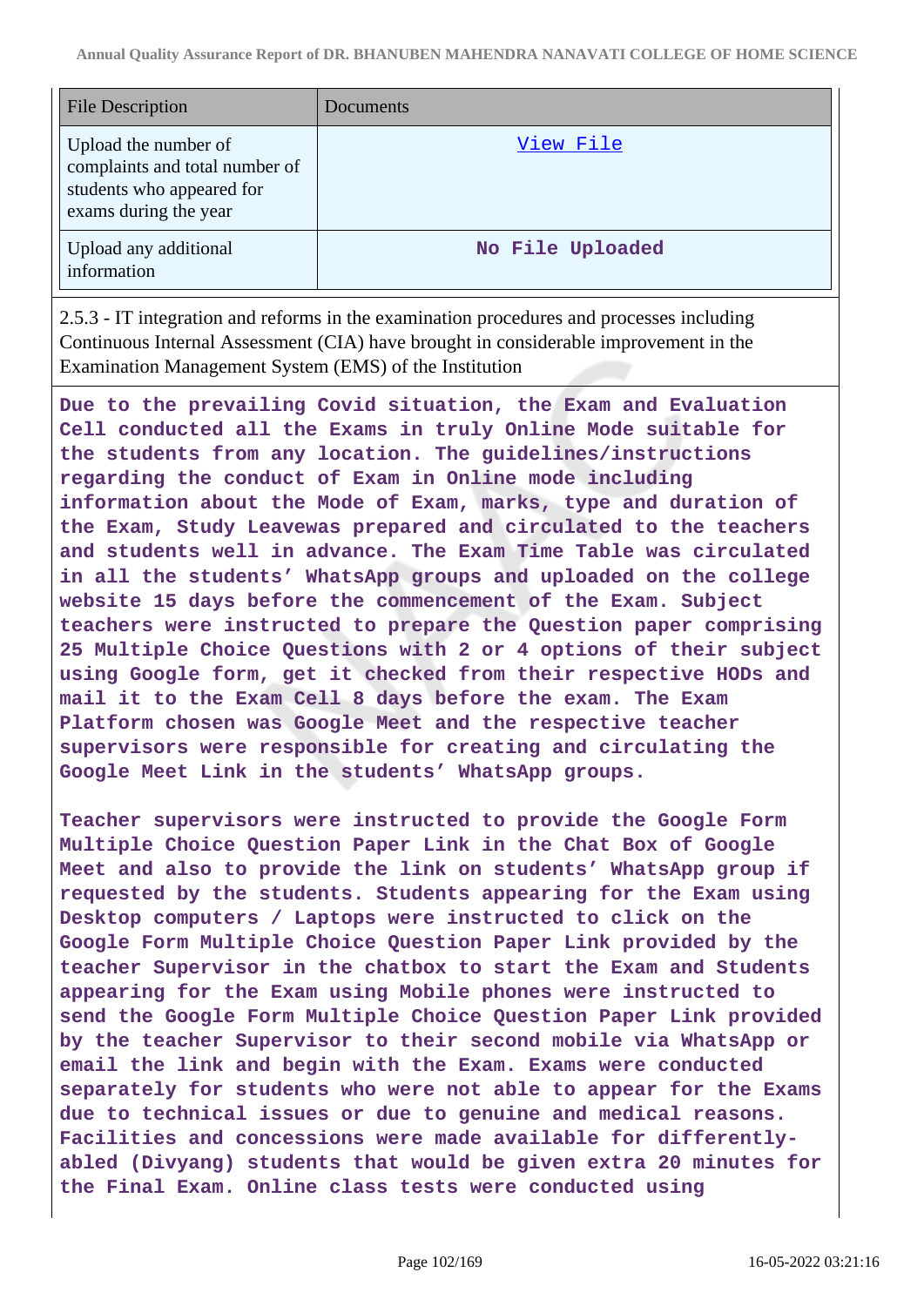| File Description | Documents |
| --- | --- |
| Upload the number of complaints and total number of students who appeared for exams during the year | View File |
| Upload any additional information | No File Uploaded |

2.5.3 - IT integration and reforms in the examination procedures and processes including Continuous Internal Assessment (CIA) have brought in considerable improvement in the Examination Management System (EMS) of the Institution

**Due to the prevailing Covid situation, the Exam and Evaluation Cell conducted all the Exams in truly Online Mode suitable for the students from any location. The guidelines/instructions regarding the conduct of Exam in Online mode including information about the Mode of Exam, marks, type and duration of the Exam, Study Leavewas prepared and circulated to the teachers and students well in advance. The Exam Time Table was circulated in all the students' WhatsApp groups and uploaded on the college website 15 days before the commencement of the Exam. Subject teachers were instructed to prepare the Question paper comprising 25 Multiple Choice Questions with 2 or 4 options of their subject using Google form, get it checked from their respective HODs and mail it to the Exam Cell 8 days before the exam. The Exam Platform chosen was Google Meet and the respective teacher supervisors were responsible for creating and circulating the Google Meet Link in the students' WhatsApp groups.**

**Teacher supervisors were instructed to provide the Google Form Multiple Choice Question Paper Link in the Chat Box of Google Meet and also to provide the link on students' WhatsApp group if requested by the students. Students appearing for the Exam using Desktop computers / Laptops were instructed to click on the Google Form Multiple Choice Question Paper Link provided by the teacher Supervisor in the chatbox to start the Exam and Students appearing for the Exam using Mobile phones were instructed to send the Google Form Multiple Choice Question Paper Link provided by the teacher Supervisor to their second mobile via WhatsApp or email the link and begin with the Exam. Exams were conducted separately for students who were not able to appear for the Exams due to technical issues or due to genuine and medical reasons. Facilities and concessions were made available for differently-abled (Divyang) students that would be given extra 20 minutes for the Final Exam. Online class tests were conducted using**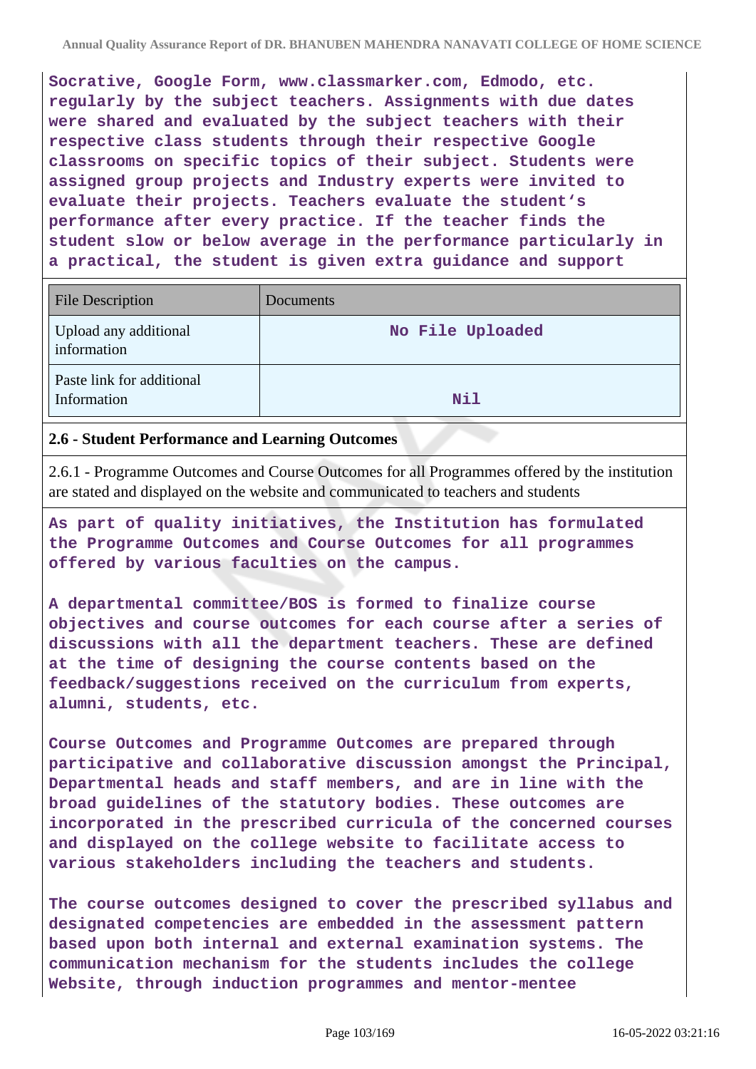Socrative, Google Form, www.classmarker.com, Edmodo, etc. regularly by the subject teachers. Assignments with due dates were shared and evaluated by the subject teachers with their respective class students through their respective Google classrooms on specific topics of their subject. Students were assigned group projects and Industry experts were invited to evaluate their projects. Teachers evaluate the student's performance after every practice. If the teacher finds the student slow or below average in the performance particularly in a practical, the student is given extra guidance and support

| File Description | Documents |
|---|---|
| Upload any additional information | No File Uploaded |
| Paste link for additional Information | Nil |

### 2.6 - Student Performance and Learning Outcomes

2.6.1 - Programme Outcomes and Course Outcomes for all Programmes offered by the institution are stated and displayed on the website and communicated to teachers and students

As part of quality initiatives, the Institution has formulated the Programme Outcomes and Course Outcomes for all programmes offered by various faculties on the campus.

A departmental committee/BOS is formed to finalize course objectives and course outcomes for each course after a series of discussions with all the department teachers. These are defined at the time of designing the course contents based on the feedback/suggestions received on the curriculum from experts, alumni, students, etc.

Course Outcomes and Programme Outcomes are prepared through participative and collaborative discussion amongst the Principal, Departmental heads and staff members, and are in line with the broad guidelines of the statutory bodies. These outcomes are incorporated in the prescribed curricula of the concerned courses and displayed on the college website to facilitate access to various stakeholders including the teachers and students.

The course outcomes designed to cover the prescribed syllabus and designated competencies are embedded in the assessment pattern based upon both internal and external examination systems. The communication mechanism for the students includes the college Website, through induction programmes and mentor-mentee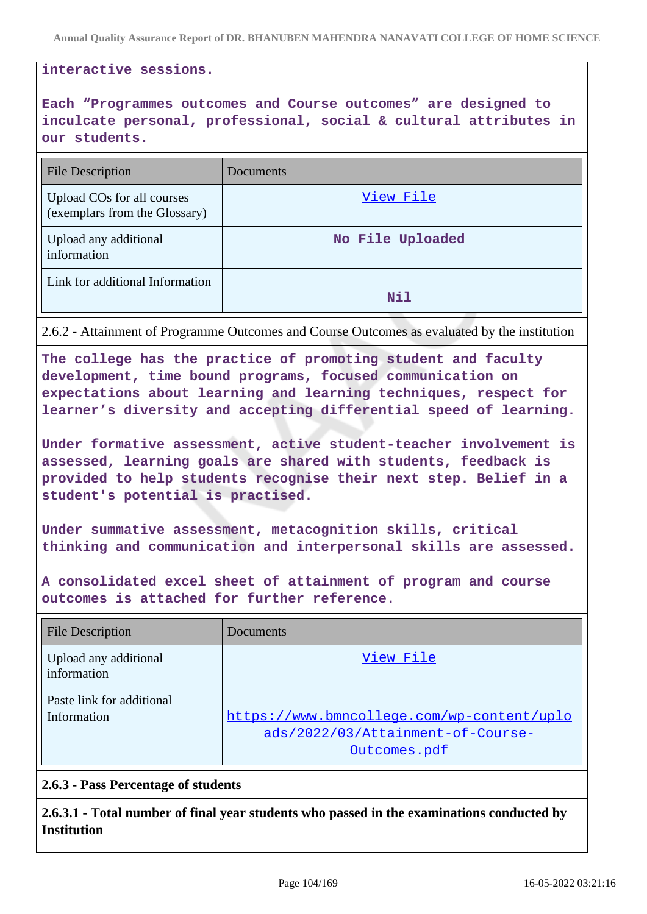interactive sessions.

Each “Programmes outcomes and Course outcomes” are designed to inculcate personal, professional, social & cultural attributes in our students.

| File Description | Documents |
| --- | --- |
| Upload COs for all courses (exemplars from the Glossary) | View File |
| Upload any additional information | No File Uploaded |
| Link for additional Information | Nil |

2.6.2 - Attainment of Programme Outcomes and Course Outcomes as evaluated by the institution

The college has the practice of promoting student and faculty development, time bound programs, focused communication on expectations about learning and learning techniques, respect for learner’s diversity and accepting differential speed of learning.

Under formative assessment, active student-teacher involvement is assessed, learning goals are shared with students, feedback is provided to help students recognise their next step. Belief in a student's potential is practised.

Under summative assessment, metacognition skills, critical thinking and communication and interpersonal skills are assessed.

A consolidated excel sheet of attainment of program and course outcomes is attached for further reference.

| File Description | Documents |
| --- | --- |
| Upload any additional information | View File |
| Paste link for additional Information | https://www.bmncollege.com/wp-content/uploads/2022/03/Attainment-of-Course-Outcomes.pdf |

**2.6.3 - Pass Percentage of students**

**2.6.3.1 - Total number of final year students who passed in the examinations conducted by Institution**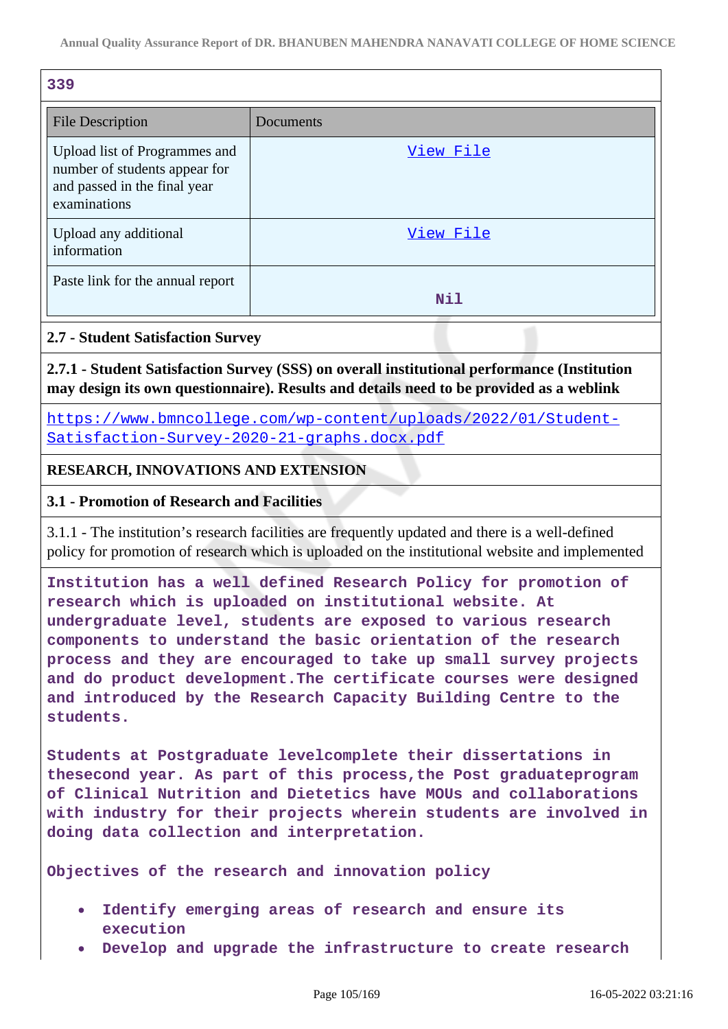339

| File Description | Documents |
| --- | --- |
| Upload list of Programmes and number of students appear for and passed in the final year examinations | View File |
| Upload any additional information | View File |
| Paste link for the annual report | Nil |

### 2.7 - Student Satisfaction Survey

**2.7.1 - Student Satisfaction Survey (SSS) on overall institutional performance (Institution may design its own questionnaire). Results and details need to be provided as a weblink**

https://www.bmncollege.com/wp-content/uploads/2022/01/Student-Satisfaction-Survey-2020-21-graphs.docx.pdf

## RESEARCH, INNOVATIONS AND EXTENSION

### 3.1 - Promotion of Research and Facilities

3.1.1 - The institution's research facilities are frequently updated and there is a well-defined policy for promotion of research which is uploaded on the institutional website and implemented

**Institution has a well defined Research Policy for promotion of research which is uploaded on institutional website. At undergraduate level, students are exposed to various research components to understand the basic orientation of the research process and they are encouraged to take up small survey projects and do product development.The certificate courses were designed and introduced by the Research Capacity Building Centre to the students.**

**Students at Postgraduate levelcomplete their dissertations in thesecond year. As part of this process,the Post graduateprogram of Clinical Nutrition and Dietetics have MOUs and collaborations with industry for their projects wherein students are involved in doing data collection and interpretation.**

**Objectives of the research and innovation policy**

- **Identify emerging areas of research and ensure its execution**
- **Develop and upgrade the infrastructure to create research**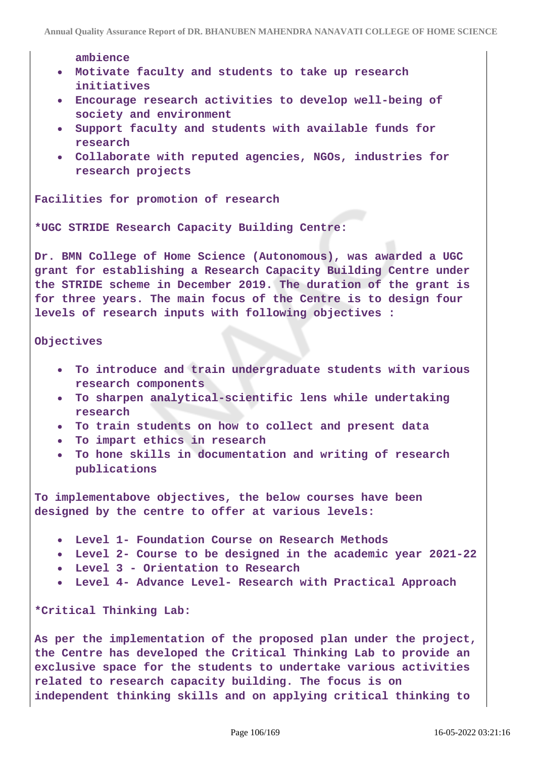ambience

- Motivate faculty and students to take up research initiatives
- Encourage research activities to develop well-being of society and environment
- Support faculty and students with available funds for research
- Collaborate with reputed agencies, NGOs, industries for research projects

**Facilities for promotion of research**

**\*UGC STRIDE Research Capacity Building Centre:**

Dr. BMN College of Home Science (Autonomous), was awarded a UGC grant for establishing a Research Capacity Building Centre under the STRIDE scheme in December 2019. The duration of the grant is for three years. The main focus of the Centre is to design four levels of research inputs with following objectives :

**Objectives**

- To introduce and train undergraduate students with various research components
- To sharpen analytical-scientific lens while undertaking research
- To train students on how to collect and present data
- To impart ethics in research
- To hone skills in documentation and writing of research publications

To implementabove objectives, the below courses have been designed by the centre to offer at various levels:

- Level 1- Foundation Course on Research Methods
- Level 2- Course to be designed in the academic year 2021-22
- Level 3 - Orientation to Research
- Level 4- Advance Level- Research with Practical Approach

**\*Critical Thinking Lab:**

As per the implementation of the proposed plan under the project, the Centre has developed the Critical Thinking Lab to provide an exclusive space for the students to undertake various activities related to research capacity building. The focus is on independent thinking skills and on applying critical thinking to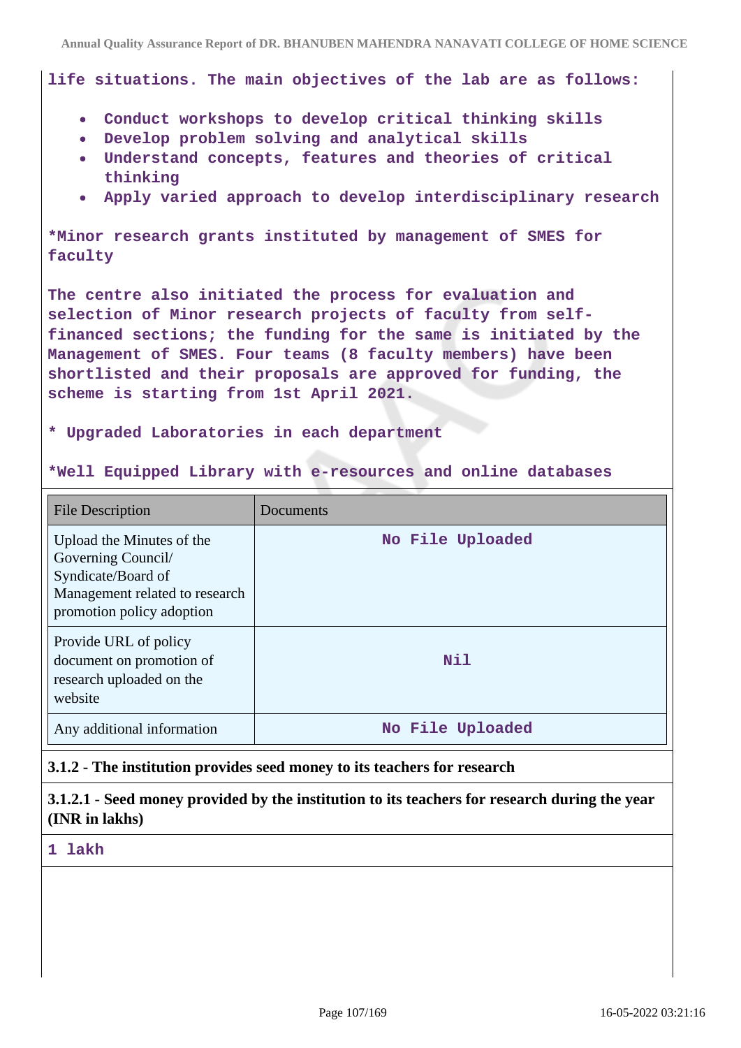life situations. The main objectives of the lab are as follows:

- Conduct workshops to develop critical thinking skills
- Develop problem solving and analytical skills
- Understand concepts, features and theories of critical thinking
- Apply varied approach to develop interdisciplinary research

*Minor research grants instituted by management of SMES for faculty

The centre also initiated the process for evaluation and selection of Minor research projects of faculty from self-financed sections; the funding for the same is initiated by the Management of SMES. Four teams (8 faculty members) have been shortlisted and their proposals are approved for funding, the scheme is starting from 1st April 2021.

* Upgraded Laboratories in each department

*Well Equipped Library with e-resources and online databases

| File Description | Documents |
|---|---|
| Upload the Minutes of the Governing Council/ Syndicate/Board of Management related to research promotion policy adoption | No File Uploaded |
| Provide URL of policy document on promotion of research uploaded on the website | Nil |
| Any additional information | No File Uploaded |

**3.1.2 - The institution provides seed money to its teachers for research**

**3.1.2.1 - Seed money provided by the institution to its teachers for research during the year (INR in lakhs)**

1 lakh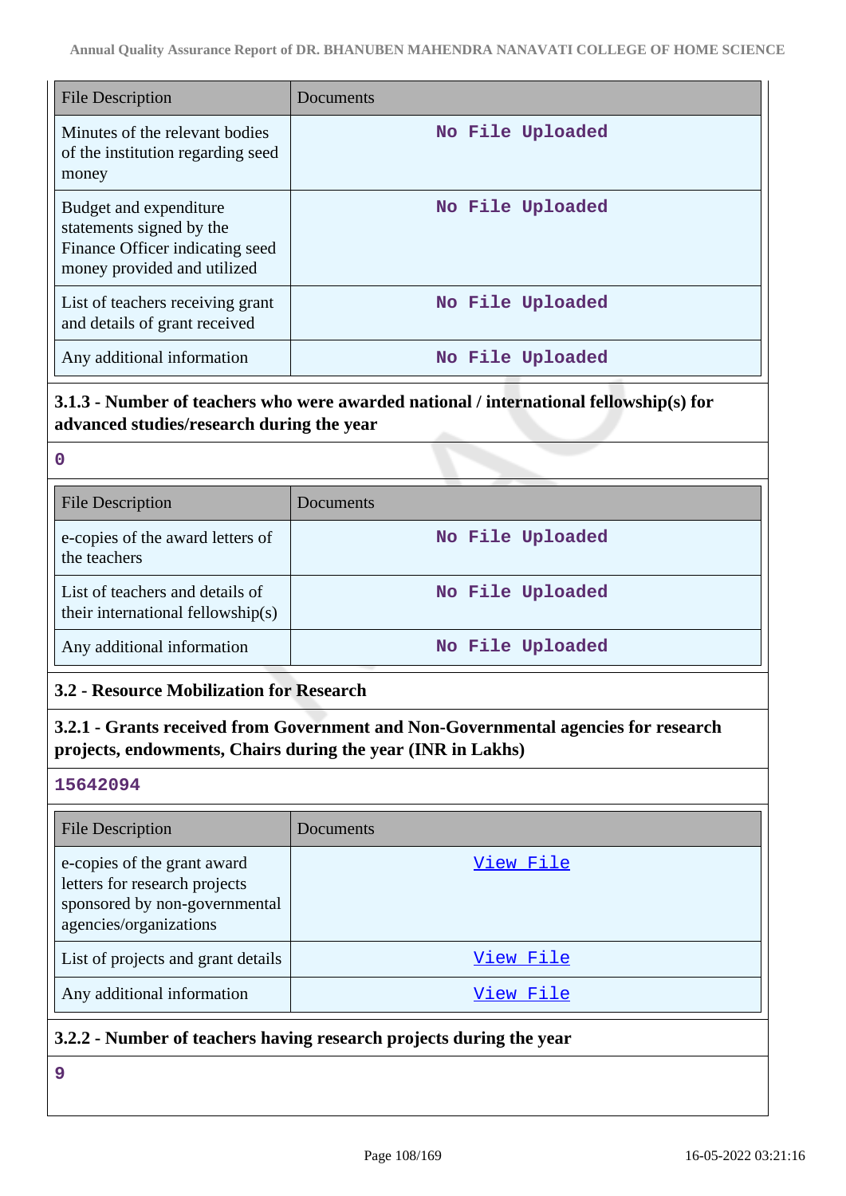| File Description | Documents |
|---|---|
| Minutes of the relevant bodies of the institution regarding seed money | No File Uploaded |
| Budget and expenditure statements signed by the Finance Officer indicating seed money provided and utilized | No File Uploaded |
| List of teachers receiving grant and details of grant received | No File Uploaded |
| Any additional information | No File Uploaded |

### 3.1.3 - Number of teachers who were awarded national / international fellowship(s) for advanced studies/research during the year

0

| File Description | Documents |
|---|---|
| e-copies of the award letters of the teachers | No File Uploaded |
| List of teachers and details of their international fellowship(s) | No File Uploaded |
| Any additional information | No File Uploaded |

### 3.2 - Resource Mobilization for Research

### 3.2.1 - Grants received from Government and Non-Governmental agencies for research projects, endowments, Chairs during the year (INR in Lakhs)

15642094

| File Description | Documents |
|---|---|
| e-copies of the grant award letters for research projects sponsored by non-governmental agencies/organizations | View File |
| List of projects and grant details | View File |
| Any additional information | View File |

### 3.2.2 - Number of teachers having research projects during the year

9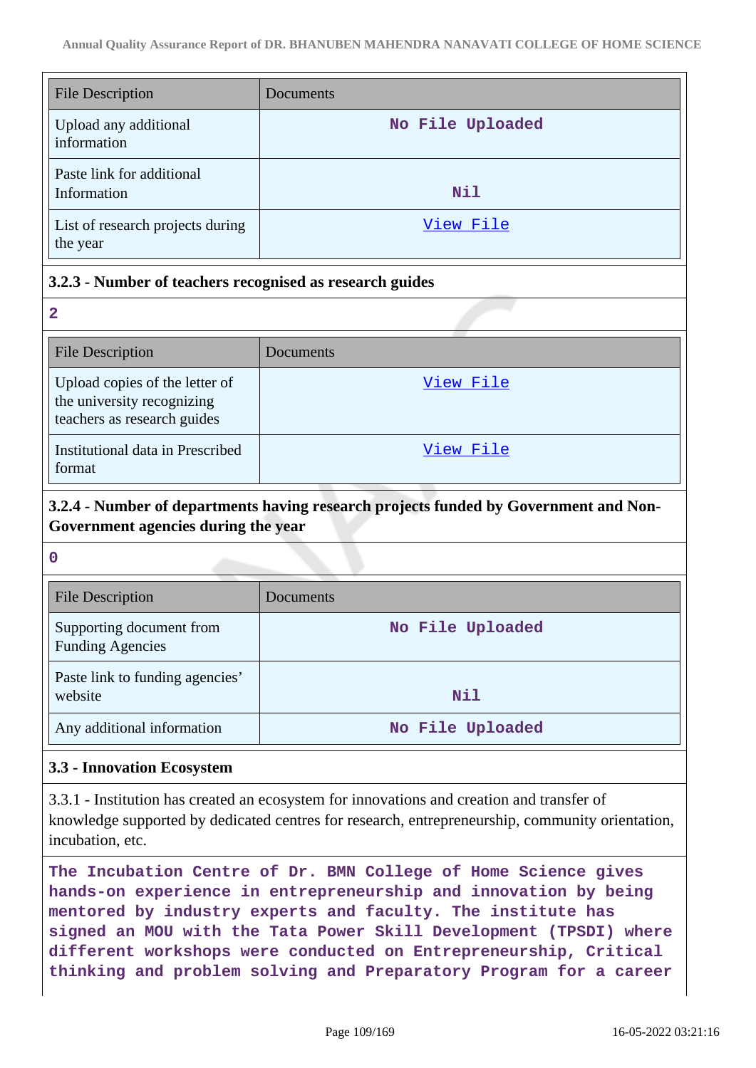| File Description | Documents |
|---|---|
| Upload any additional information | No File Uploaded |
| Paste link for additional Information | Nil |
| List of research projects during the year | View File |

### 3.2.3 - Number of teachers recognised as research guides

2

| File Description | Documents |
|---|---|
| Upload copies of the letter of the university recognizing teachers as research guides | View File |
| Institutional data in Prescribed format | View File |

### 3.2.4 - Number of departments having research projects funded by Government and Non-Government agencies during the year

0

| File Description | Documents |
|---|---|
| Supporting document from Funding Agencies | No File Uploaded |
| Paste link to funding agencies' website | Nil |
| Any additional information | No File Uploaded |

### 3.3 - Innovation Ecosystem

3.3.1 - Institution has created an ecosystem for innovations and creation and transfer of knowledge supported by dedicated centres for research, entrepreneurship, community orientation, incubation, etc.

**The Incubation Centre of Dr. BMN College of Home Science gives hands-on experience in entrepreneurship and innovation by being mentored by industry experts and faculty. The institute has signed an MOU with the Tata Power Skill Development (TPSDI) where different workshops were conducted on Entrepreneurship, Critical thinking and problem solving and Preparatory Program for a career**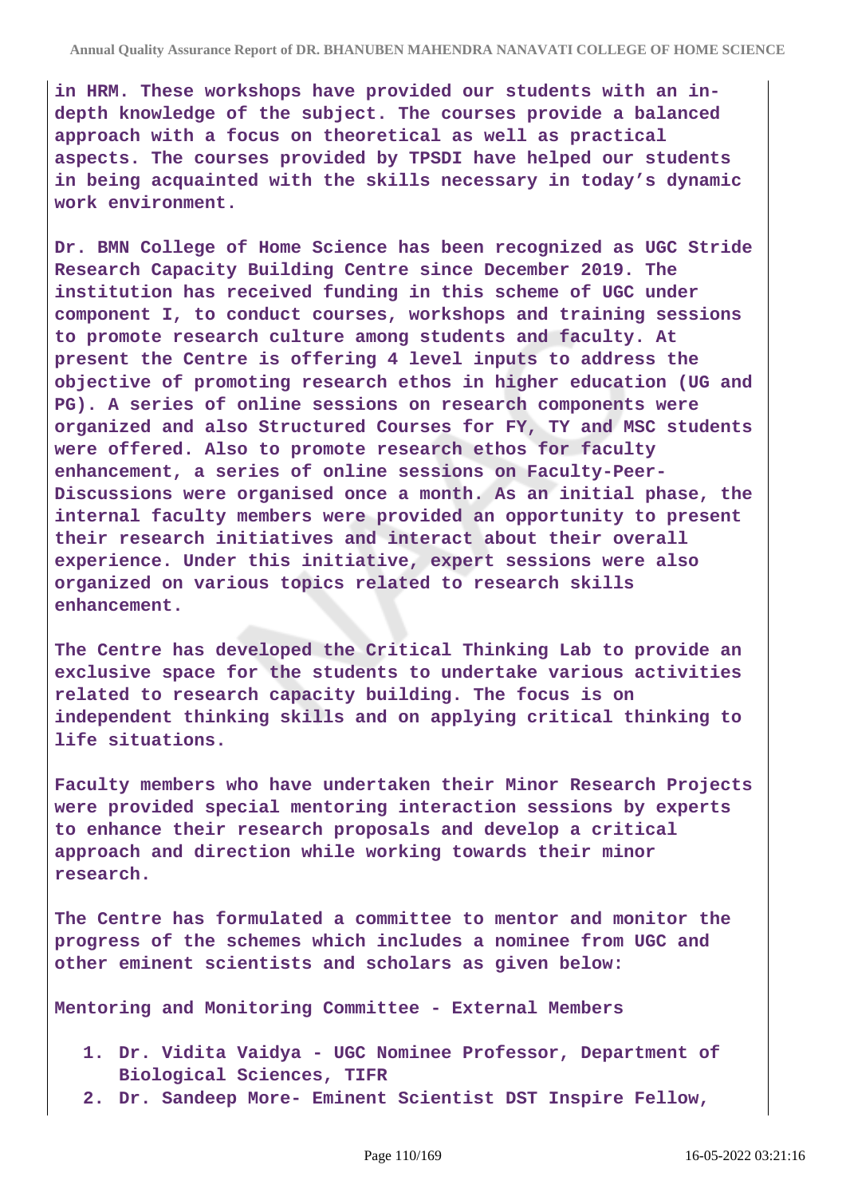**in HRM. These workshops have provided our students with an in-depth knowledge of the subject. The courses provide a balanced approach with a focus on theoretical as well as practical aspects. The courses provided by TPSDI have helped our students in being acquainted with the skills necessary in today's dynamic work environment.**

**Dr. BMN College of Home Science has been recognized as UGC Stride Research Capacity Building Centre since December 2019. The institution has received funding in this scheme of UGC under component I, to conduct courses, workshops and training sessions to promote research culture among students and faculty. At present the Centre is offering 4 level inputs to address the objective of promoting research ethos in higher education (UG and PG). A series of online sessions on research components were organized and also Structured Courses for FY, TY and MSC students were offered. Also to promote research ethos for faculty enhancement, a series of online sessions on Faculty-Peer-Discussions were organised once a month. As an initial phase, the internal faculty members were provided an opportunity to present their research initiatives and interact about their overall experience. Under this initiative, expert sessions were also organized on various topics related to research skills enhancement.**

**The Centre has developed the Critical Thinking Lab to provide an exclusive space for the students to undertake various activities related to research capacity building. The focus is on independent thinking skills and on applying critical thinking to life situations.**

**Faculty members who have undertaken their Minor Research Projects were provided special mentoring interaction sessions by experts to enhance their research proposals and develop a critical approach and direction while working towards their minor research.**

**The Centre has formulated a committee to mentor and monitor the progress of the schemes which includes a nominee from UGC and other eminent scientists and scholars as given below:**

**Mentoring and Monitoring Committee - External Members**

1. **Dr. Vidita Vaidya - UGC Nominee Professor, Department of Biological Sciences, TIFR**
2. **Dr. Sandeep More- Eminent Scientist DST Inspire Fellow,**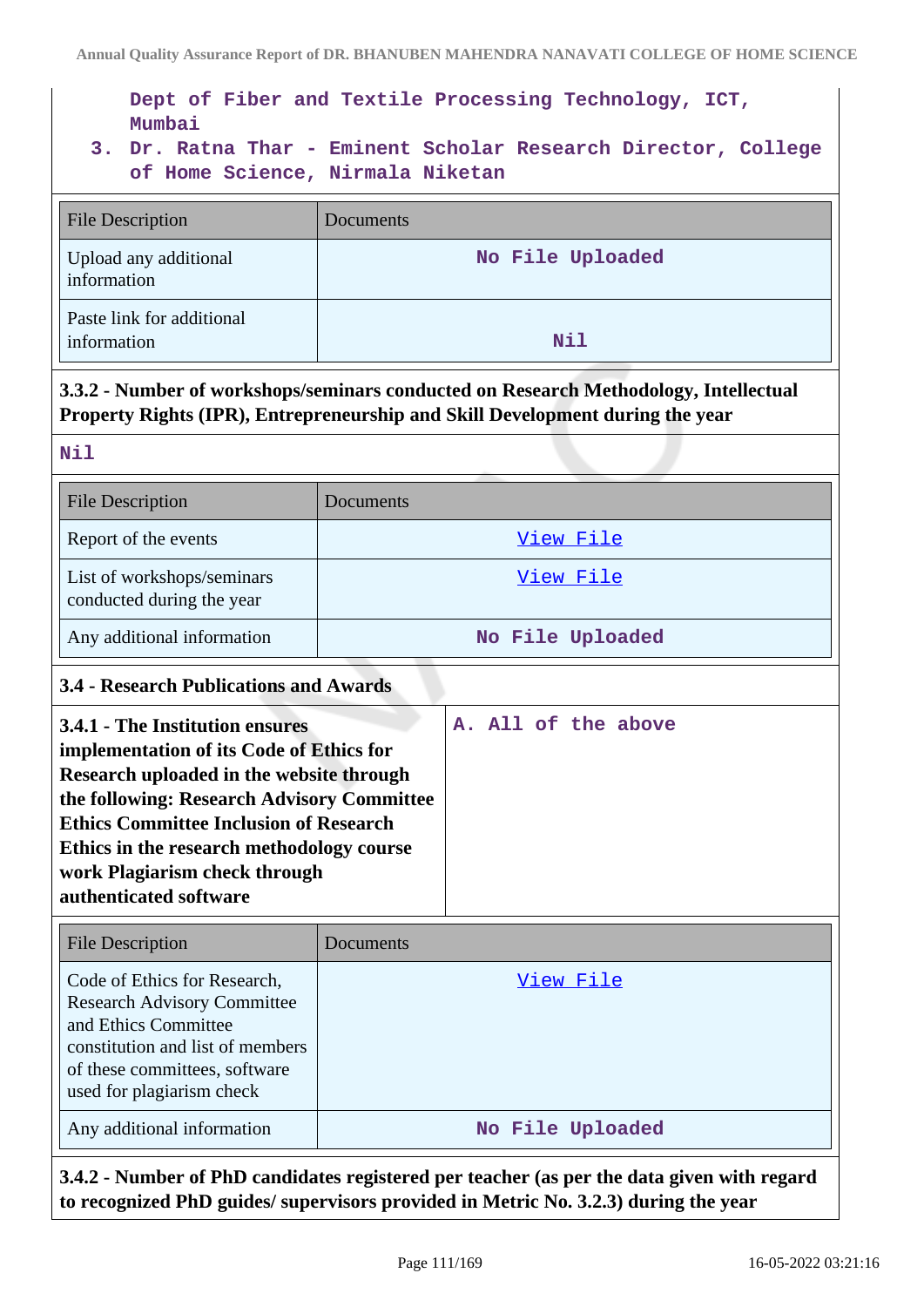Dept of Fiber and Textile Processing Technology, ICT, Mumbai

3. Dr. Ratna Thar - Eminent Scholar Research Director, College of Home Science, Nirmala Niketan

| File Description | Documents |
| --- | --- |
| Upload any additional information | No File Uploaded |
| Paste link for additional information | Nil |

**3.3.2 - Number of workshops/seminars conducted on Research Methodology, Intellectual Property Rights (IPR), Entrepreneurship and Skill Development during the year**

Nil

| File Description | Documents |
| --- | --- |
| Report of the events | View File |
| List of workshops/seminars conducted during the year | View File |
| Any additional information | No File Uploaded |

### 3.4 - Research Publications and Awards

| **3.4.1 - The Institution ensures implementation of its Code of Ethics for Research uploaded in the website through the following: Research Advisory Committee Ethics Committee Inclusion of Research Ethics in the research methodology course work Plagiarism check through authenticated software** | A. All of the above |
| --- | --- |

| File Description | Documents |
| --- | --- |
| Code of Ethics for Research, Research Advisory Committee and Ethics Committee constitution and list of members of these committees, software used for plagiarism check | View File |
| Any additional information | No File Uploaded |

**3.4.2 - Number of PhD candidates registered per teacher (as per the data given with regard to recognized PhD guides/ supervisors provided in Metric No. 3.2.3) during the year**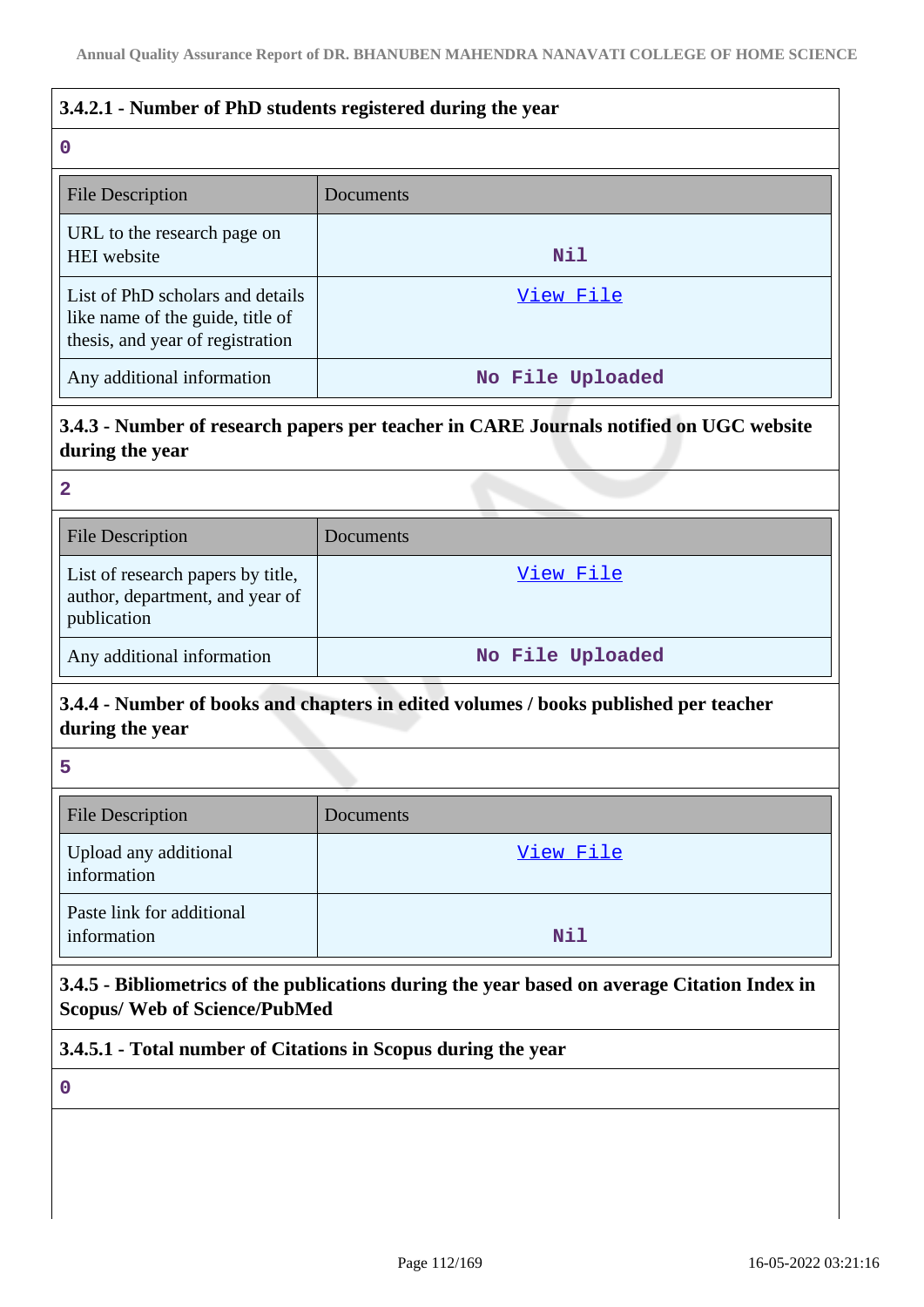### 3.4.2.1 - Number of PhD students registered during the year

0

| File Description | Documents |
|---|---|
| URL to the research page on HEI website | Nil |
| List of PhD scholars and details like name of the guide, title of thesis, and year of registration | View File |
| Any additional information | No File Uploaded |

### 3.4.3 - Number of research papers per teacher in CARE Journals notified on UGC website during the year

2

| File Description | Documents |
|---|---|
| List of research papers by title, author, department, and year of publication | View File |
| Any additional information | No File Uploaded |

### 3.4.4 - Number of books and chapters in edited volumes / books published per teacher during the year

5

| File Description | Documents |
|---|---|
| Upload any additional information | View File |
| Paste link for additional information | Nil |

### 3.4.5 - Bibliometrics of the publications during the year based on average Citation Index in Scopus/ Web of Science/PubMed

### 3.4.5.1 - Total number of Citations in Scopus during the year

0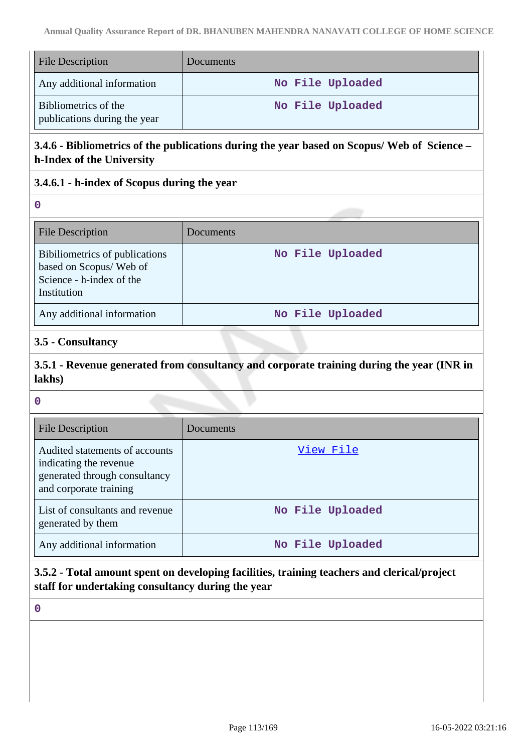| File Description | Documents |
| --- | --- |
| Any additional information | No File Uploaded |
| Bibliometrics of the publications during the year | No File Uploaded |

### 3.4.6 - Bibliometrics of the publications during the year based on Scopus/ Web of Science – h-Index of the University

### 3.4.6.1 - h-index of Scopus during the year

0

| File Description | Documents |
| --- | --- |
| Bibiliometrics of publications based on Scopus/ Web of Science - h-index of the Institution | No File Uploaded |
| Any additional information | No File Uploaded |

### 3.5 - Consultancy

### 3.5.1 - Revenue generated from consultancy and corporate training during the year (INR in lakhs)

0

| File Description | Documents |
| --- | --- |
| Audited statements of accounts indicating the revenue generated through consultancy and corporate training | View File |
| List of consultants and revenue generated by them | No File Uploaded |
| Any additional information | No File Uploaded |

### 3.5.2 - Total amount spent on developing facilities, training teachers and clerical/project staff for undertaking consultancy during the year

0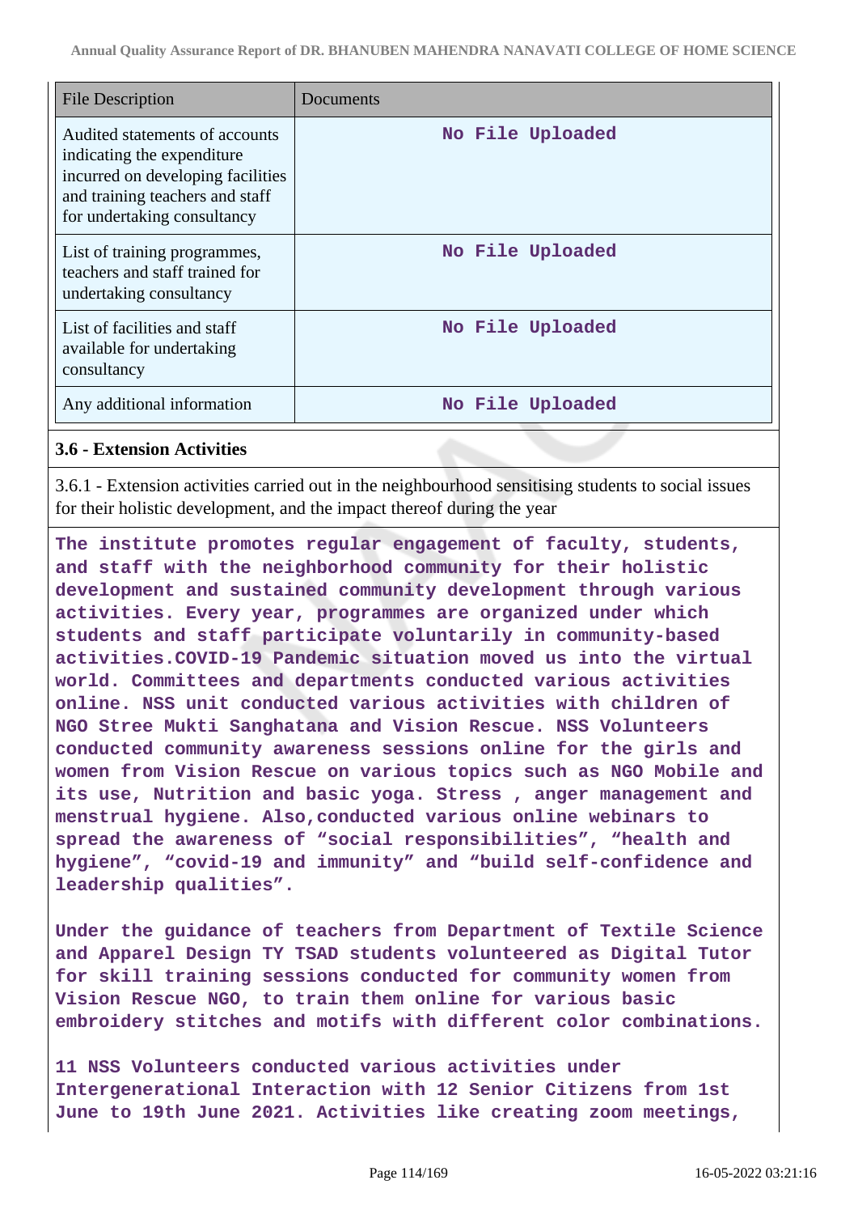| File Description | Documents |
| --- | --- |
| Audited statements of accounts indicating the expenditure incurred on developing facilities and training teachers and staff for undertaking consultancy | No File Uploaded |
| List of training programmes, teachers and staff trained for undertaking consultancy | No File Uploaded |
| List of facilities and staff available for undertaking consultancy | No File Uploaded |
| Any additional information | No File Uploaded |

### 3.6 - Extension Activities

3.6.1 - Extension activities carried out in the neighbourhood sensitising students to social issues for their holistic development, and the impact thereof during the year

**The institute promotes regular engagement of faculty, students, and staff with the neighborhood community for their holistic development and sustained community development through various activities. Every year, programmes are organized under which students and staff participate voluntarily in community-based activities.COVID-19 Pandemic situation moved us into the virtual world. Committees and departments conducted various activities online. NSS unit conducted various activities with children of NGO Stree Mukti Sanghatana and Vision Rescue. NSS Volunteers conducted community awareness sessions online for the girls and women from Vision Rescue on various topics such as NGO Mobile and its use, Nutrition and basic yoga. Stress , anger management and menstrual hygiene. Also,conducted various online webinars to spread the awareness of "social responsibilities", "health and hygiene", "covid-19 and immunity" and "build self-confidence and leadership qualities".**

**Under the guidance of teachers from Department of Textile Science and Apparel Design TY TSAD students volunteered as Digital Tutor for skill training sessions conducted for community women from Vision Rescue NGO, to train them online for various basic embroidery stitches and motifs with different color combinations.**

**11 NSS Volunteers conducted various activities under Intergenerational Interaction with 12 Senior Citizens from 1st June to 19th June 2021. Activities like creating zoom meetings,**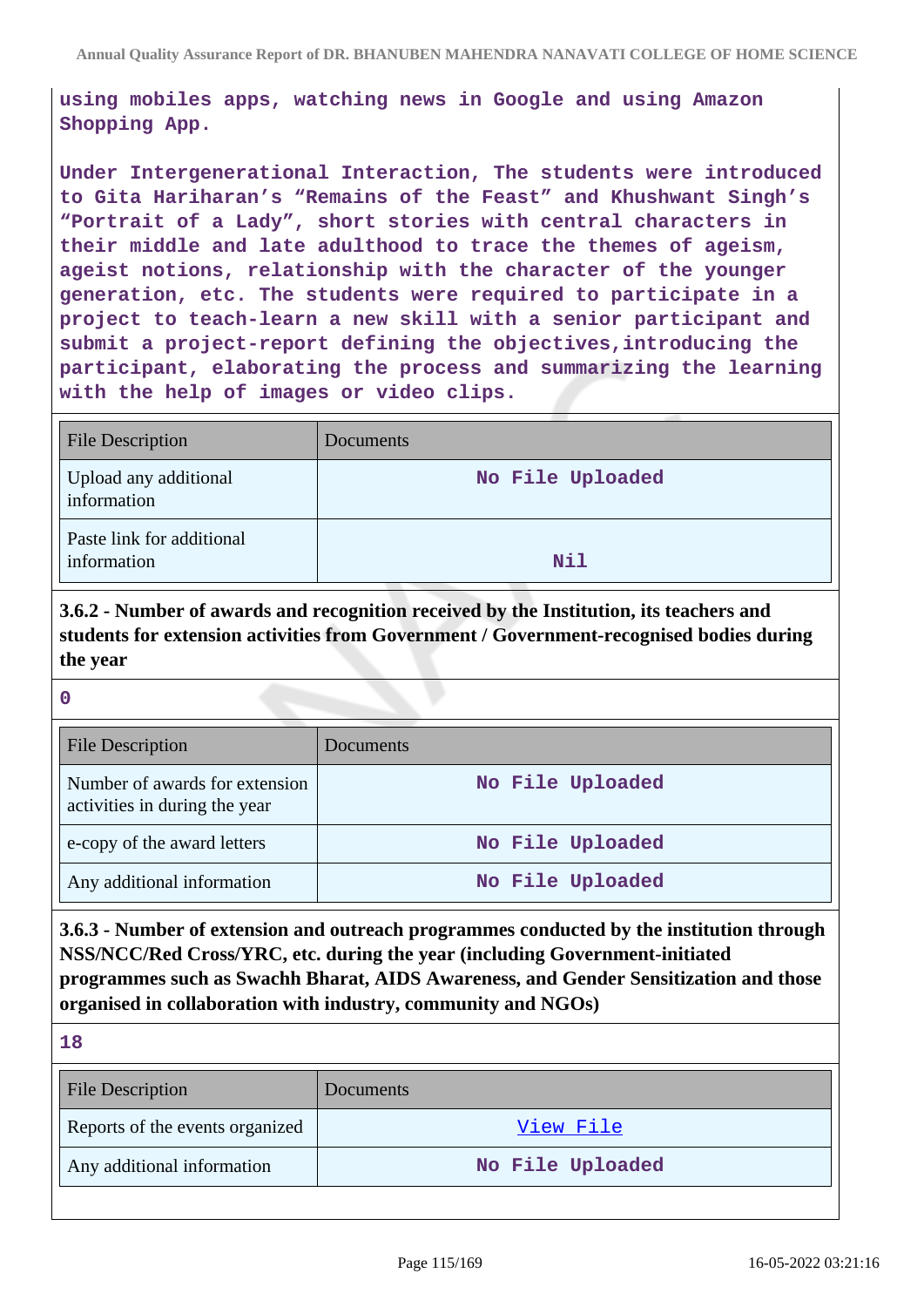using mobiles apps, watching news in Google and using Amazon Shopping App.

Under Intergenerational Interaction, The students were introduced to Gita Hariharan's "Remains of the Feast" and Khushwant Singh's "Portrait of a Lady", short stories with central characters in their middle and late adulthood to trace the themes of ageism, ageist notions, relationship with the character of the younger generation, etc. The students were required to participate in a project to teach-learn a new skill with a senior participant and submit a project-report defining the objectives,introducing the participant, elaborating the process and summarizing the learning with the help of images or video clips.

| File Description | Documents |
| --- | --- |
| Upload any additional information | No File Uploaded |
| Paste link for additional information | Nil |

**3.6.2 - Number of awards and recognition received by the Institution, its teachers and students for extension activities from Government / Government-recognised bodies during the year**

0

| File Description | Documents |
| --- | --- |
| Number of awards for extension activities in during the year | No File Uploaded |
| e-copy of the award letters | No File Uploaded |
| Any additional information | No File Uploaded |

**3.6.3 - Number of extension and outreach programmes conducted by the institution through NSS/NCC/Red Cross/YRC, etc. during the year (including Government-initiated programmes such as Swachh Bharat, AIDS Awareness, and Gender Sensitization and those organised in collaboration with industry, community and NGOs)**

18

| File Description | Documents |
| --- | --- |
| Reports of the events organized | View File |
| Any additional information | No File Uploaded |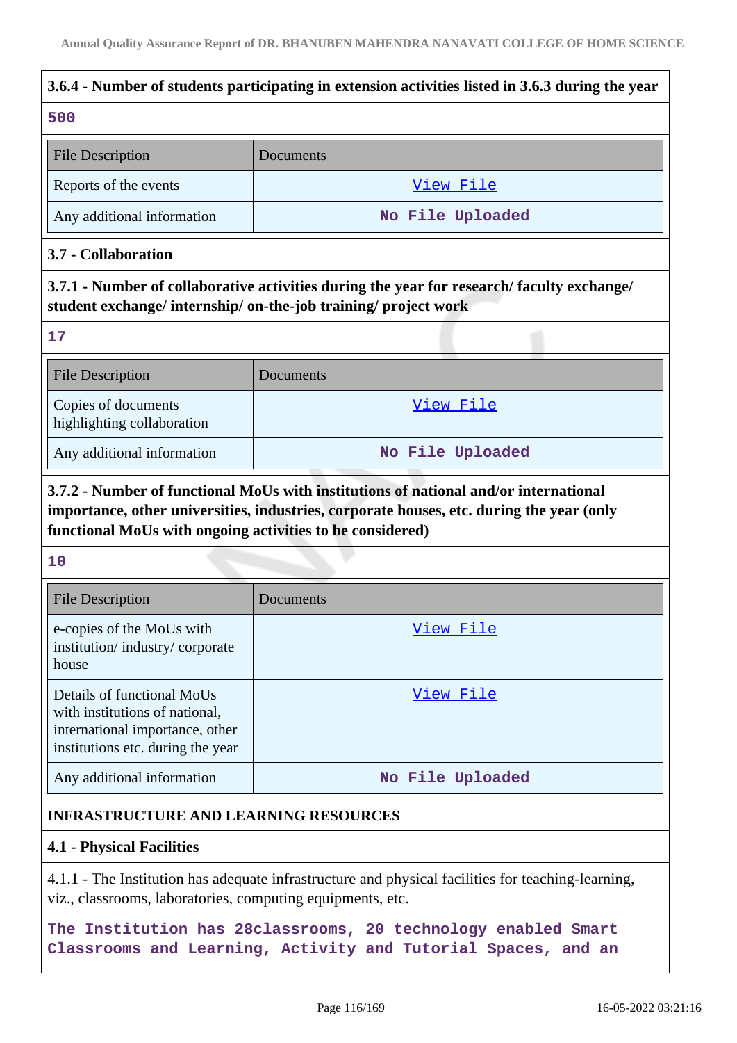### 3.6.4 - Number of students participating in extension activities listed in 3.6.3 during the year

500

| File Description | Documents |
|---|---|
| Reports of the events | View File |
| Any additional information | No File Uploaded |

### 3.7 - Collaboration

### 3.7.1 - Number of collaborative activities during the year for research/ faculty exchange/ student exchange/ internship/ on-the-job training/ project work

17

| File Description | Documents |
|---|---|
| Copies of documents highlighting collaboration | View File |
| Any additional information | No File Uploaded |

### 3.7.2 - Number of functional MoUs with institutions of national and/or international importance, other universities, industries, corporate houses, etc. during the year (only functional MoUs with ongoing activities to be considered)

10

| File Description | Documents |
|---|---|
| e-copies of the MoUs with institution/ industry/ corporate house | View File |
| Details of functional MoUs with institutions of national, international importance, other institutions etc. during the year | View File |
| Any additional information | No File Uploaded |

## INFRASTRUCTURE AND LEARNING RESOURCES

### 4.1 - Physical Facilities

4.1.1 - The Institution has adequate infrastructure and physical facilities for teaching-learning, viz., classrooms, laboratories, computing equipments, etc.

The Institution has 28classrooms, 20 technology enabled Smart Classrooms and Learning, Activity and Tutorial Spaces, and an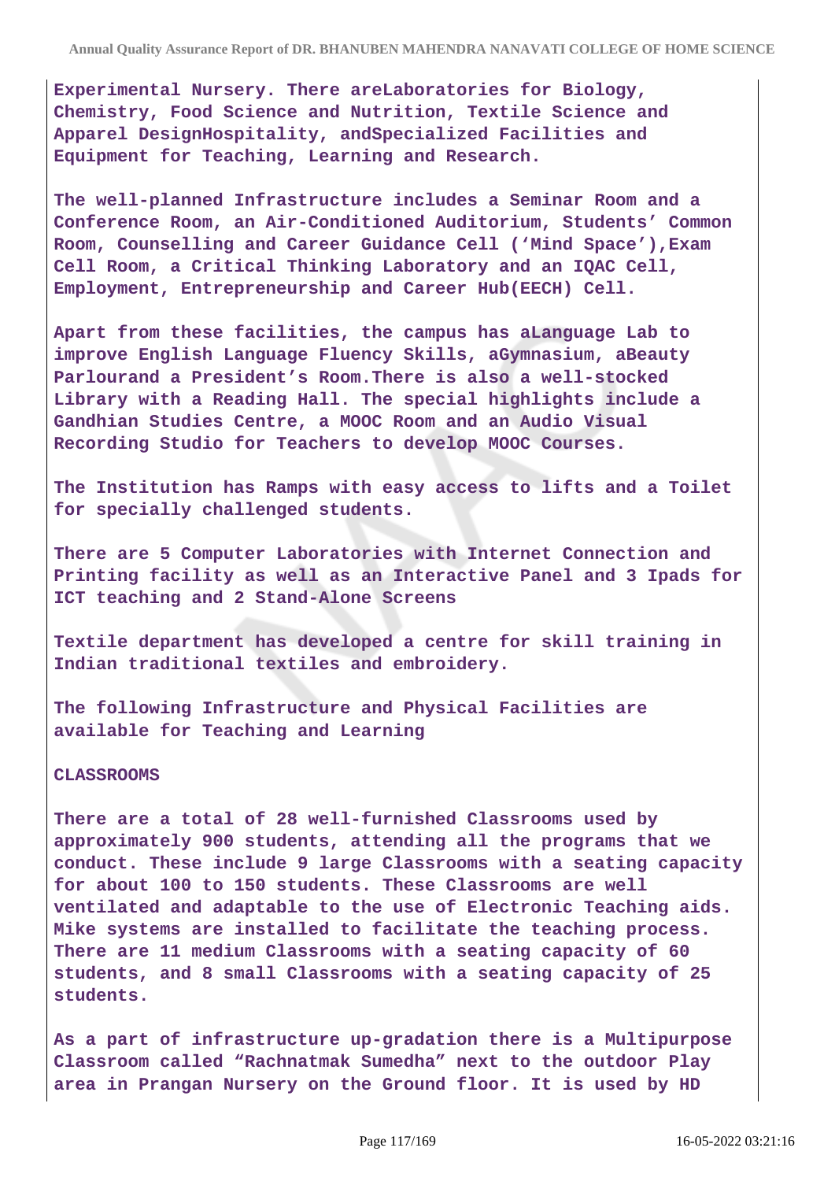**Experimental Nursery. There areLaboratories for Biology, Chemistry, Food Science and Nutrition, Textile Science and Apparel DesignHospitality, andSpecialized Facilities and Equipment for Teaching, Learning and Research.**

**The well-planned Infrastructure includes a Seminar Room and a Conference Room, an Air-Conditioned Auditorium, Students' Common Room, Counselling and Career Guidance Cell ('Mind Space'),Exam Cell Room, a Critical Thinking Laboratory and an IQAC Cell, Employment, Entrepreneurship and Career Hub(EECH) Cell.**

**Apart from these facilities, the campus has aLanguage Lab to improve English Language Fluency Skills, aGymnasium, aBeauty Parlourand a President's Room.There is also a well-stocked Library with a Reading Hall. The special highlights include a Gandhian Studies Centre, a MOOC Room and an Audio Visual Recording Studio for Teachers to develop MOOC Courses.**

**The Institution has Ramps with easy access to lifts and a Toilet for specially challenged students.**

**There are 5 Computer Laboratories with Internet Connection and Printing facility as well as an Interactive Panel and 3 Ipads for ICT teaching and 2 Stand-Alone Screens**

**Textile department has developed a centre for skill training in Indian traditional textiles and embroidery.**

**The following Infrastructure and Physical Facilities are available for Teaching and Learning**

**CLASSROOMS**

**There are a total of 28 well-furnished Classrooms used by approximately 900 students, attending all the programs that we conduct. These include 9 large Classrooms with a seating capacity for about 100 to 150 students. These Classrooms are well ventilated and adaptable to the use of Electronic Teaching aids. Mike systems are installed to facilitate the teaching process. There are 11 medium Classrooms with a seating capacity of 60 students, and 8 small Classrooms with a seating capacity of 25 students.**

**As a part of infrastructure up-gradation there is a Multipurpose Classroom called "Rachnatmak Sumedha" next to the outdoor Play area in Prangan Nursery on the Ground floor. It is used by HD**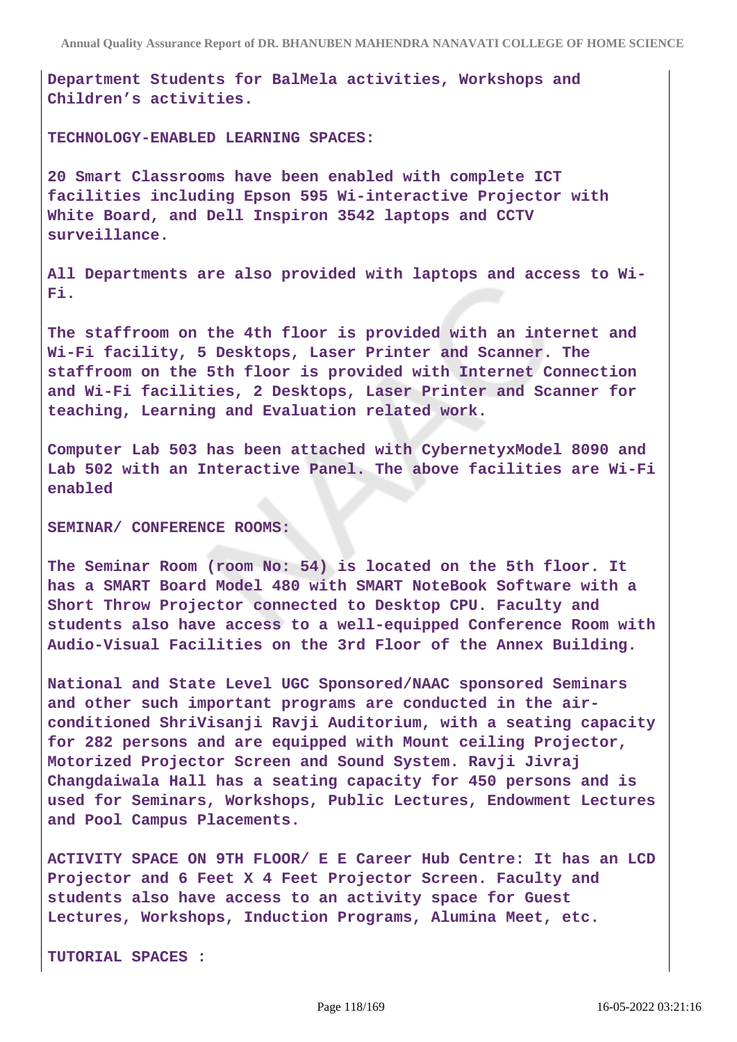Department Students for BalMela activities, Workshops and Children's activities.

TECHNOLOGY-ENABLED LEARNING SPACES:

20 Smart Classrooms have been enabled with complete ICT facilities including Epson 595 Wi-interactive Projector with White Board, and Dell Inspiron 3542 laptops and CCTV surveillance.

All Departments are also provided with laptops and access to Wi-Fi.

The staffroom on the 4th floor is provided with an internet and Wi-Fi facility, 5 Desktops, Laser Printer and Scanner. The staffroom on the 5th floor is provided with Internet Connection and Wi-Fi facilities, 2 Desktops, Laser Printer and Scanner for teaching, Learning and Evaluation related work.

Computer Lab 503 has been attached with CybernetyxModel 8090 and Lab 502 with an Interactive Panel. The above facilities are Wi-Fi enabled

SEMINAR/ CONFERENCE ROOMS:

The Seminar Room (room No: 54) is located on the 5th floor. It has a SMART Board Model 480 with SMART NoteBook Software with a Short Throw Projector connected to Desktop CPU. Faculty and students also have access to a well-equipped Conference Room with Audio-Visual Facilities on the 3rd Floor of the Annex Building.

National and State Level UGC Sponsored/NAAC sponsored Seminars and other such important programs are conducted in the air-conditioned ShriVisanji Ravji Auditorium, with a seating capacity for 282 persons and are equipped with Mount ceiling Projector, Motorized Projector Screen and Sound System. Ravji Jivraj Changdaiwala Hall has a seating capacity for 450 persons and is used for Seminars, Workshops, Public Lectures, Endowment Lectures and Pool Campus Placements.

ACTIVITY SPACE ON 9TH FLOOR/ E E Career Hub Centre: It has an LCD Projector and 6 Feet X 4 Feet Projector Screen. Faculty and students also have access to an activity space for Guest Lectures, Workshops, Induction Programs, Alumina Meet, etc.

TUTORIAL SPACES :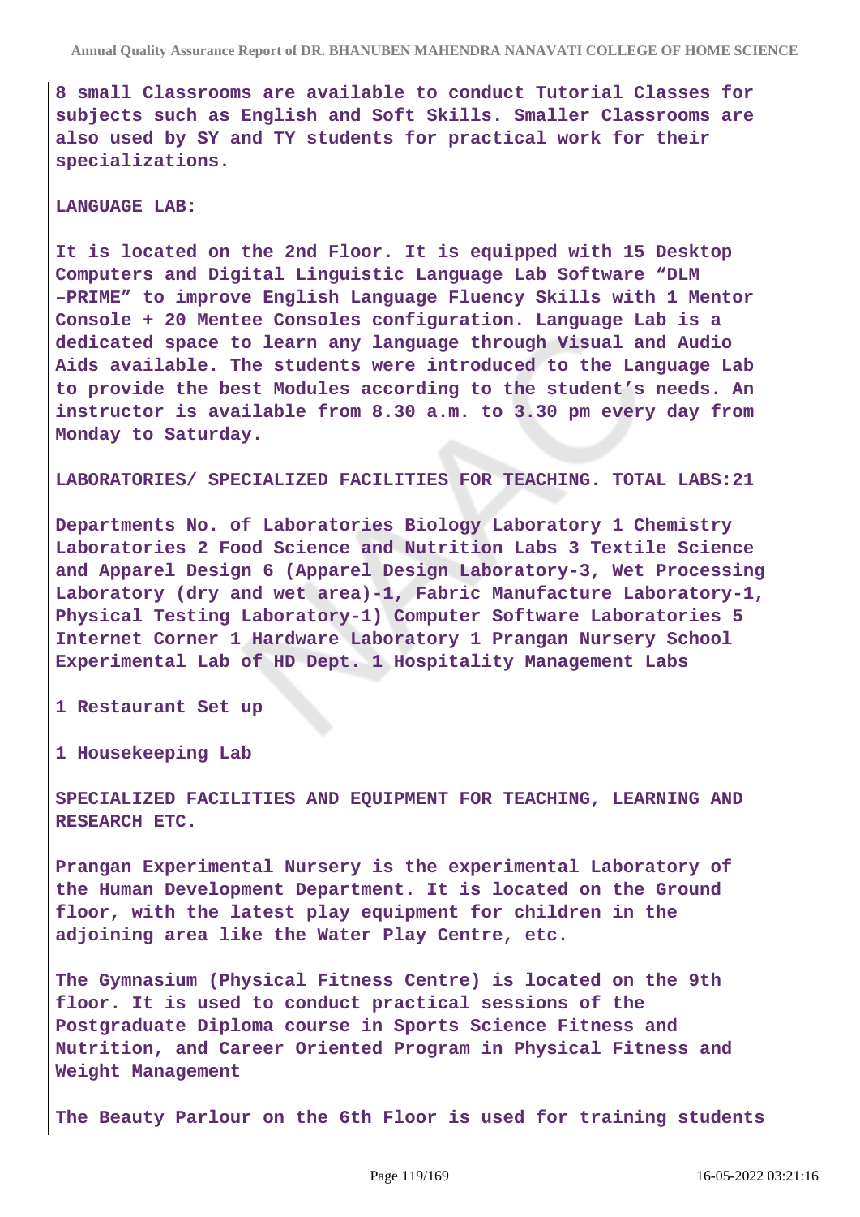**8 small Classrooms are available to conduct Tutorial Classes for subjects such as English and Soft Skills. Smaller Classrooms are also used by SY and TY students for practical work for their specializations.**

**LANGUAGE LAB:**

**It is located on the 2nd Floor. It is equipped with 15 Desktop Computers and Digital Linguistic Language Lab Software "DLM –PRIME" to improve English Language Fluency Skills with 1 Mentor Console + 20 Mentee Consoles configuration. Language Lab is a dedicated space to learn any language through Visual and Audio Aids available. The students were introduced to the Language Lab to provide the best Modules according to the student's needs. An instructor is available from 8.30 a.m. to 3.30 pm every day from Monday to Saturday.**

**LABORATORIES/ SPECIALIZED FACILITIES FOR TEACHING. TOTAL LABS:21**

**Departments No. of Laboratories Biology Laboratory 1 Chemistry Laboratories 2 Food Science and Nutrition Labs 3 Textile Science and Apparel Design 6 (Apparel Design Laboratory-3, Wet Processing Laboratory (dry and wet area)-1, Fabric Manufacture Laboratory-1, Physical Testing Laboratory-1) Computer Software Laboratories 5 Internet Corner 1 Hardware Laboratory 1 Prangan Nursery School Experimental Lab of HD Dept. 1 Hospitality Management Labs**

**1 Restaurant Set up**

**1 Housekeeping Lab**

**SPECIALIZED FACILITIES AND EQUIPMENT FOR TEACHING, LEARNING AND RESEARCH ETC.**

**Prangan Experimental Nursery is the experimental Laboratory of the Human Development Department. It is located on the Ground floor, with the latest play equipment for children in the adjoining area like the Water Play Centre, etc.**

**The Gymnasium (Physical Fitness Centre) is located on the 9th floor. It is used to conduct practical sessions of the Postgraduate Diploma course in Sports Science Fitness and Nutrition, and Career Oriented Program in Physical Fitness and Weight Management**

**The Beauty Parlour on the 6th Floor is used for training students**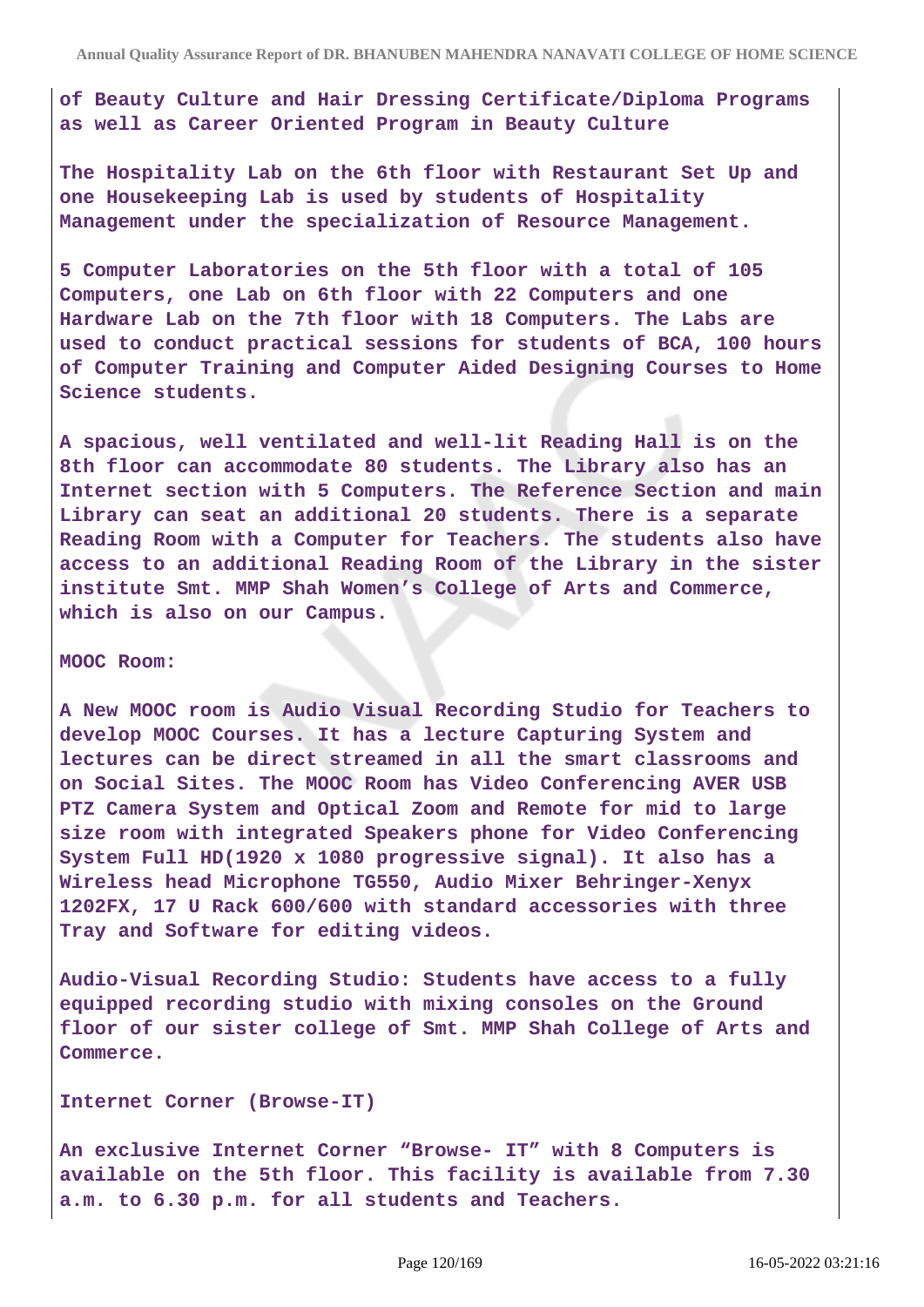of Beauty Culture and Hair Dressing Certificate/Diploma Programs as well as Career Oriented Program in Beauty Culture

The Hospitality Lab on the 6th floor with Restaurant Set Up and one Housekeeping Lab is used by students of Hospitality Management under the specialization of Resource Management.

5 Computer Laboratories on the 5th floor with a total of 105 Computers, one Lab on 6th floor with 22 Computers and one Hardware Lab on the 7th floor with 18 Computers. The Labs are used to conduct practical sessions for students of BCA, 100 hours of Computer Training and Computer Aided Designing Courses to Home Science students.

A spacious, well ventilated and well-lit Reading Hall is on the 8th floor can accommodate 80 students. The Library also has an Internet section with 5 Computers. The Reference Section and main Library can seat an additional 20 students. There is a separate Reading Room with a Computer for Teachers. The students also have access to an additional Reading Room of the Library in the sister institute Smt. MMP Shah Women's College of Arts and Commerce, which is also on our Campus.

MOOC Room:

A New MOOC room is Audio Visual Recording Studio for Teachers to develop MOOC Courses. It has a lecture Capturing System and lectures can be direct streamed in all the smart classrooms and on Social Sites. The MOOC Room has Video Conferencing AVER USB PTZ Camera System and Optical Zoom and Remote for mid to large size room with integrated Speakers phone for Video Conferencing System Full HD(1920 x 1080 progressive signal). It also has a Wireless head Microphone TG550, Audio Mixer Behringer-Xenyx 1202FX, 17 U Rack 600/600 with standard accessories with three Tray and Software for editing videos.

Audio-Visual Recording Studio: Students have access to a fully equipped recording studio with mixing consoles on the Ground floor of our sister college of Smt. MMP Shah College of Arts and Commerce.

Internet Corner (Browse-IT)

An exclusive Internet Corner "Browse- IT" with 8 Computers is available on the 5th floor. This facility is available from 7.30 a.m. to 6.30 p.m. for all students and Teachers.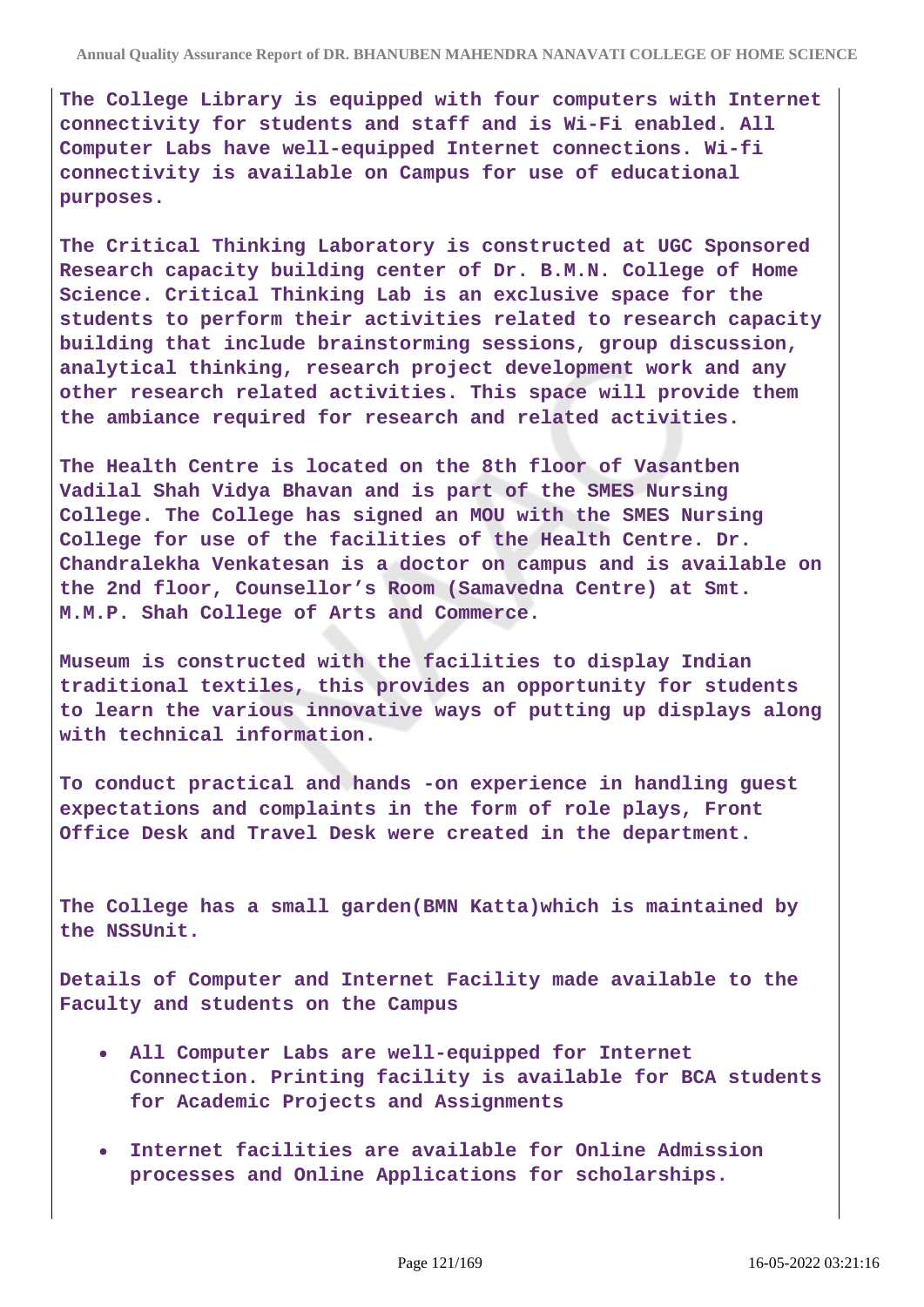The College Library is equipped with four computers with Internet connectivity for students and staff and is Wi-Fi enabled. All Computer Labs have well-equipped Internet connections. Wi-fi connectivity is available on Campus for use of educational purposes.

The Critical Thinking Laboratory is constructed at UGC Sponsored Research capacity building center of Dr. B.M.N. College of Home Science. Critical Thinking Lab is an exclusive space for the students to perform their activities related to research capacity building that include brainstorming sessions, group discussion, analytical thinking, research project development work and any other research related activities. This space will provide them the ambiance required for research and related activities.

The Health Centre is located on the 8th floor of Vasantben Vadilal Shah Vidya Bhavan and is part of the SMES Nursing College. The College has signed an MOU with the SMES Nursing College for use of the facilities of the Health Centre. Dr. Chandralekha Venkatesan is a doctor on campus and is available on the 2nd floor, Counsellor's Room (Samavedna Centre) at Smt. M.M.P. Shah College of Arts and Commerce.

Museum is constructed with the facilities to display Indian traditional textiles, this provides an opportunity for students to learn the various innovative ways of putting up displays along with technical information.

To conduct practical and hands -on experience in handling guest expectations and complaints in the form of role plays, Front Office Desk and Travel Desk were created in the department.

The College has a small garden(BMN Katta)which is maintained by the NSSUnit.

Details of Computer and Internet Facility made available to the Faculty and students on the Campus

- All Computer Labs are well-equipped for Internet Connection. Printing facility is available for BCA students for Academic Projects and Assignments
- Internet facilities are available for Online Admission processes and Online Applications for scholarships.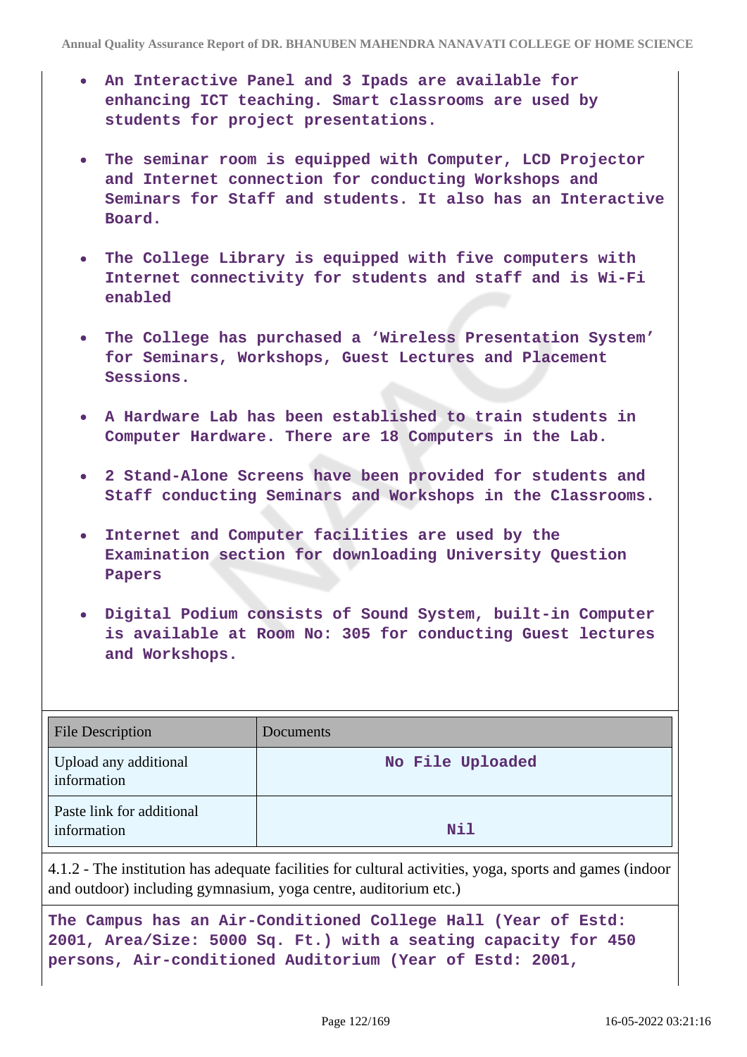- **An Interactive Panel and 3 Ipads are available for enhancing ICT teaching. Smart classrooms are used by students for project presentations.**
- **The seminar room is equipped with Computer, LCD Projector and Internet connection for conducting Workshops and Seminars for Staff and students. It also has an Interactive Board.**
- **The College Library is equipped with five computers with Internet connectivity for students and staff and is Wi-Fi enabled**
- **The College has purchased a 'Wireless Presentation System' for Seminars, Workshops, Guest Lectures and Placement Sessions.**
- **A Hardware Lab has been established to train students in Computer Hardware. There are 18 Computers in the Lab.**
- **2 Stand-Alone Screens have been provided for students and Staff conducting Seminars and Workshops in the Classrooms.**
- **Internet and Computer facilities are used by the Examination section for downloading University Question Papers**
- **Digital Podium consists of Sound System, built-in Computer is available at Room No: 305 for conducting Guest lectures and Workshops.**

| File Description | Documents |
|---|---|
| Upload any additional information | No File Uploaded |
| Paste link for additional information | Nil |

4.1.2 - The institution has adequate facilities for cultural activities, yoga, sports and games (indoor and outdoor) including gymnasium, yoga centre, auditorium etc.)

**The Campus has an Air-Conditioned College Hall (Year of Estd: 2001, Area/Size: 5000 Sq. Ft.) with a seating capacity for 450 persons, Air-conditioned Auditorium (Year of Estd: 2001,**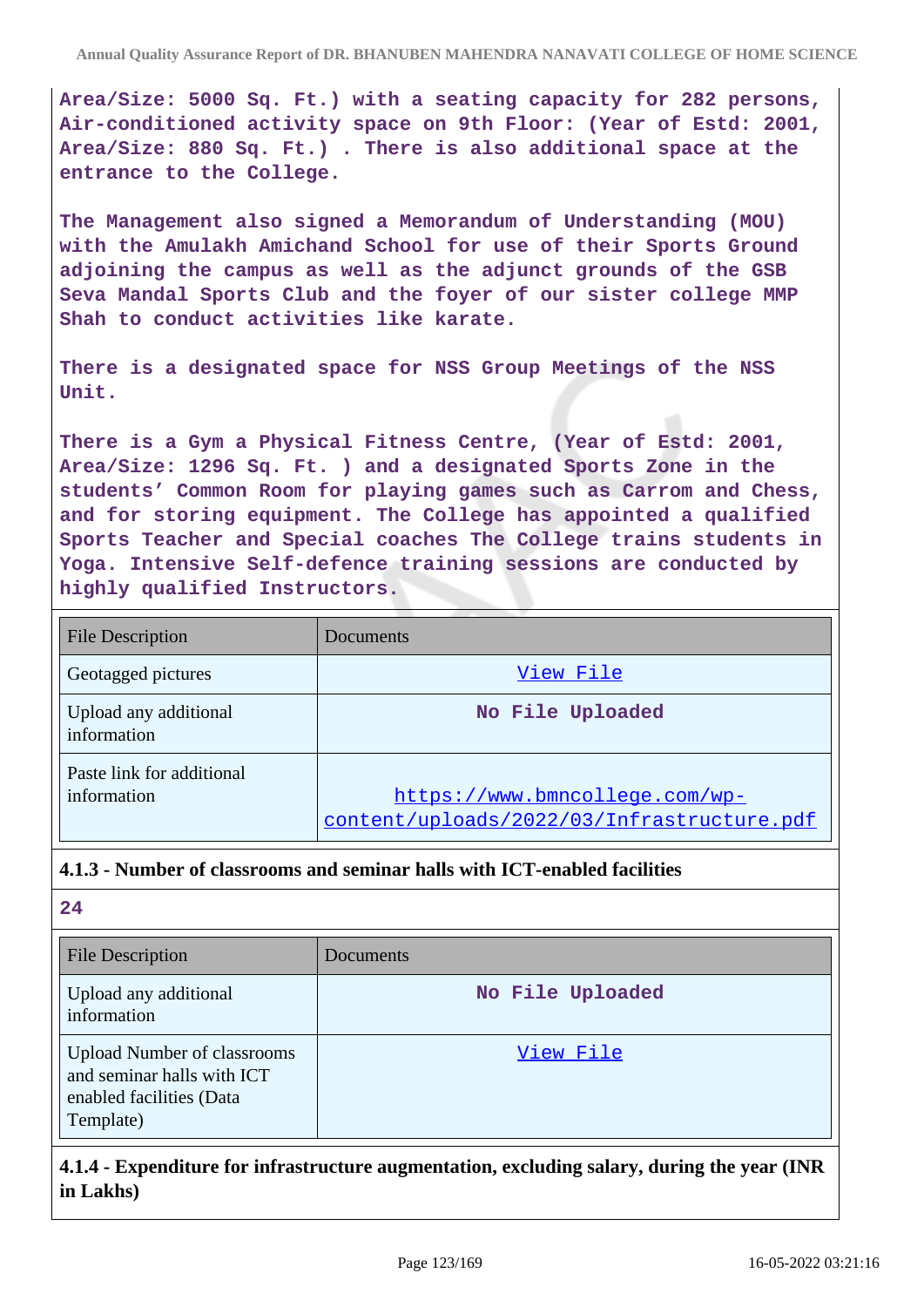Area/Size: 5000 Sq. Ft.) with a seating capacity for 282 persons, Air-conditioned activity space on 9th Floor: (Year of Estd: 2001, Area/Size: 880 Sq. Ft.) . There is also additional space at the entrance to the College.

The Management also signed a Memorandum of Understanding (MOU) with the Amulakh Amichand School for use of their Sports Ground adjoining the campus as well as the adjunct grounds of the GSB Seva Mandal Sports Club and the foyer of our sister college MMP Shah to conduct activities like karate.

There is a designated space for NSS Group Meetings of the NSS Unit.

There is a Gym a Physical Fitness Centre, (Year of Estd: 2001, Area/Size: 1296 Sq. Ft. ) and a designated Sports Zone in the students' Common Room for playing games such as Carrom and Chess, and for storing equipment. The College has appointed a qualified Sports Teacher and Special coaches The College trains students in Yoga. Intensive Self-defence training sessions are conducted by highly qualified Instructors.

| File Description | Documents |
|---|---|
| Geotagged pictures | View File |
| Upload any additional information | No File Uploaded |
| Paste link for additional information | https://www.bmncollege.com/wp-content/uploads/2022/03/Infrastructure.pdf |

**4.1.3 - Number of classrooms and seminar halls with ICT-enabled facilities**

24

| File Description | Documents |
|---|---|
| Upload any additional information | No File Uploaded |
| Upload Number of classrooms and seminar halls with ICT enabled facilities (Data Template) | View File |

**4.1.4 - Expenditure for infrastructure augmentation, excluding salary, during the year (INR in Lakhs)**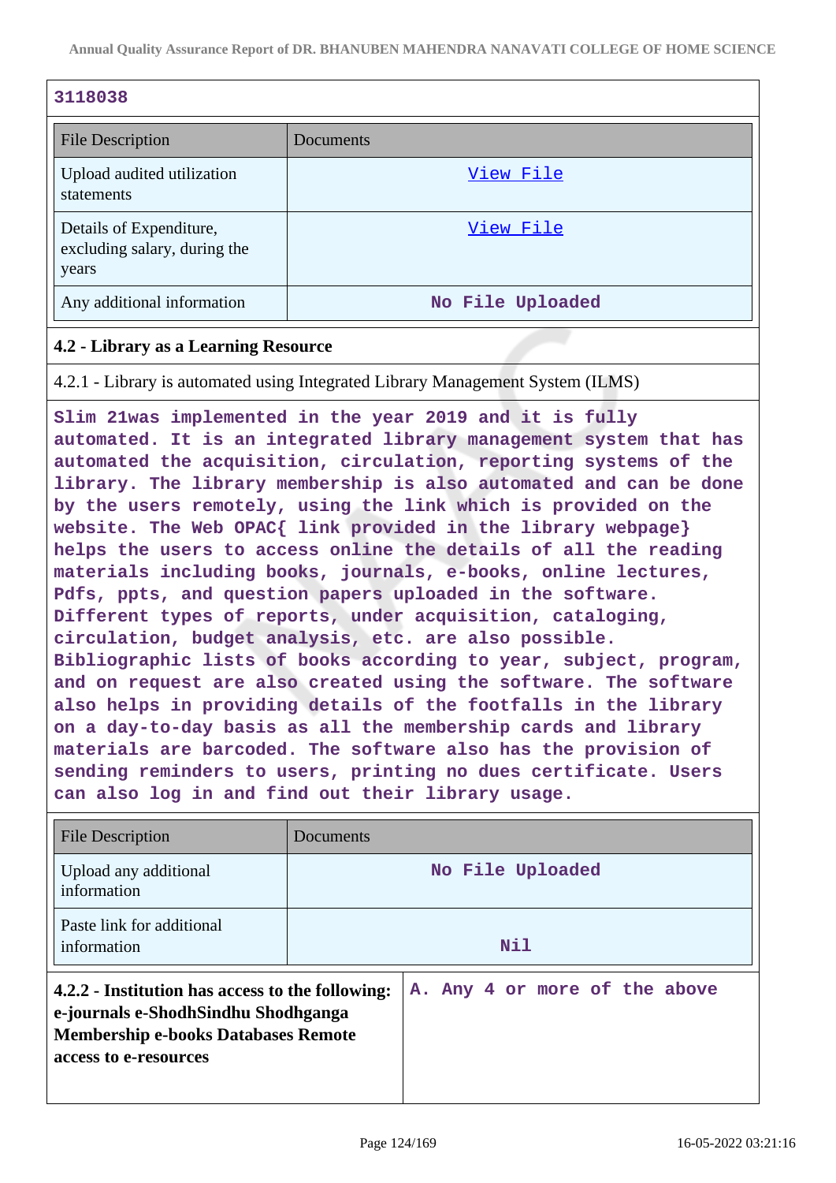3118038

| File Description | Documents |
| --- | --- |
| Upload audited utilization statements | View File |
| Details of Expenditure, excluding salary, during the years | View File |
| Any additional information | No File Uploaded |

### 4.2 - Library as a Learning Resource

4.2.1 - Library is automated using Integrated Library Management System (ILMS)

Slim 21was implemented in the year 2019 and it is fully automated. It is an integrated library management system that has automated the acquisition, circulation, reporting systems of the library. The library membership is also automated and can be done by the users remotely, using the link which is provided on the website. The Web OPAC{ link provided in the library webpage} helps the users to access online the details of all the reading materials including books, journals, e-books, online lectures, Pdfs, ppts, and question papers uploaded in the software. Different types of reports, under acquisition, cataloging, circulation, budget analysis, etc. are also possible. Bibliographic lists of books according to year, subject, program, and on request are also created using the software. The software also helps in providing details of the footfalls in the library on a day-to-day basis as all the membership cards and library materials are barcoded. The software also has the provision of sending reminders to users, printing no dues certificate. Users can also log in and find out their library usage.

| File Description | Documents |
| --- | --- |
| Upload any additional information | No File Uploaded |
| Paste link for additional information | Nil |

| **4.2.2 - Institution has access to the following: e-journals e-ShodhSindhu Shodhganga Membership e-books Databases Remote access to e-resources** | A. Any 4 or more of the above |
| --- | --- |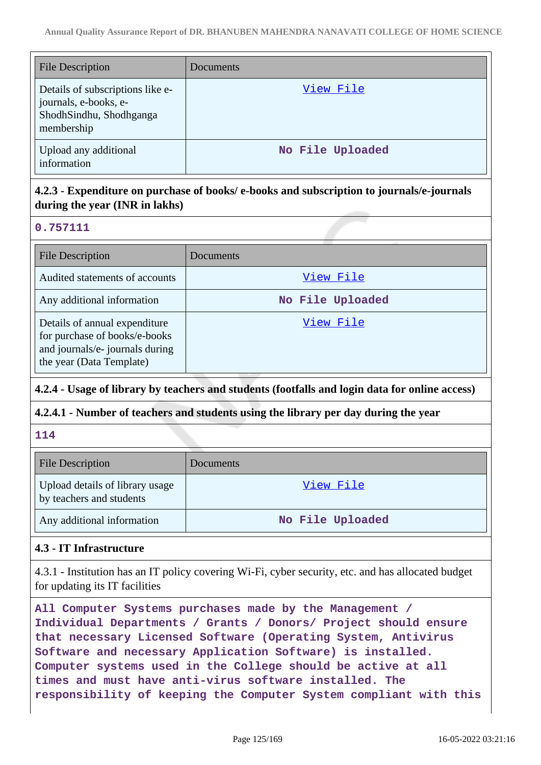| File Description | Documents |
|---|---|
| Details of subscriptions like e-journals, e-books, e-ShodhSindhu, Shodhganga membership | View File |
| Upload any additional information | No File Uploaded |

**4.2.3 - Expenditure on purchase of books/ e-books and subscription to journals/e-journals during the year (INR in lakhs)**

0.757111

| File Description | Documents |
|---|---|
| Audited statements of accounts | View File |
| Any additional information | No File Uploaded |
| Details of annual expenditure for purchase of books/e-books and journals/e- journals during the year (Data Template) | View File |

**4.2.4 - Usage of library by teachers and students (footfalls and login data for online access)**

**4.2.4.1 - Number of teachers and students using the library per day during the year**

114

| File Description | Documents |
|---|---|
| Upload details of library usage by teachers and students | View File |
| Any additional information | No File Uploaded |

**4.3 - IT Infrastructure**

4.3.1 - Institution has an IT policy covering Wi-Fi, cyber security, etc. and has allocated budget for updating its IT facilities

All Computer Systems purchases made by the Management / Individual Departments / Grants / Donors/ Project should ensure that necessary Licensed Software (Operating System, Antivirus Software and necessary Application Software) is installed. Computer systems used in the College should be active at all times and must have anti-virus software installed. The responsibility of keeping the Computer System compliant with this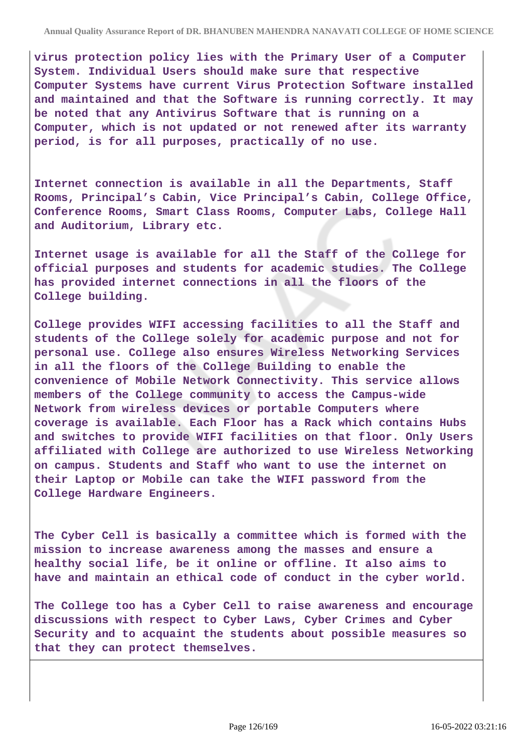**virus protection policy lies with the Primary User of a Computer System. Individual Users should make sure that respective Computer Systems have current Virus Protection Software installed and maintained and that the Software is running correctly. It may be noted that any Antivirus Software that is running on a Computer, which is not updated or not renewed after its warranty period, is for all purposes, practically of no use.**

**Internet connection is available in all the Departments, Staff Rooms, Principal's Cabin, Vice Principal's Cabin, College Office, Conference Rooms, Smart Class Rooms, Computer Labs, College Hall and Auditorium, Library etc.**

**Internet usage is available for all the Staff of the College for official purposes and students for academic studies. The College has provided internet connections in all the floors of the College building.**

**College provides WIFI accessing facilities to all the Staff and students of the College solely for academic purpose and not for personal use. College also ensures Wireless Networking Services in all the floors of the College Building to enable the convenience of Mobile Network Connectivity. This service allows members of the College community to access the Campus-wide Network from wireless devices or portable Computers where coverage is available. Each Floor has a Rack which contains Hubs and switches to provide WIFI facilities on that floor. Only Users affiliated with College are authorized to use Wireless Networking on campus. Students and Staff who want to use the internet on their Laptop or Mobile can take the WIFI password from the College Hardware Engineers.**

**The Cyber Cell is basically a committee which is formed with the mission to increase awareness among the masses and ensure a healthy social life, be it online or offline. It also aims to have and maintain an ethical code of conduct in the cyber world.**

**The College too has a Cyber Cell to raise awareness and encourage discussions with respect to Cyber Laws, Cyber Crimes and Cyber Security and to acquaint the students about possible measures so that they can protect themselves.**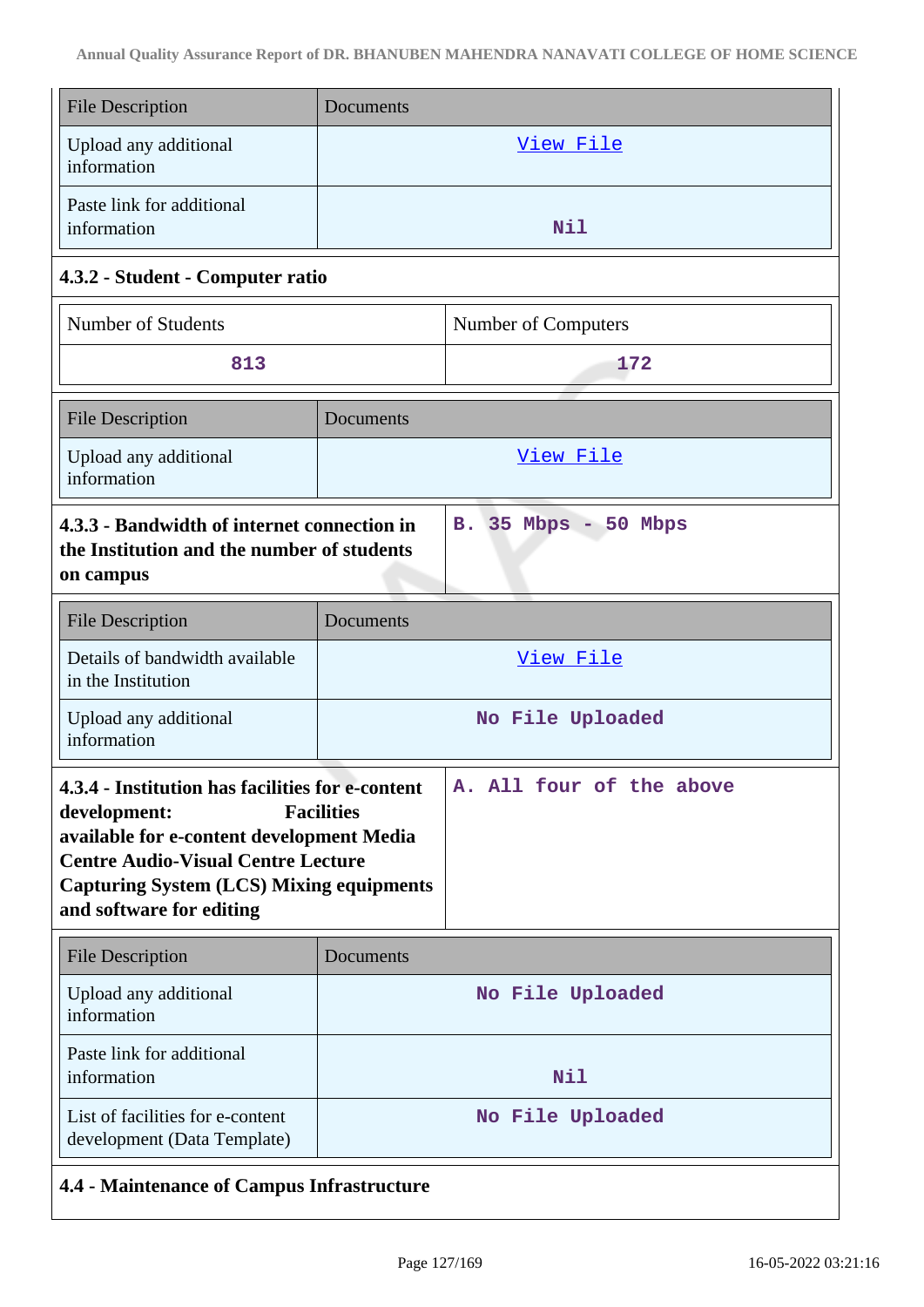| File Description | Documents |
|---|---|
| Upload any additional information | View File |
| Paste link for additional information | Nil |

### 4.3.2 - Student - Computer ratio

| Number of Students | Number of Computers |
|---|---|
| 813 | 172 |

| File Description | Documents |
|---|---|
| Upload any additional information | View File |

| **4.3.3 - Bandwidth of internet connection in the Institution and the number of students on campus** | B. 35 Mbps - 50 Mbps |
|---|---|

| File Description | Documents |
|---|---|
| Details of bandwidth available in the Institution | View File |
| Upload any additional information | No File Uploaded |

| **4.3.4 - Institution has facilities for e-content development: Facilities available for e-content development Media Centre Audio-Visual Centre Lecture Capturing System (LCS) Mixing equipments and software for editing** | A. All four of the above |
|---|---|

| File Description | Documents |
|---|---|
| Upload any additional information | No File Uploaded |
| Paste link for additional information | Nil |
| List of facilities for e-content development (Data Template) | No File Uploaded |

### 4.4 - Maintenance of Campus Infrastructure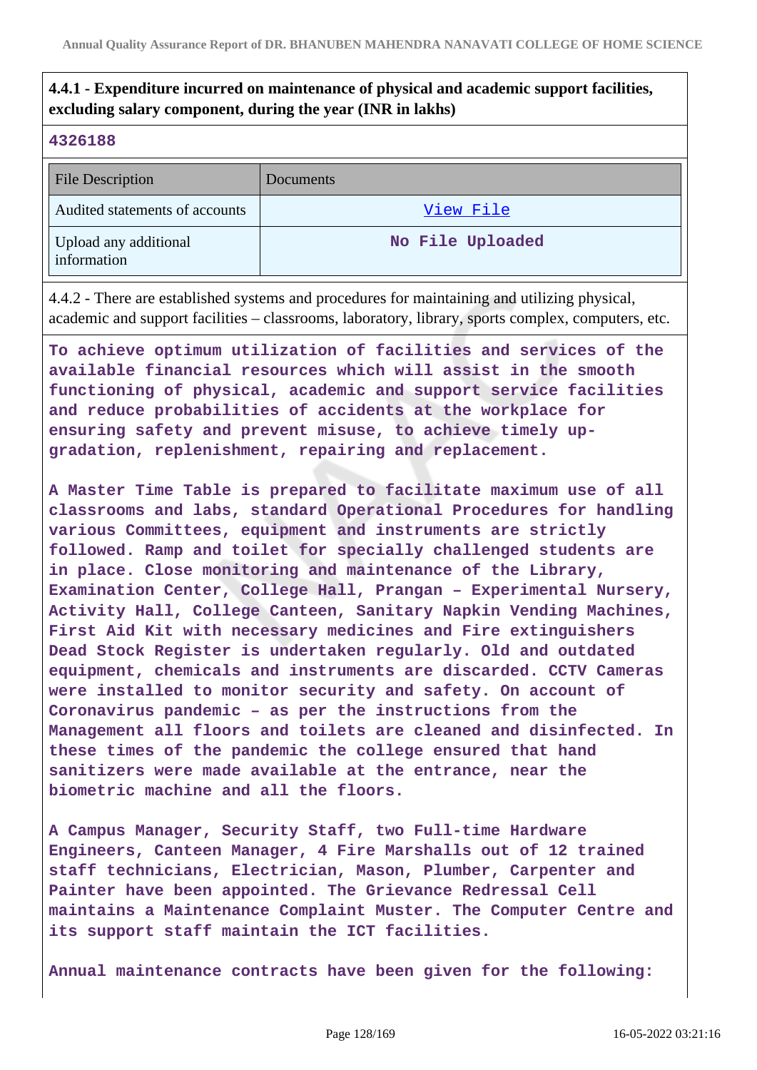**4.4.1 - Expenditure incurred on maintenance of physical and academic support facilities, excluding salary component, during the year (INR in lakhs)**

**4326188**

| File Description | Documents |
|---|---|
| Audited statements of accounts | View File |
| Upload any additional information | No File Uploaded |

4.4.2 - There are established systems and procedures for maintaining and utilizing physical, academic and support facilities – classrooms, laboratory, library, sports complex, computers, etc.

**To achieve optimum utilization of facilities and services of the available financial resources which will assist in the smooth functioning of physical, academic and support service facilities and reduce probabilities of accidents at the workplace for ensuring safety and prevent misuse, to achieve timely up-gradation, replenishment, repairing and replacement.**

**A Master Time Table is prepared to facilitate maximum use of all classrooms and labs, standard Operational Procedures for handling various Committees, equipment and instruments are strictly followed. Ramp and toilet for specially challenged students are in place. Close monitoring and maintenance of the Library, Examination Center, College Hall, Prangan – Experimental Nursery, Activity Hall, College Canteen, Sanitary Napkin Vending Machines, First Aid Kit with necessary medicines and Fire extinguishers Dead Stock Register is undertaken regularly. Old and outdated equipment, chemicals and instruments are discarded. CCTV Cameras were installed to monitor security and safety. On account of Coronavirus pandemic – as per the instructions from the Management all floors and toilets are cleaned and disinfected. In these times of the pandemic the college ensured that hand sanitizers were made available at the entrance, near the biometric machine and all the floors.**

**A Campus Manager, Security Staff, two Full-time Hardware Engineers, Canteen Manager, 4 Fire Marshalls out of 12 trained staff technicians, Electrician, Mason, Plumber, Carpenter and Painter have been appointed. The Grievance Redressal Cell maintains a Maintenance Complaint Muster. The Computer Centre and its support staff maintain the ICT facilities.**

**Annual maintenance contracts have been given for the following:**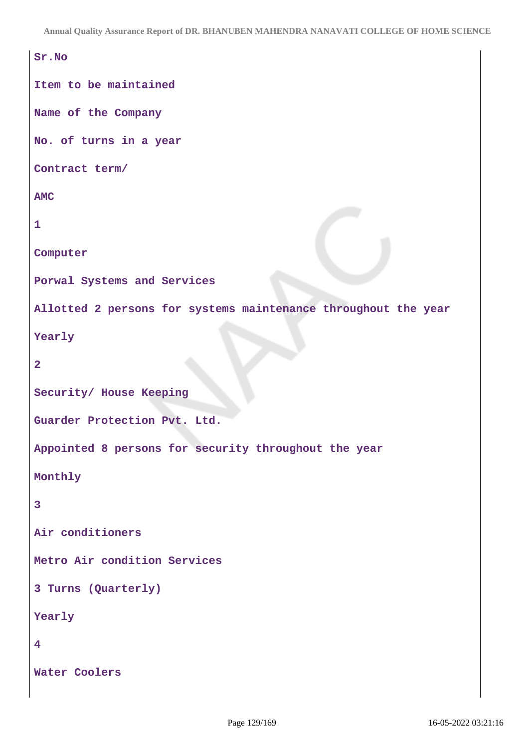| Sr.No | Item to be maintained | Name of the Company | No. of turns in a year | Contract term/ AMC |
|---|---|---|---|---|
| 1 | Computer | Porwal Systems and Services | Allotted 2 persons for systems maintenance throughout the year | Yearly |
| 2 | Security/ House Keeping | Guarder Protection Pvt. Ltd. | Appointed 8 persons for security throughout the year | Monthly |
| 3 | Air conditioners | Metro Air condition Services | 3 Turns (Quarterly) | Yearly |
| 4 | Water Coolers | | | |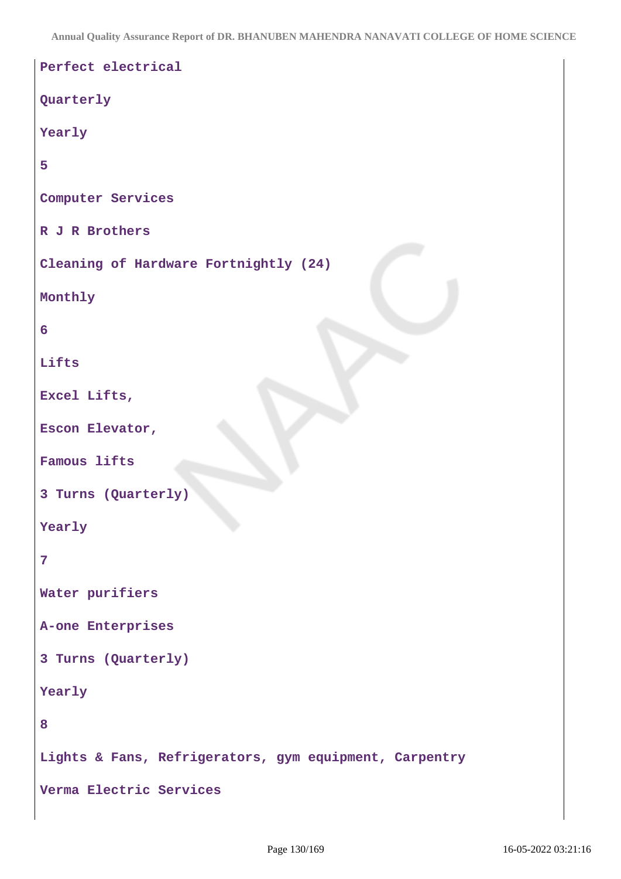Perfect electrical

Quarterly

Yearly

5

Computer Services

R J R Brothers

Cleaning of Hardware Fortnightly (24)

Monthly

6

Lifts

Excel Lifts,

Escon Elevator,

Famous lifts

3 Turns (Quarterly)

Yearly

7

Water purifiers

A-one Enterprises

3 Turns (Quarterly)

Yearly

8

Lights & Fans, Refrigerators, gym equipment, Carpentry

Verma Electric Services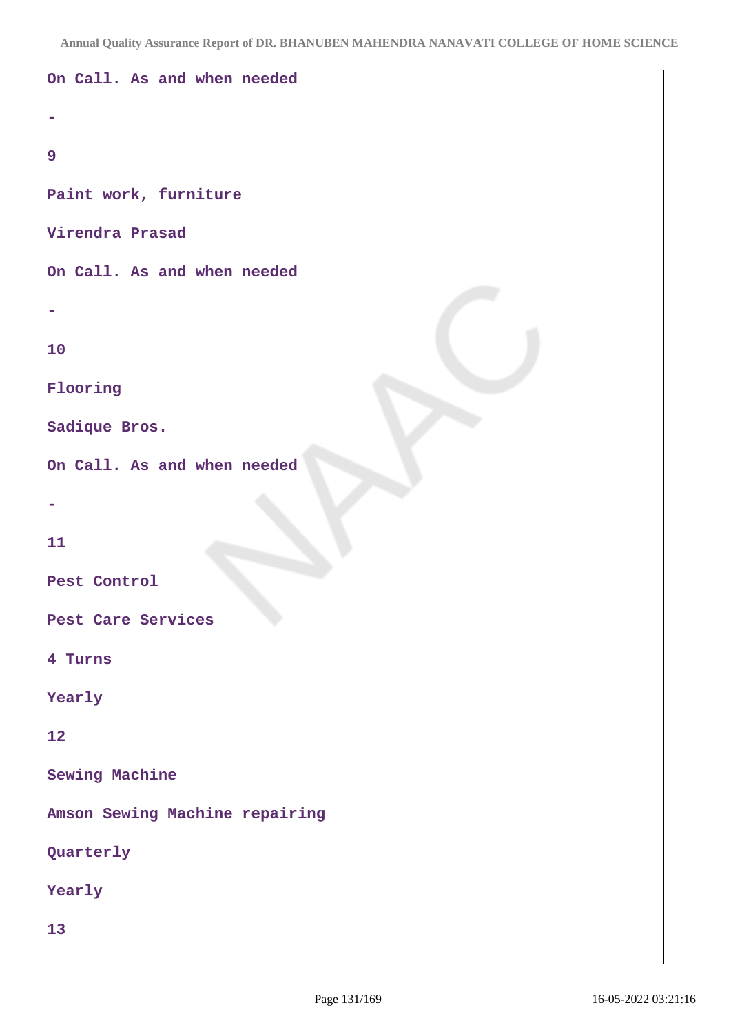On Call. As and when needed

-

9

Paint work, furniture

Virendra Prasad

On Call. As and when needed

-

10

Flooring

Sadique Bros.

On Call. As and when needed

-

11

Pest Control

Pest Care Services

4 Turns

Yearly

12

Sewing Machine

Amson Sewing Machine repairing

Quarterly

Yearly

13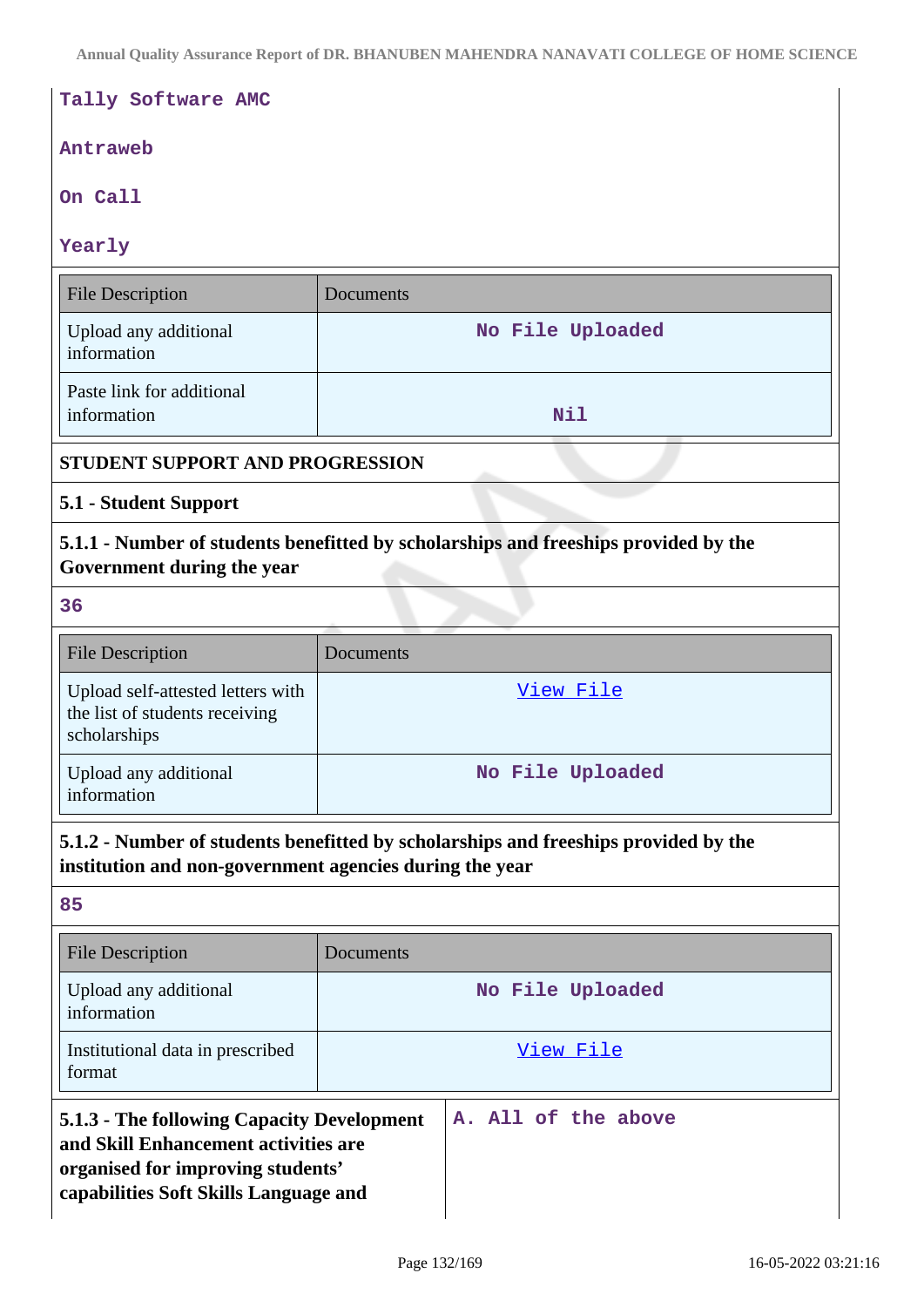Tally Software AMC

Antraweb

On Call

Yearly

| File Description | Documents |
|---|---|
| Upload any additional information | No File Uploaded |
| Paste link for additional information | Nil |

**STUDENT SUPPORT AND PROGRESSION**

**5.1 - Student Support**

**5.1.1 - Number of students benefitted by scholarships and freeships provided by the Government during the year**

36

| File Description | Documents |
|---|---|
| Upload self-attested letters with the list of students receiving scholarships | View File |
| Upload any additional information | No File Uploaded |

**5.1.2 - Number of students benefitted by scholarships and freeships provided by the institution and non-government agencies during the year**

85

| File Description | Documents |
|---|---|
| Upload any additional information | No File Uploaded |
| Institutional data in prescribed format | View File |

| **5.1.3 - The following Capacity Development and Skill Enhancement activities are organised for improving students' capabilities Soft Skills Language and** | A. All of the above |
|---|---|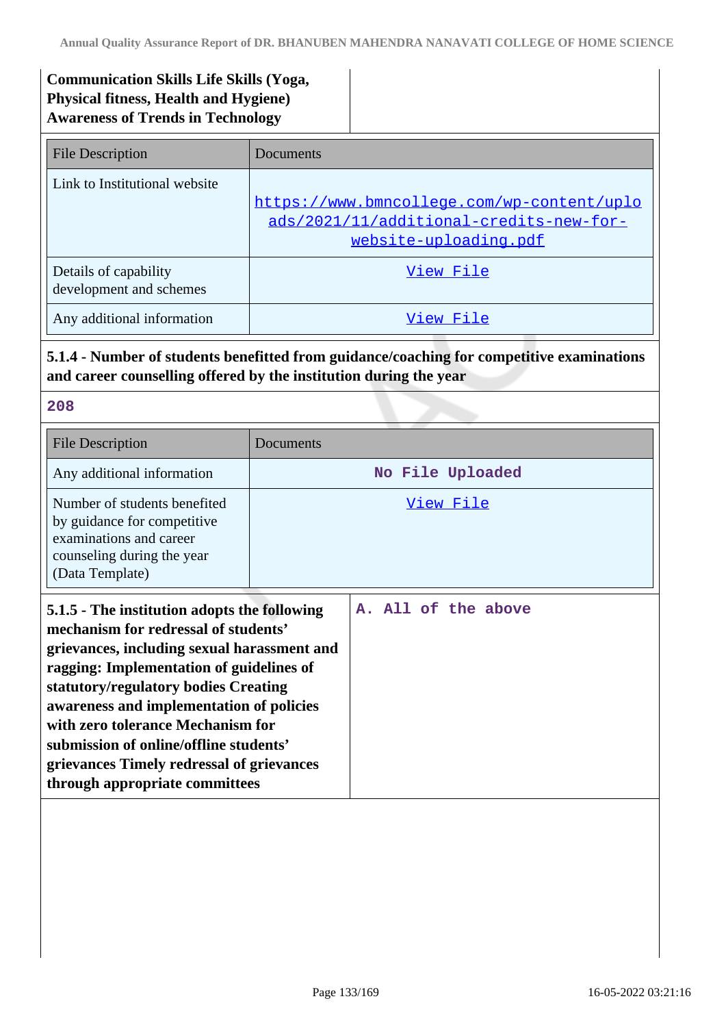| Communication Skills Life Skills (Yoga, Physical fitness, Health and Hygiene) Awareness of Trends in Technology | |
|---|---|

| File Description | Documents |
|---|---|
| Link to Institutional website | https://www.bmncollege.com/wp-content/uploads/2021/11/additional-credits-new-for-website-uploading.pdf |
| Details of capability development and schemes | View File |
| Any additional information | View File |

**5.1.4 - Number of students benefitted from guidance/coaching for competitive examinations and career counselling offered by the institution during the year**

208

| File Description | Documents |
|---|---|
| Any additional information | No File Uploaded |
| Number of students benefited by guidance for competitive examinations and career counseling during the year (Data Template) | View File |

| **5.1.5 - The institution adopts the following mechanism for redressal of students' grievances, including sexual harassment and ragging: Implementation of guidelines of statutory/regulatory bodies Creating awareness and implementation of policies with zero tolerance Mechanism for submission of online/offline students' grievances Timely redressal of grievances through appropriate committees** | A. All of the above |
|---|---|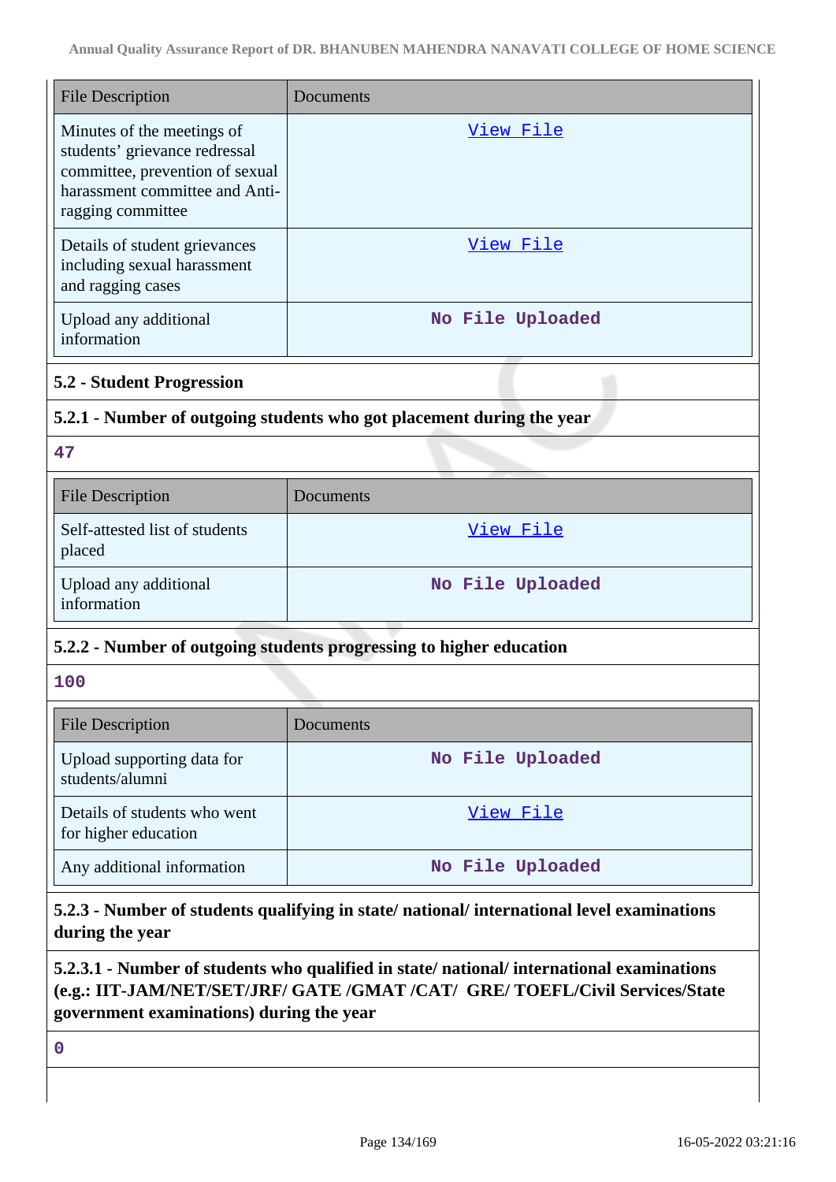| File Description | Documents |
|---|---|
| Minutes of the meetings of students' grievance redressal committee, prevention of sexual harassment committee and Anti-ragging committee | View File |
| Details of student grievances including sexual harassment and ragging cases | View File |
| Upload any additional information | No File Uploaded |

### 5.2 - Student Progression

### 5.2.1 - Number of outgoing students who got placement during the year

**47**

| File Description | Documents |
|---|---|
| Self-attested list of students placed | View File |
| Upload any additional information | No File Uploaded |

### 5.2.2 - Number of outgoing students progressing to higher education

**100**

| File Description | Documents |
|---|---|
| Upload supporting data for students/alumni | No File Uploaded |
| Details of students who went for higher education | View File |
| Any additional information | No File Uploaded |

### 5.2.3 - Number of students qualifying in state/ national/ international level examinations during the year

### 5.2.3.1 - Number of students who qualified in state/ national/ international examinations (e.g.: IIT-JAM/NET/SET/JRF/ GATE /GMAT /CAT/ GRE/ TOEFL/Civil Services/State government examinations) during the year

**0**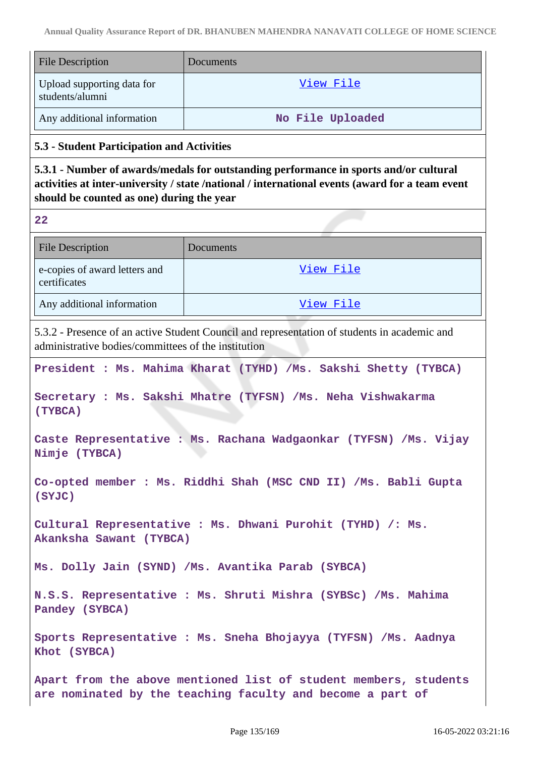| File Description | Documents |
| --- | --- |
| Upload supporting data for students/alumni | View File |
| Any additional information | No File Uploaded |

### 5.3 - Student Participation and Activities

**5.3.1 - Number of awards/medals for outstanding performance in sports and/or cultural activities at inter-university / state /national / international events (award for a team event should be counted as one) during the year**

22

| File Description | Documents |
| --- | --- |
| e-copies of award letters and certificates | View File |
| Any additional information | View File |

5.3.2 - Presence of an active Student Council and representation of students in academic and administrative bodies/committees of the institution

President : Ms. Mahima Kharat (TYHD) /Ms. Sakshi Shetty (TYBCA)

Secretary : Ms. Sakshi Mhatre (TYFSN) /Ms. Neha Vishwakarma (TYBCA)

Caste Representative : Ms. Rachana Wadgaonkar (TYFSN) /Ms. Vijay Nimje (TYBCA)

Co-opted member : Ms. Riddhi Shah (MSC CND II) /Ms. Babli Gupta (SYJC)

Cultural Representative : Ms. Dhwani Purohit (TYHD) /: Ms. Akanksha Sawant (TYBCA)

Ms. Dolly Jain (SYND) /Ms. Avantika Parab (SYBCA)

N.S.S. Representative : Ms. Shruti Mishra (SYBSc) /Ms. Mahima Pandey (SYBCA)

Sports Representative : Ms. Sneha Bhojayya (TYFSN) /Ms. Aadnya Khot (SYBCA)

Apart from the above mentioned list of student members, students are nominated by the teaching faculty and become a part of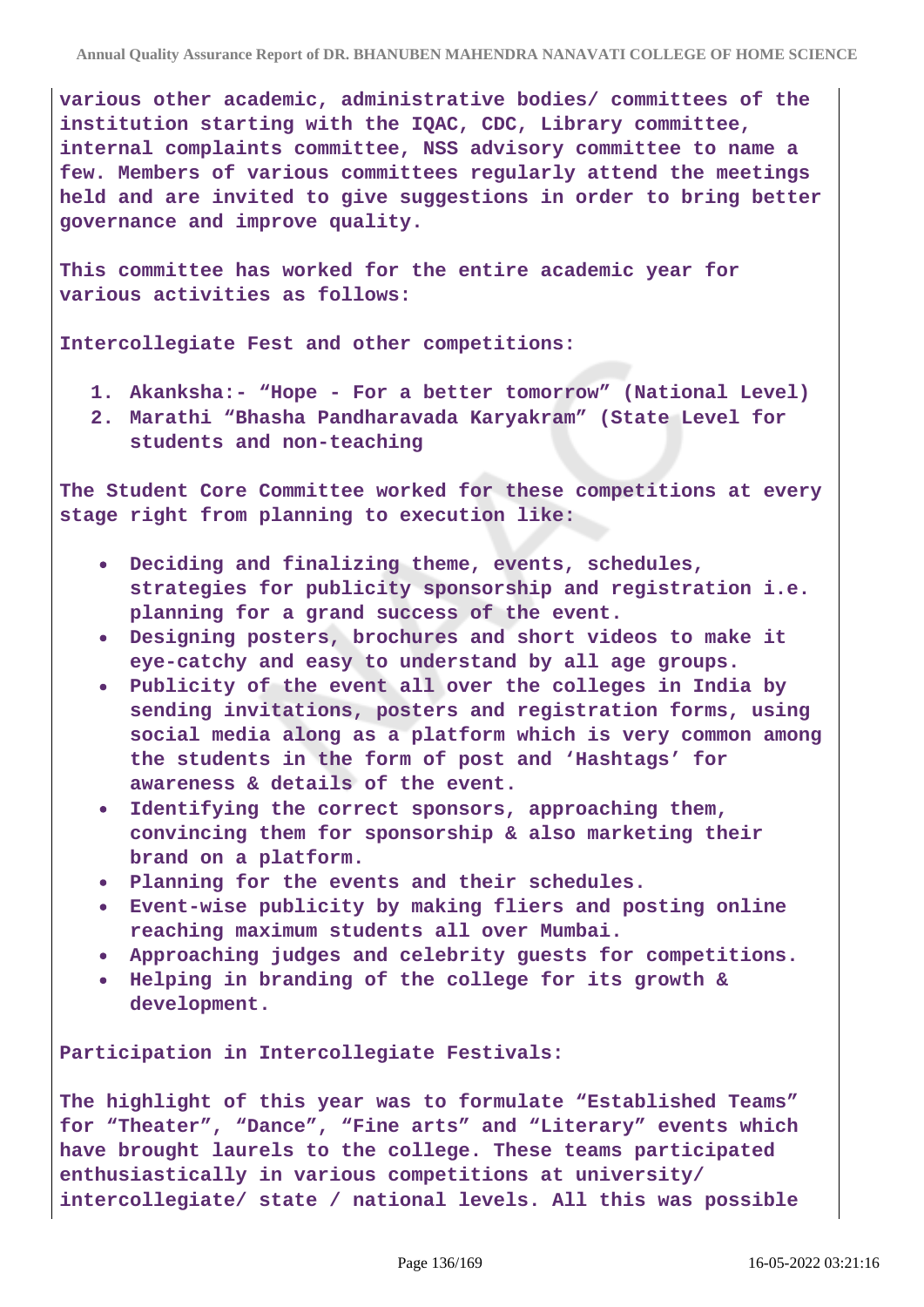various other academic, administrative bodies/ committees of the institution starting with the IQAC, CDC, Library committee, internal complaints committee, NSS advisory committee to name a few. Members of various committees regularly attend the meetings held and are invited to give suggestions in order to bring better governance and improve quality.

This committee has worked for the entire academic year for various activities as follows:

Intercollegiate Fest and other competitions:

1. Akanksha:- “Hope - For a better tomorrow” (National Level)
2. Marathi “Bhasha Pandharavada Karyakram” (State Level for students and non-teaching

The Student Core Committee worked for these competitions at every stage right from planning to execution like:

- Deciding and finalizing theme, events, schedules, strategies for publicity sponsorship and registration i.e. planning for a grand success of the event.
- Designing posters, brochures and short videos to make it eye-catchy and easy to understand by all age groups.
- Publicity of the event all over the colleges in India by sending invitations, posters and registration forms, using social media along as a platform which is very common among the students in the form of post and ‘Hashtags’ for awareness & details of the event.
- Identifying the correct sponsors, approaching them, convincing them for sponsorship & also marketing their brand on a platform.
- Planning for the events and their schedules.
- Event-wise publicity by making fliers and posting online reaching maximum students all over Mumbai.
- Approaching judges and celebrity guests for competitions.
- Helping in branding of the college for its growth & development.

Participation in Intercollegiate Festivals:

The highlight of this year was to formulate “Established Teams” for “Theater”, “Dance”, “Fine arts” and “Literary” events which have brought laurels to the college. These teams participated enthusiastically in various competitions at university/ intercollegiate/ state / national levels. All this was possible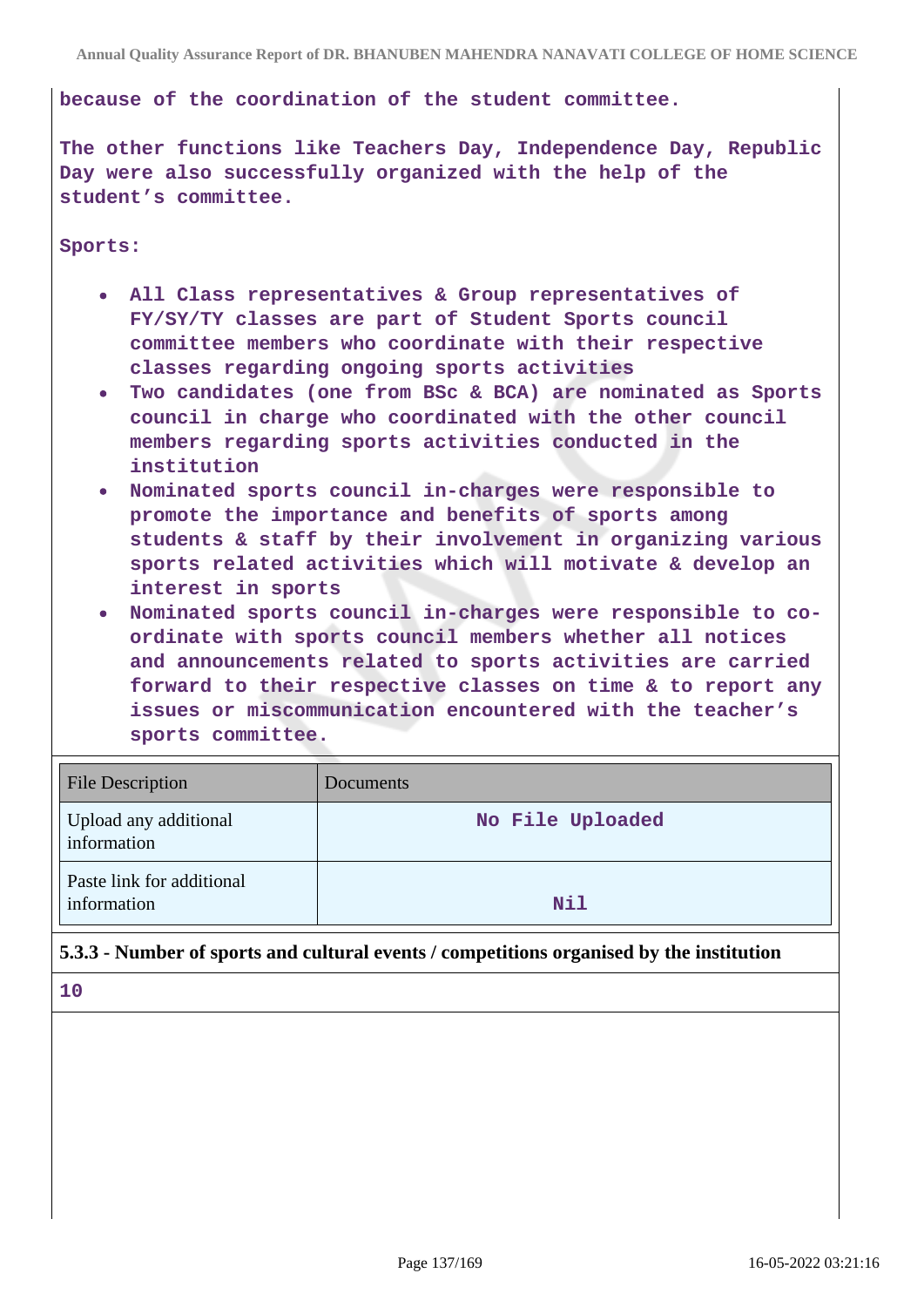because of the coordination of the student committee.

The other functions like Teachers Day, Independence Day, Republic Day were also successfully organized with the help of the student's committee.

Sports:

- All Class representatives & Group representatives of FY/SY/TY classes are part of Student Sports council committee members who coordinate with their respective classes regarding ongoing sports activities
- Two candidates (one from BSc & BCA) are nominated as Sports council in charge who coordinated with the other council members regarding sports activities conducted in the institution
- Nominated sports council in-charges were responsible to promote the importance and benefits of sports among students & staff by their involvement in organizing various sports related activities which will motivate & develop an interest in sports
- Nominated sports council in-charges were responsible to co-ordinate with sports council members whether all notices and announcements related to sports activities are carried forward to their respective classes on time & to report any issues or miscommunication encountered with the teacher's sports committee.

| File Description | Documents |
|---|---|
| Upload any additional information | No File Uploaded |
| Paste link for additional information | Nil |

**5.3.3 - Number of sports and cultural events / competitions organised by the institution**

10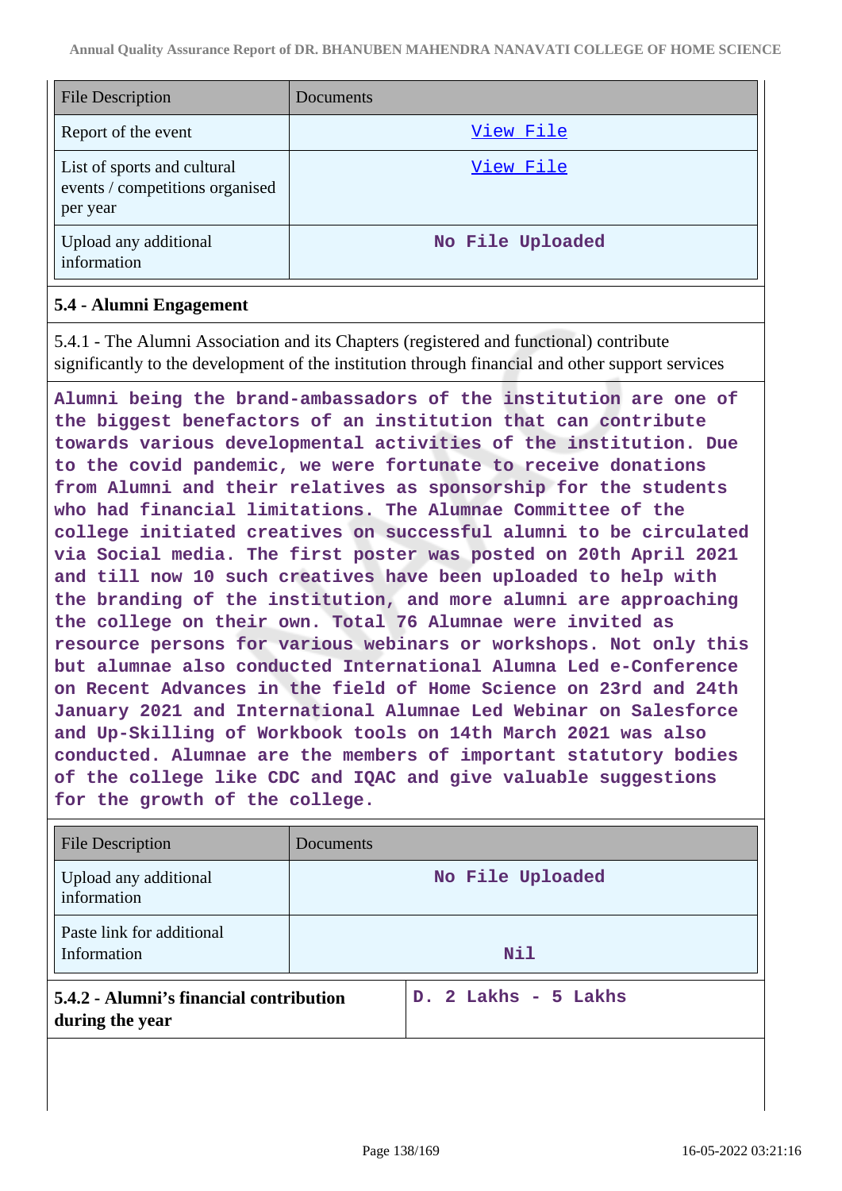| File Description | Documents |
|---|---|
| Report of the event | View File |
| List of sports and cultural events / competitions organised per year | View File |
| Upload any additional information | No File Uploaded |

### 5.4 - Alumni Engagement

5.4.1 - The Alumni Association and its Chapters (registered and functional) contribute significantly to the development of the institution through financial and other support services

Alumni being the brand-ambassadors of the institution are one of the biggest benefactors of an institution that can contribute towards various developmental activities of the institution. Due to the covid pandemic, we were fortunate to receive donations from Alumni and their relatives as sponsorship for the students who had financial limitations. The Alumnae Committee of the college initiated creatives on successful alumni to be circulated via Social media. The first poster was posted on 20th April 2021 and till now 10 such creatives have been uploaded to help with the branding of the institution, and more alumni are approaching the college on their own. Total 76 Alumnae were invited as resource persons for various webinars or workshops. Not only this but alumnae also conducted International Alumna Led e-Conference on Recent Advances in the field of Home Science on 23rd and 24th January 2021 and International Alumnae Led Webinar on Salesforce and Up-Skilling of Workbook tools on 14th March 2021 was also conducted. Alumnae are the members of important statutory bodies of the college like CDC and IQAC and give valuable suggestions for the growth of the college.

| File Description | Documents |
|---|---|
| Upload any additional information | No File Uploaded |
| Paste link for additional Information | Nil |

| 5.4.2 - Alumni's financial contribution during the year | D. 2 Lakhs - 5 Lakhs |
|---|---|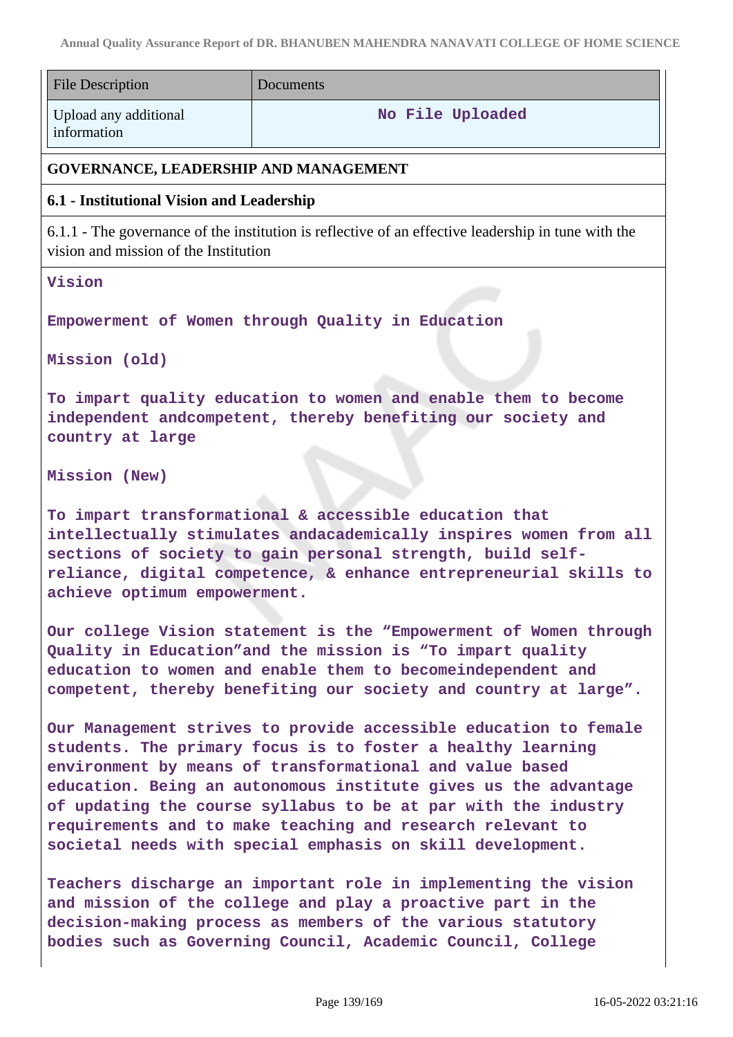| File Description | Documents |
| --- | --- |
| Upload any additional information | No File Uploaded |

**GOVERNANCE, LEADERSHIP AND MANAGEMENT**

**6.1 - Institutional Vision and Leadership**

6.1.1 - The governance of the institution is reflective of an effective leadership in tune with the vision and mission of the Institution

**Vision**

**Empowerment of Women through Quality in Education**

**Mission (old)**

**To impart quality education to women and enable them to become independent andcompetent, thereby benefiting our society and country at large**

**Mission (New)**

**To impart transformational & accessible education that intellectually stimulates andacademically inspires women from all sections of society to gain personal strength, build self-reliance, digital competence, & enhance entrepreneurial skills to achieve optimum empowerment.**

**Our college Vision statement is the "Empowerment of Women through Quality in Education"and the mission is "To impart quality education to women and enable them to becomeindependent and competent, thereby benefiting our society and country at large".**

**Our Management strives to provide accessible education to female students. The primary focus is to foster a healthy learning environment by means of transformational and value based education. Being an autonomous institute gives us the advantage of updating the course syllabus to be at par with the industry requirements and to make teaching and research relevant to societal needs with special emphasis on skill development.**

**Teachers discharge an important role in implementing the vision and mission of the college and play a proactive part in the decision-making process as members of the various statutory bodies such as Governing Council, Academic Council, College**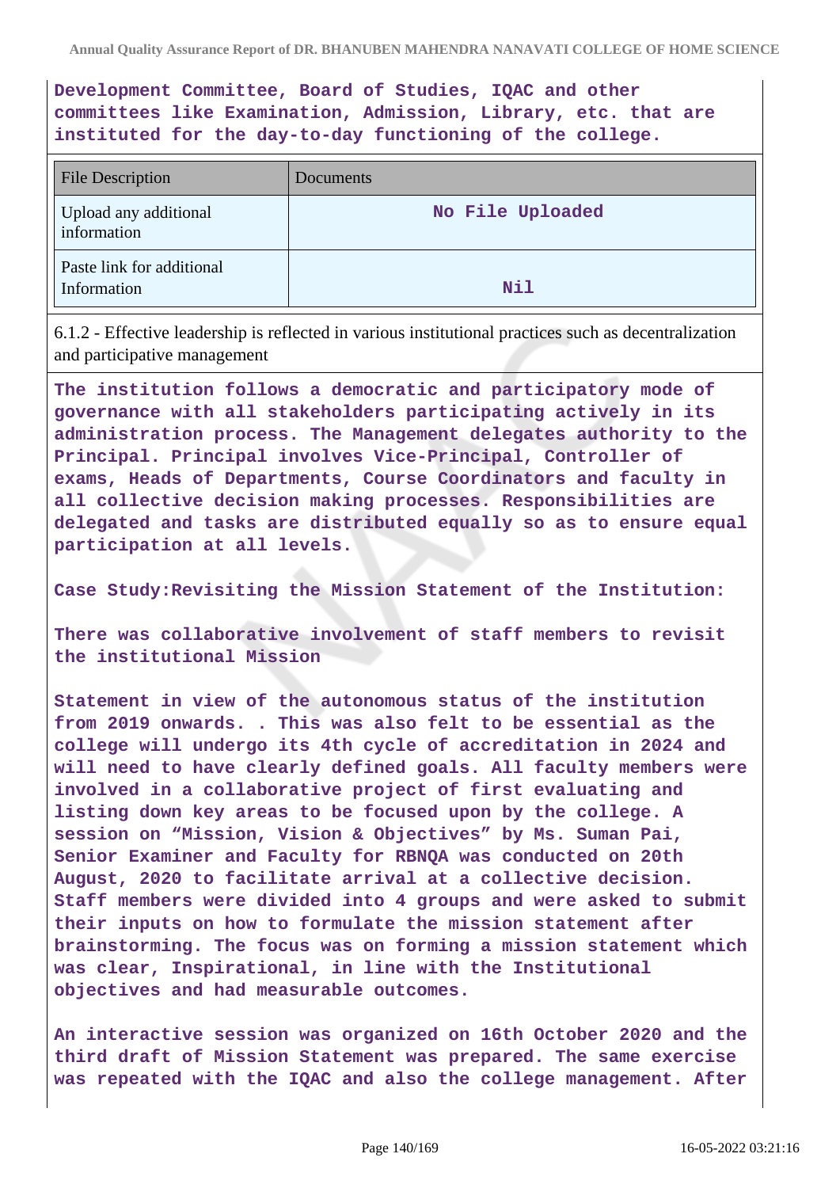**Development Committee, Board of Studies, IQAC and other committees like Examination, Admission, Library, etc. that are instituted for the day-to-day functioning of the college.**

| File Description | Documents |
|---|---|
| Upload any additional information | No File Uploaded |
| Paste link for additional Information | Nil |

6.1.2 - Effective leadership is reflected in various institutional practices such as decentralization and participative management

**The institution follows a democratic and participatory mode of governance with all stakeholders participating actively in its administration process. The Management delegates authority to the Principal. Principal involves Vice-Principal, Controller of exams, Heads of Departments, Course Coordinators and faculty in all collective decision making processes. Responsibilities are delegated and tasks are distributed equally so as to ensure equal participation at all levels.**

**Case Study:Revisiting the Mission Statement of the Institution:**

**There was collaborative involvement of staff members to revisit the institutional Mission**

**Statement in view of the autonomous status of the institution from 2019 onwards. . This was also felt to be essential as the college will undergo its 4th cycle of accreditation in 2024 and will need to have clearly defined goals. All faculty members were involved in a collaborative project of first evaluating and listing down key areas to be focused upon by the college. A session on "Mission, Vision & Objectives" by Ms. Suman Pai, Senior Examiner and Faculty for RBNQA was conducted on 20th August, 2020 to facilitate arrival at a collective decision. Staff members were divided into 4 groups and were asked to submit their inputs on how to formulate the mission statement after brainstorming. The focus was on forming a mission statement which was clear, Inspirational, in line with the Institutional objectives and had measurable outcomes.**

**An interactive session was organized on 16th October 2020 and the third draft of Mission Statement was prepared. The same exercise was repeated with the IQAC and also the college management. After**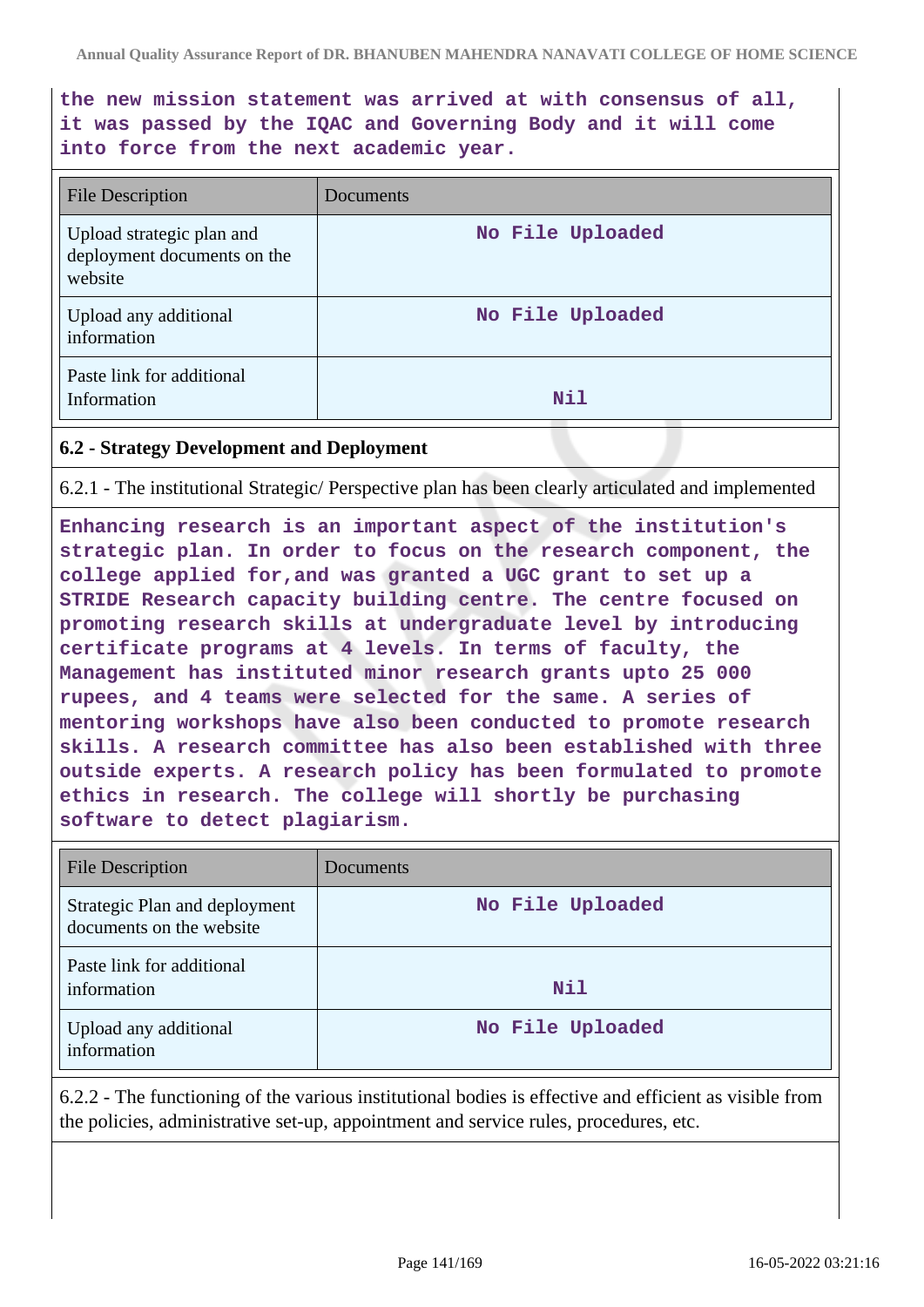the new mission statement was arrived at with consensus of all, it was passed by the IQAC and Governing Body and it will come into force from the next academic year.

| File Description | Documents |
|---|---|
| Upload strategic plan and deployment documents on the website | No File Uploaded |
| Upload any additional information | No File Uploaded |
| Paste link for additional Information | Nil |

**6.2 - Strategy Development and Deployment**

6.2.1 - The institutional Strategic/ Perspective plan has been clearly articulated and implemented

Enhancing research is an important aspect of the institution's strategic plan. In order to focus on the research component, the college applied for,and was granted a UGC grant to set up a STRIDE Research capacity building centre. The centre focused on promoting research skills at undergraduate level by introducing certificate programs at 4 levels. In terms of faculty, the Management has instituted minor research grants upto 25 000 rupees, and 4 teams were selected for the same. A series of mentoring workshops have also been conducted to promote research skills. A research committee has also been established with three outside experts. A research policy has been formulated to promote ethics in research. The college will shortly be purchasing software to detect plagiarism.

| File Description | Documents |
|---|---|
| Strategic Plan and deployment documents on the website | No File Uploaded |
| Paste link for additional information | Nil |
| Upload any additional information | No File Uploaded |

6.2.2 - The functioning of the various institutional bodies is effective and efficient as visible from the policies, administrative set-up, appointment and service rules, procedures, etc.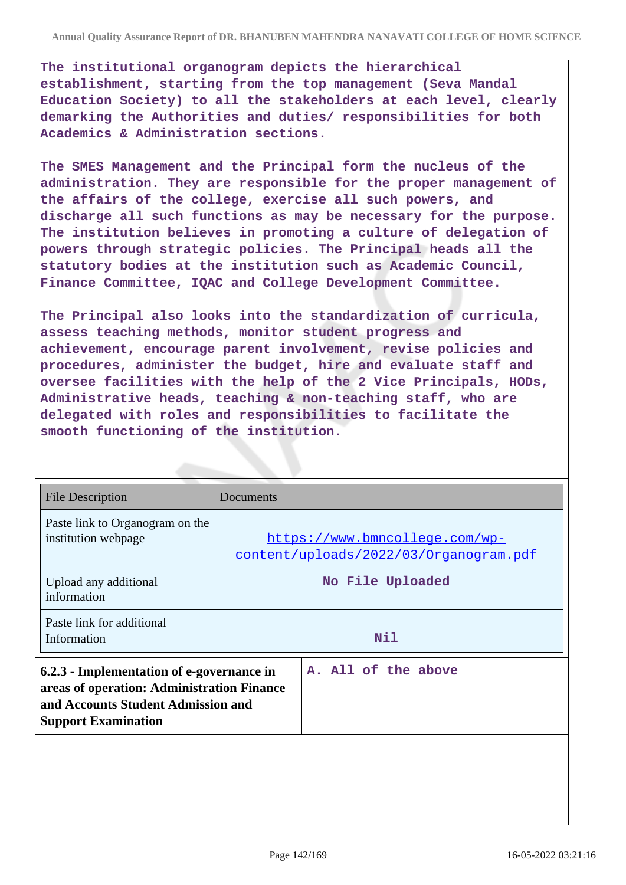**The institutional organogram depicts the hierarchical establishment, starting from the top management (Seva Mandal Education Society) to all the stakeholders at each level, clearly demarking the Authorities and duties/ responsibilities for both Academics & Administration sections.**

**The SMES Management and the Principal form the nucleus of the administration. They are responsible for the proper management of the affairs of the college, exercise all such powers, and discharge all such functions as may be necessary for the purpose. The institution believes in promoting a culture of delegation of powers through strategic policies. The Principal heads all the statutory bodies at the institution such as Academic Council, Finance Committee, IQAC and College Development Committee.**

**The Principal also looks into the standardization of curricula, assess teaching methods, monitor student progress and achievement, encourage parent involvement, revise policies and procedures, administer the budget, hire and evaluate staff and oversee facilities with the help of the 2 Vice Principals, HODs, Administrative heads, teaching & non-teaching staff, who are delegated with roles and responsibilities to facilitate the smooth functioning of the institution.**

| File Description | Documents |
|---|---|
| Paste link to Organogram on the institution webpage | https://www.bmncollege.com/wp-content/uploads/2022/03/Organogram.pdf |
| Upload any additional information | **No File Uploaded** |
| Paste link for additional Information | **Nil** |

| **6.2.3 - Implementation of e-governance in areas of operation: Administration Finance and Accounts Student Admission and Support Examination** | **A. All of the above** |
|---|---|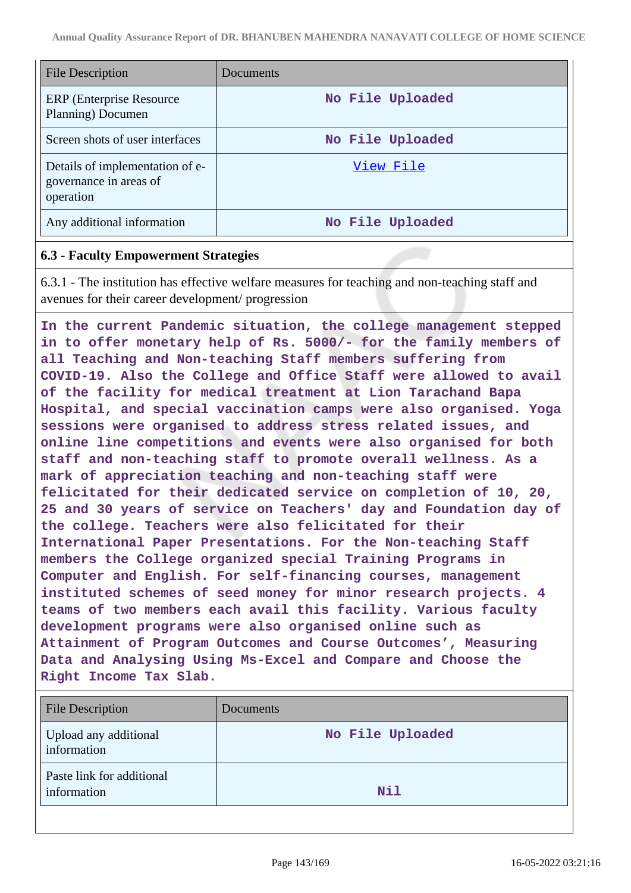| File Description | Documents |
| --- | --- |
| ERP (Enterprise Resource Planning) Documen | No File Uploaded |
| Screen shots of user interfaces | No File Uploaded |
| Details of implementation of e-governance in areas of operation | View File |
| Any additional information | No File Uploaded |

### 6.3 - Faculty Empowerment Strategies

6.3.1 - The institution has effective welfare measures for teaching and non-teaching staff and avenues for their career development/ progression

**In the current Pandemic situation, the college management stepped in to offer monetary help of Rs. 5000/- for the family members of all Teaching and Non-teaching Staff members suffering from COVID-19. Also the College and Office Staff were allowed to avail of the facility for medical treatment at Lion Tarachand Bapa Hospital, and special vaccination camps were also organised. Yoga sessions were organised to address stress related issues, and online line competitions and events were also organised for both staff and non-teaching staff to promote overall wellness. As a mark of appreciation teaching and non-teaching staff were felicitated for their dedicated service on completion of 10, 20, 25 and 30 years of service on Teachers' day and Foundation day of the college. Teachers were also felicitated for their International Paper Presentations. For the Non-teaching Staff members the College organized special Training Programs in Computer and English. For self-financing courses, management instituted schemes of seed money for minor research projects. 4 teams of two members each avail this facility. Various faculty development programs were also organised online such as Attainment of Program Outcomes and Course Outcomes', Measuring Data and Analysing Using Ms-Excel and Compare and Choose the Right Income Tax Slab.**

| File Description | Documents |
| --- | --- |
| Upload any additional information | No File Uploaded |
| Paste link for additional information | Nil |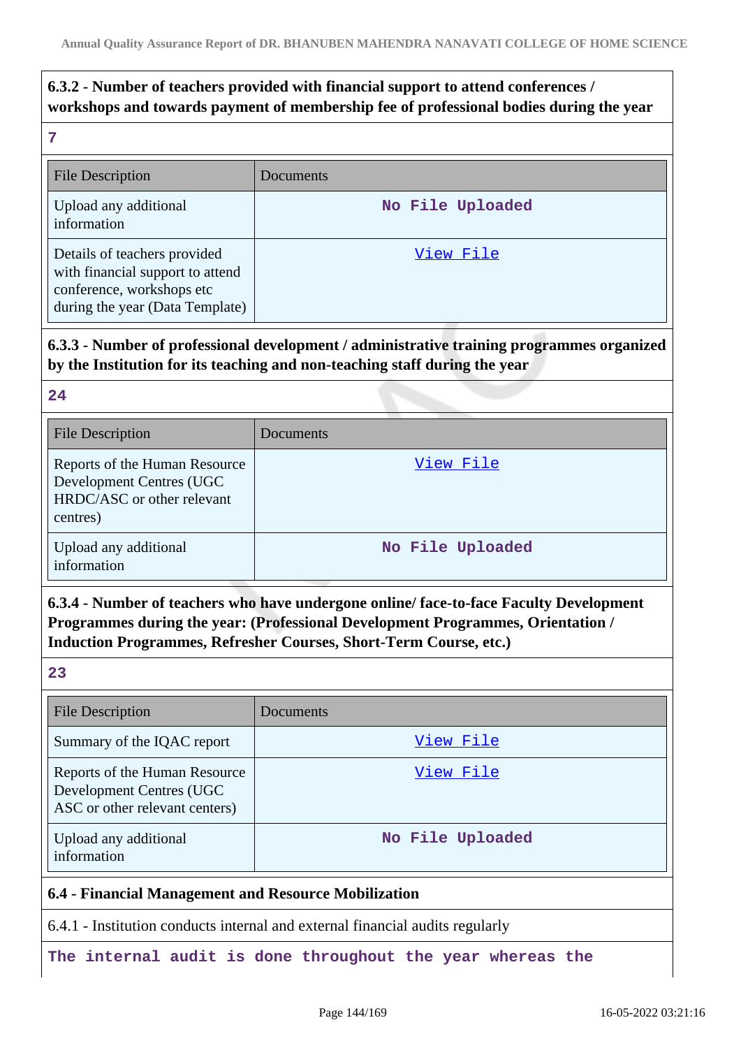**6.3.2 - Number of teachers provided with financial support to attend conferences / workshops and towards payment of membership fee of professional bodies during the year**

7

| File Description | Documents |
|---|---|
| Upload any additional information | No File Uploaded |
| Details of teachers provided with financial support to attend conference, workshops etc during the year (Data Template) | View File |

**6.3.3 - Number of professional development / administrative training programmes organized by the Institution for its teaching and non-teaching staff during the year**

24

| File Description | Documents |
|---|---|
| Reports of the Human Resource Development Centres (UGC HRDC/ASC or other relevant centres) | View File |
| Upload any additional information | No File Uploaded |

**6.3.4 - Number of teachers who have undergone online/ face-to-face Faculty Development Programmes during the year: (Professional Development Programmes, Orientation / Induction Programmes, Refresher Courses, Short-Term Course, etc.)**

23

| File Description | Documents |
|---|---|
| Summary of the IQAC report | View File |
| Reports of the Human Resource Development Centres (UGC ASC or other relevant centers) | View File |
| Upload any additional information | No File Uploaded |

**6.4 - Financial Management and Resource Mobilization**

6.4.1 - Institution conducts internal and external financial audits regularly

The internal audit is done throughout the year whereas the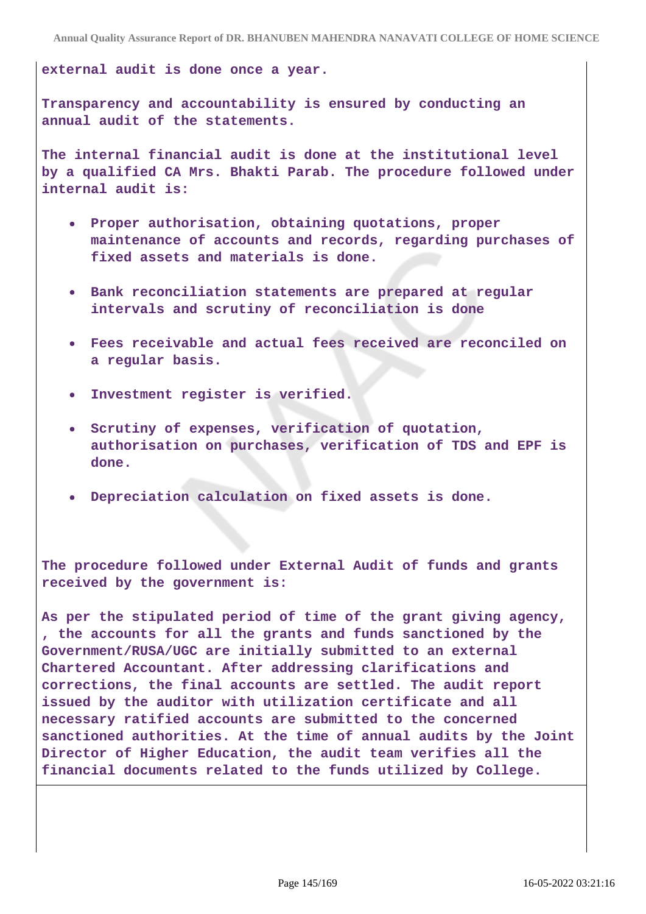external audit is done once a year.

Transparency and accountability is ensured by conducting an annual audit of the statements.

The internal financial audit is done at the institutional level by a qualified CA Mrs. Bhakti Parab. The procedure followed under internal audit is:

- Proper authorisation, obtaining quotations, proper maintenance of accounts and records, regarding purchases of fixed assets and materials is done.
- Bank reconciliation statements are prepared at regular intervals and scrutiny of reconciliation is done
- Fees receivable and actual fees received are reconciled on a regular basis.
- Investment register is verified.
- Scrutiny of expenses, verification of quotation, authorisation on purchases, verification of TDS and EPF is done.
- Depreciation calculation on fixed assets is done.

The procedure followed under External Audit of funds and grants received by the government is:

As per the stipulated period of time of the grant giving agency, , the accounts for all the grants and funds sanctioned by the Government/RUSA/UGC are initially submitted to an external Chartered Accountant. After addressing clarifications and corrections, the final accounts are settled. The audit report issued by the auditor with utilization certificate and all necessary ratified accounts are submitted to the concerned sanctioned authorities. At the time of annual audits by the Joint Director of Higher Education, the audit team verifies all the financial documents related to the funds utilized by College.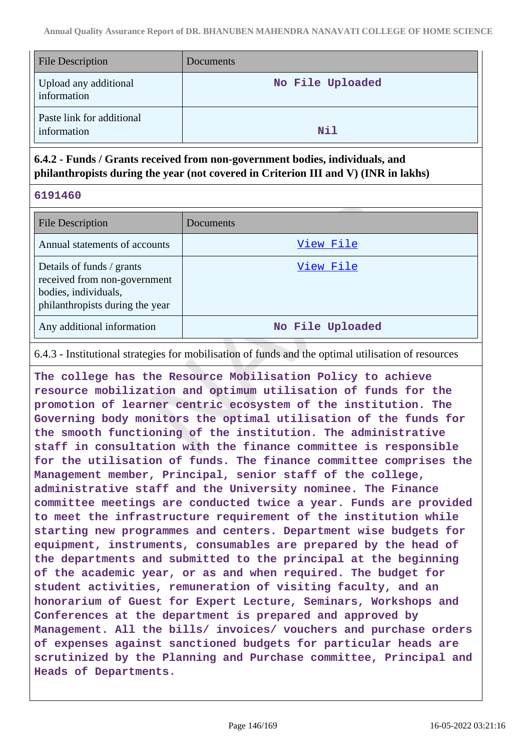| File Description | Documents |
|---|---|
| Upload any additional information | No File Uploaded |
| Paste link for additional information | Nil |

**6.4.2 - Funds / Grants received from non-government bodies, individuals, and philanthropists during the year (not covered in Criterion III and V) (INR in lakhs)**

6191460

| File Description | Documents |
|---|---|
| Annual statements of accounts | View File |
| Details of funds / grants received from non-government bodies, individuals, philanthropists during the year | View File |
| Any additional information | No File Uploaded |

6.4.3 - Institutional strategies for mobilisation of funds and the optimal utilisation of resources

The college has the Resource Mobilisation Policy to achieve resource mobilization and optimum utilisation of funds for the promotion of learner centric ecosystem of the institution. The Governing body monitors the optimal utilisation of the funds for the smooth functioning of the institution. The administrative staff in consultation with the finance committee is responsible for the utilisation of funds. The finance committee comprises the Management member, Principal, senior staff of the college, administrative staff and the University nominee. The Finance committee meetings are conducted twice a year. Funds are provided to meet the infrastructure requirement of the institution while starting new programmes and centers. Department wise budgets for equipment, instruments, consumables are prepared by the head of the departments and submitted to the principal at the beginning of the academic year, or as and when required. The budget for student activities, remuneration of visiting faculty, and an honorarium of Guest for Expert Lecture, Seminars, Workshops and Conferences at the department is prepared and approved by Management. All the bills/ invoices/ vouchers and purchase orders of expenses against sanctioned budgets for particular heads are scrutinized by the Planning and Purchase committee, Principal and Heads of Departments.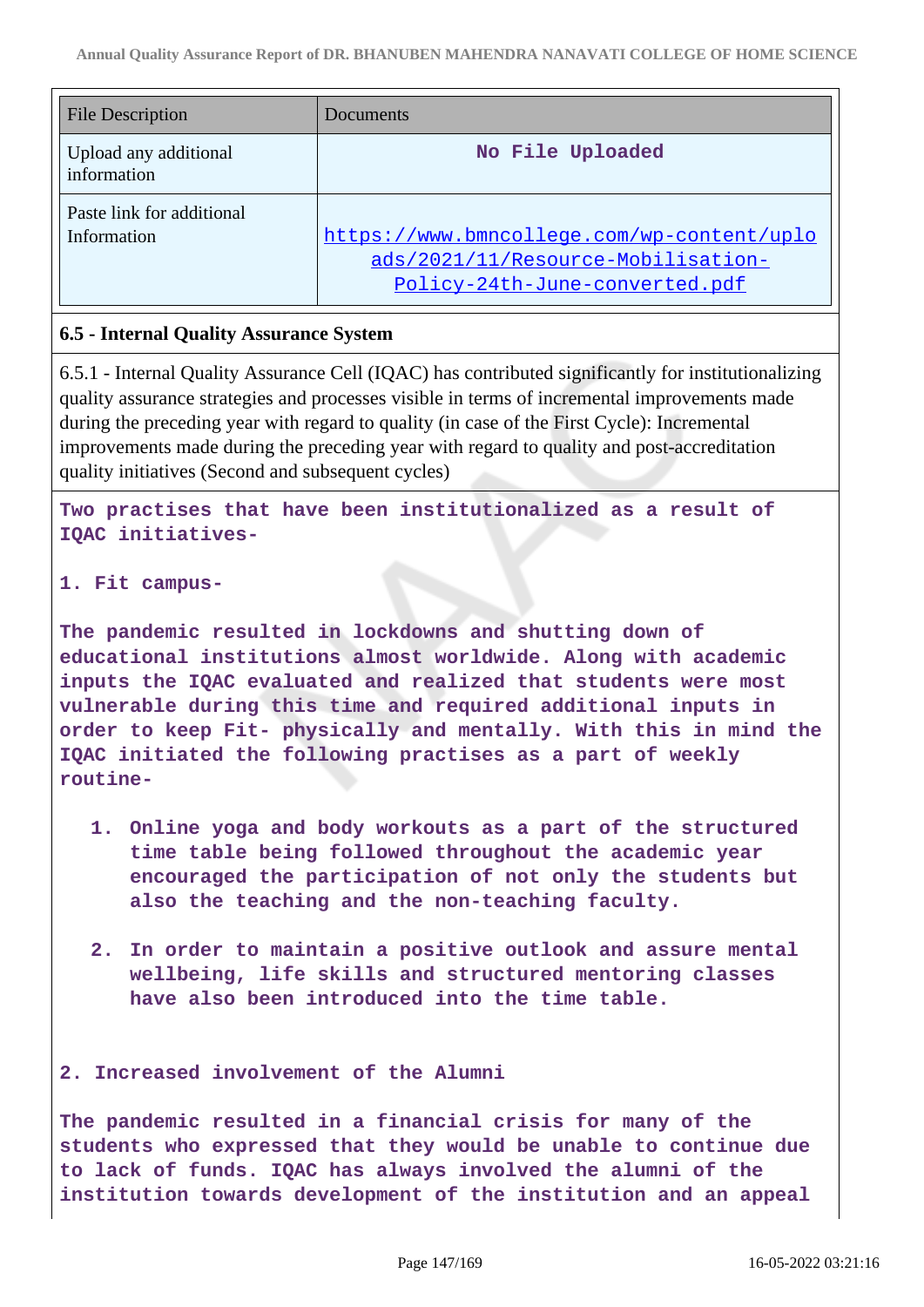| File Description | Documents |
|---|---|
| Upload any additional information | No File Uploaded |
| Paste link for additional Information | https://www.bmncollege.com/wp-content/uploads/2021/11/Resource-Mobilisation-Policy-24th-June-converted.pdf |

### 6.5 - Internal Quality Assurance System

6.5.1 - Internal Quality Assurance Cell (IQAC) has contributed significantly for institutionalizing quality assurance strategies and processes visible in terms of incremental improvements made during the preceding year with regard to quality (in case of the First Cycle): Incremental improvements made during the preceding year with regard to quality and post-accreditation quality initiatives (Second and subsequent cycles)

**Two practises that have been institutionalized as a result of IQAC initiatives-**

**1. Fit campus-**

**The pandemic resulted in lockdowns and shutting down of educational institutions almost worldwide. Along with academic inputs the IQAC evaluated and realized that students were most vulnerable during this time and required additional inputs in order to keep Fit- physically and mentally. With this in mind the IQAC initiated the following practises as a part of weekly routine-**

1. **Online yoga and body workouts as a part of the structured time table being followed throughout the academic year encouraged the participation of not only the students but also the teaching and the non-teaching faculty.**
2. **In order to maintain a positive outlook and assure mental wellbeing, life skills and structured mentoring classes have also been introduced into the time table.**

**2. Increased involvement of the Alumni**

**The pandemic resulted in a financial crisis for many of the students who expressed that they would be unable to continue due to lack of funds. IQAC has always involved the alumni of the institution towards development of the institution and an appeal**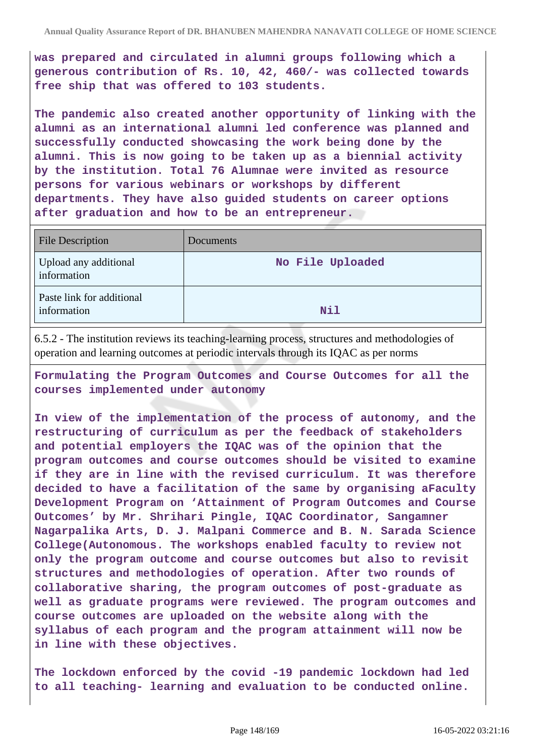**was prepared and circulated in alumni groups following which a generous contribution of Rs. 10, 42, 460/- was collected towards free ship that was offered to 103 students.**

**The pandemic also created another opportunity of linking with the alumni as an international alumni led conference was planned and successfully conducted showcasing the work being done by the alumni. This is now going to be taken up as a biennial activity by the institution. Total 76 Alumnae were invited as resource persons for various webinars or workshops by different departments. They have also guided students on career options after graduation and how to be an entrepreneur.**

| File Description | Documents |
| --- | --- |
| Upload any additional information | No File Uploaded |
| Paste link for additional information | Nil |

6.5.2 - The institution reviews its teaching-learning process, structures and methodologies of operation and learning outcomes at periodic intervals through its IQAC as per norms

**Formulating the Program Outcomes and Course Outcomes for all the courses implemented under autonomy**

**In view of the implementation of the process of autonomy, and the restructuring of curriculum as per the feedback of stakeholders and potential employers the IQAC was of the opinion that the program outcomes and course outcomes should be visited to examine if they are in line with the revised curriculum. It was therefore decided to have a facilitation of the same by organising aFaculty Development Program on 'Attainment of Program Outcomes and Course Outcomes' by Mr. Shrihari Pingle, IQAC Coordinator, Sangamner Nagarpalika Arts, D. J. Malpani Commerce and B. N. Sarada Science College(Autonomous. The workshops enabled faculty to review not only the program outcome and course outcomes but also to revisit structures and methodologies of operation. After two rounds of collaborative sharing, the program outcomes of post-graduate as well as graduate programs were reviewed. The program outcomes and course outcomes are uploaded on the website along with the syllabus of each program and the program attainment will now be in line with these objectives.**

**The lockdown enforced by the covid -19 pandemic lockdown had led to all teaching- learning and evaluation to be conducted online.**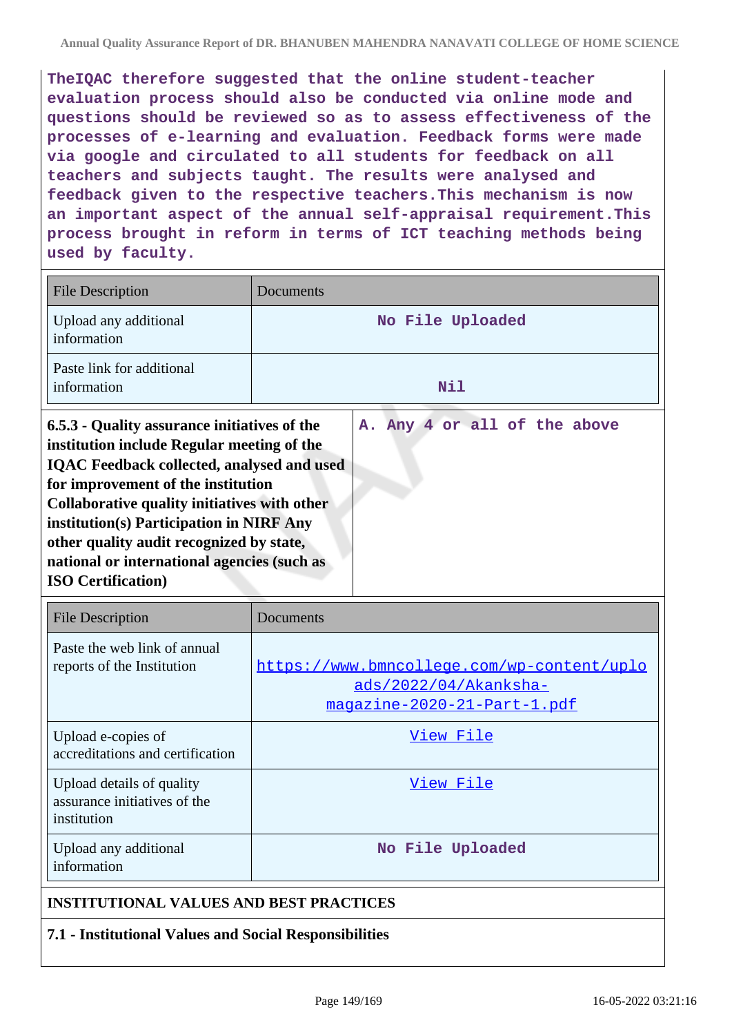TheIQAC therefore suggested that the online student-teacher evaluation process should also be conducted via online mode and questions should be reviewed so as to assess effectiveness of the processes of e-learning and evaluation. Feedback forms were made via google and circulated to all students for feedback on all teachers and subjects taught. The results were analysed and feedback given to the respective teachers.This mechanism is now an important aspect of the annual self-appraisal requirement.This process brought in reform in terms of ICT teaching methods being used by faculty.

| File Description | Documents |
|---|---|
| Upload any additional information | No File Uploaded |
| Paste link for additional information | Nil |

| **6.5.3 - Quality assurance initiatives of the institution include Regular meeting of the IQAC Feedback collected, analysed and used for improvement of the institution Collaborative quality initiatives with other institution(s) Participation in NIRF Any other quality audit recognized by state, national or international agencies (such as ISO Certification)** | A. Any 4 or all of the above |
|---|---|

| File Description | Documents |
|---|---|
| Paste the web link of annual reports of the Institution | https://www.bmncollege.com/wp-content/uploads/2022/04/Akanksha-magazine-2020-21-Part-1.pdf |
| Upload e-copies of accreditations and certification | View File |
| Upload details of quality assurance initiatives of the institution | View File |
| Upload any additional information | No File Uploaded |

## INSTITUTIONAL VALUES AND BEST PRACTICES

### 7.1 - Institutional Values and Social Responsibilities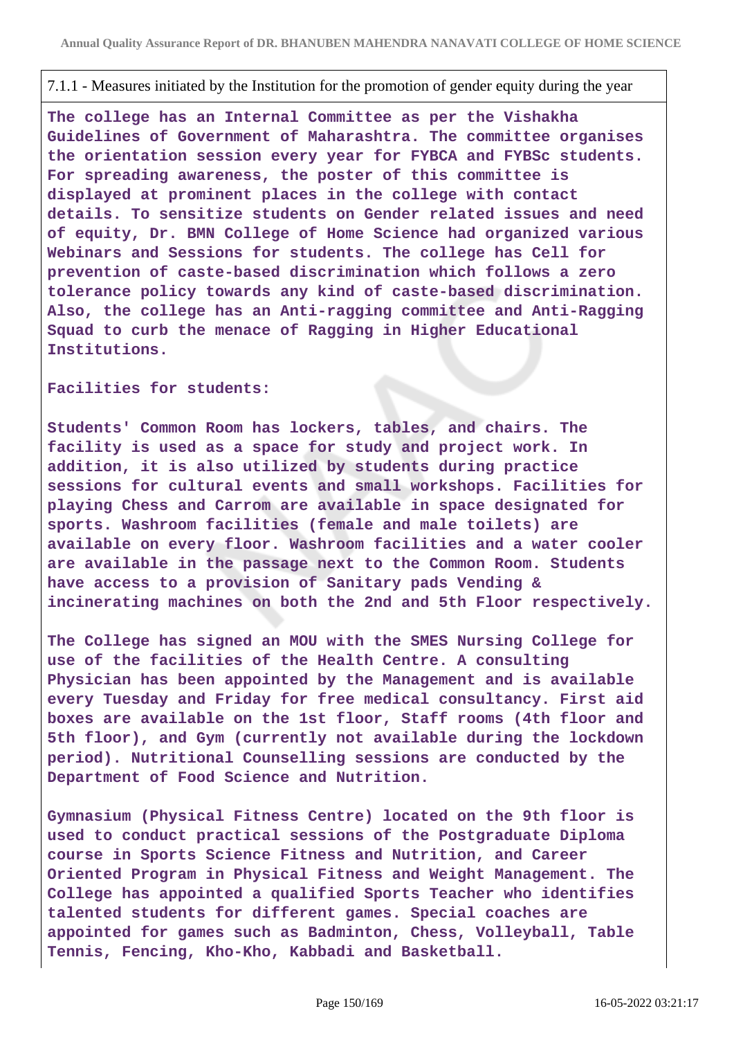7.1.1 - Measures initiated by the Institution for the promotion of gender equity during the year

**The college has an Internal Committee as per the Vishakha Guidelines of Government of Maharashtra. The committee organises the orientation session every year for FYBCA and FYBSc students. For spreading awareness, the poster of this committee is displayed at prominent places in the college with contact details. To sensitize students on Gender related issues and need of equity, Dr. BMN College of Home Science had organized various Webinars and Sessions for students. The college has Cell for prevention of caste-based discrimination which follows a zero tolerance policy towards any kind of caste-based discrimination. Also, the college has an Anti-ragging committee and Anti-Ragging Squad to curb the menace of Ragging in Higher Educational Institutions.**

**Facilities for students:**

**Students' Common Room has lockers, tables, and chairs. The facility is used as a space for study and project work. In addition, it is also utilized by students during practice sessions for cultural events and small workshops. Facilities for playing Chess and Carrom are available in space designated for sports. Washroom facilities (female and male toilets) are available on every floor. Washroom facilities and a water cooler are available in the passage next to the Common Room. Students have access to a provision of Sanitary pads Vending & incinerating machines on both the 2nd and 5th Floor respectively.**

**The College has signed an MOU with the SMES Nursing College for use of the facilities of the Health Centre. A consulting Physician has been appointed by the Management and is available every Tuesday and Friday for free medical consultancy. First aid boxes are available on the 1st floor, Staff rooms (4th floor and 5th floor), and Gym (currently not available during the lockdown period). Nutritional Counselling sessions are conducted by the Department of Food Science and Nutrition.**

**Gymnasium (Physical Fitness Centre) located on the 9th floor is used to conduct practical sessions of the Postgraduate Diploma course in Sports Science Fitness and Nutrition, and Career Oriented Program in Physical Fitness and Weight Management. The College has appointed a qualified Sports Teacher who identifies talented students for different games. Special coaches are appointed for games such as Badminton, Chess, Volleyball, Table Tennis, Fencing, Kho-Kho, Kabbadi and Basketball.**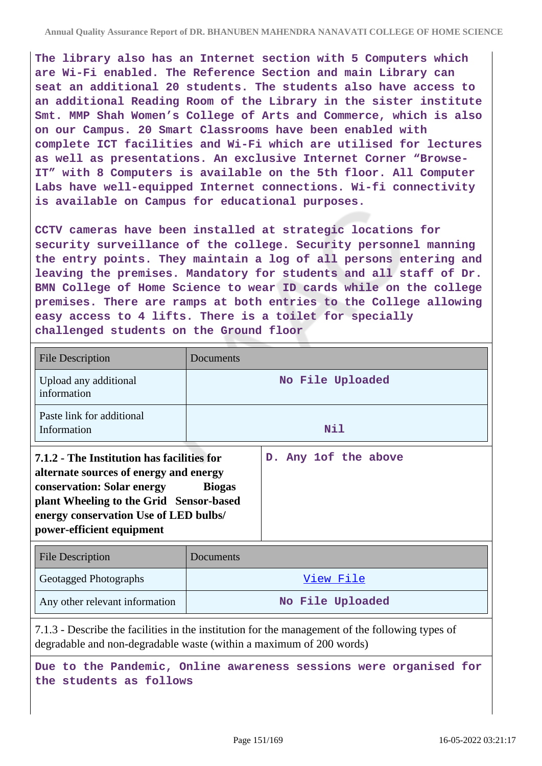The library also has an Internet section with 5 Computers which are Wi-Fi enabled. The Reference Section and main Library can seat an additional 20 students. The students also have access to an additional Reading Room of the Library in the sister institute Smt. MMP Shah Women's College of Arts and Commerce, which is also on our Campus. 20 Smart Classrooms have been enabled with complete ICT facilities and Wi-Fi which are utilised for lectures as well as presentations. An exclusive Internet Corner "Browse-IT" with 8 Computers is available on the 5th floor. All Computer Labs have well-equipped Internet connections. Wi-fi connectivity is available on Campus for educational purposes.

CCTV cameras have been installed at strategic locations for security surveillance of the college. Security personnel manning the entry points. They maintain a log of all persons entering and leaving the premises. Mandatory for students and all staff of Dr. BMN College of Home Science to wear ID cards while on the college premises. There are ramps at both entries to the College allowing easy access to 4 lifts. There is a toilet for specially challenged students on the Ground floor

| File Description | Documents |
|---|---|
| Upload any additional information | No File Uploaded |
| Paste link for additional Information | Nil |

| **7.1.2 - The Institution has facilities for alternate sources of energy and energy conservation: Solar energy Biogas plant Wheeling to the Grid Sensor-based energy conservation Use of LED bulbs/ power-efficient equipment** | D. Any 1of the above |
|---|---|

| File Description | Documents |
|---|---|
| Geotagged Photographs | View File |
| Any other relevant information | No File Uploaded |

7.1.3 - Describe the facilities in the institution for the management of the following types of degradable and non-degradable waste (within a maximum of 200 words)

Due to the Pandemic, Online awareness sessions were organised for the students as follows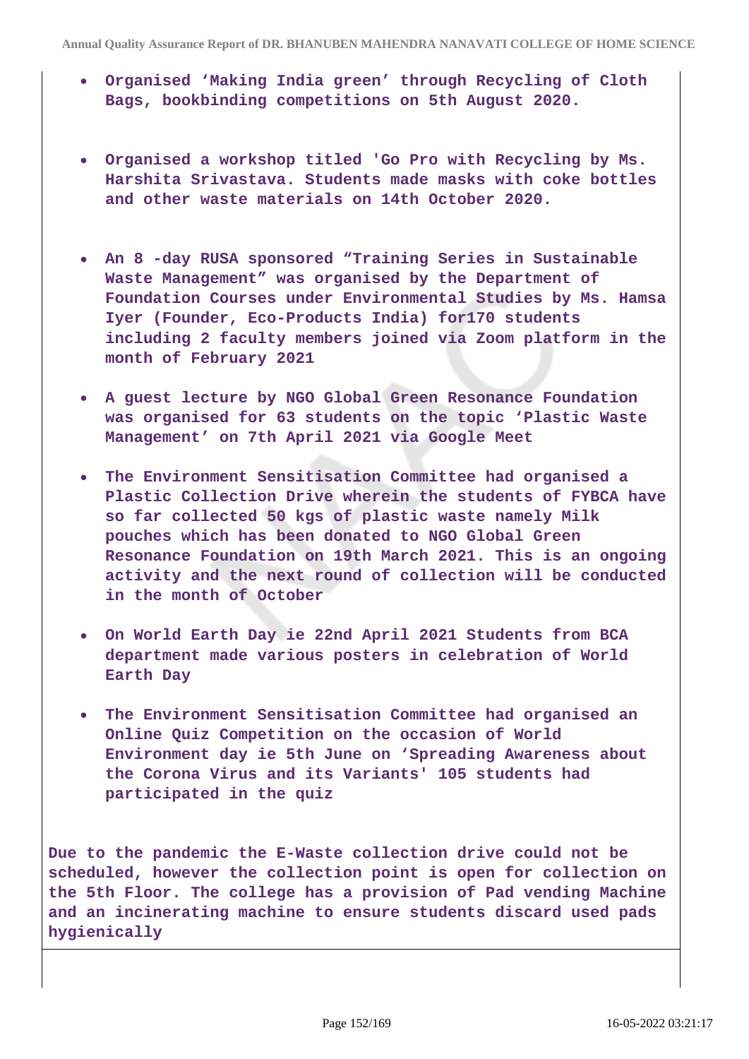- **Organised 'Making India green' through Recycling of Cloth Bags, bookbinding competitions on 5th August 2020.**

- **Organised a workshop titled 'Go Pro with Recycling by Ms. Harshita Srivastava. Students made masks with coke bottles and other waste materials on 14th October 2020.**

- **An 8 -day RUSA sponsored "Training Series in Sustainable Waste Management" was organised by the Department of Foundation Courses under Environmental Studies by Ms. Hamsa Iyer (Founder, Eco-Products India) for170 students including 2 faculty members joined via Zoom platform in the month of February 2021**

- **A guest lecture by NGO Global Green Resonance Foundation was organised for 63 students on the topic 'Plastic Waste Management' on 7th April 2021 via Google Meet**

- **The Environment Sensitisation Committee had organised a Plastic Collection Drive wherein the students of FYBCA have so far collected 50 kgs of plastic waste namely Milk pouches which has been donated to NGO Global Green Resonance Foundation on 19th March 2021. This is an ongoing activity and the next round of collection will be conducted in the month of October**

- **On World Earth Day ie 22nd April 2021 Students from BCA department made various posters in celebration of World Earth Day**

- **The Environment Sensitisation Committee had organised an Online Quiz Competition on the occasion of World Environment day ie 5th June on 'Spreading Awareness about the Corona Virus and its Variants' 105 students had participated in the quiz**

**Due to the pandemic the E-Waste collection drive could not be scheduled, however the collection point is open for collection on the 5th Floor. The college has a provision of Pad vending Machine and an incinerating machine to ensure students discard used pads hygienically**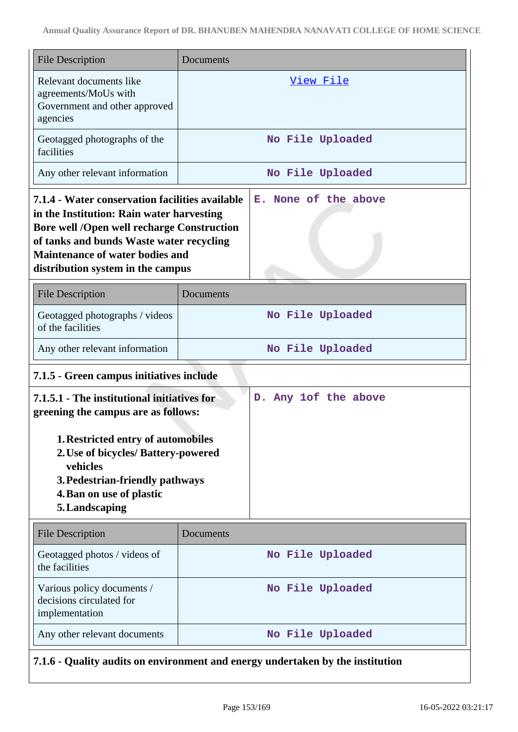| File Description | Documents |
|---|---|
| Relevant documents like agreements/MoUs with Government and other approved agencies | View File |
| Geotagged photographs of the facilities | No File Uploaded |
| Any other relevant information | No File Uploaded |

| **7.1.4 - Water conservation facilities available in the Institution: Rain water harvesting Bore well /Open well recharge Construction of tanks and bunds Waste water recycling Maintenance of water bodies and distribution system in the campus** | E. None of the above |
|---|---|

| File Description | Documents |
|---|---|
| Geotagged photographs / videos of the facilities | No File Uploaded |
| Any other relevant information | No File Uploaded |

**7.1.5 - Green campus initiatives include**

| **7.1.5.1 - The institutional initiatives for greening the campus are as follows:**<br><br>1. **Restricted entry of automobiles**<br>2. **Use of bicycles/ Battery-powered vehicles**<br>3. **Pedestrian-friendly pathways**<br>4. **Ban on use of plastic**<br>5. **Landscaping** | D. Any 1of the above |
|---|---|

| File Description | Documents |
|---|---|
| Geotagged photos / videos of the facilities | No File Uploaded |
| Various policy documents / decisions circulated for implementation | No File Uploaded |
| Any other relevant documents | No File Uploaded |

**7.1.6 - Quality audits on environment and energy undertaken by the institution**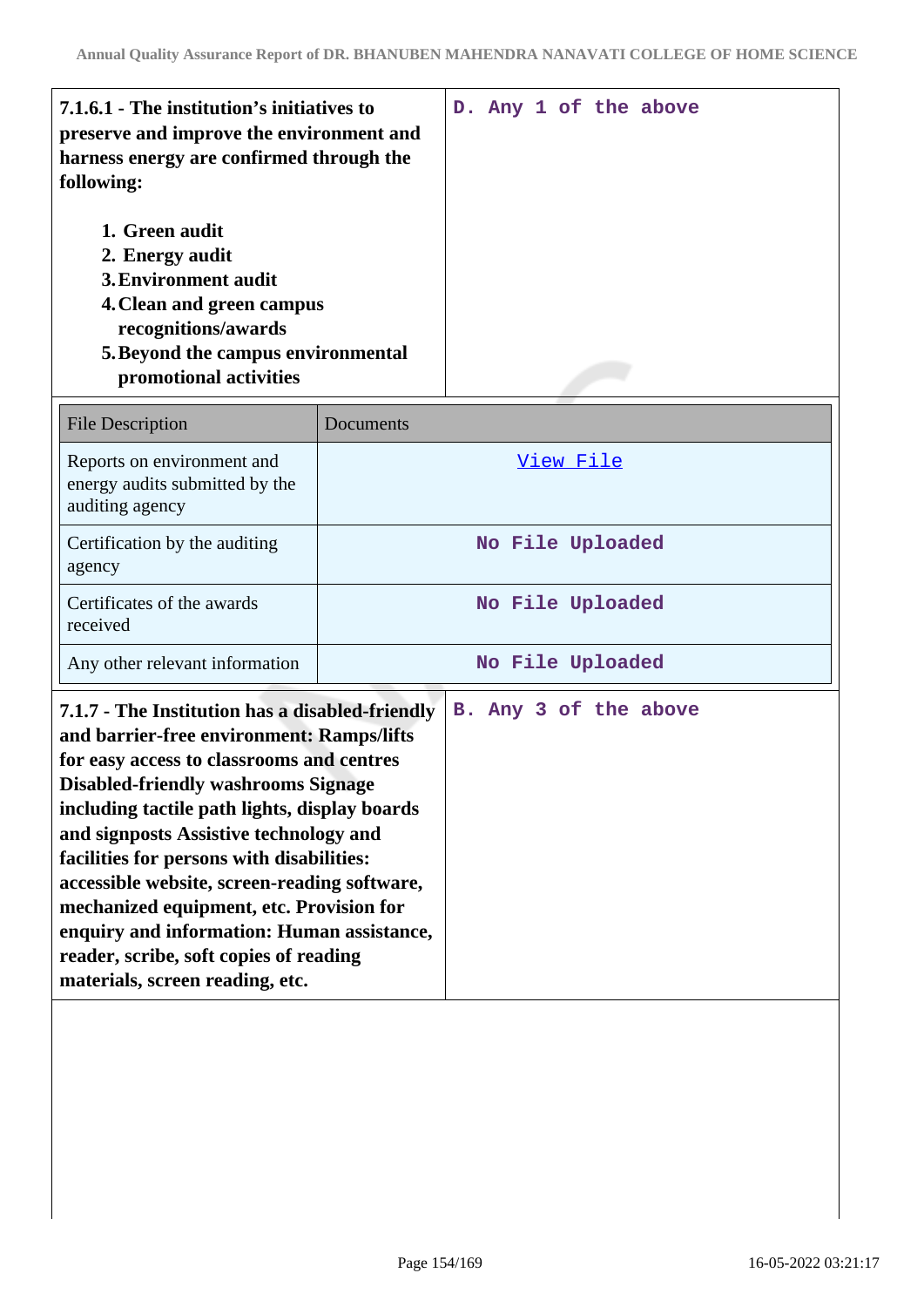| **7.1.6.1 - The institution's initiatives to preserve and improve the environment and harness energy are confirmed through the following:**<br><br>1. **Green audit**<br>2. **Energy audit**<br>3. **Environment audit**<br>4. **Clean and green campus recognitions/awards**<br>5. **Beyond the campus environmental promotional activities** | D. Any 1 of the above |
|---|---|

| File Description | Documents |
|---|---|
| Reports on environment and energy audits submitted by the auditing agency | View File |
| Certification by the auditing agency | No File Uploaded |
| Certificates of the awards received | No File Uploaded |
| Any other relevant information | No File Uploaded |

| **7.1.7 - The Institution has a disabled-friendly and barrier-free environment: Ramps/lifts for easy access to classrooms and centres Disabled-friendly washrooms Signage including tactile path lights, display boards and signposts Assistive technology and facilities for persons with disabilities: accessible website, screen-reading software, mechanized equipment, etc. Provision for enquiry and information: Human assistance, reader, scribe, soft copies of reading materials, screen reading, etc.** | B. Any 3 of the above |
|---|---|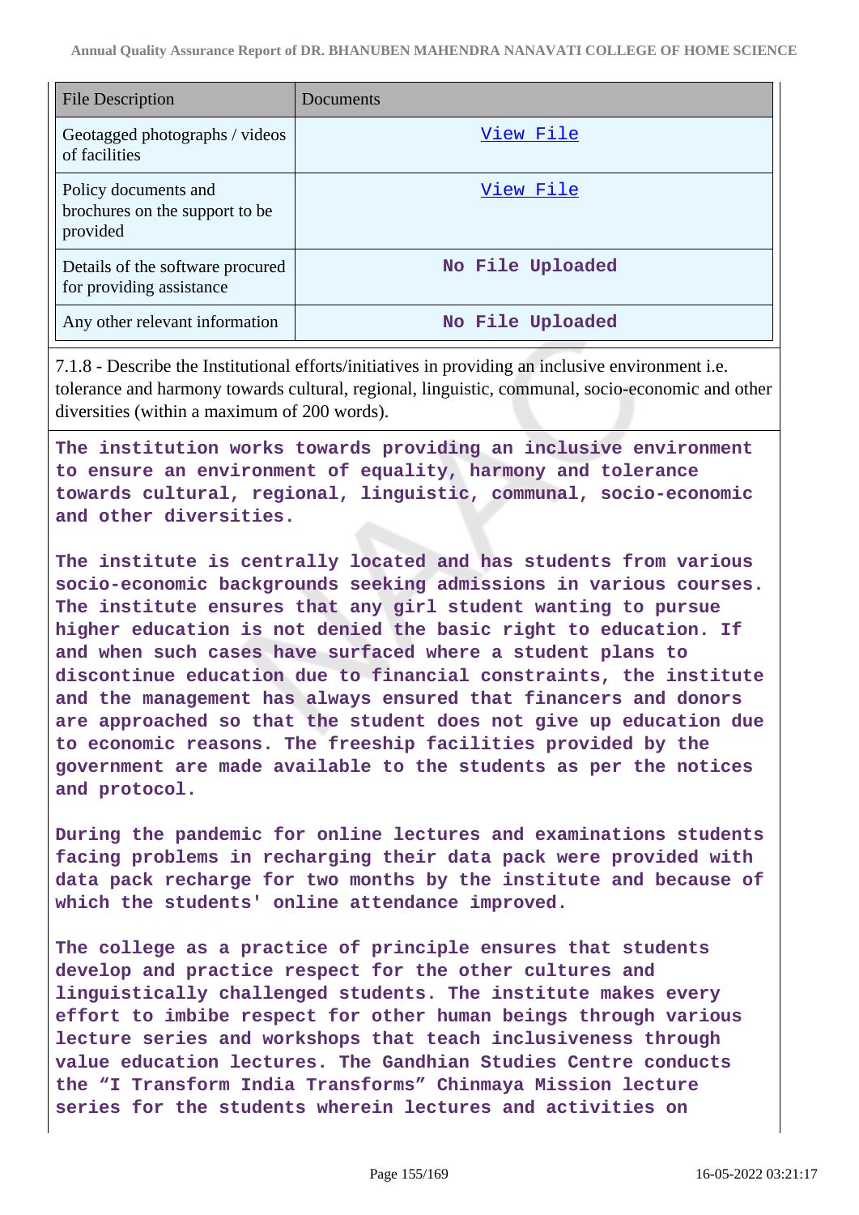| File Description | Documents |
| --- | --- |
| Geotagged photographs / videos of facilities | View File |
| Policy documents and brochures on the support to be provided | View File |
| Details of the software procured for providing assistance | No File Uploaded |
| Any other relevant information | No File Uploaded |

7.1.8 - Describe the Institutional efforts/initiatives in providing an inclusive environment i.e. tolerance and harmony towards cultural, regional, linguistic, communal, socio-economic and other diversities (within a maximum of 200 words).

**The institution works towards providing an inclusive environment to ensure an environment of equality, harmony and tolerance towards cultural, regional, linguistic, communal, socio-economic and other diversities.**

**The institute is centrally located and has students from various socio-economic backgrounds seeking admissions in various courses. The institute ensures that any girl student wanting to pursue higher education is not denied the basic right to education. If and when such cases have surfaced where a student plans to discontinue education due to financial constraints, the institute and the management has always ensured that financers and donors are approached so that the student does not give up education due to economic reasons. The freeship facilities provided by the government are made available to the students as per the notices and protocol.**

**During the pandemic for online lectures and examinations students facing problems in recharging their data pack were provided with data pack recharge for two months by the institute and because of which the students' online attendance improved.**

**The college as a practice of principle ensures that students develop and practice respect for the other cultures and linguistically challenged students. The institute makes every effort to imbibe respect for other human beings through various lecture series and workshops that teach inclusiveness through value education lectures. The Gandhian Studies Centre conducts the "I Transform India Transforms" Chinmaya Mission lecture series for the students wherein lectures and activities on**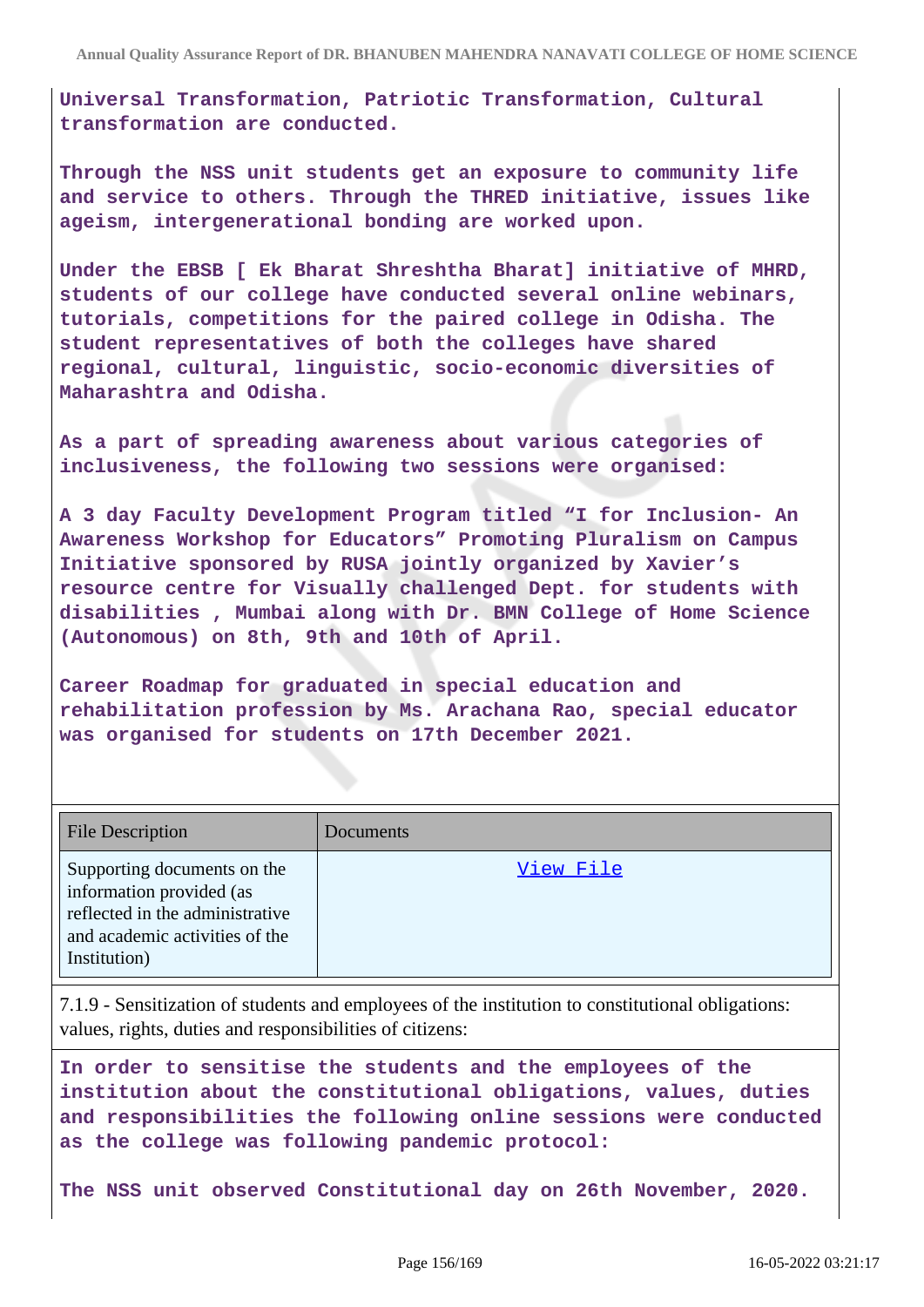**Universal Transformation, Patriotic Transformation, Cultural transformation are conducted.**

**Through the NSS unit students get an exposure to community life and service to others. Through the THRED initiative, issues like ageism, intergenerational bonding are worked upon.**

**Under the EBSB [ Ek Bharat Shreshtha Bharat] initiative of MHRD, students of our college have conducted several online webinars, tutorials, competitions for the paired college in Odisha. The student representatives of both the colleges have shared regional, cultural, linguistic, socio-economic diversities of Maharashtra and Odisha.**

**As a part of spreading awareness about various categories of inclusiveness, the following two sessions were organised:**

**A 3 day Faculty Development Program titled "I for Inclusion- An Awareness Workshop for Educators" Promoting Pluralism on Campus Initiative sponsored by RUSA jointly organized by Xavier's resource centre for Visually challenged Dept. for students with disabilities , Mumbai along with Dr. BMN College of Home Science (Autonomous) on 8th, 9th and 10th of April.**

**Career Roadmap for graduated in special education and rehabilitation profession by Ms. Arachana Rao, special educator was organised for students on 17th December 2021.**

| File Description | Documents |
|---|---|
| Supporting documents on the information provided (as reflected in the administrative and academic activities of the Institution) | View File |

7.1.9 - Sensitization of students and employees of the institution to constitutional obligations: values, rights, duties and responsibilities of citizens:

**In order to sensitise the students and the employees of the institution about the constitutional obligations, values, duties and responsibilities the following online sessions were conducted as the college was following pandemic protocol:**

**The NSS unit observed Constitutional day on 26th November, 2020.**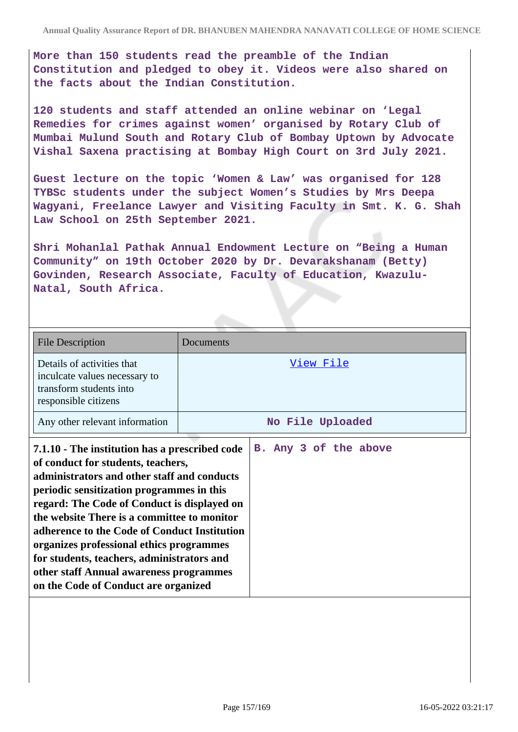More than 150 students read the preamble of the Indian Constitution and pledged to obey it. Videos were also shared on the facts about the Indian Constitution.

120 students and staff attended an online webinar on 'Legal Remedies for crimes against women' organised by Rotary Club of Mumbai Mulund South and Rotary Club of Bombay Uptown by Advocate Vishal Saxena practising at Bombay High Court on 3rd July 2021.

Guest lecture on the topic 'Women & Law' was organised for 128 TYBSc students under the subject Women's Studies by Mrs Deepa Wagyani, Freelance Lawyer and Visiting Faculty in Smt. K. G. Shah Law School on 25th September 2021.

Shri Mohanlal Pathak Annual Endowment Lecture on "Being a Human Community" on 19th October 2020 by Dr. Devarakshanam (Betty) Govinden, Research Associate, Faculty of Education, Kwazulu-Natal, South Africa.

| File Description | Documents |
|---|---|
| Details of activities that inculcate values necessary to transform students into responsible citizens | View File |
| Any other relevant information | No File Uploaded |

| 7.1.10 - The institution has a prescribed code of conduct for students, teachers, administrators and other staff and conducts periodic sensitization programmes in this regard: The Code of Conduct is displayed on the website There is a committee to monitor adherence to the Code of Conduct Institution organizes professional ethics programmes for students, teachers, administrators and other staff Annual awareness programmes on the Code of Conduct are organized | B. Any 3 of the above |
|---|---|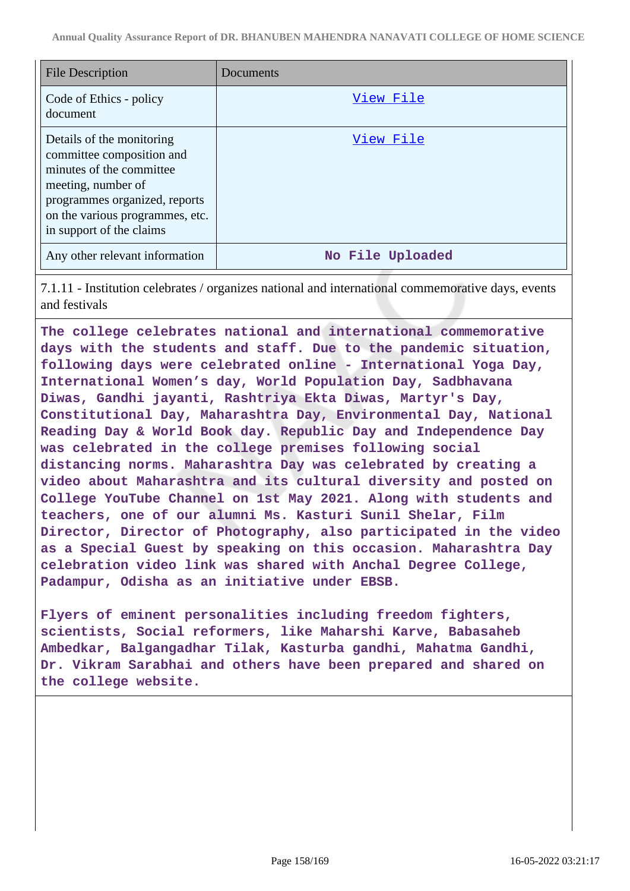| File Description | Documents |
| --- | --- |
| Code of Ethics - policy document | View File |
| Details of the monitoring committee composition and minutes of the committee meeting, number of programmes organized, reports on the various programmes, etc. in support of the claims | View File |
| Any other relevant information | No File Uploaded |

7.1.11 - Institution celebrates / organizes national and international commemorative days, events and festivals

**The college celebrates national and international commemorative days with the students and staff. Due to the pandemic situation, following days were celebrated online - International Yoga Day, International Women's day, World Population Day, Sadbhavana Diwas, Gandhi jayanti, Rashtriya Ekta Diwas, Martyr's Day, Constitutional Day, Maharashtra Day, Environmental Day, National Reading Day & World Book day. Republic Day and Independence Day was celebrated in the college premises following social distancing norms. Maharashtra Day was celebrated by creating a video about Maharashtra and its cultural diversity and posted on College YouTube Channel on 1st May 2021. Along with students and teachers, one of our alumni Ms. Kasturi Sunil Shelar, Film Director, Director of Photography, also participated in the video as a Special Guest by speaking on this occasion. Maharashtra Day celebration video link was shared with Anchal Degree College, Padampur, Odisha as an initiative under EBSB.**

**Flyers of eminent personalities including freedom fighters, scientists, Social reformers, like Maharshi Karve, Babasaheb Ambedkar, Balgangadhar Tilak, Kasturba gandhi, Mahatma Gandhi, Dr. Vikram Sarabhai and others have been prepared and shared on the college website.**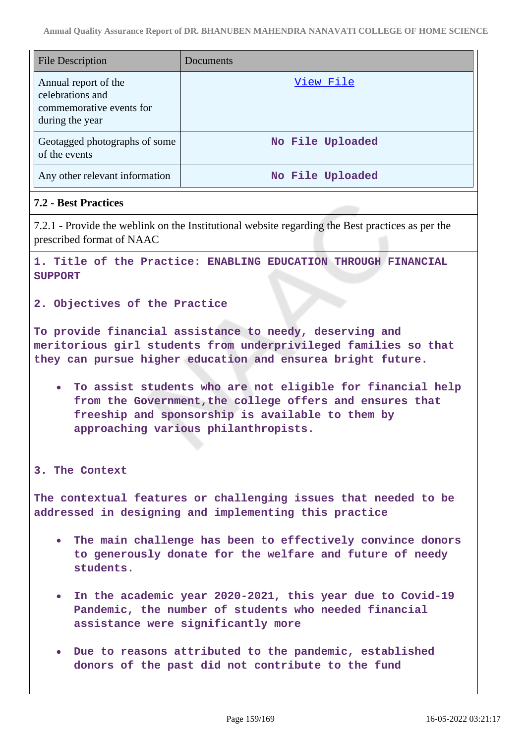| File Description | Documents |
| --- | --- |
| Annual report of the celebrations and commemorative events for during the year | View File |
| Geotagged photographs of some of the events | No File Uploaded |
| Any other relevant information | No File Uploaded |

### 7.2 - Best Practices

7.2.1 - Provide the weblink on the Institutional website regarding the Best practices as per the prescribed format of NAAC

**1. Title of the Practice: ENABLING EDUCATION THROUGH FINANCIAL SUPPORT**

**2. Objectives of the Practice**

To provide financial assistance to needy, deserving and meritorious girl students from underprivileged families so that they can pursue higher education and ensurea bright future.

- To assist students who are not eligible for financial help from the Government,the college offers and ensures that freeship and sponsorship is available to them by approaching various philanthropists.

**3. The Context**

The contextual features or challenging issues that needed to be addressed in designing and implementing this practice

- The main challenge has been to effectively convince donors to generously donate for the welfare and future of needy students.
- In the academic year 2020-2021, this year due to Covid-19 Pandemic, the number of students who needed financial assistance were significantly more
- Due to reasons attributed to the pandemic, established donors of the past did not contribute to the fund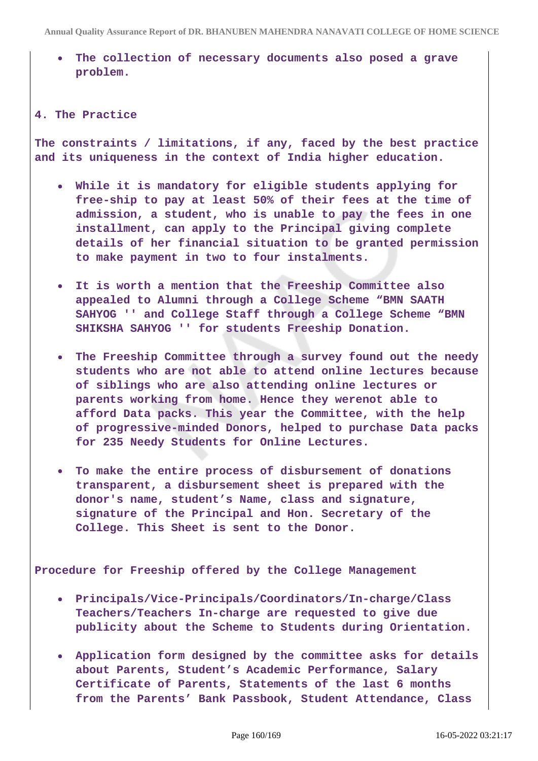- **The collection of necessary documents also posed a grave problem.**

**4. The Practice**

**The constraints / limitations, if any, faced by the best practice and its uniqueness in the context of India higher education.**

- **While it is mandatory for eligible students applying for free-ship to pay at least 50% of their fees at the time of admission, a student, who is unable to pay the fees in one installment, can apply to the Principal giving complete details of her financial situation to be granted permission to make payment in two to four instalments.**
- **It is worth a mention that the Freeship Committee also appealed to Alumni through a College Scheme "BMN SAATH SAHYOG '' and College Staff through a College Scheme "BMN SHIKSHA SAHYOG '' for students Freeship Donation.**
- **The Freeship Committee through a survey found out the needy students who are not able to attend online lectures because of siblings who are also attending online lectures or parents working from home. Hence they werenot able to afford Data packs. This year the Committee, with the help of progressive-minded Donors, helped to purchase Data packs for 235 Needy Students for Online Lectures.**
- **To make the entire process of disbursement of donations transparent, a disbursement sheet is prepared with the donor's name, student's Name, class and signature, signature of the Principal and Hon. Secretary of the College. This Sheet is sent to the Donor.**

**Procedure for Freeship offered by the College Management**

- **Principals/Vice-Principals/Coordinators/In-charge/Class Teachers/Teachers In-charge are requested to give due publicity about the Scheme to Students during Orientation.**
- **Application form designed by the committee asks for details about Parents, Student's Academic Performance, Salary Certificate of Parents, Statements of the last 6 months from the Parents' Bank Passbook, Student Attendance, Class**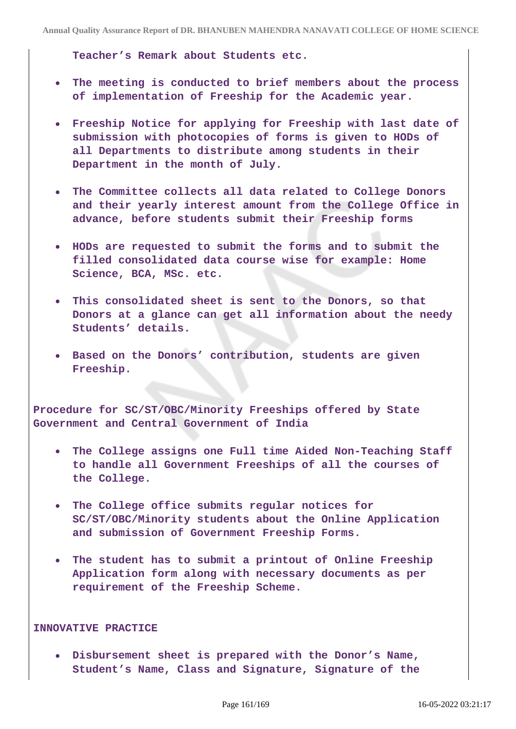**Teacher's Remark about Students etc.**

- **The meeting is conducted to brief members about the process of implementation of Freeship for the Academic year.**
- **Freeship Notice for applying for Freeship with last date of submission with photocopies of forms is given to HODs of all Departments to distribute among students in their Department in the month of July.**
- **The Committee collects all data related to College Donors and their yearly interest amount from the College Office in advance, before students submit their Freeship forms**
- **HODs are requested to submit the forms and to submit the filled consolidated data course wise for example: Home Science, BCA, MSc. etc.**
- **This consolidated sheet is sent to the Donors, so that Donors at a glance can get all information about the needy Students' details.**
- **Based on the Donors' contribution, students are given Freeship.**

**Procedure for SC/ST/OBC/Minority Freeships offered by State Government and Central Government of India**

- **The College assigns one Full time Aided Non-Teaching Staff to handle all Government Freeships of all the courses of the College.**
- **The College office submits regular notices for SC/ST/OBC/Minority students about the Online Application and submission of Government Freeship Forms.**
- **The student has to submit a printout of Online Freeship Application form along with necessary documents as per requirement of the Freeship Scheme.**

**INNOVATIVE PRACTICE**

- **Disbursement sheet is prepared with the Donor's Name, Student's Name, Class and Signature, Signature of the**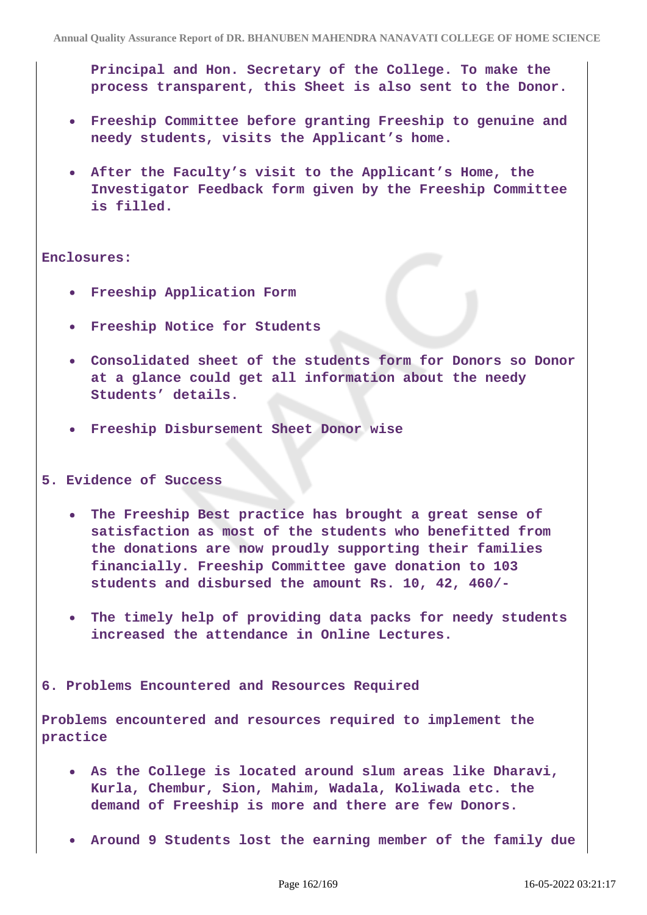**Principal and Hon. Secretary of the College. To make the process transparent, this Sheet is also sent to the Donor.**

- **Freeship Committee before granting Freeship to genuine and needy students, visits the Applicant's home.**
- **After the Faculty's visit to the Applicant's Home, the Investigator Feedback form given by the Freeship Committee is filled.**

**Enclosures:**

- **Freeship Application Form**
- **Freeship Notice for Students**
- **Consolidated sheet of the students form for Donors so Donor at a glance could get all information about the needy Students' details.**
- **Freeship Disbursement Sheet Donor wise**

**5. Evidence of Success**

- **The Freeship Best practice has brought a great sense of satisfaction as most of the students who benefitted from the donations are now proudly supporting their families financially. Freeship Committee gave donation to 103 students and disbursed the amount Rs. 10, 42, 460/-**
- **The timely help of providing data packs for needy students increased the attendance in Online Lectures.**

**6. Problems Encountered and Resources Required**

**Problems encountered and resources required to implement the practice**

- **As the College is located around slum areas like Dharavi, Kurla, Chembur, Sion, Mahim, Wadala, Koliwada etc. the demand of Freeship is more and there are few Donors.**
- **Around 9 Students lost the earning member of the family due**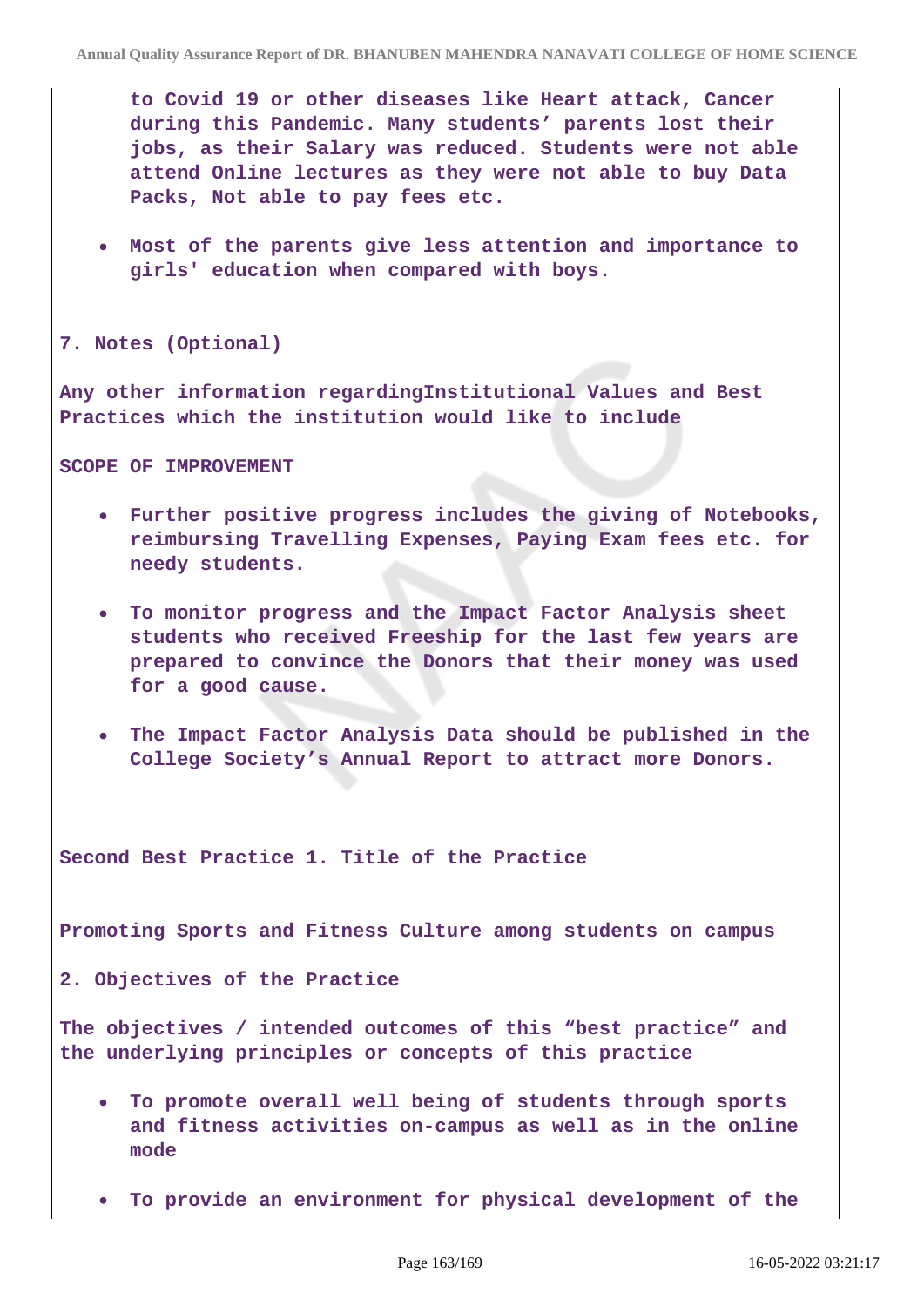to Covid 19 or other diseases like Heart attack, Cancer during this Pandemic. Many students' parents lost their jobs, as their Salary was reduced. Students were not able attend Online lectures as they were not able to buy Data Packs, Not able to pay fees etc.

- Most of the parents give less attention and importance to girls' education when compared with boys.

**7. Notes (Optional)**

**Any other information regardingInstitutional Values and Best Practices which the institution would like to include**

**SCOPE OF IMPROVEMENT**

- Further positive progress includes the giving of Notebooks, reimbursing Travelling Expenses, Paying Exam fees etc. for needy students.
- To monitor progress and the Impact Factor Analysis sheet students who received Freeship for the last few years are prepared to convince the Donors that their money was used for a good cause.
- The Impact Factor Analysis Data should be published in the College Society's Annual Report to attract more Donors.

**Second Best Practice 1. Title of the Practice**

**Promoting Sports and Fitness Culture among students on campus**

**2. Objectives of the Practice**

**The objectives / intended outcomes of this "best practice" and the underlying principles or concepts of this practice**

- To promote overall well being of students through sports and fitness activities on-campus as well as in the online mode
- To provide an environment for physical development of the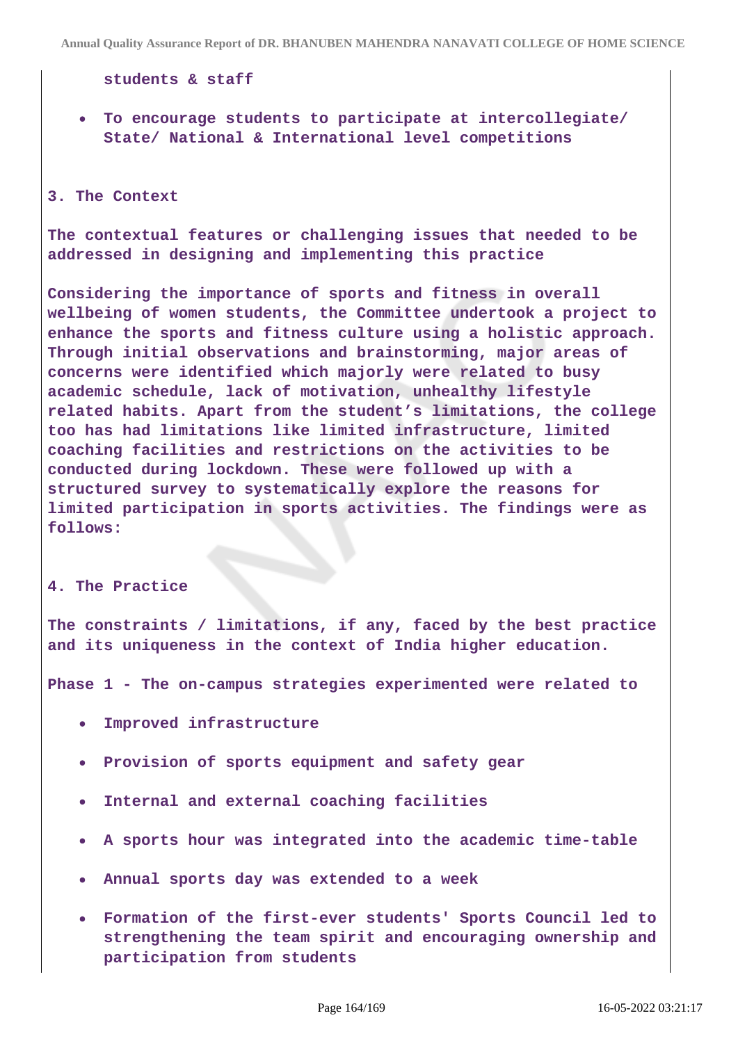students & staff

- To encourage students to participate at intercollegiate/ State/ National & International level competitions

3. The Context

The contextual features or challenging issues that needed to be addressed in designing and implementing this practice

Considering the importance of sports and fitness in overall wellbeing of women students, the Committee undertook a project to enhance the sports and fitness culture using a holistic approach. Through initial observations and brainstorming, major areas of concerns were identified which majorly were related to busy academic schedule, lack of motivation, unhealthy lifestyle related habits. Apart from the student's limitations, the college too has had limitations like limited infrastructure, limited coaching facilities and restrictions on the activities to be conducted during lockdown. These were followed up with a structured survey to systematically explore the reasons for limited participation in sports activities. The findings were as follows:

4. The Practice

The constraints / limitations, if any, faced by the best practice and its uniqueness in the context of India higher education.

Phase 1 - The on-campus strategies experimented were related to

- Improved infrastructure
- Provision of sports equipment and safety gear
- Internal and external coaching facilities
- A sports hour was integrated into the academic time-table
- Annual sports day was extended to a week
- Formation of the first-ever students' Sports Council led to strengthening the team spirit and encouraging ownership and participation from students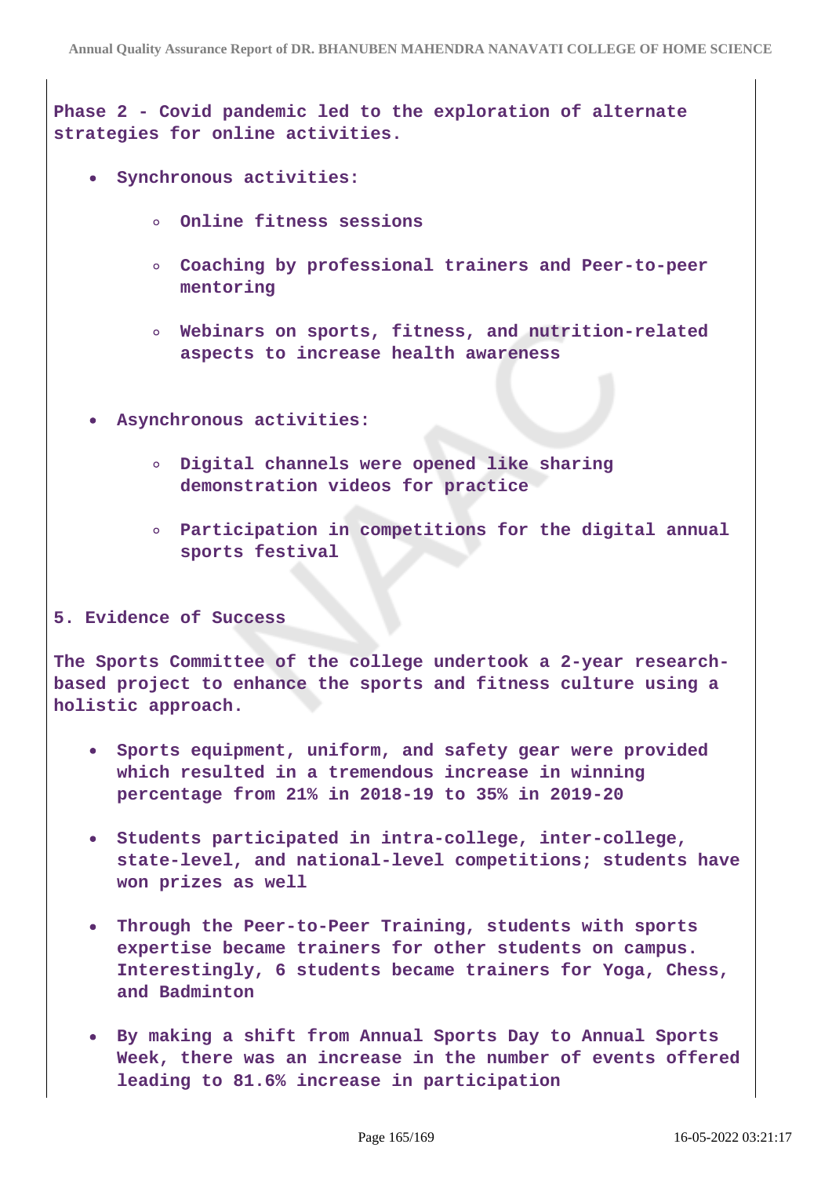**Phase 2 - Covid pandemic led to the exploration of alternate strategies for online activities.**

- **Synchronous activities:**
  - **Online fitness sessions**
  - **Coaching by professional trainers and Peer-to-peer mentoring**
  - **Webinars on sports, fitness, and nutrition-related aspects to increase health awareness**

- **Asynchronous activities:**
  - **Digital channels were opened like sharing demonstration videos for practice**
  - **Participation in competitions for the digital annual sports festival**

**5. Evidence of Success**

**The Sports Committee of the college undertook a 2-year research-based project to enhance the sports and fitness culture using a holistic approach.**

- **Sports equipment, uniform, and safety gear were provided which resulted in a tremendous increase in winning percentage from 21% in 2018-19 to 35% in 2019-20**
- **Students participated in intra-college, inter-college, state-level, and national-level competitions; students have won prizes as well**
- **Through the Peer-to-Peer Training, students with sports expertise became trainers for other students on campus. Interestingly, 6 students became trainers for Yoga, Chess, and Badminton**
- **By making a shift from Annual Sports Day to Annual Sports Week, there was an increase in the number of events offered leading to 81.6% increase in participation**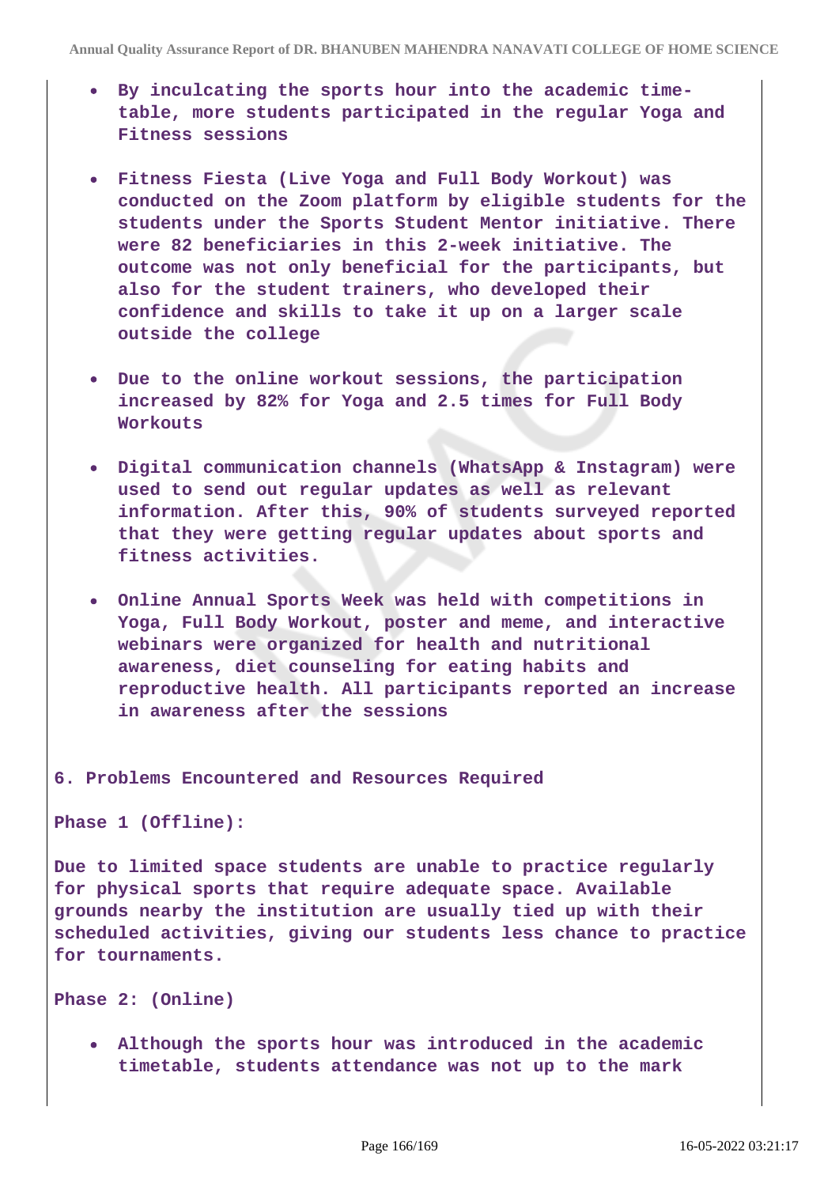- **By inculcating the sports hour into the academic time-table, more students participated in the regular Yoga and Fitness sessions**
- **Fitness Fiesta (Live Yoga and Full Body Workout) was conducted on the Zoom platform by eligible students for the students under the Sports Student Mentor initiative. There were 82 beneficiaries in this 2-week initiative. The outcome was not only beneficial for the participants, but also for the student trainers, who developed their confidence and skills to take it up on a larger scale outside the college**
- **Due to the online workout sessions, the participation increased by 82% for Yoga and 2.5 times for Full Body Workouts**
- **Digital communication channels (WhatsApp & Instagram) were used to send out regular updates as well as relevant information. After this, 90% of students surveyed reported that they were getting regular updates about sports and fitness activities.**
- **Online Annual Sports Week was held with competitions in Yoga, Full Body Workout, poster and meme, and interactive webinars were organized for health and nutritional awareness, diet counseling for eating habits and reproductive health. All participants reported an increase in awareness after the sessions**

**6. Problems Encountered and Resources Required**

**Phase 1 (Offline):**

**Due to limited space students are unable to practice regularly for physical sports that require adequate space. Available grounds nearby the institution are usually tied up with their scheduled activities, giving our students less chance to practice for tournaments.**

**Phase 2: (Online)**

- **Although the sports hour was introduced in the academic timetable, students attendance was not up to the mark**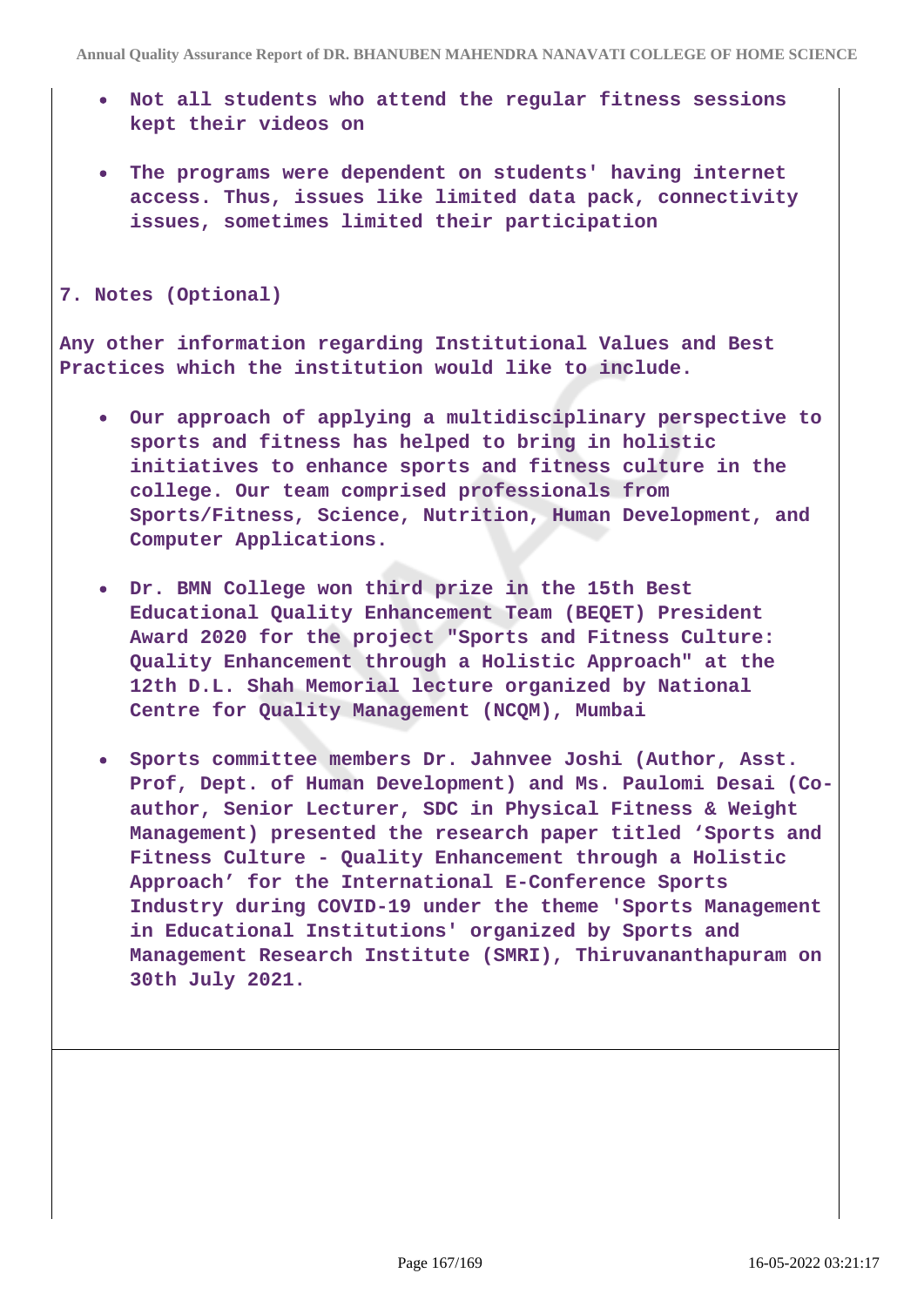- **Not all students who attend the regular fitness sessions kept their videos on**

- **The programs were dependent on students' having internet access. Thus, issues like limited data pack, connectivity issues, sometimes limited their participation**

**7. Notes (Optional)**

**Any other information regarding Institutional Values and Best Practices which the institution would like to include.**

- **Our approach of applying a multidisciplinary perspective to sports and fitness has helped to bring in holistic initiatives to enhance sports and fitness culture in the college. Our team comprised professionals from Sports/Fitness, Science, Nutrition, Human Development, and Computer Applications.**

- **Dr. BMN College won third prize in the 15th Best Educational Quality Enhancement Team (BEQET) President Award 2020 for the project "Sports and Fitness Culture: Quality Enhancement through a Holistic Approach" at the 12th D.L. Shah Memorial lecture organized by National Centre for Quality Management (NCQM), Mumbai**

- **Sports committee members Dr. Jahnvee Joshi (Author, Asst. Prof, Dept. of Human Development) and Ms. Paulomi Desai (Co-author, Senior Lecturer, SDC in Physical Fitness & Weight Management) presented the research paper titled 'Sports and Fitness Culture - Quality Enhancement through a Holistic Approach' for the International E-Conference Sports Industry during COVID-19 under the theme 'Sports Management in Educational Institutions' organized by Sports and Management Research Institute (SMRI), Thiruvananthapuram on 30th July 2021.**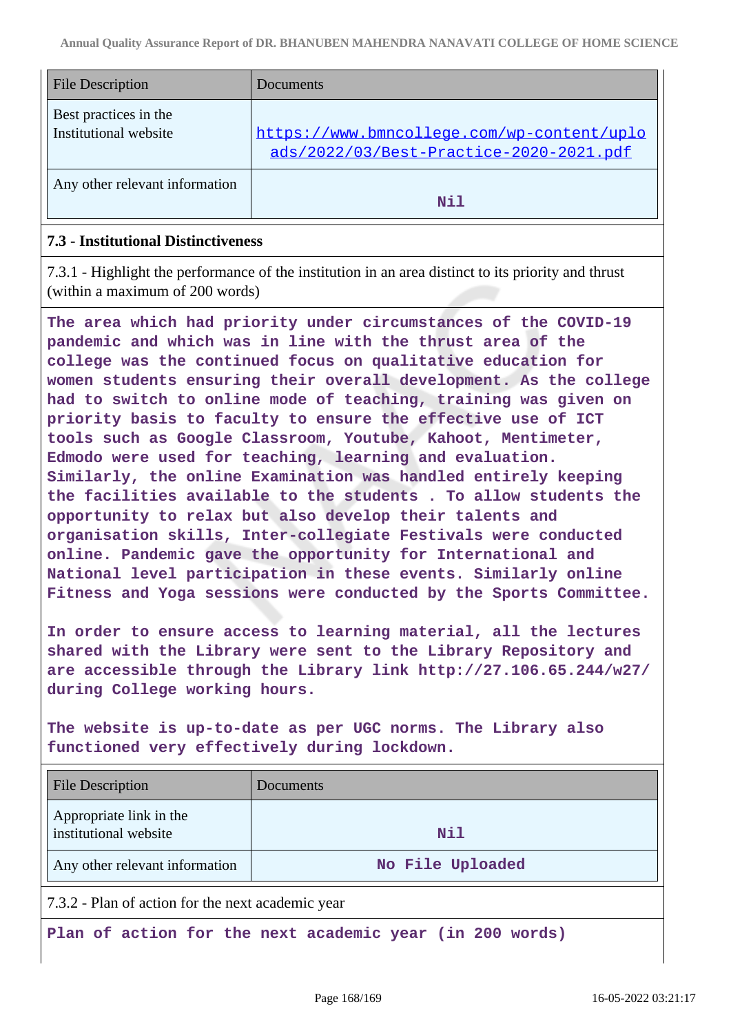| File Description | Documents |
| --- | --- |
| Best practices in the Institutional website | https://www.bmncollege.com/wp-content/uploads/2022/03/Best-Practice-2020-2021.pdf |
| Any other relevant information | Nil |

### 7.3 - Institutional Distinctiveness

7.3.1 - Highlight the performance of the institution in an area distinct to its priority and thrust (within a maximum of 200 words)

**The area which had priority under circumstances of the COVID-19 pandemic and which was in line with the thrust area of the college was the continued focus on qualitative education for women students ensuring their overall development. As the college had to switch to online mode of teaching, training was given on priority basis to faculty to ensure the effective use of ICT tools such as Google Classroom, Youtube, Kahoot, Mentimeter, Edmodo were used for teaching, learning and evaluation. Similarly, the online Examination was handled entirely keeping the facilities available to the students . To allow students the opportunity to relax but also develop their talents and organisation skills, Inter-collegiate Festivals were conducted online. Pandemic gave the opportunity for International and National level participation in these events. Similarly online Fitness and Yoga sessions were conducted by the Sports Committee.**

**In order to ensure access to learning material, all the lectures shared with the Library were sent to the Library Repository and are accessible through the Library link http://27.106.65.244/w27/ during College working hours.**

**The website is up-to-date as per UGC norms. The Library also functioned very effectively during lockdown.**

| File Description | Documents |
| --- | --- |
| Appropriate link in the institutional website | Nil |
| Any other relevant information | No File Uploaded |

7.3.2 - Plan of action for the next academic year

**Plan of action for the next academic year (in 200 words)**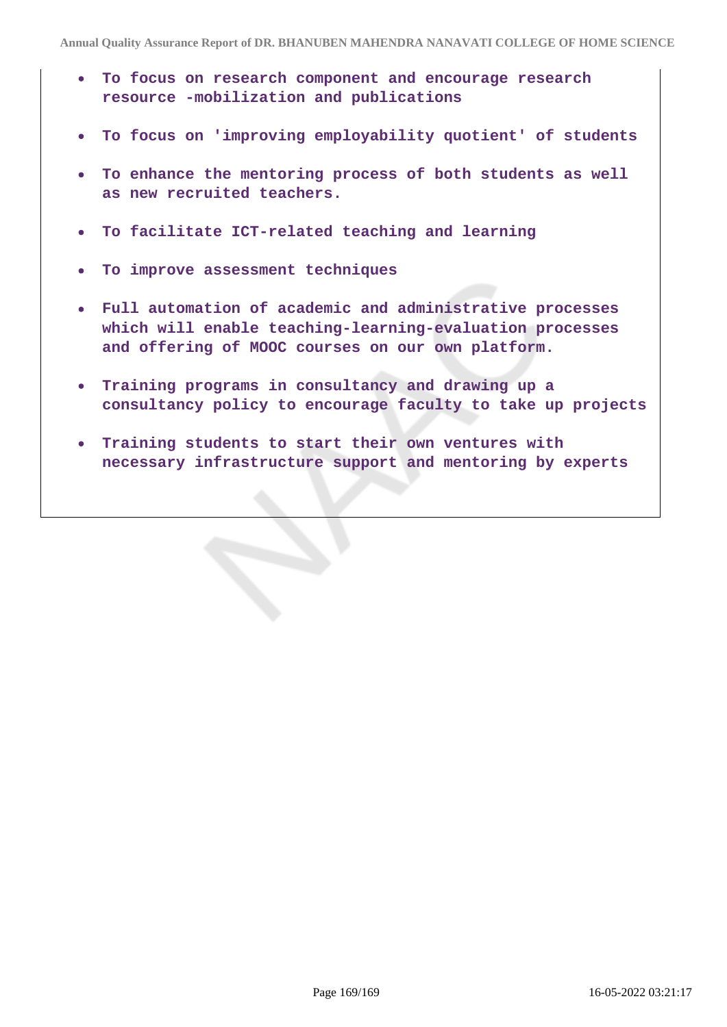- **To focus on research component and encourage research resource -mobilization and publications**
- **To focus on 'improving employability quotient' of students**
- **To enhance the mentoring process of both students as well as new recruited teachers.**
- **To facilitate ICT-related teaching and learning**
- **To improve assessment techniques**
- **Full automation of academic and administrative processes which will enable teaching-learning-evaluation processes and offering of MOOC courses on our own platform.**
- **Training programs in consultancy and drawing up a consultancy policy to encourage faculty to take up projects**
- **Training students to start their own ventures with necessary infrastructure support and mentoring by experts**